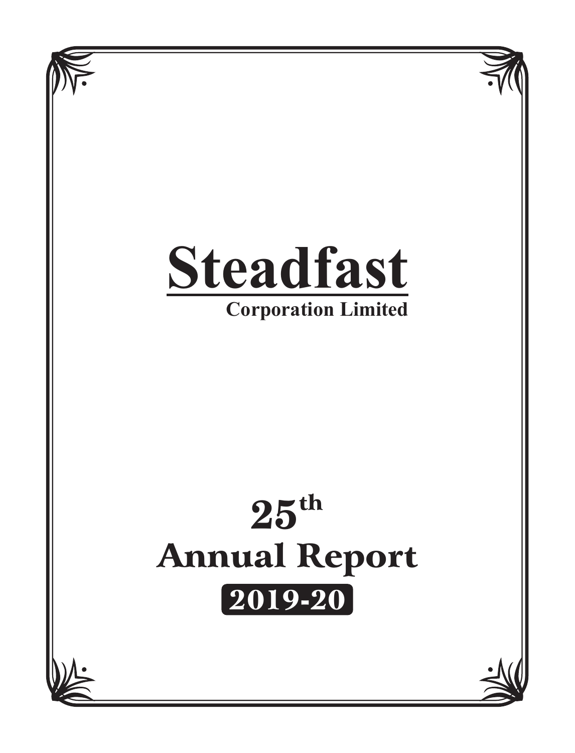# Steadfast

**Corporation Limited**

# 25th
# Annual Report
## 2019-20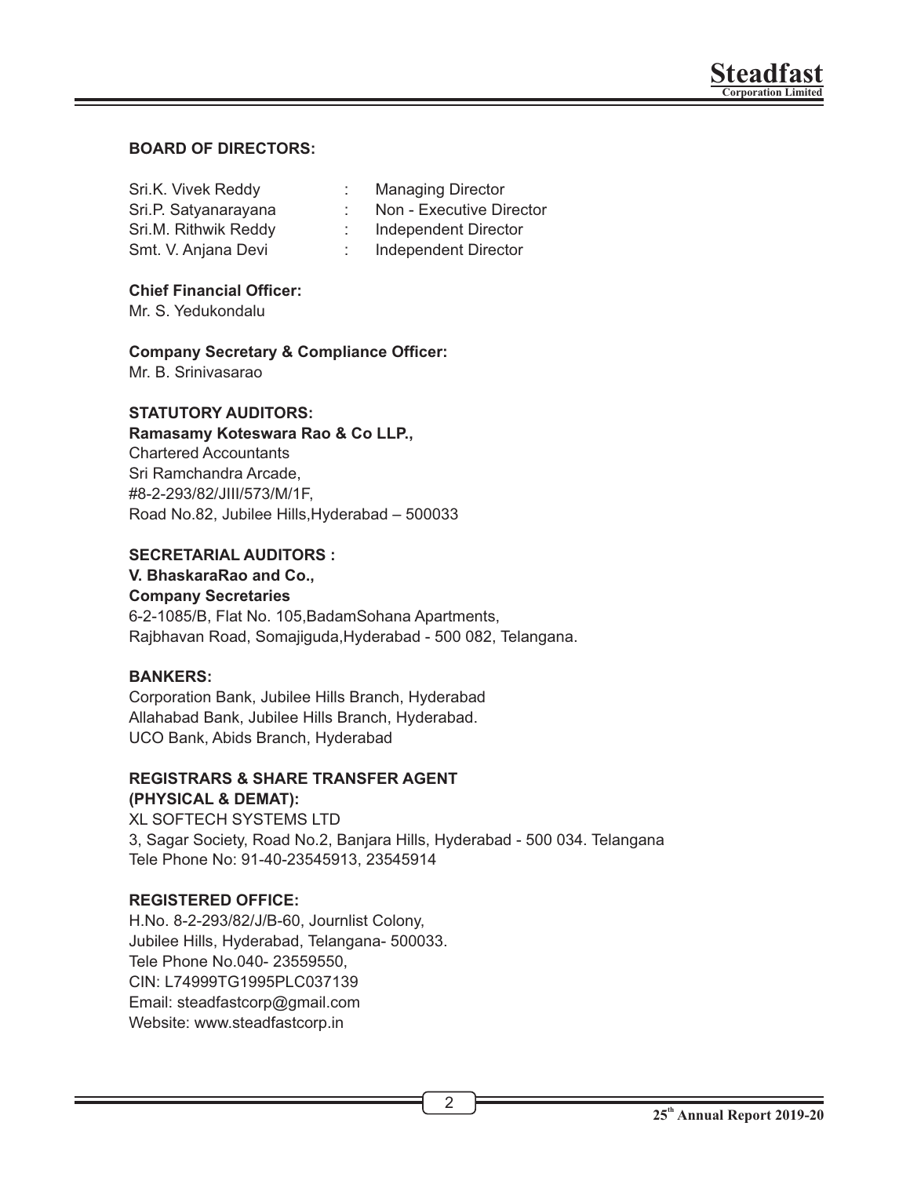**BOARD OF DIRECTORS:**

| | | |
|---|---|---|
| Sri.K. Vivek Reddy | : | Managing Director |
| Sri.P. Satyanarayana | : | Non - Executive Director |
| Sri.M. Rithwik Reddy | : | Independent Director |
| Smt. V. Anjana Devi | : | Independent Director |

**Chief Financial Officer:**
Mr. S. Yedukondalu

**Company Secretary & Compliance Officer:**
Mr. B. Srinivasarao

**STATUTORY AUDITORS:**
**Ramasamy Koteswara Rao & Co LLP.,**
Chartered Accountants
Sri Ramchandra Arcade,
#8-2-293/82/JIII/573/M/1F,
Road No.82, Jubilee Hills,Hyderabad – 500033

**SECRETARIAL AUDITORS :**
**V. BhaskaraRao and Co.,**
**Company Secretaries**
6-2-1085/B, Flat No. 105,BadamSohana Apartments,
Rajbhavan Road, Somajiguda,Hyderabad - 500 082, Telangana.

**BANKERS:**
Corporation Bank, Jubilee Hills Branch, Hyderabad
Allahabad Bank, Jubilee Hills Branch, Hyderabad.
UCO Bank, Abids Branch, Hyderabad

**REGISTRARS & SHARE TRANSFER AGENT (PHYSICAL & DEMAT):**
XL SOFTECH SYSTEMS LTD
3, Sagar Society, Road No.2, Banjara Hills, Hyderabad - 500 034. Telangana
Tele Phone No: 91-40-23545913, 23545914

**REGISTERED OFFICE:**
H.No. 8-2-293/82/J/B-60, Journlist Colony,
Jubilee Hills, Hyderabad, Telangana- 500033.
Tele Phone No.040- 23559550,
CIN: L74999TG1995PLC037139
Email: steadfastcorp@gmail.com
Website: www.steadfastcorp.in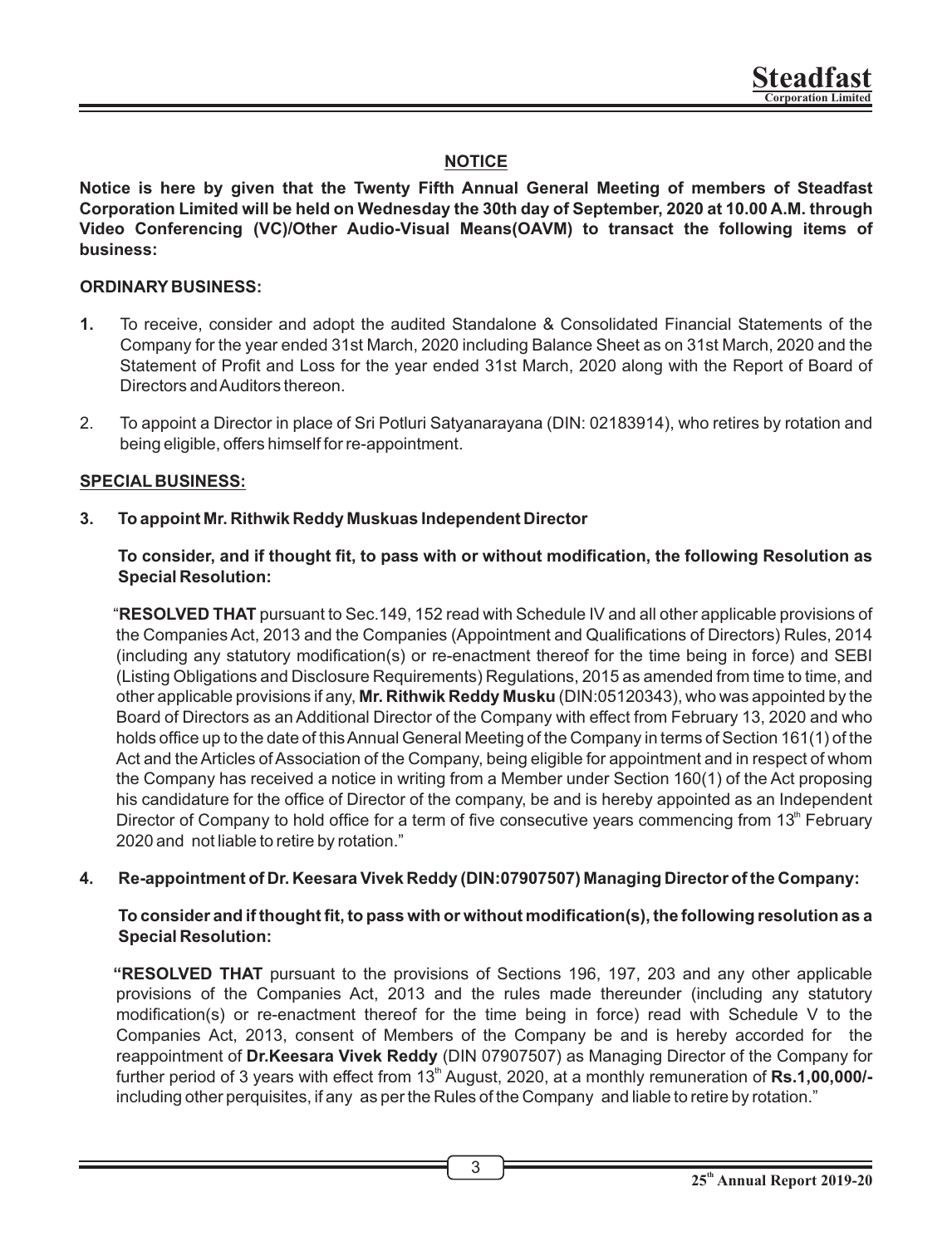## NOTICE

**Notice is here by given that the Twenty Fifth Annual General Meeting of members of Steadfast Corporation Limited will be held on Wednesday the 30th day of September, 2020 at 10.00 A.M. through Video Conferencing (VC)/Other Audio-Visual Means(OAVM) to transact the following items of business:**

### ORDINARY BUSINESS:

**1.** To receive, consider and adopt the audited Standalone & Consolidated Financial Statements of the Company for the year ended 31st March, 2020 including Balance Sheet as on 31st March, 2020 and the Statement of Profit and Loss for the year ended 31st March, 2020 along with the Report of Board of Directors and Auditors thereon.

2. To appoint a Director in place of Sri Potluri Satyanarayana (DIN: 02183914), who retires by rotation and being eligible, offers himself for re-appointment.

### SPECIAL BUSINESS:

**3. To appoint Mr. Rithwik Reddy Muskuas Independent Director**

**To consider, and if thought fit, to pass with or without modification, the following Resolution as Special Resolution:**

"**RESOLVED THAT** pursuant to Sec.149, 152 read with Schedule IV and all other applicable provisions of the Companies Act, 2013 and the Companies (Appointment and Qualifications of Directors) Rules, 2014 (including any statutory modification(s) or re-enactment thereof for the time being in force) and SEBI (Listing Obligations and Disclosure Requirements) Regulations, 2015 as amended from time to time, and other applicable provisions if any, **Mr. Rithwik Reddy Musku** (DIN:05120343), who was appointed by the Board of Directors as an Additional Director of the Company with effect from February 13, 2020 and who holds office up to the date of this Annual General Meeting of the Company in terms of Section 161(1) of the Act and the Articles of Association of the Company, being eligible for appointment and in respect of whom the Company has received a notice in writing from a Member under Section 160(1) of the Act proposing his candidature for the office of Director of the company, be and is hereby appointed as an Independent Director of Company to hold office for a term of five consecutive years commencing from 13th February 2020 and not liable to retire by rotation."

**4. Re-appointment of Dr. Keesara Vivek Reddy (DIN:07907507) Managing Director of the Company:**

**To consider and if thought fit, to pass with or without modification(s), the following resolution as a Special Resolution:**

**"RESOLVED THAT** pursuant to the provisions of Sections 196, 197, 203 and any other applicable provisions of the Companies Act, 2013 and the rules made thereunder (including any statutory modification(s) or re-enactment thereof for the time being in force) read with Schedule V to the Companies Act, 2013, consent of Members of the Company be and is hereby accorded for the reappointment of **Dr.Keesara Vivek Reddy** (DIN 07907507) as Managing Director of the Company for further period of 3 years with effect from 13th August, 2020, at a monthly remuneration of **Rs.1,00,000/-** including other perquisites, if any as per the Rules of the Company and liable to retire by rotation."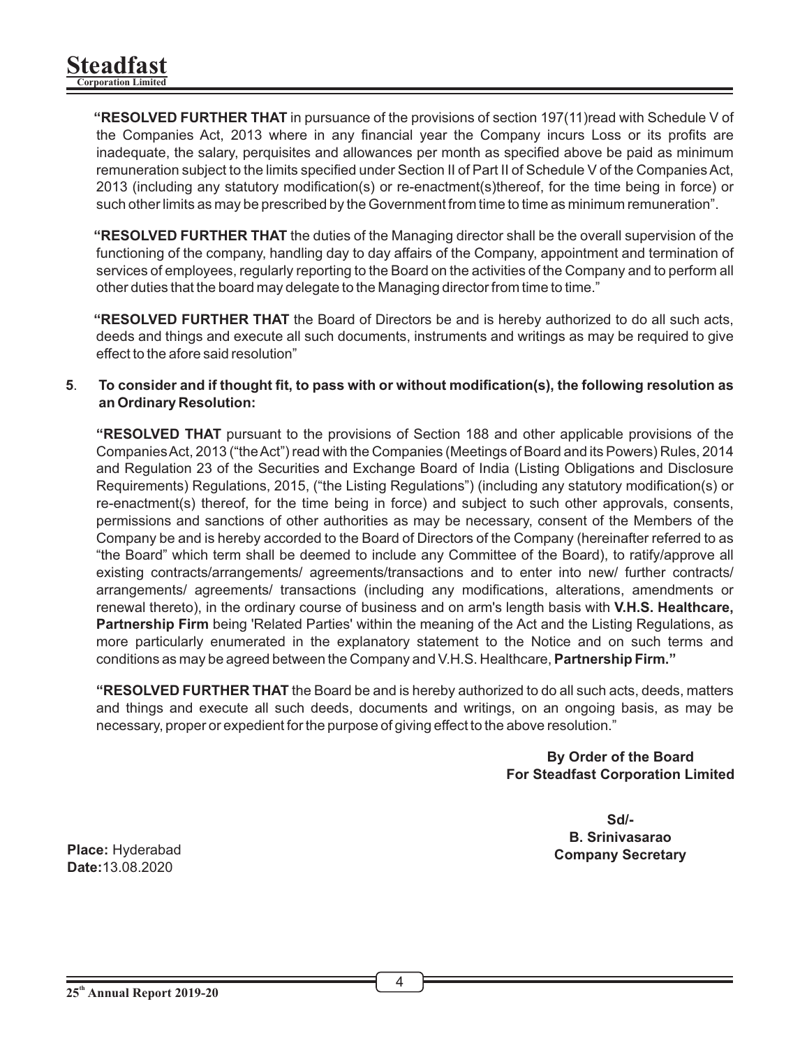**"RESOLVED FURTHER THAT** in pursuance of the provisions of section 197(11)read with Schedule V of the Companies Act, 2013 where in any financial year the Company incurs Loss or its profits are inadequate, the salary, perquisites and allowances per month as specified above be paid as minimum remuneration subject to the limits specified under Section II of Part II of Schedule V of the Companies Act, 2013 (including any statutory modification(s) or re-enactment(s)thereof, for the time being in force) or such other limits as may be prescribed by the Government from time to time as minimum remuneration".

**"RESOLVED FURTHER THAT** the duties of the Managing director shall be the overall supervision of the functioning of the company, handling day to day affairs of the Company, appointment and termination of services of employees, regularly reporting to the Board on the activities of the Company and to perform all other duties that the board may delegate to the Managing director from time to time."

**"RESOLVED FURTHER THAT** the Board of Directors be and is hereby authorized to do all such acts, deeds and things and execute all such documents, instruments and writings as may be required to give effect to the afore said resolution"

**5. To consider and if thought fit, to pass with or without modification(s), the following resolution as an Ordinary Resolution:**

**"RESOLVED THAT** pursuant to the provisions of Section 188 and other applicable provisions of the Companies Act, 2013 ("the Act") read with the Companies (Meetings of Board and its Powers) Rules, 2014 and Regulation 23 of the Securities and Exchange Board of India (Listing Obligations and Disclosure Requirements) Regulations, 2015, ("the Listing Regulations") (including any statutory modification(s) or re-enactment(s) thereof, for the time being in force) and subject to such other approvals, consents, permissions and sanctions of other authorities as may be necessary, consent of the Members of the Company be and is hereby accorded to the Board of Directors of the Company (hereinafter referred to as "the Board" which term shall be deemed to include any Committee of the Board), to ratify/approve all existing contracts/arrangements/ agreements/transactions and to enter into new/ further contracts/ arrangements/ agreements/ transactions (including any modifications, alterations, amendments or renewal thereto), in the ordinary course of business and on arm's length basis with **V.H.S. Healthcare, Partnership Firm** being 'Related Parties' within the meaning of the Act and the Listing Regulations, as more particularly enumerated in the explanatory statement to the Notice and on such terms and conditions as may be agreed between the Company and V.H.S. Healthcare, **Partnership Firm."**

**"RESOLVED FURTHER THAT** the Board be and is hereby authorized to do all such acts, deeds, matters and things and execute all such deeds, documents and writings, on an ongoing basis, as may be necessary, proper or expedient for the purpose of giving effect to the above resolution."

**By Order of the Board**
**For Steadfast Corporation Limited**

**Sd/-**
**B. Srinivasarao**
**Company Secretary**

**Place:** Hyderabad
**Date:** 13.08.2020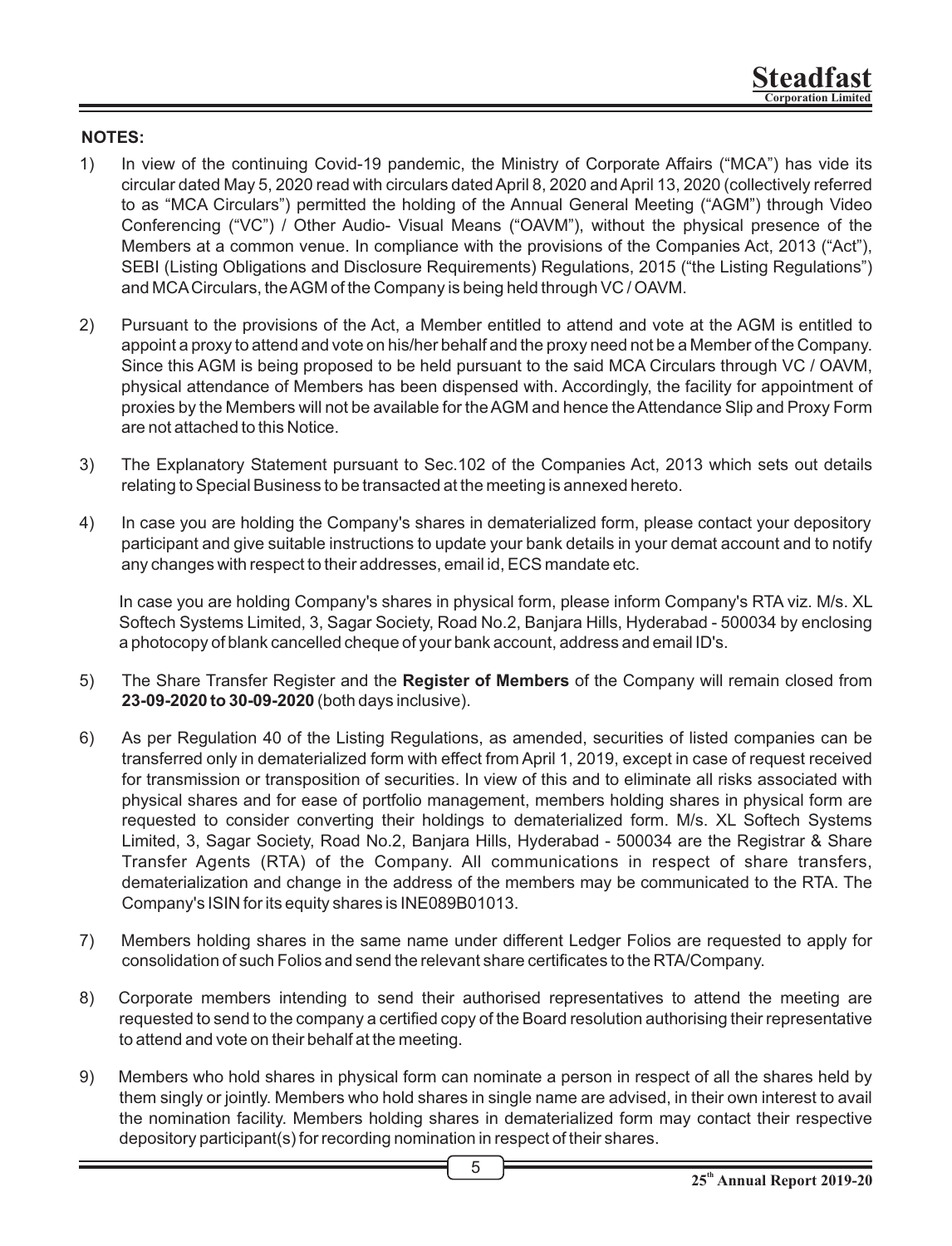**NOTES:**

1) In view of the continuing Covid-19 pandemic, the Ministry of Corporate Affairs ("MCA") has vide its circular dated May 5, 2020 read with circulars dated April 8, 2020 and April 13, 2020 (collectively referred to as "MCA Circulars") permitted the holding of the Annual General Meeting ("AGM") through Video Conferencing ("VC") / Other Audio- Visual Means ("OAVM"), without the physical presence of the Members at a common venue. In compliance with the provisions of the Companies Act, 2013 ("Act"), SEBI (Listing Obligations and Disclosure Requirements) Regulations, 2015 ("the Listing Regulations") and MCA Circulars, the AGM of the Company is being held through VC / OAVM.

2) Pursuant to the provisions of the Act, a Member entitled to attend and vote at the AGM is entitled to appoint a proxy to attend and vote on his/her behalf and the proxy need not be a Member of the Company. Since this AGM is being proposed to be held pursuant to the said MCA Circulars through VC / OAVM, physical attendance of Members has been dispensed with. Accordingly, the facility for appointment of proxies by the Members will not be available for the AGM and hence the Attendance Slip and Proxy Form are not attached to this Notice.

3) The Explanatory Statement pursuant to Sec.102 of the Companies Act, 2013 which sets out details relating to Special Business to be transacted at the meeting is annexed hereto.

4) In case you are holding the Company's shares in dematerialized form, please contact your depository participant and give suitable instructions to update your bank details in your demat account and to notify any changes with respect to their addresses, email id, ECS mandate etc.

   In case you are holding Company's shares in physical form, please inform Company's RTA viz. M/s. XL Softech Systems Limited, 3, Sagar Society, Road No.2, Banjara Hills, Hyderabad - 500034 by enclosing a photocopy of blank cancelled cheque of your bank account, address and email ID's.

5) The Share Transfer Register and the **Register of Members** of the Company will remain closed from **23-09-2020 to 30-09-2020** (both days inclusive).

6) As per Regulation 40 of the Listing Regulations, as amended, securities of listed companies can be transferred only in dematerialized form with effect from April 1, 2019, except in case of request received for transmission or transposition of securities. In view of this and to eliminate all risks associated with physical shares and for ease of portfolio management, members holding shares in physical form are requested to consider converting their holdings to dematerialized form. M/s. XL Softech Systems Limited, 3, Sagar Society, Road No.2, Banjara Hills, Hyderabad - 500034 are the Registrar & Share Transfer Agents (RTA) of the Company. All communications in respect of share transfers, dematerialization and change in the address of the members may be communicated to the RTA. The Company's ISIN for its equity shares is INE089B01013.

7) Members holding shares in the same name under different Ledger Folios are requested to apply for consolidation of such Folios and send the relevant share certificates to the RTA/Company.

8) Corporate members intending to send their authorised representatives to attend the meeting are requested to send to the company a certified copy of the Board resolution authorising their representative to attend and vote on their behalf at the meeting.

9) Members who hold shares in physical form can nominate a person in respect of all the shares held by them singly or jointly. Members who hold shares in single name are advised, in their own interest to avail the nomination facility. Members holding shares in dematerialized form may contact their respective depository participant(s) for recording nomination in respect of their shares.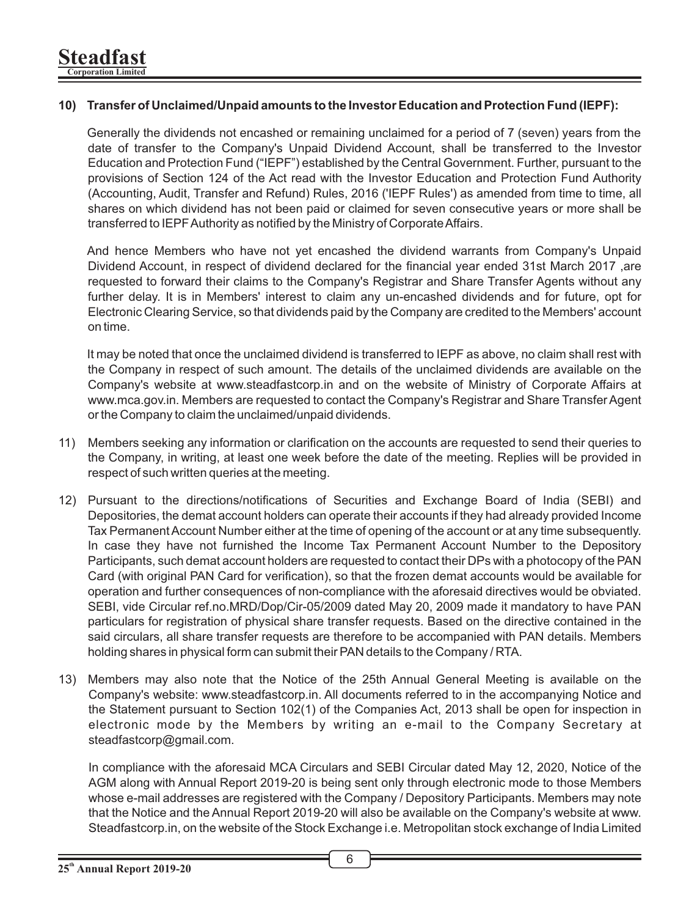**10) Transfer of Unclaimed/Unpaid amounts to the Investor Education and Protection Fund (IEPF):**

Generally the dividends not encashed or remaining unclaimed for a period of 7 (seven) years from the date of transfer to the Company's Unpaid Dividend Account, shall be transferred to the Investor Education and Protection Fund ("IEPF") established by the Central Government. Further, pursuant to the provisions of Section 124 of the Act read with the Investor Education and Protection Fund Authority (Accounting, Audit, Transfer and Refund) Rules, 2016 ('IEPF Rules') as amended from time to time, all shares on which dividend has not been paid or claimed for seven consecutive years or more shall be transferred to IEPF Authority as notified by the Ministry of Corporate Affairs.

And hence Members who have not yet encashed the dividend warrants from Company's Unpaid Dividend Account, in respect of dividend declared for the financial year ended 31st March 2017 ,are requested to forward their claims to the Company's Registrar and Share Transfer Agents without any further delay. It is in Members' interest to claim any un-encashed dividends and for future, opt for Electronic Clearing Service, so that dividends paid by the Company are credited to the Members' account on time.

It may be noted that once the unclaimed dividend is transferred to IEPF as above, no claim shall rest with the Company in respect of such amount. The details of the unclaimed dividends are available on the Company's website at www.steadfastcorp.in and on the website of Ministry of Corporate Affairs at www.mca.gov.in. Members are requested to contact the Company's Registrar and Share Transfer Agent or the Company to claim the unclaimed/unpaid dividends.

11) Members seeking any information or clarification on the accounts are requested to send their queries to the Company, in writing, at least one week before the date of the meeting. Replies will be provided in respect of such written queries at the meeting.

12) Pursuant to the directions/notifications of Securities and Exchange Board of India (SEBI) and Depositories, the demat account holders can operate their accounts if they had already provided Income Tax Permanent Account Number either at the time of opening of the account or at any time subsequently. In case they have not furnished the Income Tax Permanent Account Number to the Depository Participants, such demat account holders are requested to contact their DPs with a photocopy of the PAN Card (with original PAN Card for verification), so that the frozen demat accounts would be available for operation and further consequences of non-compliance with the aforesaid directives would be obviated. SEBI, vide Circular ref.no.MRD/Dop/Cir-05/2009 dated May 20, 2009 made it mandatory to have PAN particulars for registration of physical share transfer requests. Based on the directive contained in the said circulars, all share transfer requests are therefore to be accompanied with PAN details. Members holding shares in physical form can submit their PAN details to the Company / RTA.

13) Members may also note that the Notice of the 25th Annual General Meeting is available on the Company's website: www.steadfastcorp.in. All documents referred to in the accompanying Notice and the Statement pursuant to Section 102(1) of the Companies Act, 2013 shall be open for inspection in electronic mode by the Members by writing an e-mail to the Company Secretary at steadfastcorp@gmail.com.

In compliance with the aforesaid MCA Circulars and SEBI Circular dated May 12, 2020, Notice of the AGM along with Annual Report 2019-20 is being sent only through electronic mode to those Members whose e-mail addresses are registered with the Company / Depository Participants. Members may note that the Notice and the Annual Report 2019-20 will also be available on the Company's website at www. Steadfastcorp.in, on the website of the Stock Exchange i.e. Metropolitan stock exchange of India Limited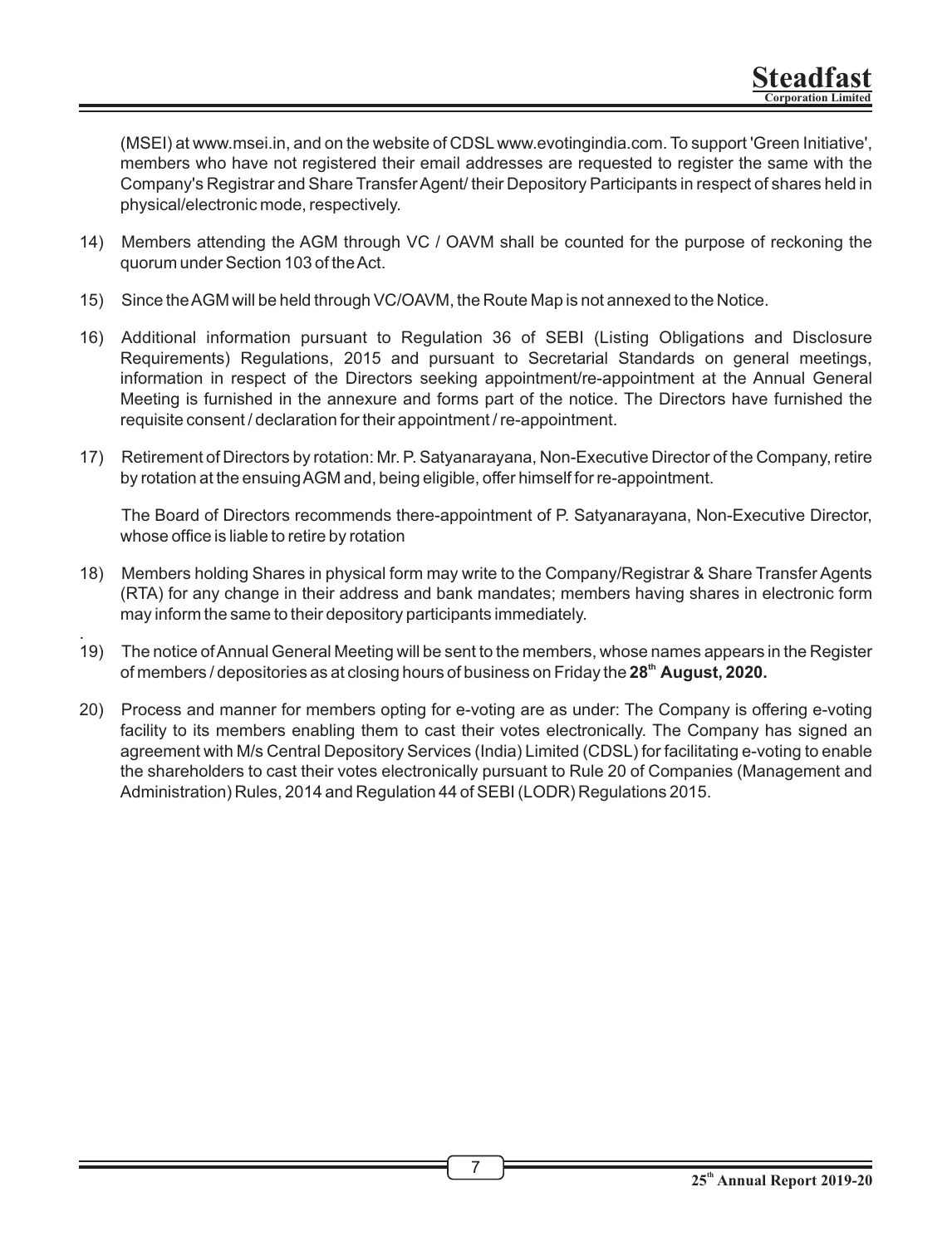(MSEI) at www.msei.in, and on the website of CDSL www.evotingindia.com. To support 'Green Initiative', members who have not registered their email addresses are requested to register the same with the Company's Registrar and Share Transfer Agent/ their Depository Participants in respect of shares held in physical/electronic mode, respectively.

14) Members attending the AGM through VC / OAVM shall be counted for the purpose of reckoning the quorum under Section 103 of the Act.

15) Since the AGM will be held through VC/OAVM, the Route Map is not annexed to the Notice.

16) Additional information pursuant to Regulation 36 of SEBI (Listing Obligations and Disclosure Requirements) Regulations, 2015 and pursuant to Secretarial Standards on general meetings, information in respect of the Directors seeking appointment/re-appointment at the Annual General Meeting is furnished in the annexure and forms part of the notice. The Directors have furnished the requisite consent / declaration for their appointment / re-appointment.

17) Retirement of Directors by rotation: Mr. P. Satyanarayana, Non-Executive Director of the Company, retire by rotation at the ensuing AGM and, being eligible, offer himself for re-appointment.

    The Board of Directors recommends there-appointment of P. Satyanarayana, Non-Executive Director, whose office is liable to retire by rotation

18) Members holding Shares in physical form may write to the Company/Registrar & Share Transfer Agents (RTA) for any change in their address and bank mandates; members having shares in electronic form may inform the same to their depository participants immediately.

19) The notice of Annual General Meeting will be sent to the members, whose names appears in the Register of members / depositories as at closing hours of business on Friday the **28th August, 2020.**

20) Process and manner for members opting for e-voting are as under: The Company is offering e-voting facility to its members enabling them to cast their votes electronically. The Company has signed an agreement with M/s Central Depository Services (India) Limited (CDSL) for facilitating e-voting to enable the shareholders to cast their votes electronically pursuant to Rule 20 of Companies (Management and Administration) Rules, 2014 and Regulation 44 of SEBI (LODR) Regulations 2015.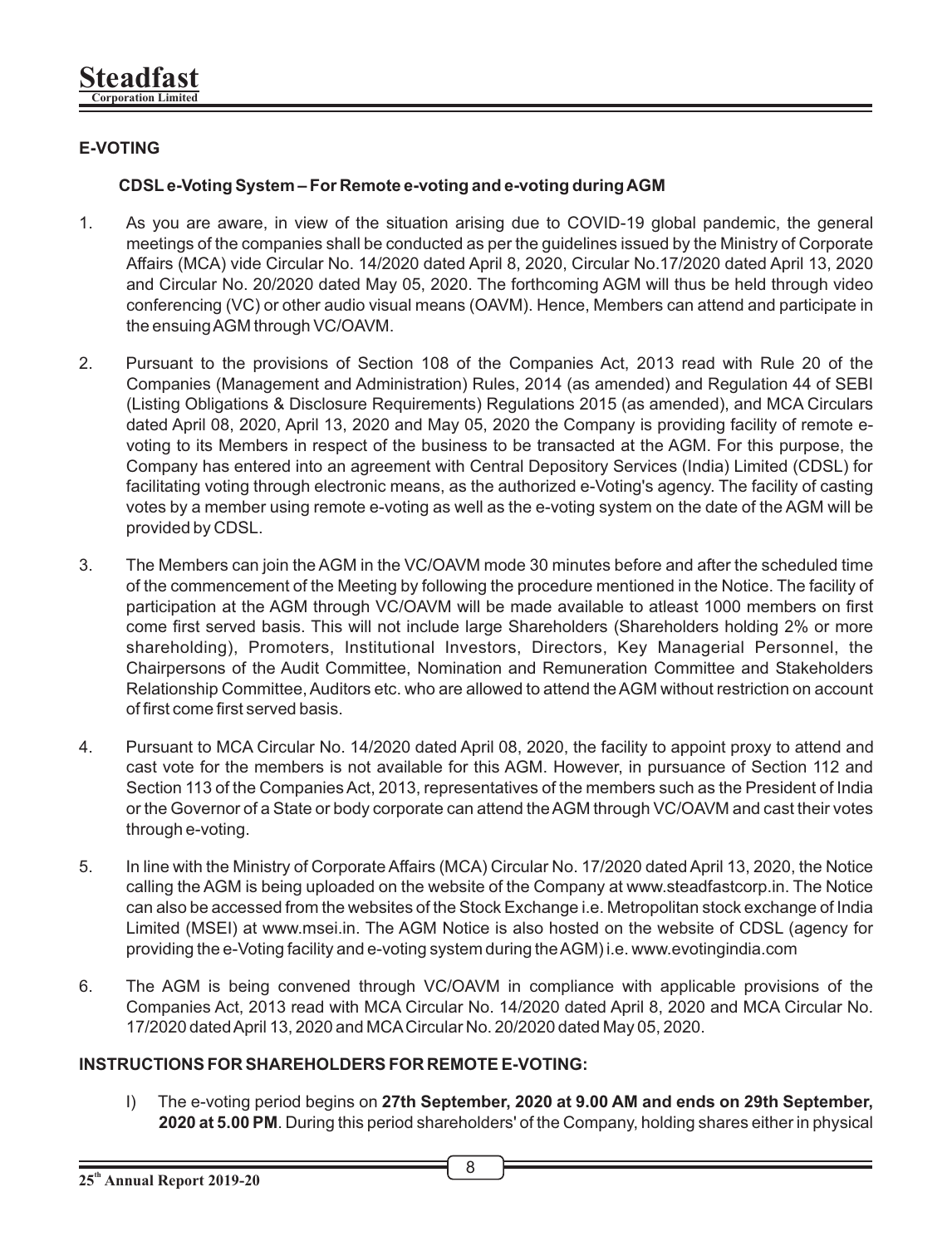## E-VOTING

### CDSL e-Voting System – For Remote e-voting and e-voting during AGM

1. As you are aware, in view of the situation arising due to COVID-19 global pandemic, the general meetings of the companies shall be conducted as per the guidelines issued by the Ministry of Corporate Affairs (MCA) vide Circular No. 14/2020 dated April 8, 2020, Circular No.17/2020 dated April 13, 2020 and Circular No. 20/2020 dated May 05, 2020. The forthcoming AGM will thus be held through video conferencing (VC) or other audio visual means (OAVM). Hence, Members can attend and participate in the ensuing AGM through VC/OAVM.

2. Pursuant to the provisions of Section 108 of the Companies Act, 2013 read with Rule 20 of the Companies (Management and Administration) Rules, 2014 (as amended) and Regulation 44 of SEBI (Listing Obligations & Disclosure Requirements) Regulations 2015 (as amended), and MCA Circulars dated April 08, 2020, April 13, 2020 and May 05, 2020 the Company is providing facility of remote e-voting to its Members in respect of the business to be transacted at the AGM. For this purpose, the Company has entered into an agreement with Central Depository Services (India) Limited (CDSL) for facilitating voting through electronic means, as the authorized e-Voting's agency. The facility of casting votes by a member using remote e-voting as well as the e-voting system on the date of the AGM will be provided by CDSL.

3. The Members can join the AGM in the VC/OAVM mode 30 minutes before and after the scheduled time of the commencement of the Meeting by following the procedure mentioned in the Notice. The facility of participation at the AGM through VC/OAVM will be made available to atleast 1000 members on first come first served basis. This will not include large Shareholders (Shareholders holding 2% or more shareholding), Promoters, Institutional Investors, Directors, Key Managerial Personnel, the Chairpersons of the Audit Committee, Nomination and Remuneration Committee and Stakeholders Relationship Committee, Auditors etc. who are allowed to attend the AGM without restriction on account of first come first served basis.

4. Pursuant to MCA Circular No. 14/2020 dated April 08, 2020, the facility to appoint proxy to attend and cast vote for the members is not available for this AGM. However, in pursuance of Section 112 and Section 113 of the Companies Act, 2013, representatives of the members such as the President of India or the Governor of a State or body corporate can attend the AGM through VC/OAVM and cast their votes through e-voting.

5. In line with the Ministry of Corporate Affairs (MCA) Circular No. 17/2020 dated April 13, 2020, the Notice calling the AGM is being uploaded on the website of the Company at www.steadfastcorp.in. The Notice can also be accessed from the websites of the Stock Exchange i.e. Metropolitan stock exchange of India Limited (MSEI) at www.msei.in. The AGM Notice is also hosted on the website of CDSL (agency for providing the e-Voting facility and e-voting system during the AGM) i.e. www.evotingindia.com

6. The AGM is being convened through VC/OAVM in compliance with applicable provisions of the Companies Act, 2013 read with MCA Circular No. 14/2020 dated April 8, 2020 and MCA Circular No. 17/2020 dated April 13, 2020 and MCA Circular No. 20/2020 dated May 05, 2020.

## INSTRUCTIONS FOR SHAREHOLDERS FOR REMOTE E-VOTING:

I) The e-voting period begins on **27th September, 2020 at 9.00 AM and ends on 29th September, 2020 at 5.00 PM**. During this period shareholders' of the Company, holding shares either in physical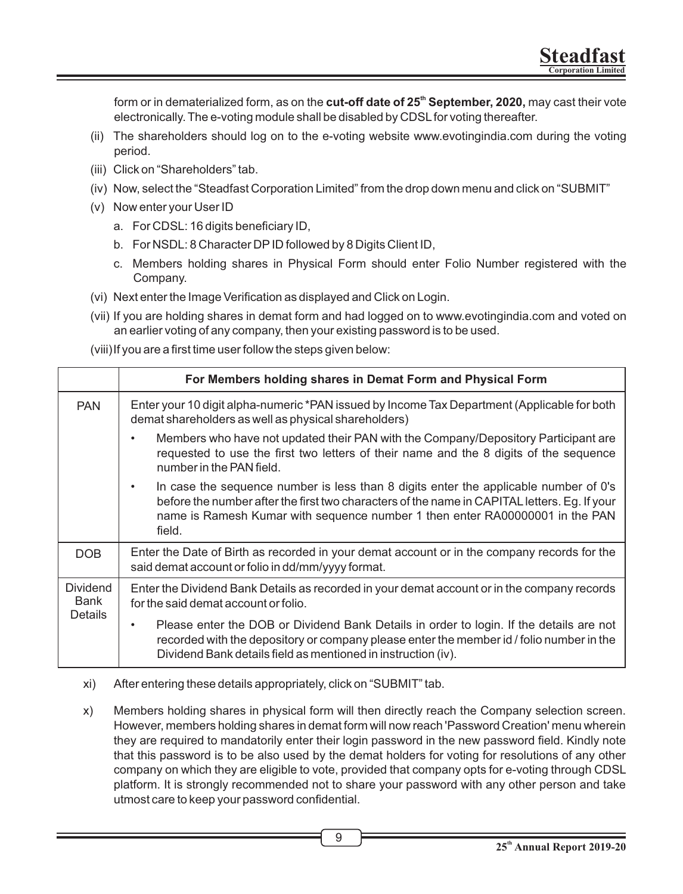form or in dematerialized form, as on the **cut-off date of 25th September, 2020,** may cast their vote electronically. The e-voting module shall be disabled by CDSL for voting thereafter.

(ii) The shareholders should log on to the e-voting website www.evotingindia.com during the voting period.

(iii) Click on "Shareholders" tab.

(iv) Now, select the "Steadfast Corporation Limited" from the drop down menu and click on "SUBMIT"

(v) Now enter your User ID

  a. For CDSL: 16 digits beneficiary ID,

  b. For NSDL: 8 Character DP ID followed by 8 Digits Client ID,

  c. Members holding shares in Physical Form should enter Folio Number registered with the Company.

(vi) Next enter the Image Verification as displayed and Click on Login.

(vii) If you are holding shares in demat form and had logged on to www.evotingindia.com and voted on an earlier voting of any company, then your existing password is to be used.

(viii) If you are a first time user follow the steps given below:

| | For Members holding shares in Demat Form and Physical Form |
|---|---|
| PAN | Enter your 10 digit alpha-numeric *PAN issued by Income Tax Department (Applicable for both demat shareholders as well as physical shareholders)<br>• Members who have not updated their PAN with the Company/Depository Participant are requested to use the first two letters of their name and the 8 digits of the sequence number in the PAN field.<br>• In case the sequence number is less than 8 digits enter the applicable number of 0's before the number after the first two characters of the name in CAPITAL letters. Eg. If your name is Ramesh Kumar with sequence number 1 then enter RA00000001 in the PAN field. |
| DOB | Enter the Date of Birth as recorded in your demat account or in the company records for the said demat account or folio in dd/mm/yyyy format. |
| Dividend Bank Details | Enter the Dividend Bank Details as recorded in your demat account or in the company records for the said demat account or folio.<br>• Please enter the DOB or Dividend Bank Details in order to login. If the details are not recorded with the depository or company please enter the member id / folio number in the Dividend Bank details field as mentioned in instruction (iv). |

xi) After entering these details appropriately, click on "SUBMIT" tab.

x) Members holding shares in physical form will then directly reach the Company selection screen. However, members holding shares in demat form will now reach 'Password Creation' menu wherein they are required to mandatorily enter their login password in the new password field. Kindly note that this password is to be also used by the demat holders for voting for resolutions of any other company on which they are eligible to vote, provided that company opts for e-voting through CDSL platform. It is strongly recommended not to share your password with any other person and take utmost care to keep your password confidential.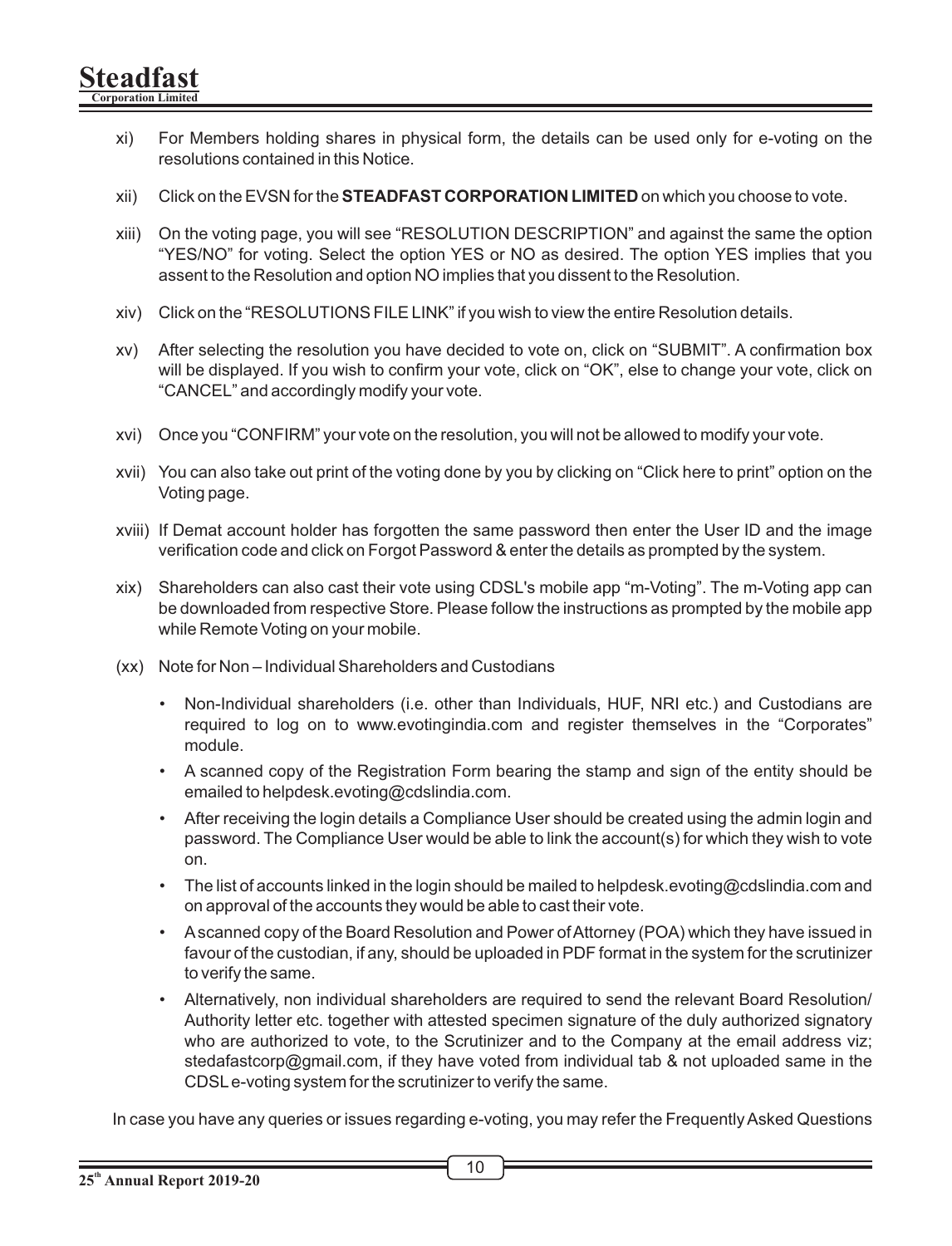xi) For Members holding shares in physical form, the details can be used only for e-voting on the resolutions contained in this Notice.

xii) Click on the EVSN for the **STEADFAST CORPORATION LIMITED** on which you choose to vote.

xiii) On the voting page, you will see "RESOLUTION DESCRIPTION" and against the same the option "YES/NO" for voting. Select the option YES or NO as desired. The option YES implies that you assent to the Resolution and option NO implies that you dissent to the Resolution.

xiv) Click on the "RESOLUTIONS FILE LINK" if you wish to view the entire Resolution details.

xv) After selecting the resolution you have decided to vote on, click on "SUBMIT". A confirmation box will be displayed. If you wish to confirm your vote, click on "OK", else to change your vote, click on "CANCEL" and accordingly modify your vote.

xvi) Once you "CONFIRM" your vote on the resolution, you will not be allowed to modify your vote.

xvii) You can also take out print of the voting done by you by clicking on "Click here to print" option on the Voting page.

xviii) If Demat account holder has forgotten the same password then enter the User ID and the image verification code and click on Forgot Password & enter the details as prompted by the system.

xix) Shareholders can also cast their vote using CDSL's mobile app "m-Voting". The m-Voting app can be downloaded from respective Store. Please follow the instructions as prompted by the mobile app while Remote Voting on your mobile.

(xx) Note for Non – Individual Shareholders and Custodians

- Non-Individual shareholders (i.e. other than Individuals, HUF, NRI etc.) and Custodians are required to log on to www.evotingindia.com and register themselves in the "Corporates" module.
- A scanned copy of the Registration Form bearing the stamp and sign of the entity should be emailed to helpdesk.evoting@cdslindia.com.
- After receiving the login details a Compliance User should be created using the admin login and password. The Compliance User would be able to link the account(s) for which they wish to vote on.
- The list of accounts linked in the login should be mailed to helpdesk.evoting@cdslindia.com and on approval of the accounts they would be able to cast their vote.
- A scanned copy of the Board Resolution and Power of Attorney (POA) which they have issued in favour of the custodian, if any, should be uploaded in PDF format in the system for the scrutinizer to verify the same.
- Alternatively, non individual shareholders are required to send the relevant Board Resolution/ Authority letter etc. together with attested specimen signature of the duly authorized signatory who are authorized to vote, to the Scrutinizer and to the Company at the email address viz; stedafastcorp@gmail.com, if they have voted from individual tab & not uploaded same in the CDSL e-voting system for the scrutinizer to verify the same.

In case you have any queries or issues regarding e-voting, you may refer the Frequently Asked Questions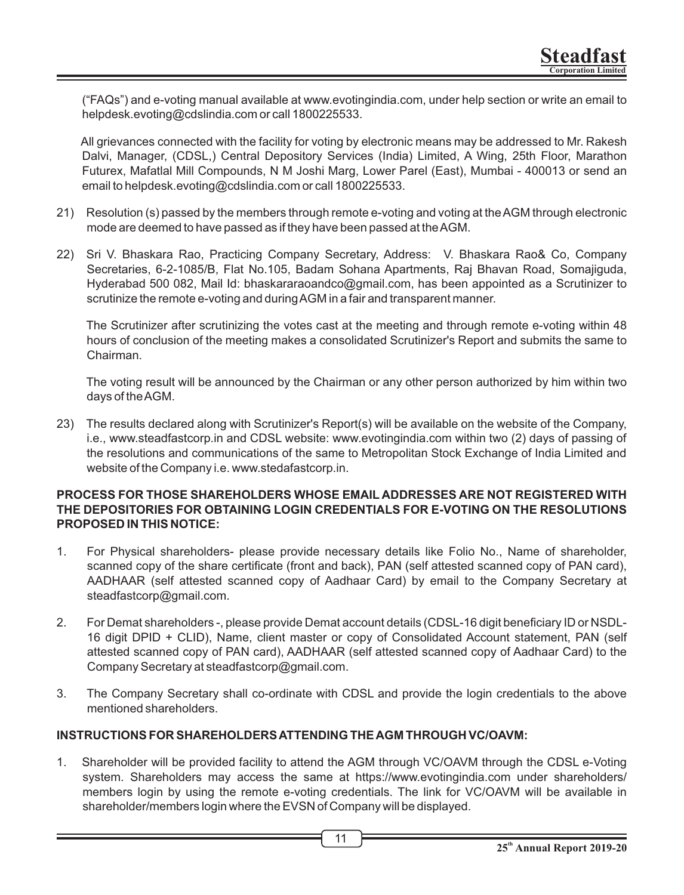("FAQs") and e-voting manual available at www.evotingindia.com, under help section or write an email to helpdesk.evoting@cdslindia.com or call 1800225533.

All grievances connected with the facility for voting by electronic means may be addressed to Mr. Rakesh Dalvi, Manager, (CDSL,) Central Depository Services (India) Limited, A Wing, 25th Floor, Marathon Futurex, Mafatlal Mill Compounds, N M Joshi Marg, Lower Parel (East), Mumbai - 400013 or send an email to helpdesk.evoting@cdslindia.com or call 1800225533.

21) Resolution (s) passed by the members through remote e-voting and voting at the AGM through electronic mode are deemed to have passed as if they have been passed at the AGM.

22) Sri V. Bhaskara Rao, Practicing Company Secretary, Address: V. Bhaskara Rao& Co, Company Secretaries, 6-2-1085/B, Flat No.105, Badam Sohana Apartments, Raj Bhavan Road, Somajiguda, Hyderabad 500 082, Mail Id: bhaskararaoandco@gmail.com, has been appointed as a Scrutinizer to scrutinize the remote e-voting and during AGM in a fair and transparent manner.

    The Scrutinizer after scrutinizing the votes cast at the meeting and through remote e-voting within 48 hours of conclusion of the meeting makes a consolidated Scrutinizer's Report and submits the same to Chairman.

    The voting result will be announced by the Chairman or any other person authorized by him within two days of the AGM.

23) The results declared along with Scrutinizer's Report(s) will be available on the website of the Company, i.e., www.steadfastcorp.in and CDSL website: www.evotingindia.com within two (2) days of passing of the resolutions and communications of the same to Metropolitan Stock Exchange of India Limited and website of the Company i.e. www.stedafastcorp.in.

**PROCESS FOR THOSE SHAREHOLDERS WHOSE EMAIL ADDRESSES ARE NOT REGISTERED WITH THE DEPOSITORIES FOR OBTAINING LOGIN CREDENTIALS FOR E-VOTING ON THE RESOLUTIONS PROPOSED IN THIS NOTICE:**

1. For Physical shareholders- please provide necessary details like Folio No., Name of shareholder, scanned copy of the share certificate (front and back), PAN (self attested scanned copy of PAN card), AADHAAR (self attested scanned copy of Aadhaar Card) by email to the Company Secretary at steadfastcorp@gmail.com.

2. For Demat shareholders -, please provide Demat account details (CDSL-16 digit beneficiary ID or NSDL-16 digit DPID + CLID), Name, client master or copy of Consolidated Account statement, PAN (self attested scanned copy of PAN card), AADHAAR (self attested scanned copy of Aadhaar Card) to the Company Secretary at steadfastcorp@gmail.com.

3. The Company Secretary shall co-ordinate with CDSL and provide the login credentials to the above mentioned shareholders.

**INSTRUCTIONS FOR SHAREHOLDERS ATTENDING THE AGM THROUGH VC/OAVM:**

1. Shareholder will be provided facility to attend the AGM through VC/OAVM through the CDSL e-Voting system. Shareholders may access the same at https://www.evotingindia.com under shareholders/ members login by using the remote e-voting credentials. The link for VC/OAVM will be available in shareholder/members login where the EVSN of Company will be displayed.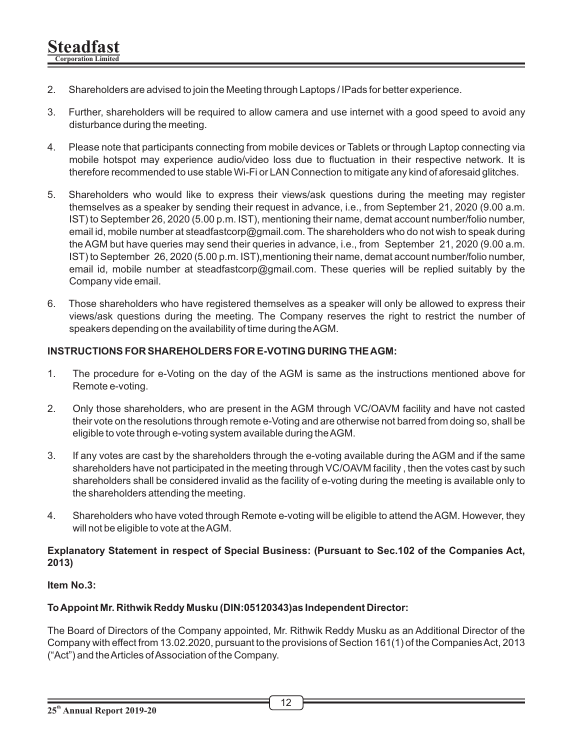2. Shareholders are advised to join the Meeting through Laptops / IPads for better experience.

3. Further, shareholders will be required to allow camera and use internet with a good speed to avoid any disturbance during the meeting.

4. Please note that participants connecting from mobile devices or Tablets or through Laptop connecting via mobile hotspot may experience audio/video loss due to fluctuation in their respective network. It is therefore recommended to use stable Wi-Fi or LAN Connection to mitigate any kind of aforesaid glitches.

5. Shareholders who would like to express their views/ask questions during the meeting may register themselves as a speaker by sending their request in advance, i.e., from September 21, 2020 (9.00 a.m. IST) to September 26, 2020 (5.00 p.m. IST), mentioning their name, demat account number/folio number, email id, mobile number at steadfastcorp@gmail.com. The shareholders who do not wish to speak during the AGM but have queries may send their queries in advance, i.e., from September 21, 2020 (9.00 a.m. IST) to September 26, 2020 (5.00 p.m. IST),mentioning their name, demat account number/folio number, email id, mobile number at steadfastcorp@gmail.com. These queries will be replied suitably by the Company vide email.

6. Those shareholders who have registered themselves as a speaker will only be allowed to express their views/ask questions during the meeting. The Company reserves the right to restrict the number of speakers depending on the availability of time during the AGM.

**INSTRUCTIONS FOR SHAREHOLDERS FOR E-VOTING DURING THE AGM:**

1. The procedure for e-Voting on the day of the AGM is same as the instructions mentioned above for Remote e-voting.

2. Only those shareholders, who are present in the AGM through VC/OAVM facility and have not casted their vote on the resolutions through remote e-Voting and are otherwise not barred from doing so, shall be eligible to vote through e-voting system available during the AGM.

3. If any votes are cast by the shareholders through the e-voting available during the AGM and if the same shareholders have not participated in the meeting through VC/OAVM facility , then the votes cast by such shareholders shall be considered invalid as the facility of e-voting during the meeting is available only to the shareholders attending the meeting.

4. Shareholders who have voted through Remote e-voting will be eligible to attend the AGM. However, they will not be eligible to vote at the AGM.

**Explanatory Statement in respect of Special Business: (Pursuant to Sec.102 of the Companies Act, 2013)**

**Item No.3:**

**To Appoint Mr. Rithwik Reddy Musku (DIN:05120343)as Independent Director:**

The Board of Directors of the Company appointed, Mr. Rithwik Reddy Musku as an Additional Director of the Company with effect from 13.02.2020, pursuant to the provisions of Section 161(1) of the Companies Act, 2013 ("Act") and the Articles of Association of the Company.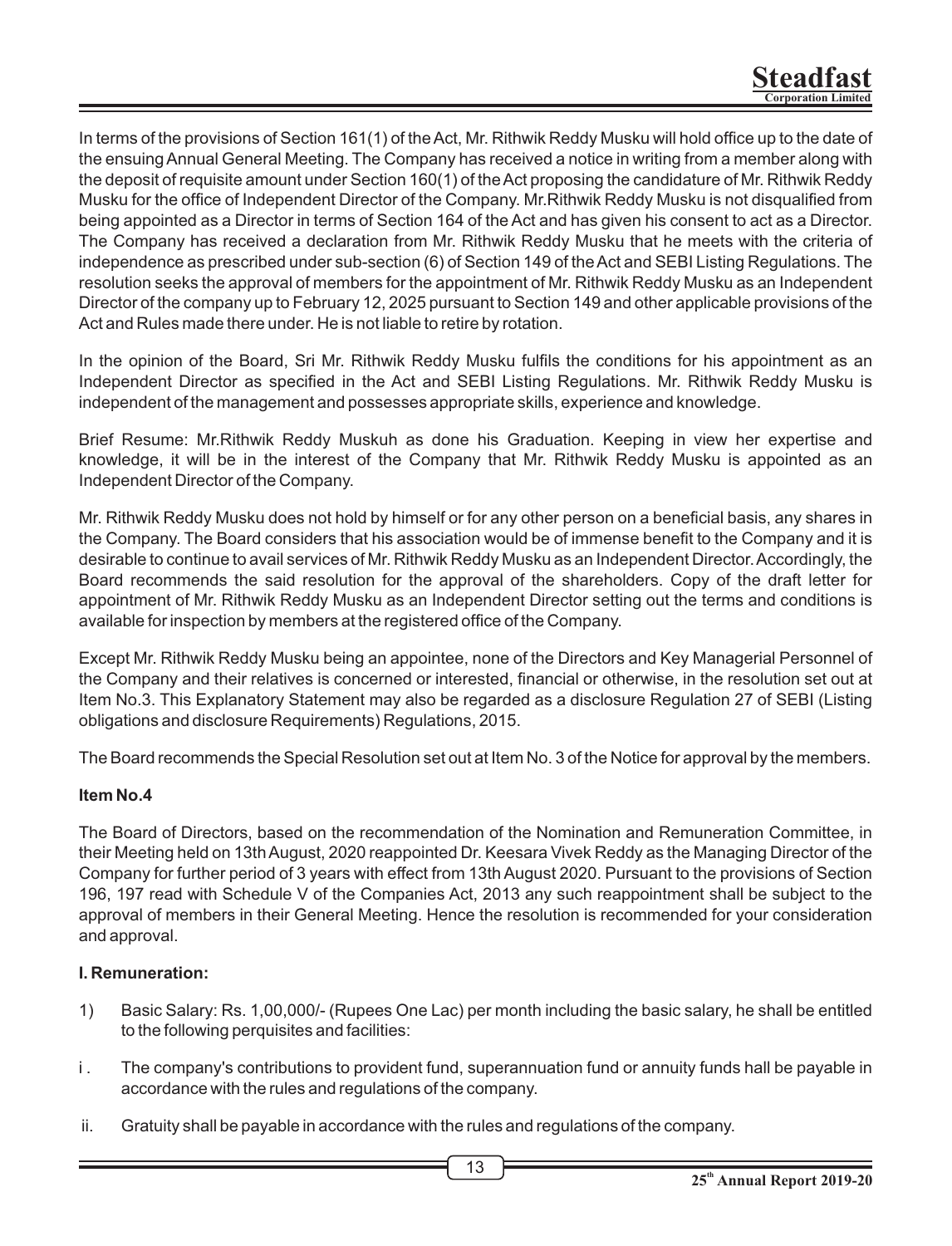In terms of the provisions of Section 161(1) of the Act, Mr. Rithwik Reddy Musku will hold office up to the date of the ensuing Annual General Meeting. The Company has received a notice in writing from a member along with the deposit of requisite amount under Section 160(1) of the Act proposing the candidature of Mr. Rithwik Reddy Musku for the office of Independent Director of the Company. Mr.Rithwik Reddy Musku is not disqualified from being appointed as a Director in terms of Section 164 of the Act and has given his consent to act as a Director. The Company has received a declaration from Mr. Rithwik Reddy Musku that he meets with the criteria of independence as prescribed under sub-section (6) of Section 149 of the Act and SEBI Listing Regulations. The resolution seeks the approval of members for the appointment of Mr. Rithwik Reddy Musku as an Independent Director of the company up to February 12, 2025 pursuant to Section 149 and other applicable provisions of the Act and Rules made there under. He is not liable to retire by rotation.

In the opinion of the Board, Sri Mr. Rithwik Reddy Musku fulfils the conditions for his appointment as an Independent Director as specified in the Act and SEBI Listing Regulations. Mr. Rithwik Reddy Musku is independent of the management and possesses appropriate skills, experience and knowledge.

Brief Resume: Mr.Rithwik Reddy Muskuh as done his Graduation. Keeping in view her expertise and knowledge, it will be in the interest of the Company that Mr. Rithwik Reddy Musku is appointed as an Independent Director of the Company.

Mr. Rithwik Reddy Musku does not hold by himself or for any other person on a beneficial basis, any shares in the Company. The Board considers that his association would be of immense benefit to the Company and it is desirable to continue to avail services of Mr. Rithwik Reddy Musku as an Independent Director. Accordingly, the Board recommends the said resolution for the approval of the shareholders. Copy of the draft letter for appointment of Mr. Rithwik Reddy Musku as an Independent Director setting out the terms and conditions is available for inspection by members at the registered office of the Company.

Except Mr. Rithwik Reddy Musku being an appointee, none of the Directors and Key Managerial Personnel of the Company and their relatives is concerned or interested, financial or otherwise, in the resolution set out at Item No.3. This Explanatory Statement may also be regarded as a disclosure Regulation 27 of SEBI (Listing obligations and disclosure Requirements) Regulations, 2015.

The Board recommends the Special Resolution set out at Item No. 3 of the Notice for approval by the members.

**Item No.4**

The Board of Directors, based on the recommendation of the Nomination and Remuneration Committee, in their Meeting held on 13th August, 2020 reappointed Dr. Keesara Vivek Reddy as the Managing Director of the Company for further period of 3 years with effect from 13th August 2020. Pursuant to the provisions of Section 196, 197 read with Schedule V of the Companies Act, 2013 any such reappointment shall be subject to the approval of members in their General Meeting. Hence the resolution is recommended for your consideration and approval.

**I. Remuneration:**

1) Basic Salary: Rs. 1,00,000/- (Rupees One Lac) per month including the basic salary, he shall be entitled to the following perquisites and facilities:

i . The company's contributions to provident fund, superannuation fund or annuity funds hall be payable in accordance with the rules and regulations of the company.

ii. Gratuity shall be payable in accordance with the rules and regulations of the company.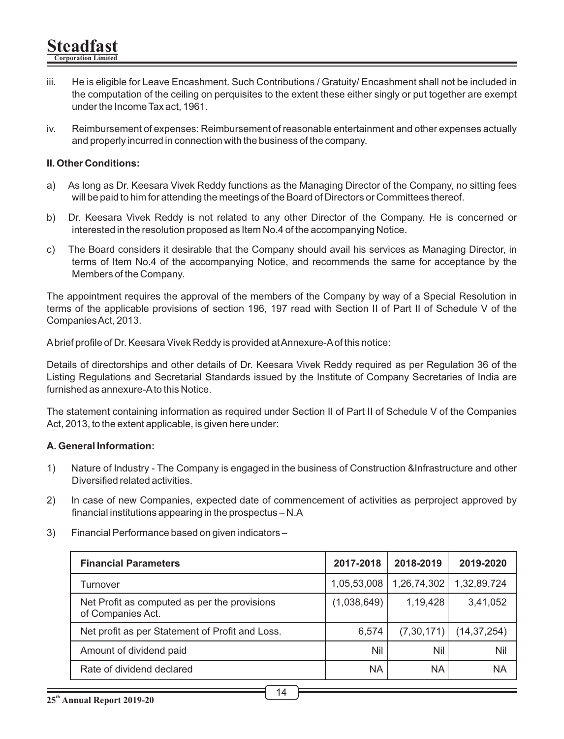iii. He is eligible for Leave Encashment. Such Contributions / Gratuity/ Encashment shall not be included in the computation of the ceiling on perquisites to the extent these either singly or put together are exempt under the Income Tax act, 1961.

iv. Reimbursement of expenses: Reimbursement of reasonable entertainment and other expenses actually and properly incurred in connection with the business of the company.

**II. Other Conditions:**

a) As long as Dr. Keesara Vivek Reddy functions as the Managing Director of the Company, no sitting fees will be paid to him for attending the meetings of the Board of Directors or Committees thereof.

b) Dr. Keesara Vivek Reddy is not related to any other Director of the Company. He is concerned or interested in the resolution proposed as Item No.4 of the accompanying Notice.

c) The Board considers it desirable that the Company should avail his services as Managing Director, in terms of Item No.4 of the accompanying Notice, and recommends the same for acceptance by the Members of the Company.

The appointment requires the approval of the members of the Company by way of a Special Resolution in terms of the applicable provisions of section 196, 197 read with Section II of Part II of Schedule V of the Companies Act, 2013.

A brief profile of Dr. Keesara Vivek Reddy is provided at Annexure-A of this notice:

Details of directorships and other details of Dr. Keesara Vivek Reddy required as per Regulation 36 of the Listing Regulations and Secretarial Standards issued by the Institute of Company Secretaries of India are furnished as annexure-A to this Notice.

The statement containing information as required under Section II of Part II of Schedule V of the Companies Act, 2013, to the extent applicable, is given here under:

**A. General Information:**

1) Nature of Industry - The Company is engaged in the business of Construction &Infrastructure and other Diversified related activities.

2) In case of new Companies, expected date of commencement of activities as perproject approved by financial institutions appearing in the prospectus – N.A

3) Financial Performance based on given indicators –

| Financial Parameters | 2017-2018 | 2018-2019 | 2019-2020 |
|---|---|---|---|
| Turnover | 1,05,53,008 | 1,26,74,302 | 1,32,89,724 |
| Net Profit as computed as per the provisions of Companies Act. | (1,038,649) | 1,19,428 | 3,41,052 |
| Net profit as per Statement of Profit and Loss. | 6,574 | (7,30,171) | (14,37,254) |
| Amount of dividend paid | Nil | Nil | Nil |
| Rate of dividend declared | NA | NA | NA |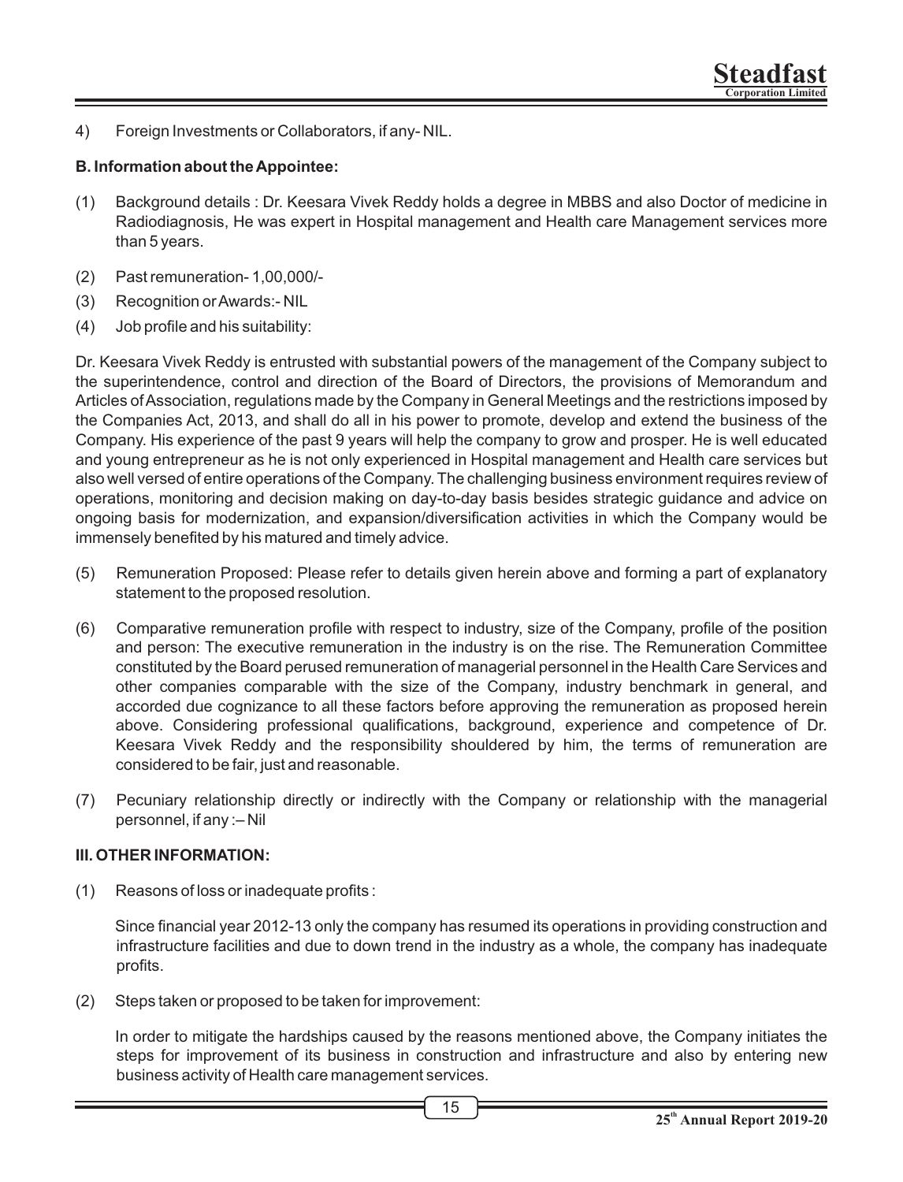4) Foreign Investments or Collaborators, if any- NIL.

**B. Information about the Appointee:**

(1) Background details : Dr. Keesara Vivek Reddy holds a degree in MBBS and also Doctor of medicine in Radiodiagnosis, He was expert in Hospital management and Health care Management services more than 5 years.

(2) Past remuneration- 1,00,000/-

(3) Recognition or Awards:- NIL

(4) Job profile and his suitability:

Dr. Keesara Vivek Reddy is entrusted with substantial powers of the management of the Company subject to the superintendence, control and direction of the Board of Directors, the provisions of Memorandum and Articles of Association, regulations made by the Company in General Meetings and the restrictions imposed by the Companies Act, 2013, and shall do all in his power to promote, develop and extend the business of the Company. His experience of the past 9 years will help the company to grow and prosper. He is well educated and young entrepreneur as he is not only experienced in Hospital management and Health care services but also well versed of entire operations of the Company. The challenging business environment requires review of operations, monitoring and decision making on day-to-day basis besides strategic guidance and advice on ongoing basis for modernization, and expansion/diversification activities in which the Company would be immensely benefited by his matured and timely advice.

(5) Remuneration Proposed: Please refer to details given herein above and forming a part of explanatory statement to the proposed resolution.

(6) Comparative remuneration profile with respect to industry, size of the Company, profile of the position and person: The executive remuneration in the industry is on the rise. The Remuneration Committee constituted by the Board perused remuneration of managerial personnel in the Health Care Services and other companies comparable with the size of the Company, industry benchmark in general, and accorded due cognizance to all these factors before approving the remuneration as proposed herein above. Considering professional qualifications, background, experience and competence of Dr. Keesara Vivek Reddy and the responsibility shouldered by him, the terms of remuneration are considered to be fair, just and reasonable.

(7) Pecuniary relationship directly or indirectly with the Company or relationship with the managerial personnel, if any :– Nil

**III. OTHER INFORMATION:**

(1) Reasons of loss or inadequate profits :

Since financial year 2012-13 only the company has resumed its operations in providing construction and infrastructure facilities and due to down trend in the industry as a whole, the company has inadequate profits.

(2) Steps taken or proposed to be taken for improvement:

In order to mitigate the hardships caused by the reasons mentioned above, the Company initiates the steps for improvement of its business in construction and infrastructure and also by entering new business activity of Health care management services.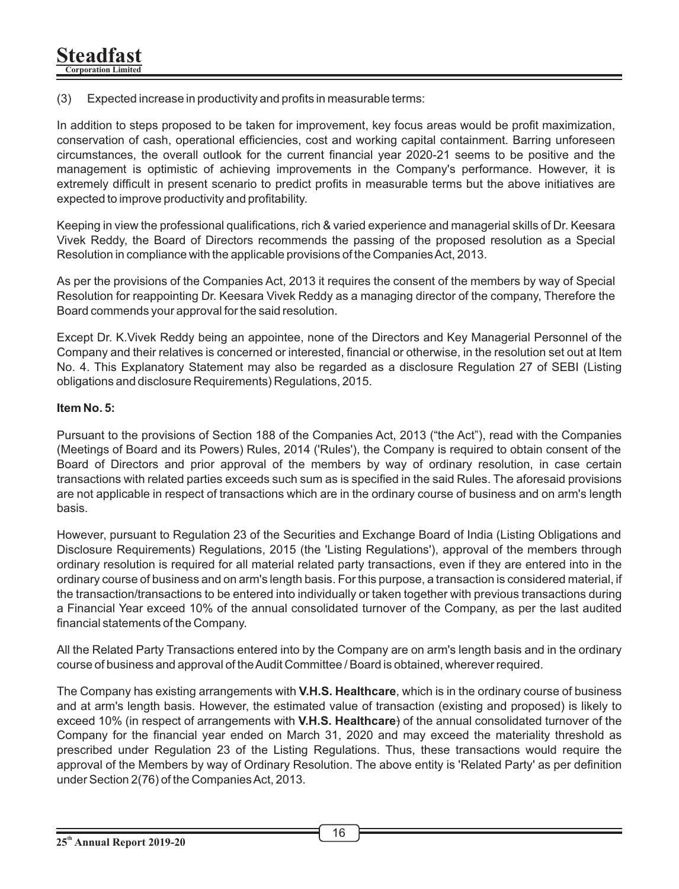(3) Expected increase in productivity and profits in measurable terms:

In addition to steps proposed to be taken for improvement, key focus areas would be profit maximization, conservation of cash, operational efficiencies, cost and working capital containment. Barring unforeseen circumstances, the overall outlook for the current financial year 2020-21 seems to be positive and the management is optimistic of achieving improvements in the Company's performance. However, it is extremely difficult in present scenario to predict profits in measurable terms but the above initiatives are expected to improve productivity and profitability.

Keeping in view the professional qualifications, rich & varied experience and managerial skills of Dr. Keesara Vivek Reddy, the Board of Directors recommends the passing of the proposed resolution as a Special Resolution in compliance with the applicable provisions of the Companies Act, 2013.

As per the provisions of the Companies Act, 2013 it requires the consent of the members by way of Special Resolution for reappointing Dr. Keesara Vivek Reddy as a managing director of the company, Therefore the Board commends your approval for the said resolution.

Except Dr. K.Vivek Reddy being an appointee, none of the Directors and Key Managerial Personnel of the Company and their relatives is concerned or interested, financial or otherwise, in the resolution set out at Item No. 4. This Explanatory Statement may also be regarded as a disclosure Regulation 27 of SEBI (Listing obligations and disclosure Requirements) Regulations, 2015.

**Item No. 5:**

Pursuant to the provisions of Section 188 of the Companies Act, 2013 ("the Act"), read with the Companies (Meetings of Board and its Powers) Rules, 2014 ('Rules'), the Company is required to obtain consent of the Board of Directors and prior approval of the members by way of ordinary resolution, in case certain transactions with related parties exceeds such sum as is specified in the said Rules. The aforesaid provisions are not applicable in respect of transactions which are in the ordinary course of business and on arm's length basis.

However, pursuant to Regulation 23 of the Securities and Exchange Board of India (Listing Obligations and Disclosure Requirements) Regulations, 2015 (the 'Listing Regulations'), approval of the members through ordinary resolution is required for all material related party transactions, even if they are entered into in the ordinary course of business and on arm's length basis. For this purpose, a transaction is considered material, if the transaction/transactions to be entered into individually or taken together with previous transactions during a Financial Year exceed 10% of the annual consolidated turnover of the Company, as per the last audited financial statements of the Company.

All the Related Party Transactions entered into by the Company are on arm's length basis and in the ordinary course of business and approval of the Audit Committee / Board is obtained, wherever required.

The Company has existing arrangements with **V.H.S. Healthcare**, which is in the ordinary course of business and at arm's length basis. However, the estimated value of transaction (existing and proposed) is likely to exceed 10% (in respect of arrangements with **V.H.S. Healthcare**) of the annual consolidated turnover of the Company for the financial year ended on March 31, 2020 and may exceed the materiality threshold as prescribed under Regulation 23 of the Listing Regulations. Thus, these transactions would require the approval of the Members by way of Ordinary Resolution. The above entity is 'Related Party' as per definition under Section 2(76) of the Companies Act, 2013.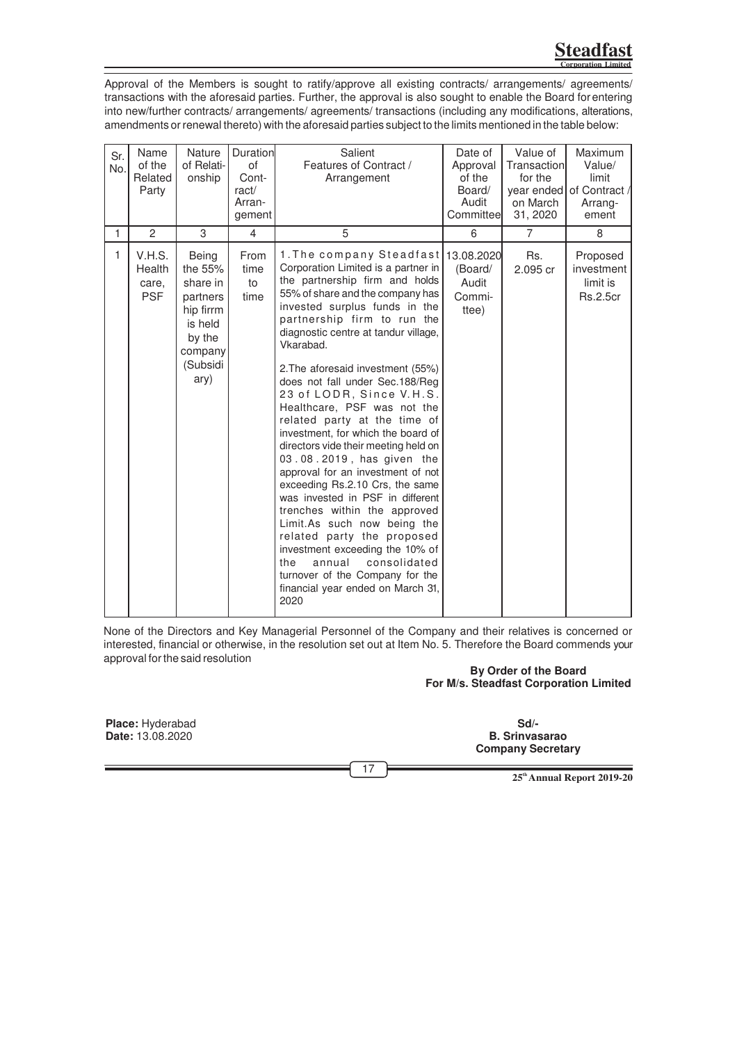Approval of the Members is sought to ratify/approve all existing contracts/ arrangements/ agreements/ transactions with the aforesaid parties. Further, the approval is also sought to enable the Board for entering into new/further contracts/ arrangements/ agreements/ transactions (including any modifications, alterations, amendments or renewal thereto) with the aforesaid parties subject to the limits mentioned in the table below:

| Sr. No. | Name of the Related Party | Nature of Relationship | Duration of Contract/ Arrangement | Salient Features of Contract / Arrangement | Date of Approval of the Board/ Audit Committee | Value of Transaction for the year ended on March 31, 2020 | Maximum Value/ limit of Contract / Arrangement |
|---|---|---|---|---|---|---|---|
| 1 | 2 | 3 | 4 | 5 | 6 | 7 | 8 |
| 1 | V.H.S. Health care, PSF | Being the 55% share in partners hip firrm is held by the company (Subsidiary) | From time to time | 1. The company Steadfast Corporation Limited is a partner in the partnership firm and holds 55% of share and the company has invested surplus funds in the partnership firm to run the diagnostic centre at tandur village, Vkarabad.<br><br>2. The aforesaid investment (55%) does not fall under Sec.188/Reg 23 of LODR, Since V.H.S. Healthcare, PSF was not the related party at the time of investment, for which the board of directors vide their meeting held on 03.08.2019, has given the approval for an investment of not exceeding Rs.2.10 Crs, the same was invested in PSF in different trenches within the approved Limit.As such now being the related party the proposed investment exceeding the 10% of the annual consolidated turnover of the Company for the financial year ended on March 31, 2020 | 13.08.2020 (Board/ Audit Committee) | Rs. 2.095 cr | Proposed investment limit is Rs.2.5cr |

None of the Directors and Key Managerial Personnel of the Company and their relatives is concerned or interested, financial or otherwise, in the resolution set out at Item No. 5. Therefore the Board commends your approval for the said resolution

**By Order of the Board**
**For M/s. Steadfast Corporation Limited**

**Place:** Hyderabad
**Date:** 13.08.2020

**Sd/-**
**B. Srinvasarao**
**Company Secretary**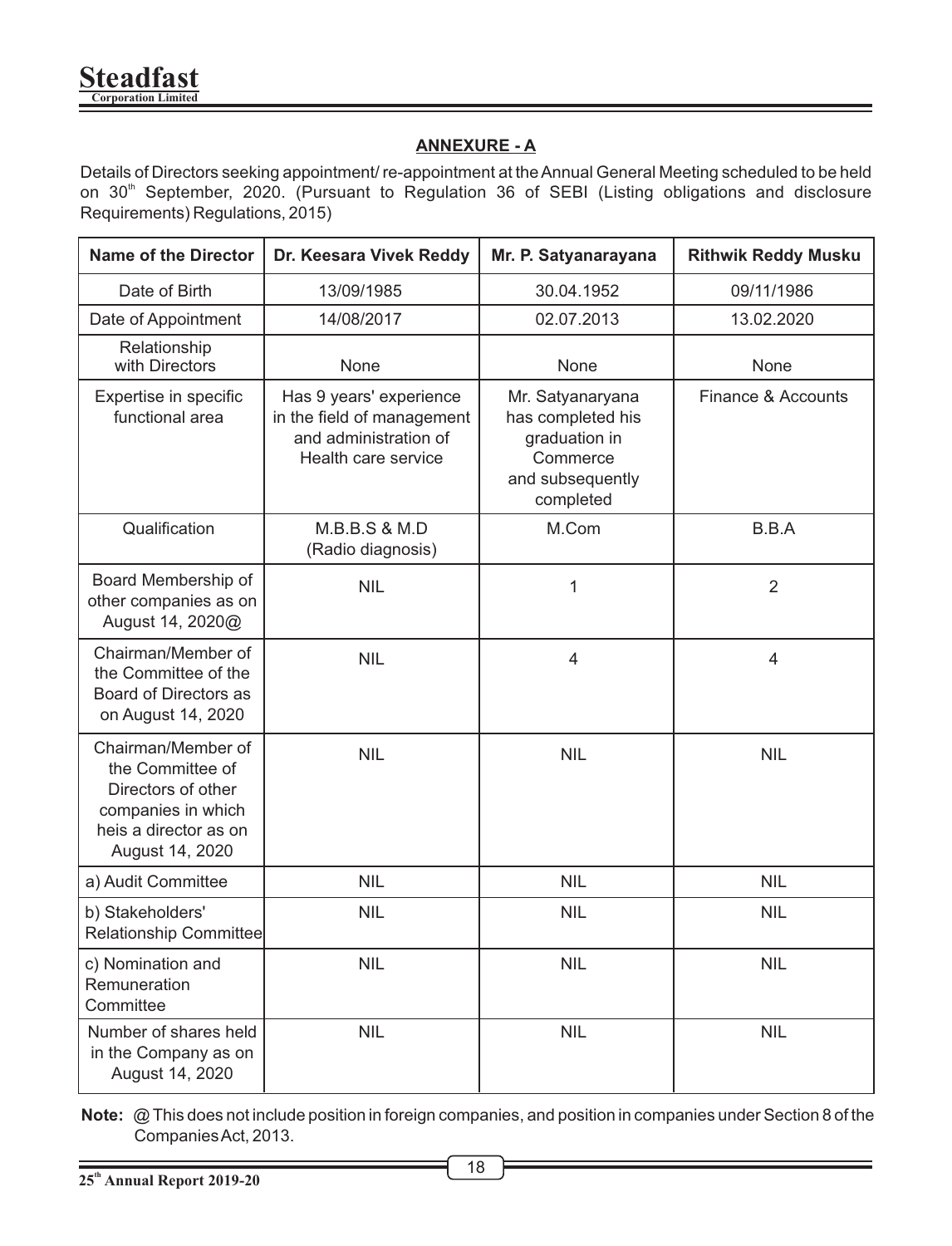## ANNEXURE - A

Details of Directors seeking appointment/ re-appointment at the Annual General Meeting scheduled to be held on 30th September, 2020. (Pursuant to Regulation 36 of SEBI (Listing obligations and disclosure Requirements) Regulations, 2015)

| Name of the Director | Dr. Keesara Vivek Reddy | Mr. P. Satyanarayana | Rithwik Reddy Musku |
|---|---|---|---|
| Date of Birth | 13/09/1985 | 30.04.1952 | 09/11/1986 |
| Date of Appointment | 14/08/2017 | 02.07.2013 | 13.02.2020 |
| Relationship with Directors | None | None | None |
| Expertise in specific functional area | Has 9 years' experience in the field of management and administration of Health care service | Mr. Satyanaryana has completed his graduation in Commerce and subsequently completed | Finance & Accounts |
| Qualification | M.B.B.S & M.D (Radio diagnosis) | M.Com | B.B.A |
| Board Membership of other companies as on August 14, 2020@ | NIL | 1 | 2 |
| Chairman/Member of the Committee of the Board of Directors as on August 14, 2020 | NIL | 4 | 4 |
| Chairman/Member of the Committee of Directors of other companies in which heis a director as on August 14, 2020 | NIL | NIL | NIL |
| a) Audit Committee | NIL | NIL | NIL |
| b) Stakeholders' Relationship Committee | NIL | NIL | NIL |
| c) Nomination and Remuneration Committee | NIL | NIL | NIL |
| Number of shares held in the Company as on August 14, 2020 | NIL | NIL | NIL |

**Note:** @ This does not include position in foreign companies, and position in companies under Section 8 of the Companies Act, 2013.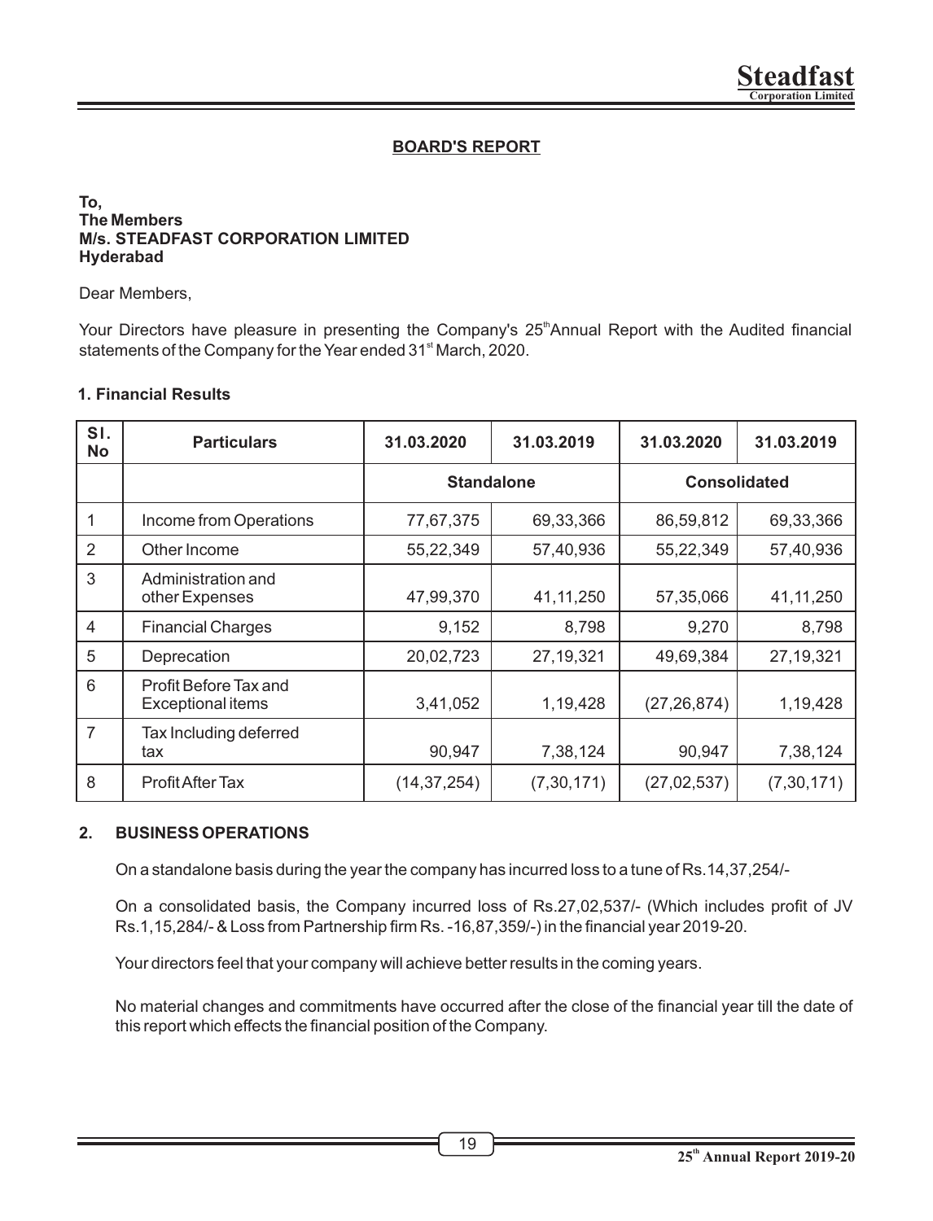# BOARD'S REPORT

**To,**
**The Members**
**M/s. STEADFAST CORPORATION LIMITED**
**Hyderabad**

Dear Members,

Your Directors have pleasure in presenting the Company's 25th Annual Report with the Audited financial statements of the Company for the Year ended 31st March, 2020.

### 1. Financial Results

| Sl. No | Particulars | 31.03.2020 | 31.03.2019 | 31.03.2020 | 31.03.2019 |
|---|---|---|---|---|---|
| | | Standalone | | Consolidated | |
| 1 | Income from Operations | 77,67,375 | 69,33,366 | 86,59,812 | 69,33,366 |
| 2 | Other Income | 55,22,349 | 57,40,936 | 55,22,349 | 57,40,936 |
| 3 | Administration and other Expenses | 47,99,370 | 41,11,250 | 57,35,066 | 41,11,250 |
| 4 | Financial Charges | 9,152 | 8,798 | 9,270 | 8,798 |
| 5 | Deprecation | 20,02,723 | 27,19,321 | 49,69,384 | 27,19,321 |
| 6 | Profit Before Tax and Exceptional items | 3,41,052 | 1,19,428 | (27,26,874) | 1,19,428 |
| 7 | Tax Including deferred tax | 90,947 | 7,38,124 | 90,947 | 7,38,124 |
| 8 | Profit After Tax | (14,37,254) | (7,30,171) | (27,02,537) | (7,30,171) |

### 2. BUSINESS OPERATIONS

On a standalone basis during the year the company has incurred loss to a tune of Rs.14,37,254/-

On a consolidated basis, the Company incurred loss of Rs.27,02,537/- (Which includes profit of JV Rs.1,15,284/- & Loss from Partnership firm Rs. -16,87,359/-) in the financial year 2019-20.

Your directors feel that your company will achieve better results in the coming years.

No material changes and commitments have occurred after the close of the financial year till the date of this report which effects the financial position of the Company.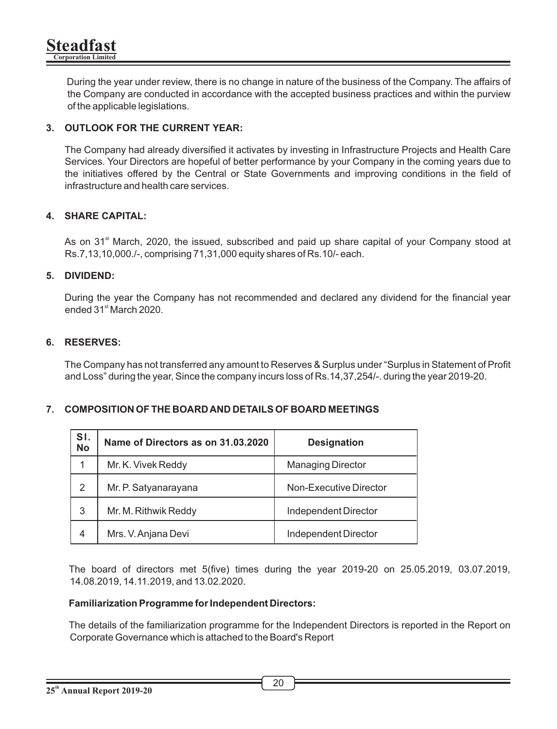During the year under review, there is no change in nature of the business of the Company. The affairs of the Company are conducted in accordance with the accepted business practices and within the purview of the applicable legislations.

### 3. OUTLOOK FOR THE CURRENT YEAR:

The Company had already diversified it activates by investing in Infrastructure Projects and Health Care Services. Your Directors are hopeful of better performance by your Company in the coming years due to the initiatives offered by the Central or State Governments and improving conditions in the field of infrastructure and health care services.

### 4. SHARE CAPITAL:

As on 31st March, 2020, the issued, subscribed and paid up share capital of your Company stood at Rs.7,13,10,000./-, comprising 71,31,000 equity shares of Rs.10/- each.

### 5. DIVIDEND:

During the year the Company has not recommended and declared any dividend for the financial year ended 31st March 2020.

### 6. RESERVES:

The Company has not transferred any amount to Reserves & Surplus under "Surplus in Statement of Profit and Loss" during the year, Since the company incurs loss of Rs.14,37,254/-. during the year 2019-20.

### 7. COMPOSITION OF THE BOARD AND DETAILS OF BOARD MEETINGS

| Sl. No | Name of Directors as on 31.03.2020 | Designation |
|---|---|---|
| 1 | Mr. K. Vivek Reddy | Managing Director |
| 2 | Mr. P. Satyanarayana | Non-Executive Director |
| 3 | Mr. M. Rithwik Reddy | Independent Director |
| 4 | Mrs. V. Anjana Devi | Independent Director |

The board of directors met 5(five) times during the year 2019-20 on 25.05.2019, 03.07.2019, 14.08.2019, 14.11.2019, and 13.02.2020.

**Familiarization Programme for Independent Directors:**

The details of the familiarization programme for the Independent Directors is reported in the Report on Corporate Governance which is attached to the Board's Report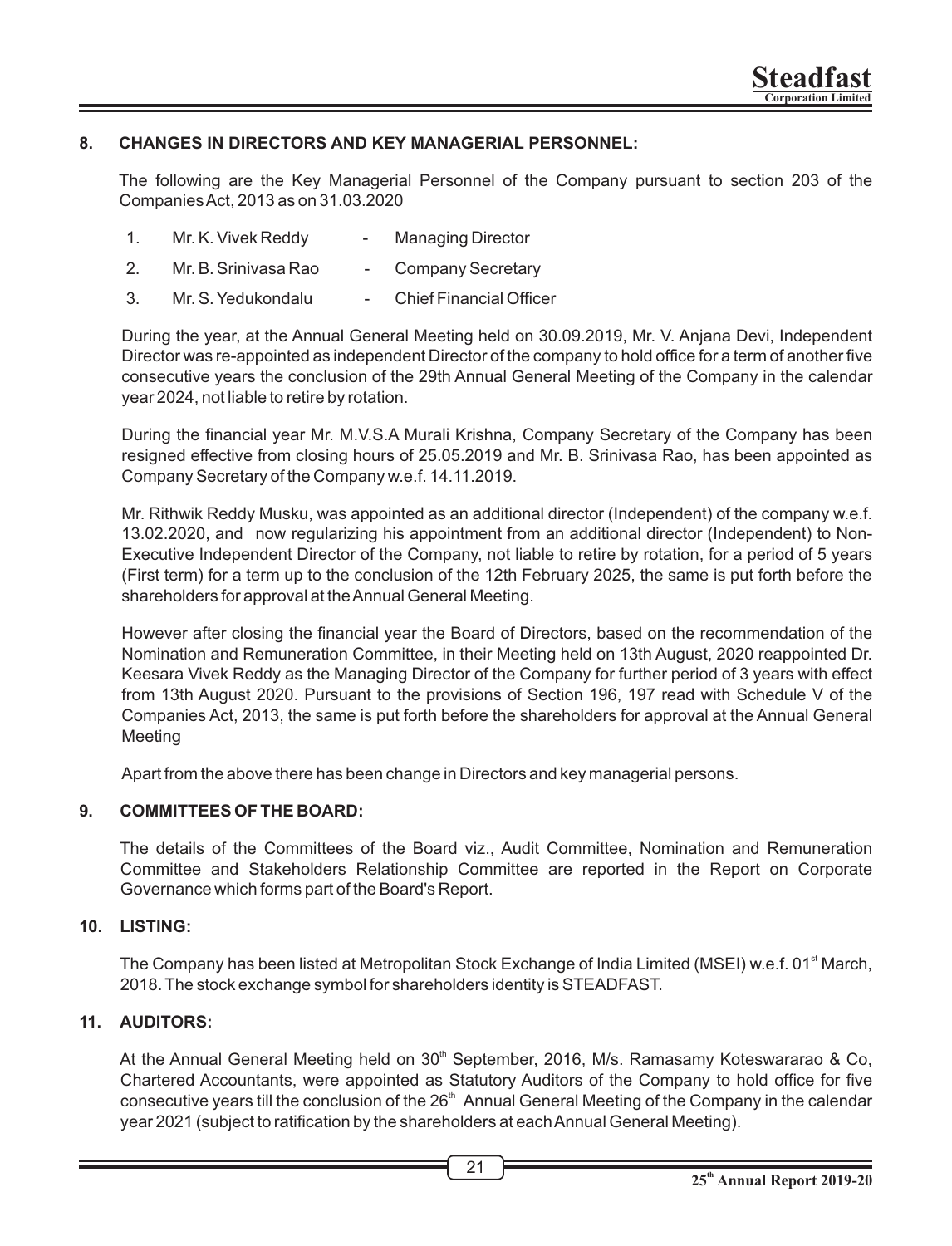## 8. CHANGES IN DIRECTORS AND KEY MANAGERIAL PERSONNEL:

The following are the Key Managerial Personnel of the Company pursuant to section 203 of the Companies Act, 2013 as on 31.03.2020

1. Mr. K. Vivek Reddy - Managing Director
2. Mr. B. Srinivasa Rao - Company Secretary
3. Mr. S. Yedukondalu - Chief Financial Officer

During the year, at the Annual General Meeting held on 30.09.2019, Mr. V. Anjana Devi, Independent Director was re-appointed as independent Director of the company to hold office for a term of another five consecutive years the conclusion of the 29th Annual General Meeting of the Company in the calendar year 2024, not liable to retire by rotation.

During the financial year Mr. M.V.S.A Murali Krishna, Company Secretary of the Company has been resigned effective from closing hours of 25.05.2019 and Mr. B. Srinivasa Rao, has been appointed as Company Secretary of the Company w.e.f. 14.11.2019.

Mr. Rithwik Reddy Musku, was appointed as an additional director (Independent) of the company w.e.f. 13.02.2020, and now regularizing his appointment from an additional director (Independent) to Non-Executive Independent Director of the Company, not liable to retire by rotation, for a period of 5 years (First term) for a term up to the conclusion of the 12th February 2025, the same is put forth before the shareholders for approval at the Annual General Meeting.

However after closing the financial year the Board of Directors, based on the recommendation of the Nomination and Remuneration Committee, in their Meeting held on 13th August, 2020 reappointed Dr. Keesara Vivek Reddy as the Managing Director of the Company for further period of 3 years with effect from 13th August 2020. Pursuant to the provisions of Section 196, 197 read with Schedule V of the Companies Act, 2013, the same is put forth before the shareholders for approval at the Annual General Meeting

Apart from the above there has been change in Directors and key managerial persons.

## 9. COMMITTEES OF THE BOARD:

The details of the Committees of the Board viz., Audit Committee, Nomination and Remuneration Committee and Stakeholders Relationship Committee are reported in the Report on Corporate Governance which forms part of the Board's Report.

## 10. LISTING:

The Company has been listed at Metropolitan Stock Exchange of India Limited (MSEI) w.e.f. 01st March, 2018. The stock exchange symbol for shareholders identity is STEADFAST.

## 11. AUDITORS:

At the Annual General Meeting held on 30th September, 2016, M/s. Ramasamy Koteswararao & Co, Chartered Accountants, were appointed as Statutory Auditors of the Company to hold office for five consecutive years till the conclusion of the 26th Annual General Meeting of the Company in the calendar year 2021 (subject to ratification by the shareholders at each Annual General Meeting).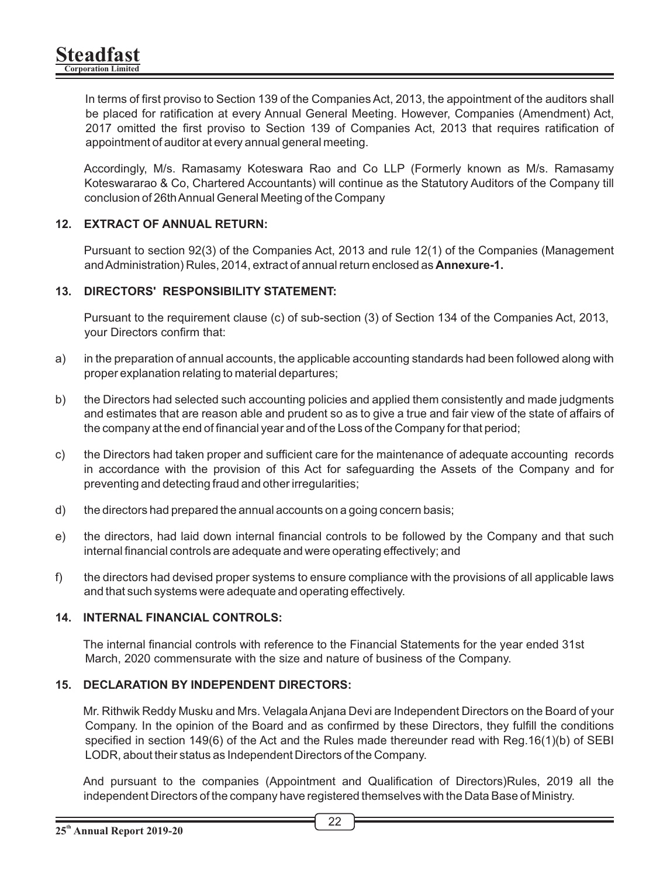In terms of first proviso to Section 139 of the Companies Act, 2013, the appointment of the auditors shall be placed for ratification at every Annual General Meeting. However, Companies (Amendment) Act, 2017 omitted the first proviso to Section 139 of Companies Act, 2013 that requires ratification of appointment of auditor at every annual general meeting.

Accordingly, M/s. Ramasamy Koteswara Rao and Co LLP (Formerly known as M/s. Ramasamy Koteswararao & Co, Chartered Accountants) will continue as the Statutory Auditors of the Company till conclusion of 26th Annual General Meeting of the Company

## 12. EXTRACT OF ANNUAL RETURN:

Pursuant to section 92(3) of the Companies Act, 2013 and rule 12(1) of the Companies (Management and Administration) Rules, 2014, extract of annual return enclosed as **Annexure-1.**

## 13. DIRECTORS' RESPONSIBILITY STATEMENT:

Pursuant to the requirement clause (c) of sub-section (3) of Section 134 of the Companies Act, 2013, your Directors confirm that:

a) in the preparation of annual accounts, the applicable accounting standards had been followed along with proper explanation relating to material departures;

b) the Directors had selected such accounting policies and applied them consistently and made judgments and estimates that are reason able and prudent so as to give a true and fair view of the state of affairs of the company at the end of financial year and of the Loss of the Company for that period;

c) the Directors had taken proper and sufficient care for the maintenance of adequate accounting records in accordance with the provision of this Act for safeguarding the Assets of the Company and for preventing and detecting fraud and other irregularities;

d) the directors had prepared the annual accounts on a going concern basis;

e) the directors, had laid down internal financial controls to be followed by the Company and that such internal financial controls are adequate and were operating effectively; and

f) the directors had devised proper systems to ensure compliance with the provisions of all applicable laws and that such systems were adequate and operating effectively.

## 14. INTERNAL FINANCIAL CONTROLS:

The internal financial controls with reference to the Financial Statements for the year ended 31st March, 2020 commensurate with the size and nature of business of the Company.

## 15. DECLARATION BY INDEPENDENT DIRECTORS:

Mr. Rithwik Reddy Musku and Mrs. Velagala Anjana Devi are Independent Directors on the Board of your Company. In the opinion of the Board and as confirmed by these Directors, they fulfill the conditions specified in section 149(6) of the Act and the Rules made thereunder read with Reg.16(1)(b) of SEBI LODR, about their status as Independent Directors of the Company.

And pursuant to the companies (Appointment and Qualification of Directors)Rules, 2019 all the independent Directors of the company have registered themselves with the Data Base of Ministry.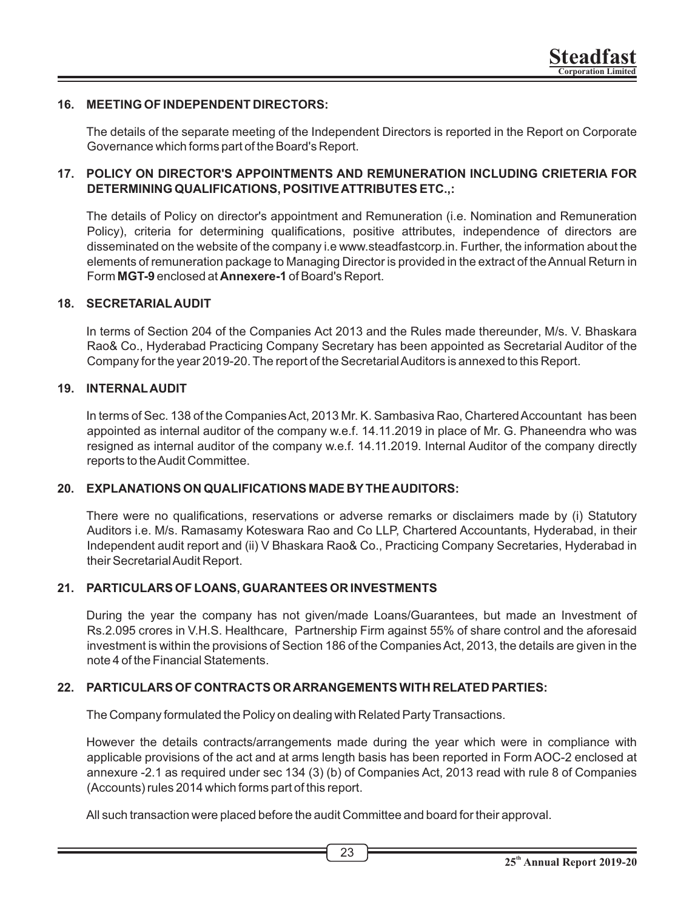### 16. MEETING OF INDEPENDENT DIRECTORS:

The details of the separate meeting of the Independent Directors is reported in the Report on Corporate Governance which forms part of the Board's Report.

### 17. POLICY ON DIRECTOR'S APPOINTMENTS AND REMUNERATION INCLUDING CRIETERIA FOR DETERMINING QUALIFICATIONS, POSITIVE ATTRIBUTES ETC.,:

The details of Policy on director's appointment and Remuneration (i.e. Nomination and Remuneration Policy), criteria for determining qualifications, positive attributes, independence of directors are disseminated on the website of the company i.e www.steadfastcorp.in. Further, the information about the elements of remuneration package to Managing Director is provided in the extract of the Annual Return in Form **MGT-9** enclosed at **Annexere-1** of Board's Report.

### 18. SECRETARIAL AUDIT

In terms of Section 204 of the Companies Act 2013 and the Rules made thereunder, M/s. V. Bhaskara Rao& Co., Hyderabad Practicing Company Secretary has been appointed as Secretarial Auditor of the Company for the year 2019-20. The report of the Secretarial Auditors is annexed to this Report.

### 19. INTERNAL AUDIT

In terms of Sec. 138 of the Companies Act, 2013 Mr. K. Sambasiva Rao, Chartered Accountant has been appointed as internal auditor of the company w.e.f. 14.11.2019 in place of Mr. G. Phaneendra who was resigned as internal auditor of the company w.e.f. 14.11.2019. Internal Auditor of the company directly reports to the Audit Committee.

### 20. EXPLANATIONS ON QUALIFICATIONS MADE BY THE AUDITORS:

There were no qualifications, reservations or adverse remarks or disclaimers made by (i) Statutory Auditors i.e. M/s. Ramasamy Koteswara Rao and Co LLP, Chartered Accountants, Hyderabad, in their Independent audit report and (ii) V Bhaskara Rao& Co., Practicing Company Secretaries, Hyderabad in their Secretarial Audit Report.

### 21. PARTICULARS OF LOANS, GUARANTEES OR INVESTMENTS

During the year the company has not given/made Loans/Guarantees, but made an Investment of Rs.2.095 crores in V.H.S. Healthcare, Partnership Firm against 55% of share control and the aforesaid investment is within the provisions of Section 186 of the Companies Act, 2013, the details are given in the note 4 of the Financial Statements.

### 22. PARTICULARS OF CONTRACTS OR ARRANGEMENTS WITH RELATED PARTIES:

The Company formulated the Policy on dealing with Related Party Transactions.

However the details contracts/arrangements made during the year which were in compliance with applicable provisions of the act and at arms length basis has been reported in Form AOC-2 enclosed at annexure -2.1 as required under sec 134 (3) (b) of Companies Act, 2013 read with rule 8 of Companies (Accounts) rules 2014 which forms part of this report.

All such transaction were placed before the audit Committee and board for their approval.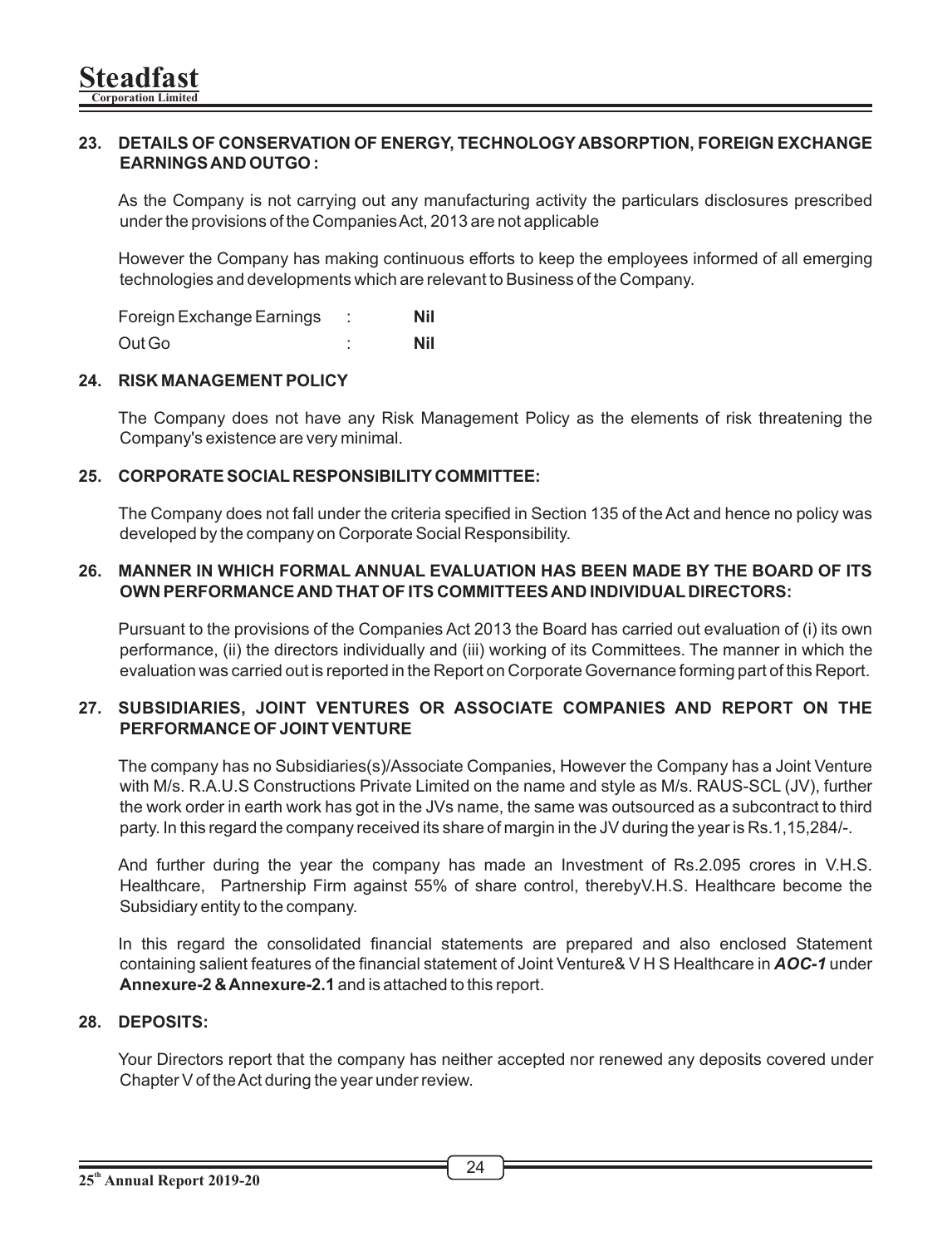## 23. DETAILS OF CONSERVATION OF ENERGY, TECHNOLOGY ABSORPTION, FOREIGN EXCHANGE EARNINGS AND OUTGO :

As the Company is not carrying out any manufacturing activity the particulars disclosures prescribed under the provisions of the Companies Act, 2013 are not applicable

However the Company has making continuous efforts to keep the employees informed of all emerging technologies and developments which are relevant to Business of the Company.

| | | |
|---|---|---|
| Foreign Exchange Earnings | : | **Nil** |
| Out Go | : | **Nil** |

## 24. RISK MANAGEMENT POLICY

The Company does not have any Risk Management Policy as the elements of risk threatening the Company's existence are very minimal.

## 25. CORPORATE SOCIAL RESPONSIBILITY COMMITTEE:

The Company does not fall under the criteria specified in Section 135 of the Act and hence no policy was developed by the company on Corporate Social Responsibility.

## 26. MANNER IN WHICH FORMAL ANNUAL EVALUATION HAS BEEN MADE BY THE BOARD OF ITS OWN PERFORMANCE AND THAT OF ITS COMMITTEES AND INDIVIDUAL DIRECTORS:

Pursuant to the provisions of the Companies Act 2013 the Board has carried out evaluation of (i) its own performance, (ii) the directors individually and (iii) working of its Committees. The manner in which the evaluation was carried out is reported in the Report on Corporate Governance forming part of this Report.

## 27. SUBSIDIARIES, JOINT VENTURES OR ASSOCIATE COMPANIES AND REPORT ON THE PERFORMANCE OF JOINT VENTURE

The company has no Subsidiaries(s)/Associate Companies, However the Company has a Joint Venture with M/s. R.A.U.S Constructions Private Limited on the name and style as M/s. RAUS-SCL (JV), further the work order in earth work has got in the JVs name, the same was outsourced as a subcontract to third party. In this regard the company received its share of margin in the JV during the year is Rs.1,15,284/-.

And further during the year the company has made an Investment of Rs.2.095 crores in V.H.S. Healthcare, Partnership Firm against 55% of share control, therebyV.H.S. Healthcare become the Subsidiary entity to the company.

In this regard the consolidated financial statements are prepared and also enclosed Statement containing salient features of the financial statement of Joint Venture& V H S Healthcare in ***AOC-1*** under **Annexure-2 & Annexure-2.1** and is attached to this report.

## 28. DEPOSITS:

Your Directors report that the company has neither accepted nor renewed any deposits covered under Chapter V of the Act during the year under review.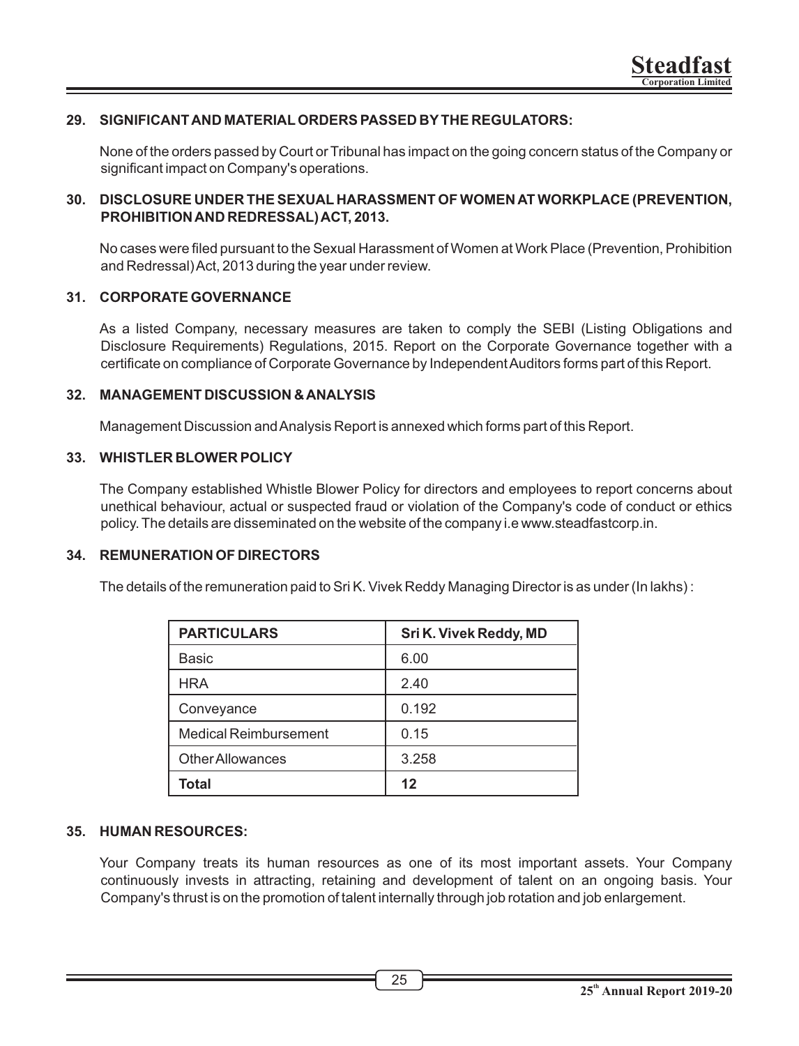## 29. SIGNIFICANT AND MATERIAL ORDERS PASSED BY THE REGULATORS:

None of the orders passed by Court or Tribunal has impact on the going concern status of the Company or significant impact on Company's operations.

## 30. DISCLOSURE UNDER THE SEXUAL HARASSMENT OF WOMEN AT WORKPLACE (PREVENTION, PROHIBITION AND REDRESSAL) ACT, 2013.

No cases were filed pursuant to the Sexual Harassment of Women at Work Place (Prevention, Prohibition and Redressal) Act, 2013 during the year under review.

## 31. CORPORATE GOVERNANCE

As a listed Company, necessary measures are taken to comply the SEBI (Listing Obligations and Disclosure Requirements) Regulations, 2015. Report on the Corporate Governance together with a certificate on compliance of Corporate Governance by Independent Auditors forms part of this Report.

## 32. MANAGEMENT DISCUSSION & ANALYSIS

Management Discussion and Analysis Report is annexed which forms part of this Report.

## 33. WHISTLER BLOWER POLICY

The Company established Whistle Blower Policy for directors and employees to report concerns about unethical behaviour, actual or suspected fraud or violation of the Company's code of conduct or ethics policy. The details are disseminated on the website of the company i.e www.steadfastcorp.in.

## 34. REMUNERATION OF DIRECTORS

The details of the remuneration paid to Sri K. Vivek Reddy Managing Director is as under (In lakhs) :

| PARTICULARS | Sri K. Vivek Reddy, MD |
|---|---|
| Basic | 6.00 |
| HRA | 2.40 |
| Conveyance | 0.192 |
| Medical Reimbursement | 0.15 |
| Other Allowances | 3.258 |
| **Total** | **12** |

## 35. HUMAN RESOURCES:

Your Company treats its human resources as one of its most important assets. Your Company continuously invests in attracting, retaining and development of talent on an ongoing basis. Your Company's thrust is on the promotion of talent internally through job rotation and job enlargement.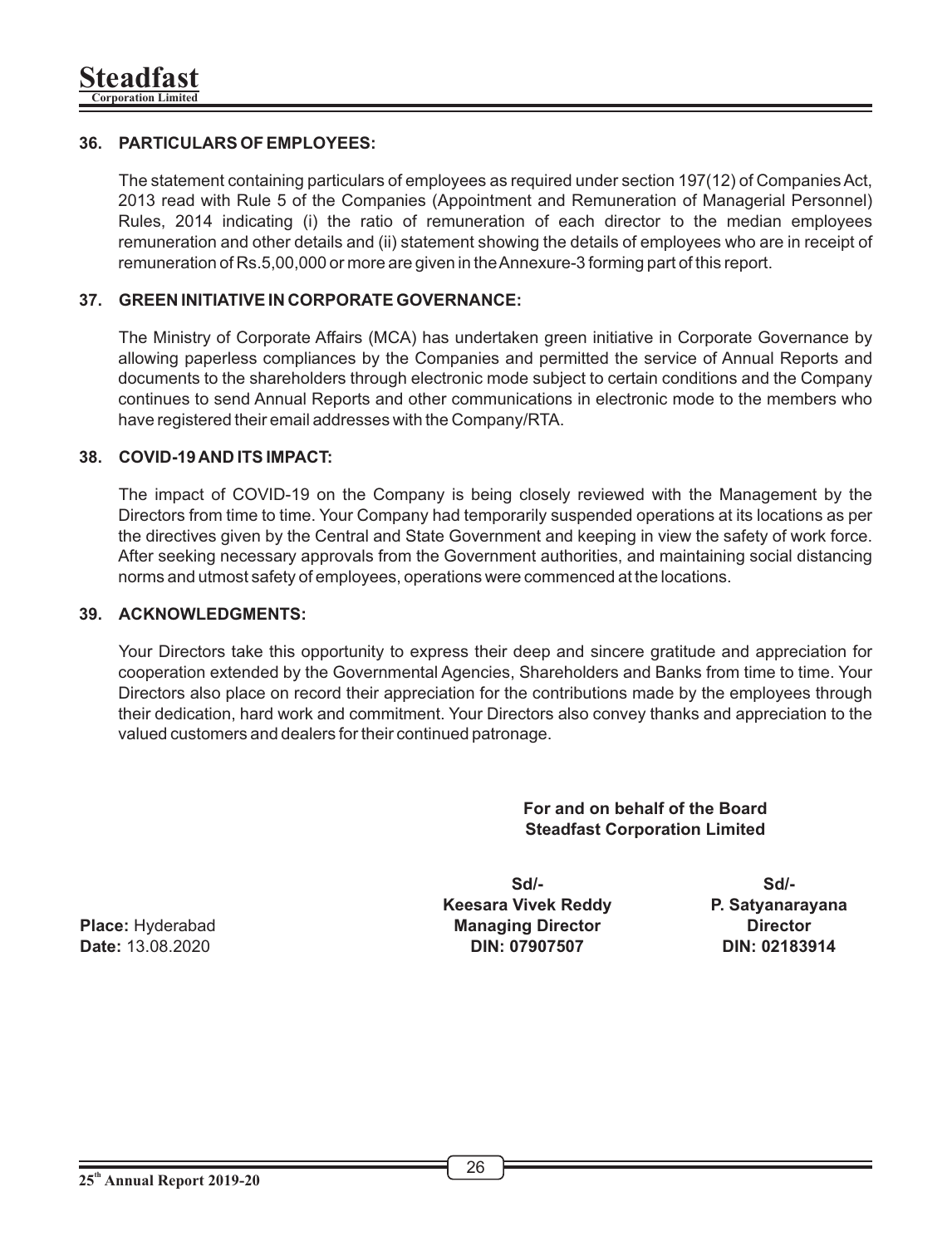### 36. PARTICULARS OF EMPLOYEES:

The statement containing particulars of employees as required under section 197(12) of Companies Act, 2013 read with Rule 5 of the Companies (Appointment and Remuneration of Managerial Personnel) Rules, 2014 indicating (i) the ratio of remuneration of each director to the median employees remuneration and other details and (ii) statement showing the details of employees who are in receipt of remuneration of Rs.5,00,000 or more are given in the Annexure-3 forming part of this report.

### 37. GREEN INITIATIVE IN CORPORATE GOVERNANCE:

The Ministry of Corporate Affairs (MCA) has undertaken green initiative in Corporate Governance by allowing paperless compliances by the Companies and permitted the service of Annual Reports and documents to the shareholders through electronic mode subject to certain conditions and the Company continues to send Annual Reports and other communications in electronic mode to the members who have registered their email addresses with the Company/RTA.

### 38. COVID-19 AND ITS IMPACT:

The impact of COVID-19 on the Company is being closely reviewed with the Management by the Directors from time to time. Your Company had temporarily suspended operations at its locations as per the directives given by the Central and State Government and keeping in view the safety of work force. After seeking necessary approvals from the Government authorities, and maintaining social distancing norms and utmost safety of employees, operations were commenced at the locations.

### 39. ACKNOWLEDGMENTS:

Your Directors take this opportunity to express their deep and sincere gratitude and appreciation for cooperation extended by the Governmental Agencies, Shareholders and Banks from time to time. Your Directors also place on record their appreciation for the contributions made by the employees through their dedication, hard work and commitment. Your Directors also convey thanks and appreciation to the valued customers and dealers for their continued patronage.

**For and on behalf of the Board**
**Steadfast Corporation Limited**

| | Sd/- | Sd/- |
|---|---|---|
| | **Keesara Vivek Reddy** | **P. Satyanarayana** |
| **Place:** Hyderabad | **Managing Director** | **Director** |
| **Date:** 13.08.2020 | **DIN: 07907507** | **DIN: 02183914** |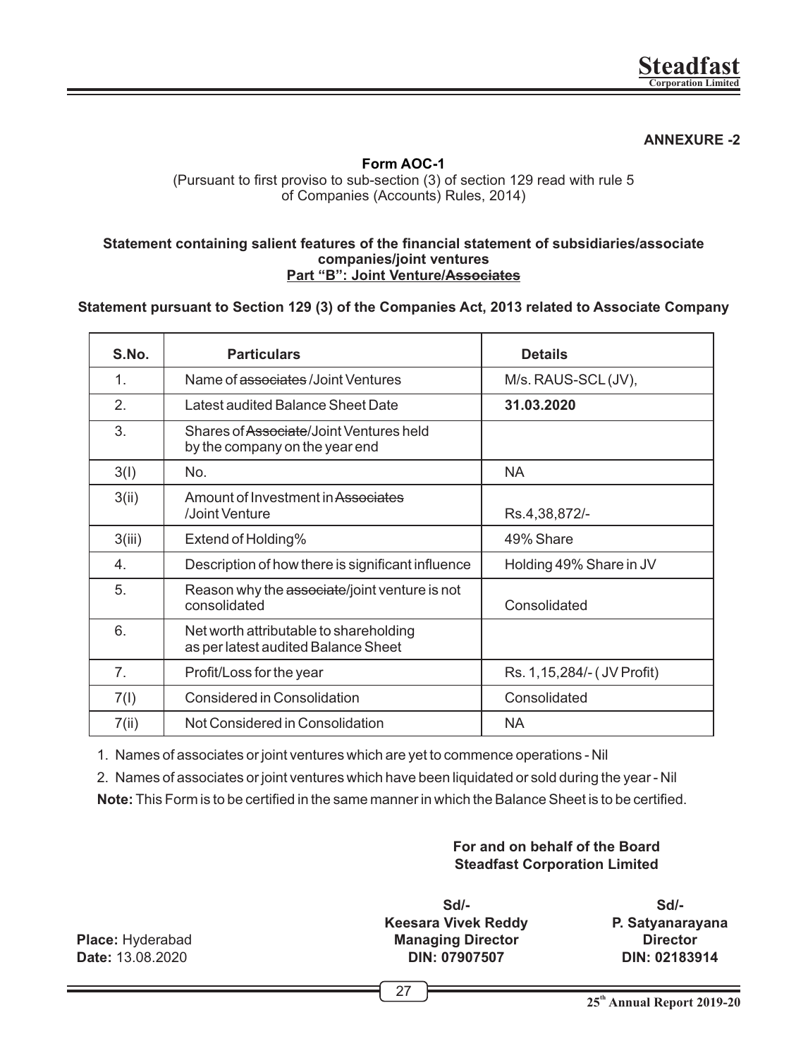**ANNEXURE -2**

**Form AOC-1**

(Pursuant to first proviso to sub-section (3) of section 129 read with rule 5 of Companies (Accounts) Rules, 2014)

**Statement containing salient features of the financial statement of subsidiaries/associate companies/joint ventures**

**Part "B": Joint Venture/~~Associates~~**

**Statement pursuant to Section 129 (3) of the Companies Act, 2013 related to Associate Company**

| S.No. | Particulars | Details |
|---|---|---|
| 1. | Name of ~~associates~~ /Joint Ventures | M/s. RAUS-SCL (JV), |
| 2. | Latest audited Balance Sheet Date | **31.03.2020** |
| 3. | Shares of ~~Associate~~/Joint Ventures held by the company on the year end | |
| 3(I) | No. | NA |
| 3(ii) | Amount of Investment in ~~Associates~~ /Joint Venture | Rs.4,38,872/- |
| 3(iii) | Extend of Holding% | 49% Share |
| 4. | Description of how there is significant influence | Holding 49% Share in JV |
| 5. | Reason why the ~~associate~~/joint venture is not consolidated | Consolidated |
| 6. | Net worth attributable to shareholding as per latest audited Balance Sheet | |
| 7. | Profit/Loss for the year | Rs. 1,15,284/- ( JV Profit) |
| 7(I) | Considered in Consolidation | Consolidated |
| 7(ii) | Not Considered in Consolidation | NA |

1. Names of associates or joint ventures which are yet to commence operations - Nil
2. Names of associates or joint ventures which have been liquidated or sold during the year - Nil

**Note:** This Form is to be certified in the same manner in which the Balance Sheet is to be certified.

**For and on behalf of the Board**
**Steadfast Corporation Limited**

**Place:** Hyderabad
**Date:** 13.08.2020

**Sd/-**
**Keesara Vivek Reddy**
**Managing Director**
**DIN: 07907507**

**Sd/-**
**P. Satyanarayana**
**Director**
**DIN: 02183914**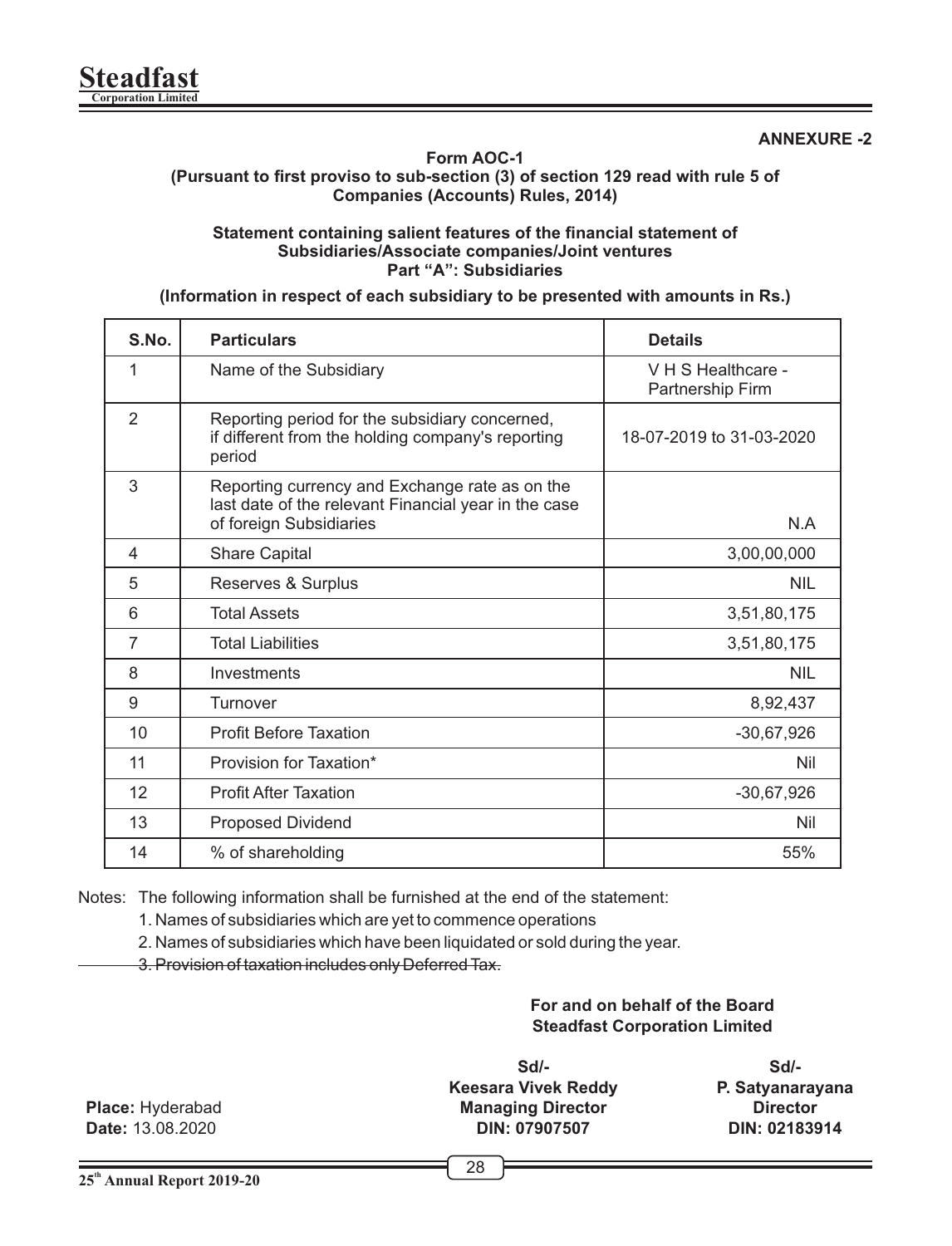**ANNEXURE -2**

**Form AOC-1**
**(Pursuant to first proviso to sub-section (3) of section 129 read with rule 5 of Companies (Accounts) Rules, 2014)**

**Statement containing salient features of the financial statement of Subsidiaries/Associate companies/Joint ventures**
**Part "A": Subsidiaries**

**(Information in respect of each subsidiary to be presented with amounts in Rs.)**

| S.No. | Particulars | Details |
|---|---|---|
| 1 | Name of the Subsidiary | V H S Healthcare - Partnership Firm |
| 2 | Reporting period for the subsidiary concerned, if different from the holding company's reporting period | 18-07-2019 to 31-03-2020 |
| 3 | Reporting currency and Exchange rate as on the last date of the relevant Financial year in the case of foreign Subsidiaries | N.A |
| 4 | Share Capital | 3,00,00,000 |
| 5 | Reserves & Surplus | NIL |
| 6 | Total Assets | 3,51,80,175 |
| 7 | Total Liabilities | 3,51,80,175 |
| 8 | Investments | NIL |
| 9 | Turnover | 8,92,437 |
| 10 | Profit Before Taxation | -30,67,926 |
| 11 | Provision for Taxation* | Nil |
| 12 | Profit After Taxation | -30,67,926 |
| 13 | Proposed Dividend | Nil |
| 14 | % of shareholding | 55% |

Notes: The following information shall be furnished at the end of the statement:

1. Names of subsidiaries which are yet to commence operations
2. Names of subsidiaries which have been liquidated or sold during the year.
3. ~~Provision of taxation includes only Deferred Tax.~~

**For and on behalf of the Board**
**Steadfast Corporation Limited**

**Place:** Hyderabad
**Date:** 13.08.2020

| Sd/- | Sd/- |
|---|---|
| **Keesara Vivek Reddy** | **P. Satyanarayana** |
| **Managing Director** | **Director** |
| **DIN: 07907507** | **DIN: 02183914** |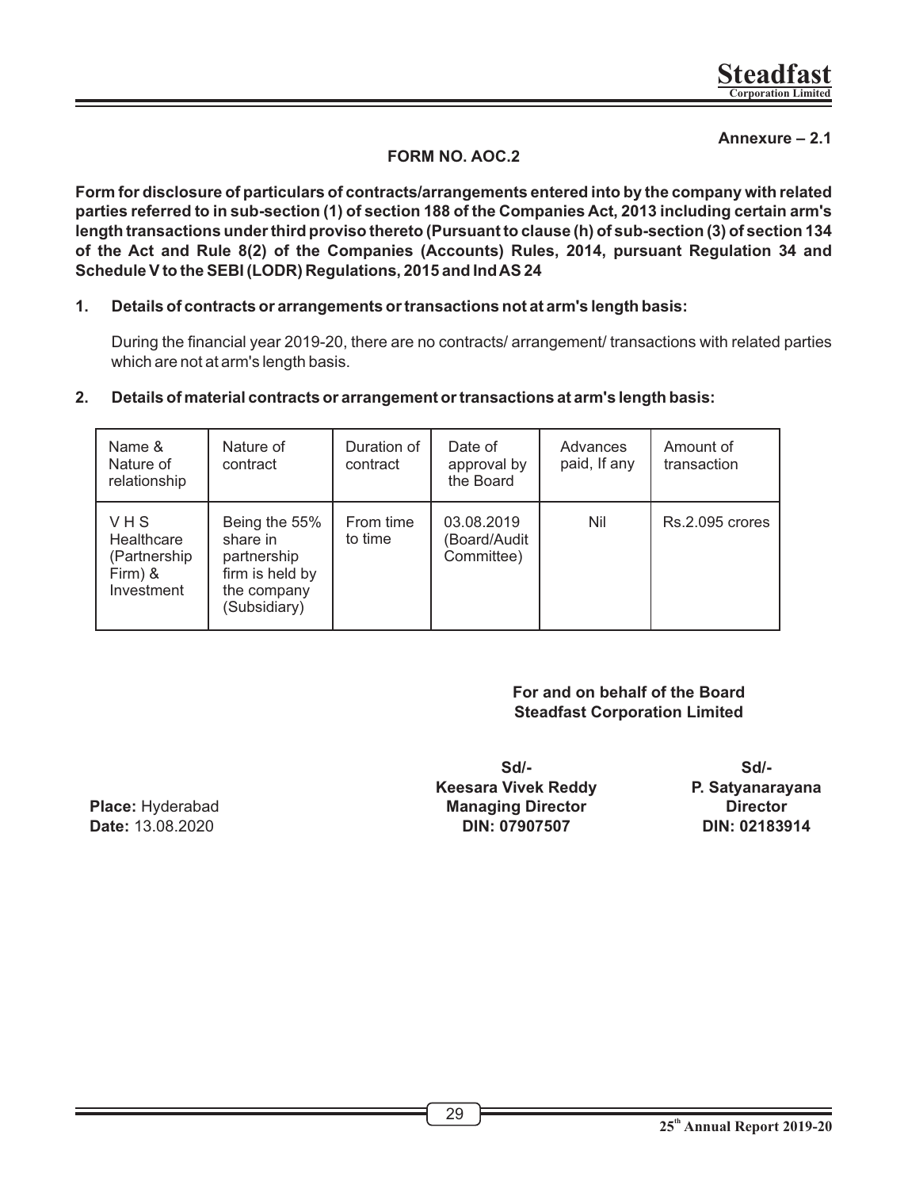**Annexure – 2.1**

## FORM NO. AOC.2

**Form for disclosure of particulars of contracts/arrangements entered into by the company with related parties referred to in sub-section (1) of section 188 of the Companies Act, 2013 including certain arm's length transactions under third proviso thereto (Pursuant to clause (h) of sub-section (3) of section 134 of the Act and Rule 8(2) of the Companies (Accounts) Rules, 2014, pursuant Regulation 34 and Schedule V to the SEBI (LODR) Regulations, 2015 and Ind AS 24**

**1. Details of contracts or arrangements or transactions not at arm's length basis:**

During the financial year 2019-20, there are no contracts/ arrangement/ transactions with related parties which are not at arm's length basis.

**2. Details of material contracts or arrangement or transactions at arm's length basis:**

| Name & Nature of relationship | Nature of contract | Duration of contract | Date of approval by the Board | Advances paid, If any | Amount of transaction |
|---|---|---|---|---|---|
| V H S Healthcare (Partnership Firm) & Investment | Being the 55% share in partnership firm is held by the company (Subsidiary) | From time to time | 03.08.2019 (Board/Audit Committee) | Nil | Rs.2.095 crores |

**For and on behalf of the Board**
**Steadfast Corporation Limited**

| | Sd/- | Sd/- |
|---|---|---|
| | **Keesara Vivek Reddy** | **P. Satyanarayana** |
| **Place:** Hyderabad | **Managing Director** | **Director** |
| **Date:** 13.08.2020 | **DIN: 07907507** | **DIN: 02183914** |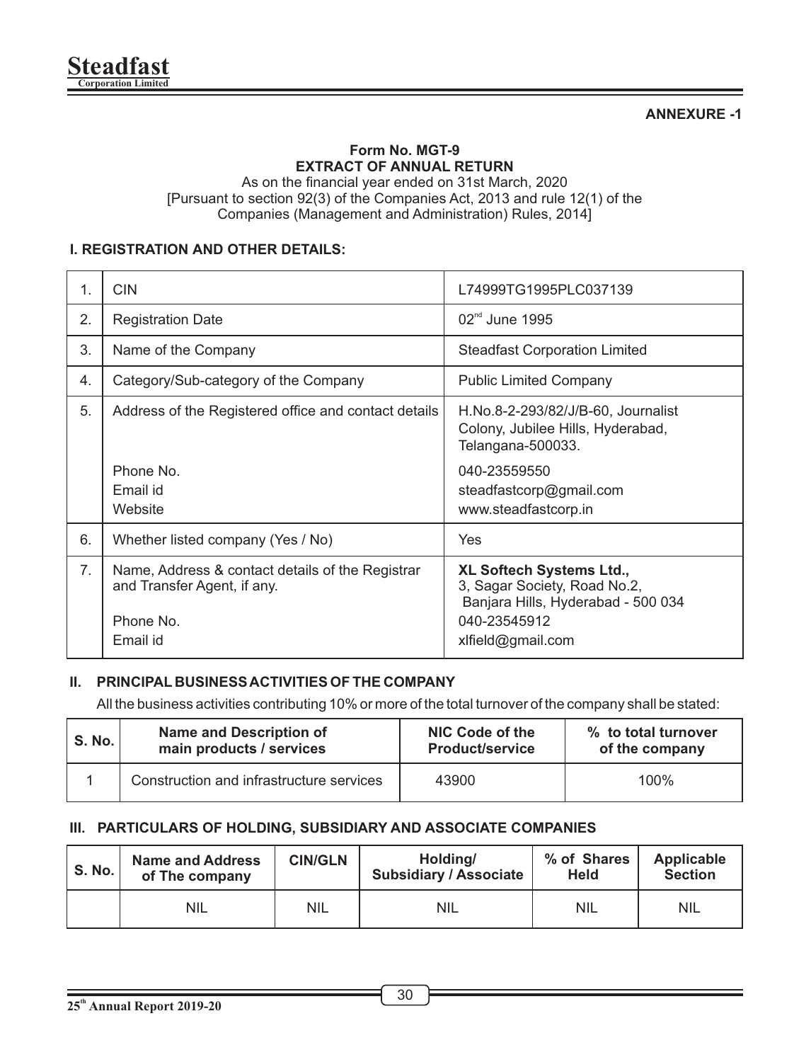**ANNEXURE -1**

**Form No. MGT-9**
**EXTRACT OF ANNUAL RETURN**

As on the financial year ended on 31st March, 2020
[Pursuant to section 92(3) of the Companies Act, 2013 and rule 12(1) of the Companies (Management and Administration) Rules, 2014]

## I. REGISTRATION AND OTHER DETAILS:

| | | |
|---|---|---|
| 1. | CIN | L74999TG1995PLC037139 |
| 2. | Registration Date | 02nd June 1995 |
| 3. | Name of the Company | Steadfast Corporation Limited |
| 4. | Category/Sub-category of the Company | Public Limited Company |
| 5. | Address of the Registered office and contact details<br><br>Phone No.<br>Email id<br>Website | H.No.8-2-293/82/J/B-60, Journalist Colony, Jubilee Hills, Hyderabad, Telangana-500033.<br><br>040-23559550<br>steadfastcorp@gmail.com<br>www.steadfastcorp.in |
| 6. | Whether listed company (Yes / No) | Yes |
| 7. | Name, Address & contact details of the Registrar and Transfer Agent, if any.<br><br>Phone No.<br>Email id | **XL Softech Systems Ltd.,**<br>3, Sagar Society, Road No.2, Banjara Hills, Hyderabad - 500 034<br>040-23545912<br>xlfield@gmail.com |

## II. PRINCIPAL BUSINESS ACTIVITIES OF THE COMPANY

All the business activities contributing 10% or more of the total turnover of the company shall be stated:

| S. No. | Name and Description of main products / services | NIC Code of the Product/service | % to total turnover of the company |
|---|---|---|---|
| 1 | Construction and infrastructure services | 43900 | 100% |

## III. PARTICULARS OF HOLDING, SUBSIDIARY AND ASSOCIATE COMPANIES

| S. No. | Name and Address of The company | CIN/GLN | Holding/ Subsidiary / Associate | % of Shares Held | Applicable Section |
|---|---|---|---|---|---|
| | NIL | NIL | NIL | NIL | NIL |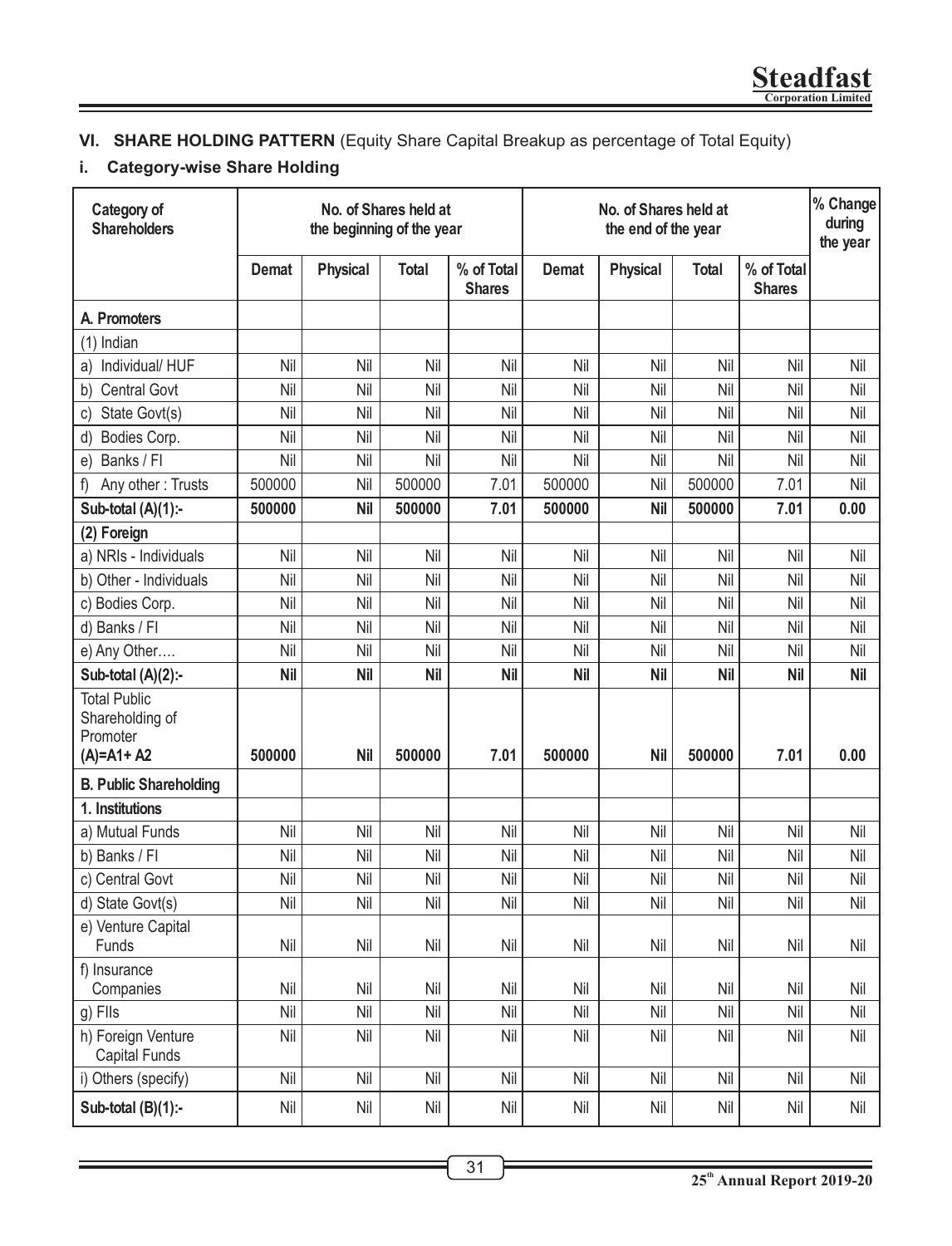## VI. SHARE HOLDING PATTERN (Equity Share Capital Breakup as percentage of Total Equity)

### i. Category-wise Share Holding

| Category of Shareholders | No. of Shares held at the beginning of the year | | | | No. of Shares held at the end of the year | | | | % Change during the year |
|---|---|---|---|---|---|---|---|---|---|
| | Demat | Physical | Total | % of Total Shares | Demat | Physical | Total | % of Total Shares | |
| **A. Promoters** | | | | | | | | | |
| (1) Indian | | | | | | | | | |
| a) Individual/ HUF | Nil | Nil | Nil | Nil | Nil | Nil | Nil | Nil | Nil |
| b) Central Govt | Nil | Nil | Nil | Nil | Nil | Nil | Nil | Nil | Nil |
| c) State Govt(s) | Nil | Nil | Nil | Nil | Nil | Nil | Nil | Nil | Nil |
| d) Bodies Corp. | Nil | Nil | Nil | Nil | Nil | Nil | Nil | Nil | Nil |
| e) Banks / FI | Nil | Nil | Nil | Nil | Nil | Nil | Nil | Nil | Nil |
| f) Any other : Trusts | 500000 | Nil | 500000 | 7.01 | 500000 | Nil | 500000 | 7.01 | Nil |
| **Sub-total (A)(1):-** | **500000** | **Nil** | **500000** | **7.01** | **500000** | **Nil** | **500000** | **7.01** | **0.00** |
| **(2) Foreign** | | | | | | | | | |
| a) NRIs - Individuals | Nil | Nil | Nil | Nil | Nil | Nil | Nil | Nil | Nil |
| b) Other - Individuals | Nil | Nil | Nil | Nil | Nil | Nil | Nil | Nil | Nil |
| c) Bodies Corp. | Nil | Nil | Nil | Nil | Nil | Nil | Nil | Nil | Nil |
| d) Banks / FI | Nil | Nil | Nil | Nil | Nil | Nil | Nil | Nil | Nil |
| e) Any Other…. | Nil | Nil | Nil | Nil | Nil | Nil | Nil | Nil | Nil |
| **Sub-total (A)(2):-** | **Nil** | **Nil** | **Nil** | **Nil** | **Nil** | **Nil** | **Nil** | **Nil** | **Nil** |
| **Total Public Shareholding of Promoter (A)=A1+ A2** | **500000** | **Nil** | **500000** | **7.01** | **500000** | **Nil** | **500000** | **7.01** | **0.00** |
| **B. Public Shareholding** | | | | | | | | | |
| **1. Institutions** | | | | | | | | | |
| a) Mutual Funds | Nil | Nil | Nil | Nil | Nil | Nil | Nil | Nil | Nil |
| b) Banks / FI | Nil | Nil | Nil | Nil | Nil | Nil | Nil | Nil | Nil |
| c) Central Govt | Nil | Nil | Nil | Nil | Nil | Nil | Nil | Nil | Nil |
| d) State Govt(s) | Nil | Nil | Nil | Nil | Nil | Nil | Nil | Nil | Nil |
| e) Venture Capital Funds | Nil | Nil | Nil | Nil | Nil | Nil | Nil | Nil | Nil |
| f) Insurance Companies | Nil | Nil | Nil | Nil | Nil | Nil | Nil | Nil | Nil |
| g) FIIs | Nil | Nil | Nil | Nil | Nil | Nil | Nil | Nil | Nil |
| h) Foreign Venture Capital Funds | Nil | Nil | Nil | Nil | Nil | Nil | Nil | Nil | Nil |
| i) Others (specify) | Nil | Nil | Nil | Nil | Nil | Nil | Nil | Nil | Nil |
| **Sub-total (B)(1):-** | Nil | Nil | Nil | Nil | Nil | Nil | Nil | Nil | Nil |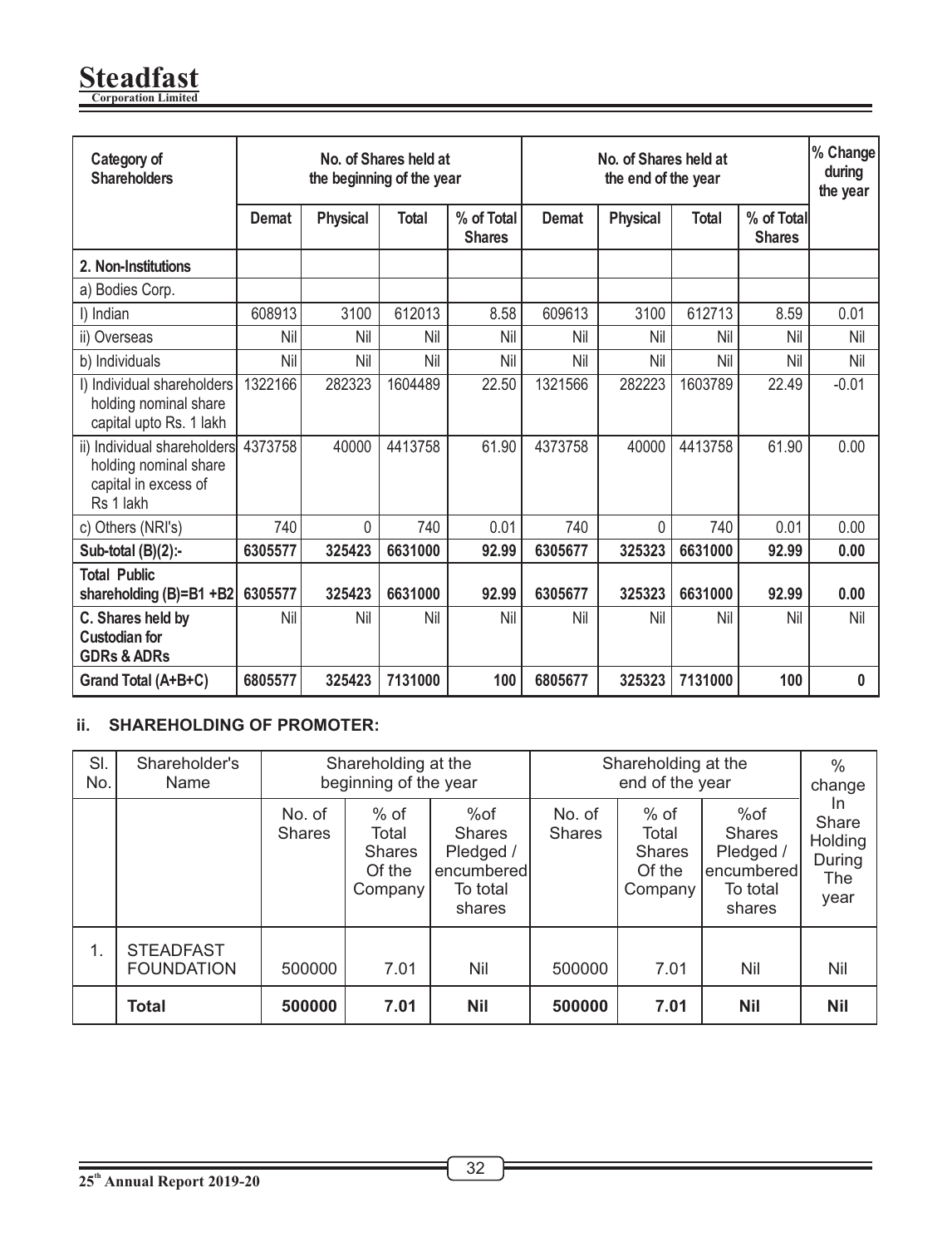| Category of Shareholders | No. of Shares held at the beginning of the year | | | | No. of Shares held at the end of the year | | | | % Change during the year |
|---|---|---|---|---|---|---|---|---|---|
| | Demat | Physical | Total | % of Total Shares | Demat | Physical | Total | % of Total Shares | |
| **2. Non-Institutions** | | | | | | | | | |
| a) Bodies Corp. | | | | | | | | | |
| I) Indian | 608913 | 3100 | 612013 | 8.58 | 609613 | 3100 | 612713 | 8.59 | 0.01 |
| ii) Overseas | Nil | Nil | Nil | Nil | Nil | Nil | Nil | Nil | Nil |
| b) Individuals | Nil | Nil | Nil | Nil | Nil | Nil | Nil | Nil | Nil |
| I) Individual shareholders holding nominal share capital upto Rs. 1 lakh | 1322166 | 282323 | 1604489 | 22.50 | 1321566 | 282223 | 1603789 | 22.49 | -0.01 |
| ii) Individual shareholders holding nominal share capital in excess of Rs 1 lakh | 4373758 | 40000 | 4413758 | 61.90 | 4373758 | 40000 | 4413758 | 61.90 | 0.00 |
| c) Others (NRI's) | 740 | 0 | 740 | 0.01 | 740 | 0 | 740 | 0.01 | 0.00 |
| **Sub-total (B)(2):-** | **6305577** | **325423** | **6631000** | **92.99** | **6305677** | **325323** | **6631000** | **92.99** | **0.00** |
| **Total Public shareholding (B)=B1 +B2** | **6305577** | **325423** | **6631000** | **92.99** | **6305677** | **325323** | **6631000** | **92.99** | **0.00** |
| **C. Shares held by Custodian for GDRs & ADRs** | Nil | Nil | Nil | Nil | Nil | Nil | Nil | Nil | Nil |
| **Grand Total (A+B+C)** | **6805577** | **325423** | **7131000** | **100** | **6805677** | **325323** | **7131000** | **100** | **0** |

### ii. SHAREHOLDING OF PROMOTER:

| Sl. No. | Shareholder's Name | Shareholding at the beginning of the year | | | Shareholding at the end of the year | | | % change In Share Holding During The year |
|---|---|---|---|---|---|---|---|---|
| | | No. of Shares | % of Total Shares Of the Company | %of Shares Pledged / encumbered To total shares | No. of Shares | % of Total Shares Of the Company | %of Shares Pledged / encumbered To total shares | |
| 1. | STEADFAST FOUNDATION | 500000 | 7.01 | Nil | 500000 | 7.01 | Nil | Nil |
| | **Total** | **500000** | **7.01** | **Nil** | **500000** | **7.01** | **Nil** | **Nil** |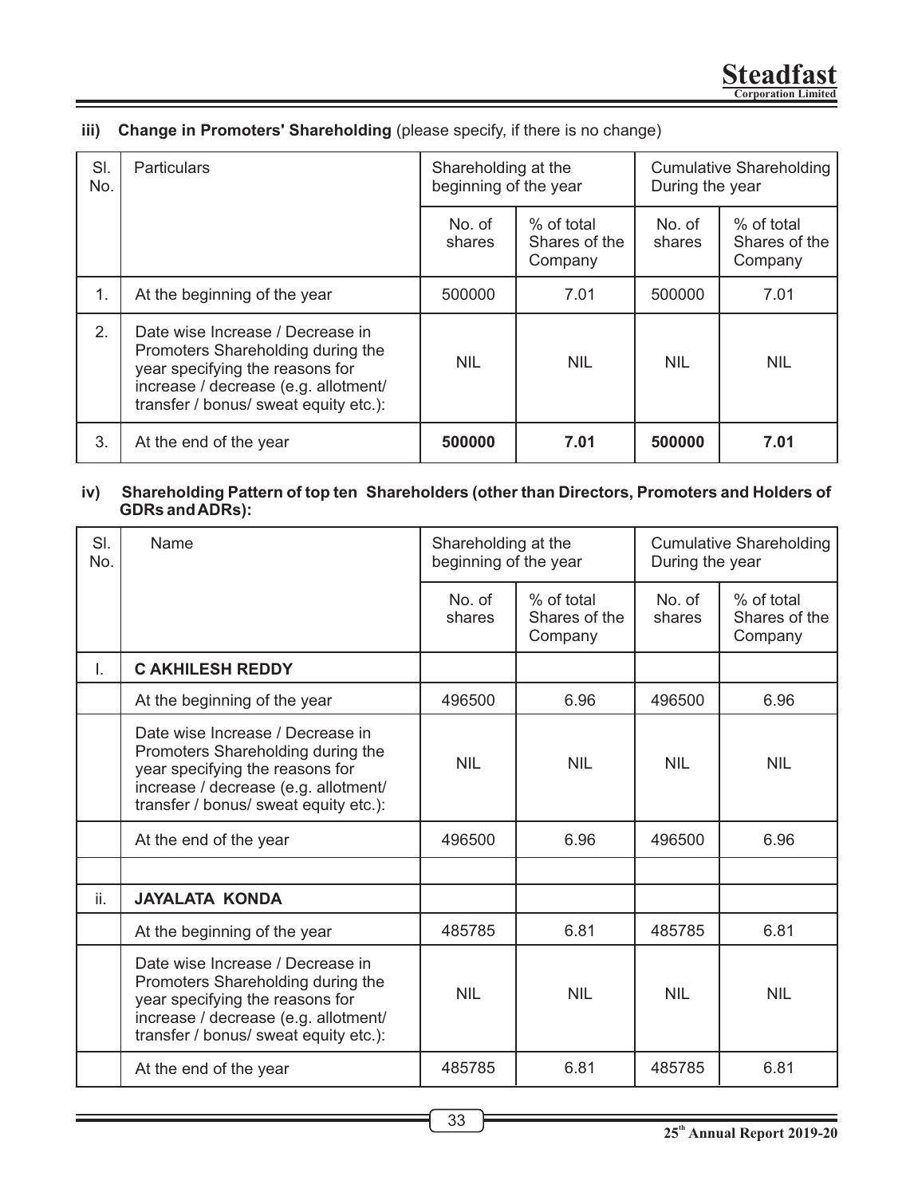**iii) Change in Promoters' Shareholding** (please specify, if there is no change)

| Sl. No. | Particulars | Shareholding at the beginning of the year | | Cumulative Shareholding During the year | |
|---|---|---|---|---|---|
| | | No. of shares | % of total Shares of the Company | No. of shares | % of total Shares of the Company |
| 1. | At the beginning of the year | 500000 | 7.01 | 500000 | 7.01 |
| 2. | Date wise Increase / Decrease in Promoters Shareholding during the year specifying the reasons for increase / decrease (e.g. allotment/ transfer / bonus/ sweat equity etc.): | NIL | NIL | NIL | NIL |
| 3. | At the end of the year | **500000** | **7.01** | **500000** | **7.01** |

**iv) Shareholding Pattern of top ten Shareholders (other than Directors, Promoters and Holders of GDRs and ADRs):**

| Sl. No. | Name | Shareholding at the beginning of the year | | Cumulative Shareholding During the year | |
|---|---|---|---|---|---|
| | | No. of shares | % of total Shares of the Company | No. of shares | % of total Shares of the Company |
| I. | **C AKHILESH REDDY** | | | | |
| | At the beginning of the year | 496500 | 6.96 | 496500 | 6.96 |
| | Date wise Increase / Decrease in Promoters Shareholding during the year specifying the reasons for increase / decrease (e.g. allotment/ transfer / bonus/ sweat equity etc.): | NIL | NIL | NIL | NIL |
| | At the end of the year | 496500 | 6.96 | 496500 | 6.96 |
| | | | | | |
| ii. | **JAYALATA KONDA** | | | | |
| | At the beginning of the year | 485785 | 6.81 | 485785 | 6.81 |
| | Date wise Increase / Decrease in Promoters Shareholding during the year specifying the reasons for increase / decrease (e.g. allotment/ transfer / bonus/ sweat equity etc.): | NIL | NIL | NIL | NIL |
| | At the end of the year | 485785 | 6.81 | 485785 | 6.81 |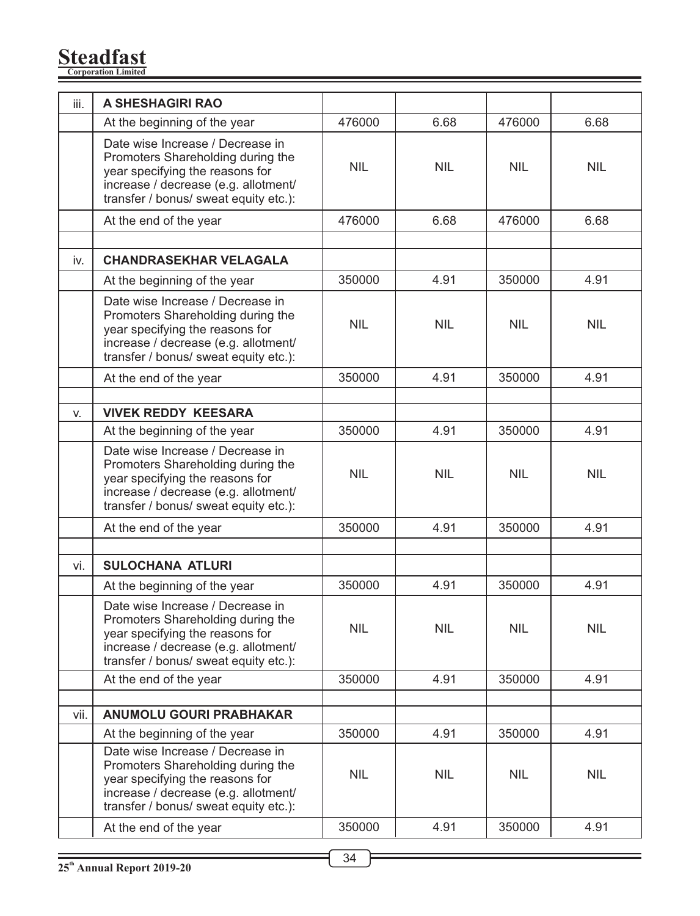| | | | | | |
|---|---|---|---|---|---|
| iii. | **A SHESHAGIRI RAO** | | | | |
| | At the beginning of the year | 476000 | 6.68 | 476000 | 6.68 |
| | Date wise Increase / Decrease in Promoters Shareholding during the year specifying the reasons for increase / decrease (e.g. allotment/ transfer / bonus/ sweat equity etc.): | NIL | NIL | NIL | NIL |
| | At the end of the year | 476000 | 6.68 | 476000 | 6.68 |
| | | | | | |
| iv. | **CHANDRASEKHAR VELAGALA** | | | | |
| | At the beginning of the year | 350000 | 4.91 | 350000 | 4.91 |
| | Date wise Increase / Decrease in Promoters Shareholding during the year specifying the reasons for increase / decrease (e.g. allotment/ transfer / bonus/ sweat equity etc.): | NIL | NIL | NIL | NIL |
| | At the end of the year | 350000 | 4.91 | 350000 | 4.91 |
| | | | | | |
| v. | **VIVEK REDDY KEESARA** | | | | |
| | At the beginning of the year | 350000 | 4.91 | 350000 | 4.91 |
| | Date wise Increase / Decrease in Promoters Shareholding during the year specifying the reasons for increase / decrease (e.g. allotment/ transfer / bonus/ sweat equity etc.): | NIL | NIL | NIL | NIL |
| | At the end of the year | 350000 | 4.91 | 350000 | 4.91 |
| | | | | | |
| vi. | **SULOCHANA ATLURI** | | | | |
| | At the beginning of the year | 350000 | 4.91 | 350000 | 4.91 |
| | Date wise Increase / Decrease in Promoters Shareholding during the year specifying the reasons for increase / decrease (e.g. allotment/ transfer / bonus/ sweat equity etc.): | NIL | NIL | NIL | NIL |
| | At the end of the year | 350000 | 4.91 | 350000 | 4.91 |
| | | | | | |
| vii. | **ANUMOLU GOURI PRABHAKAR** | | | | |
| | At the beginning of the year | 350000 | 4.91 | 350000 | 4.91 |
| | Date wise Increase / Decrease in Promoters Shareholding during the year specifying the reasons for increase / decrease (e.g. allotment/ transfer / bonus/ sweat equity etc.): | NIL | NIL | NIL | NIL |
| | At the end of the year | 350000 | 4.91 | 350000 | 4.91 |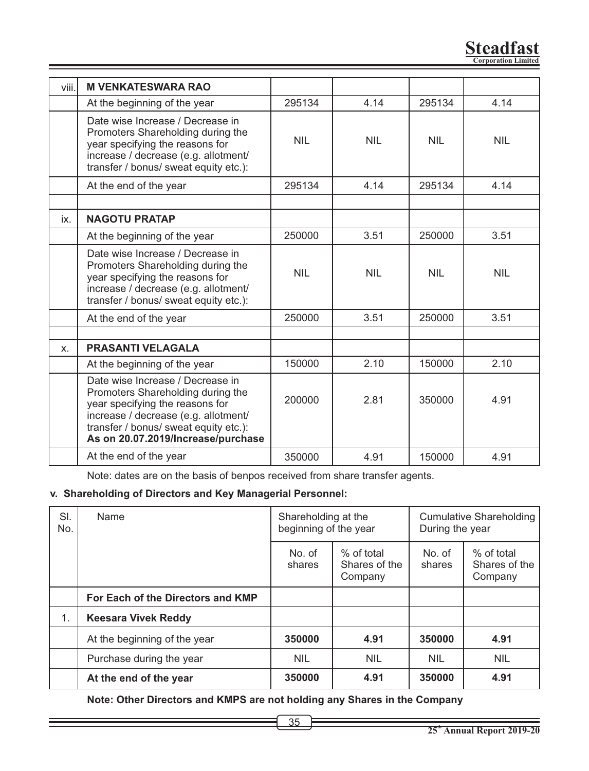| viii. | **M VENKATESWARA RAO** | | | | |
|---|---|---|---|---|---|
| | At the beginning of the year | 295134 | 4.14 | 295134 | 4.14 |
| | Date wise Increase / Decrease in Promoters Shareholding during the year specifying the reasons for increase / decrease (e.g. allotment/ transfer / bonus/ sweat equity etc.): | NIL | NIL | NIL | NIL |
| | At the end of the year | 295134 | 4.14 | 295134 | 4.14 |
| | | | | | |
| ix. | **NAGOTU PRATAP** | | | | |
| | At the beginning of the year | 250000 | 3.51 | 250000 | 3.51 |
| | Date wise Increase / Decrease in Promoters Shareholding during the year specifying the reasons for increase / decrease (e.g. allotment/ transfer / bonus/ sweat equity etc.): | NIL | NIL | NIL | NIL |
| | At the end of the year | 250000 | 3.51 | 250000 | 3.51 |
| | | | | | |
| x. | **PRASANTI VELAGALA** | | | | |
| | At the beginning of the year | 150000 | 2.10 | 150000 | 2.10 |
| | Date wise Increase / Decrease in Promoters Shareholding during the year specifying the reasons for increase / decrease (e.g. allotment/ transfer / bonus/ sweat equity etc.): **As on 20.07.2019/Increase/purchase** | 200000 | 2.81 | 350000 | 4.91 |
| | At the end of the year | 350000 | 4.91 | 150000 | 4.91 |

Note: dates are on the basis of benpos received from share transfer agents.

**v. Shareholding of Directors and Key Managerial Personnel:**

| Sl. No. | Name | Shareholding at the beginning of the year | | Cumulative Shareholding During the year | |
|---|---|---|---|---|---|
| | | No. of shares | % of total Shares of the Company | No. of shares | % of total Shares of the Company |
| | **For Each of the Directors and KMP** | | | | |
| 1. | **Keesara Vivek Reddy** | | | | |
| | At the beginning of the year | **350000** | **4.91** | **350000** | **4.91** |
| | Purchase during the year | NIL | NIL | NIL | NIL |
| | **At the end of the year** | **350000** | **4.91** | **350000** | **4.91** |

**Note: Other Directors and KMPS are not holding any Shares in the Company**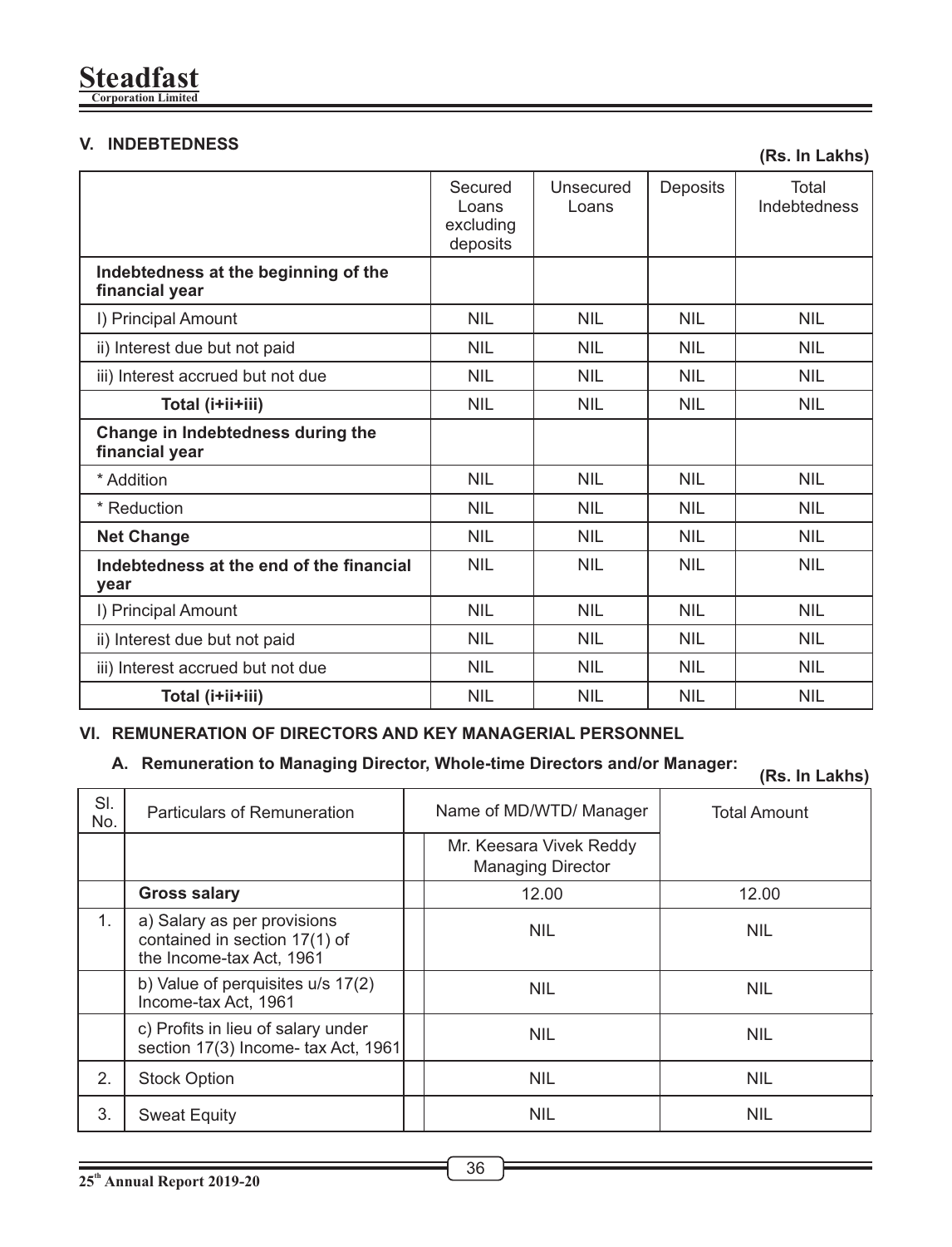## V. INDEBTEDNESS

**(Rs. In Lakhs)**

| | Secured Loans excluding deposits | Unsecured Loans | Deposits | Total Indebtedness |
|---|---|---|---|---|
| **Indebtedness at the beginning of the financial year** | | | | |
| I) Principal Amount | NIL | NIL | NIL | NIL |
| ii) Interest due but not paid | NIL | NIL | NIL | NIL |
| iii) Interest accrued but not due | NIL | NIL | NIL | NIL |
| **Total (i+ii+iii)** | NIL | NIL | NIL | NIL |
| **Change in Indebtedness during the financial year** | | | | |
| * Addition | NIL | NIL | NIL | NIL |
| * Reduction | NIL | NIL | NIL | NIL |
| **Net Change** | NIL | NIL | NIL | NIL |
| **Indebtedness at the end of the financial year** | NIL | NIL | NIL | NIL |
| I) Principal Amount | NIL | NIL | NIL | NIL |
| ii) Interest due but not paid | NIL | NIL | NIL | NIL |
| iii) Interest accrued but not due | NIL | NIL | NIL | NIL |
| **Total (i+ii+iii)** | NIL | NIL | NIL | NIL |

## VI. REMUNERATION OF DIRECTORS AND KEY MANAGERIAL PERSONNEL

### A. Remuneration to Managing Director, Whole-time Directors and/or Manager:

**(Rs. In Lakhs)**

| Sl. No. | Particulars of Remuneration | Name of MD/WTD/ Manager | Total Amount |
|---|---|---|---|
| | | Mr. Keesara Vivek Reddy Managing Director | |
| | **Gross salary** | 12.00 | 12.00 |
| 1. | a) Salary as per provisions contained in section 17(1) of the Income-tax Act, 1961 | NIL | NIL |
| | b) Value of perquisites u/s 17(2) Income-tax Act, 1961 | NIL | NIL |
| | c) Profits in lieu of salary under section 17(3) Income- tax Act, 1961 | NIL | NIL |
| 2. | Stock Option | NIL | NIL |
| 3. | Sweat Equity | NIL | NIL |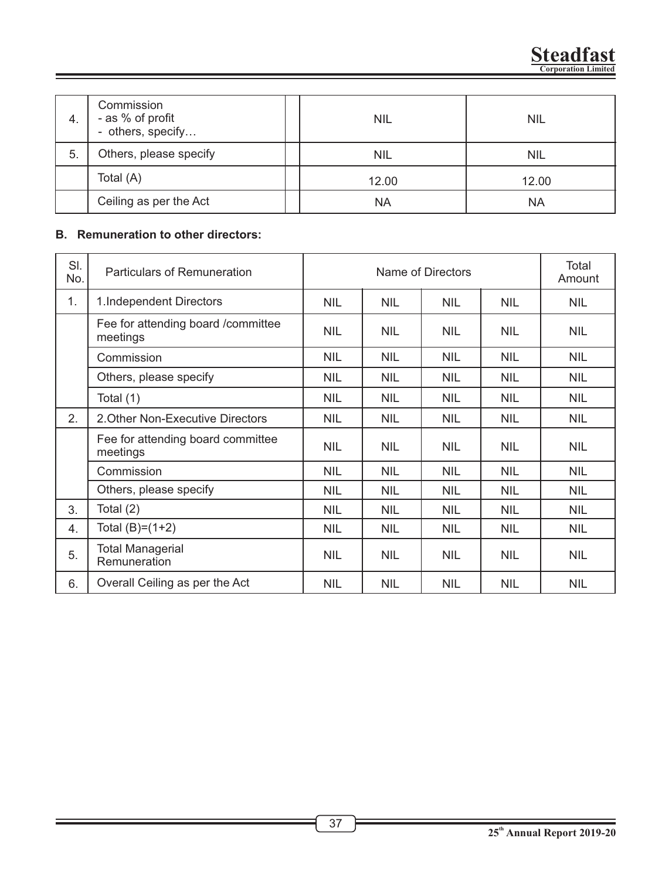| 4. | Commission<br>- as % of profit<br>- others, specify… | | NIL | NIL |
|---|---|---|---|---|
| 5. | Others, please specify | | NIL | NIL |
| | Total (A) | | 12.00 | 12.00 |
| | Ceiling as per the Act | | NA | NA |

**B. Remuneration to other directors:**

| Sl. No. | Particulars of Remuneration | Name of Directors | | | | Total Amount |
|---|---|---|---|---|---|---|
| 1. | 1.Independent Directors | NIL | NIL | NIL | NIL | NIL |
| | Fee for attending board /committee meetings | NIL | NIL | NIL | NIL | NIL |
| | Commission | NIL | NIL | NIL | NIL | NIL |
| | Others, please specify | NIL | NIL | NIL | NIL | NIL |
| | Total (1) | NIL | NIL | NIL | NIL | NIL |
| 2. | 2.Other Non-Executive Directors | NIL | NIL | NIL | NIL | NIL |
| | Fee for attending board committee meetings | NIL | NIL | NIL | NIL | NIL |
| | Commission | NIL | NIL | NIL | NIL | NIL |
| | Others, please specify | NIL | NIL | NIL | NIL | NIL |
| 3. | Total (2) | NIL | NIL | NIL | NIL | NIL |
| 4. | Total (B)=(1+2) | NIL | NIL | NIL | NIL | NIL |
| 5. | Total Managerial Remuneration | NIL | NIL | NIL | NIL | NIL |
| 6. | Overall Ceiling as per the Act | NIL | NIL | NIL | NIL | NIL |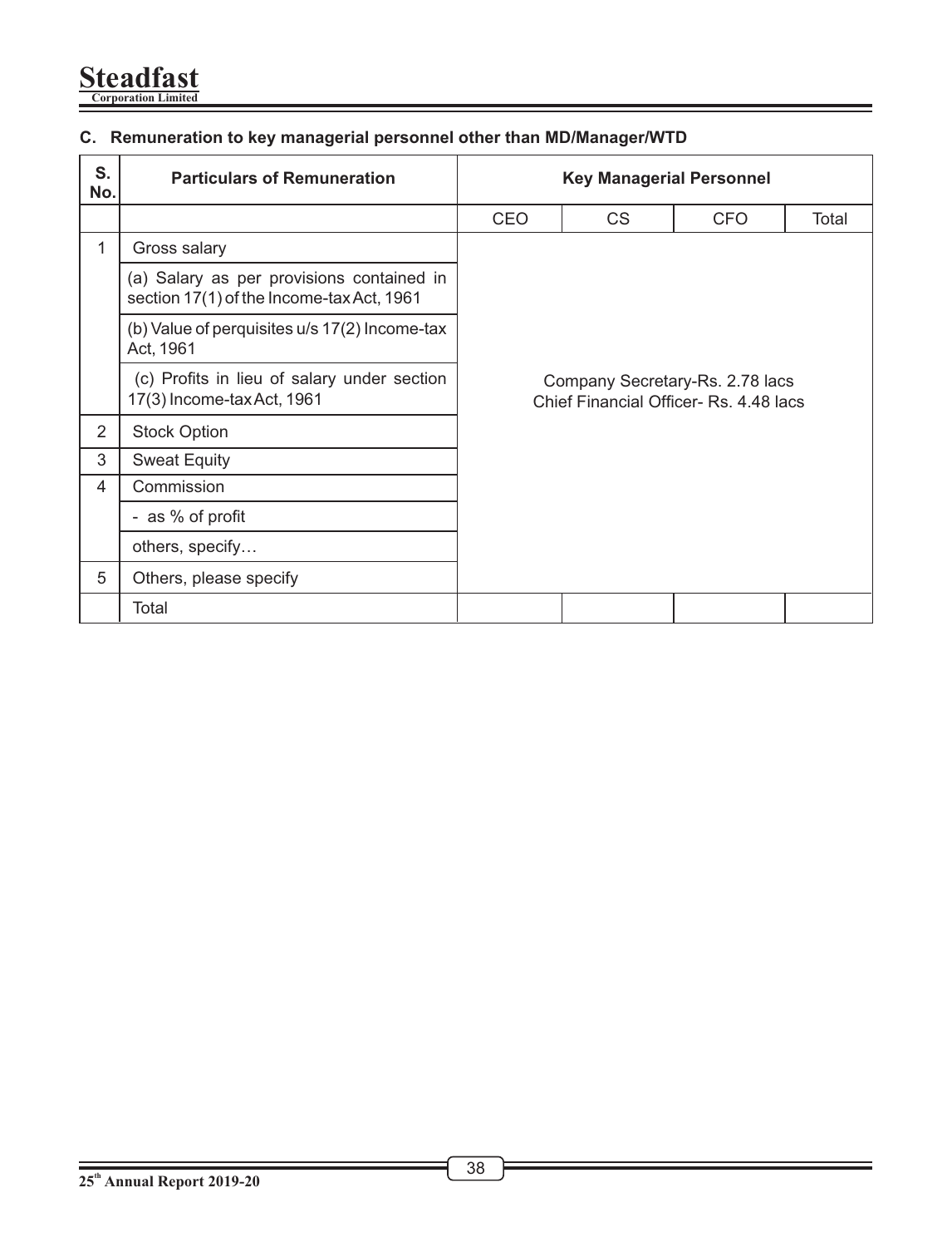### C. Remuneration to key managerial personnel other than MD/Manager/WTD

| S. No. | Particulars of Remuneration | Key Managerial Personnel | | | |
|---|---|---|---|---|---|
| | | CEO | CS | CFO | Total |
| 1 | Gross salary | Company Secretary-Rs. 2.78 lacs<br>Chief Financial Officer- Rs. 4.48 lacs | | | |
| | (a) Salary as per provisions contained in section 17(1) of the Income-tax Act, 1961 | | | | |
| | (b) Value of perquisites u/s 17(2) Income-tax Act, 1961 | | | | |
| | (c) Profits in lieu of salary under section 17(3) Income-tax Act, 1961 | | | | |
| 2 | Stock Option | | | | |
| 3 | Sweat Equity | | | | |
| 4 | Commission | | | | |
| | - as % of profit | | | | |
| | others, specify… | | | | |
| 5 | Others, please specify | | | | |
| | Total | | | | |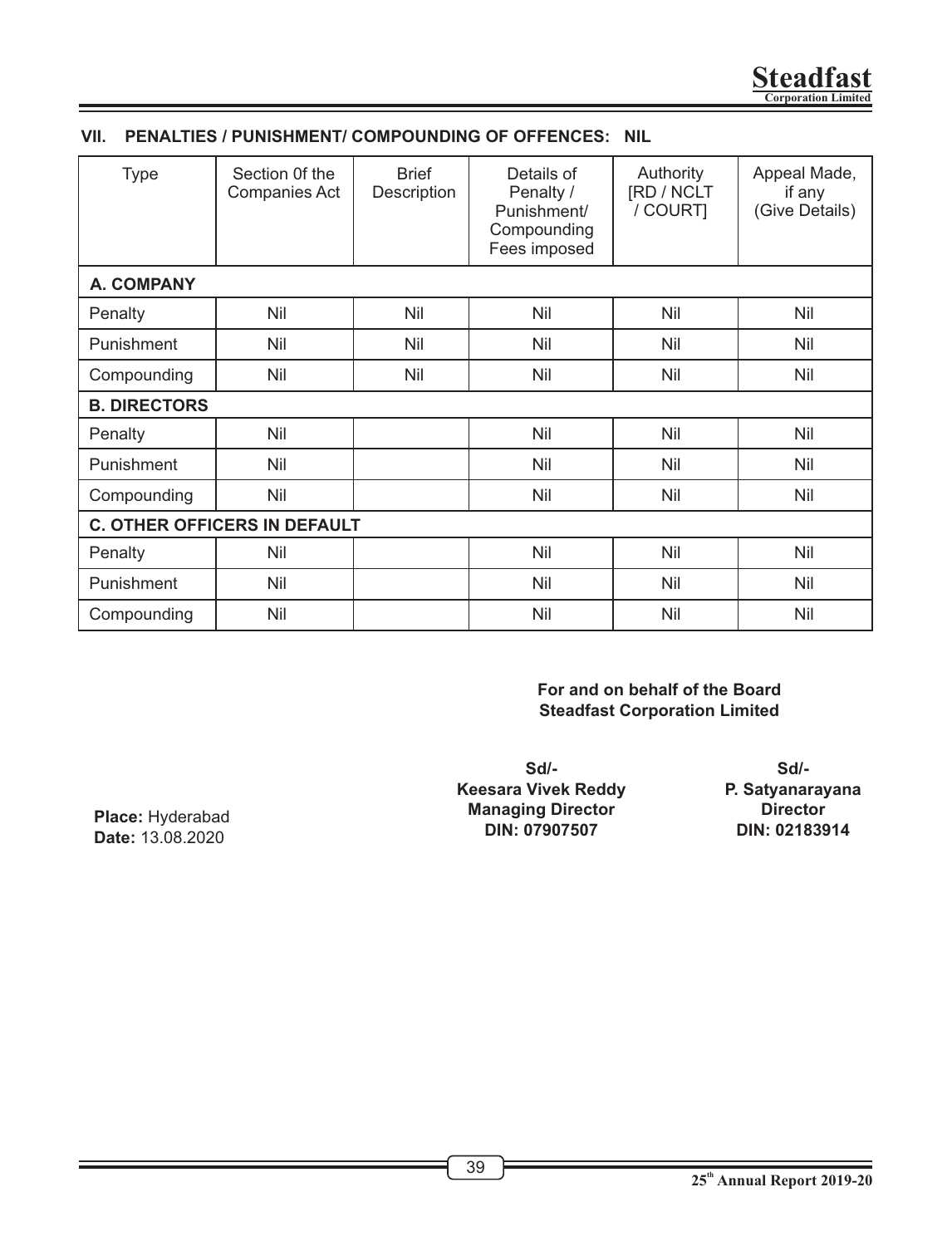## VII. PENALTIES / PUNISHMENT/ COMPOUNDING OF OFFENCES: NIL

| Type | Section 0f the Companies Act | Brief Description | Details of Penalty / Punishment/ Compounding Fees imposed | Authority [RD / NCLT / COURT] | Appeal Made, if any (Give Details) |
|---|---|---|---|---|---|
| **A. COMPANY** | | | | | |
| Penalty | Nil | Nil | Nil | Nil | Nil |
| Punishment | Nil | Nil | Nil | Nil | Nil |
| Compounding | Nil | Nil | Nil | Nil | Nil |
| **B. DIRECTORS** | | | | | |
| Penalty | Nil | | Nil | Nil | Nil |
| Punishment | Nil | | Nil | Nil | Nil |
| Compounding | Nil | | Nil | Nil | Nil |
| **C. OTHER OFFICERS IN DEFAULT** | | | | | |
| Penalty | Nil | | Nil | Nil | Nil |
| Punishment | Nil | | Nil | Nil | Nil |
| Compounding | Nil | | Nil | Nil | Nil |

**For and on behalf of the Board**
**Steadfast Corporation Limited**

**Sd/-**
**Keesara Vivek Reddy**
**Managing Director**
**DIN: 07907507**

**Sd/-**
**P. Satyanarayana**
**Director**
**DIN: 02183914**

**Place:** Hyderabad
**Date:** 13.08.2020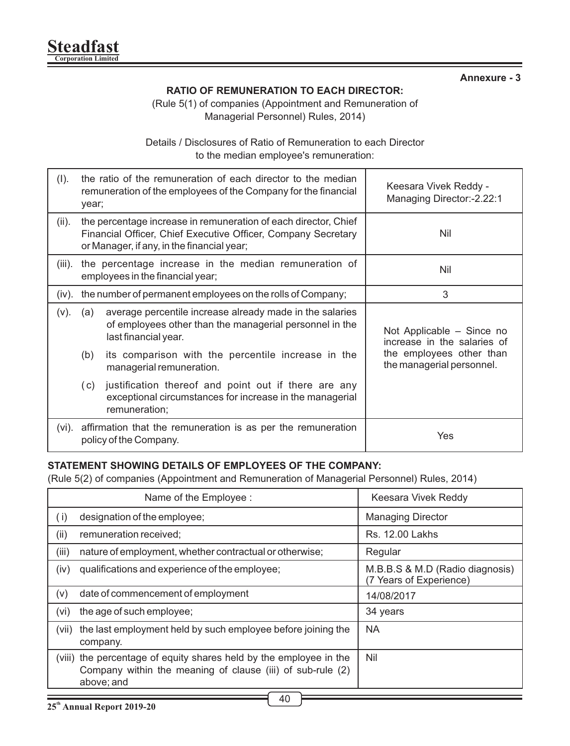Annexure - 3

## RATIO OF REMUNERATION TO EACH DIRECTOR:

(Rule 5(1) of companies (Appointment and Remuneration of Managerial Personnel) Rules, 2014)

Details / Disclosures of Ratio of Remuneration to each Director to the median employee's remuneration:

| | | |
|---|---|---|
| (I). | the ratio of the remuneration of each director to the median remuneration of the employees of the Company for the financial year; | Keesara Vivek Reddy - Managing Director:-2.22:1 |
| (ii). | the percentage increase in remuneration of each director, Chief Financial Officer, Chief Executive Officer, Company Secretary or Manager, if any, in the financial year; | Nil |
| (iii). | the percentage increase in the median remuneration of employees in the financial year; | Nil |
| (iv). | the number of permanent employees on the rolls of Company; | 3 |
| (v). | (a) average percentile increase already made in the salaries of employees other than the managerial personnel in the last financial year.<br>(b) its comparison with the percentile increase in the managerial remuneration.<br>(c) justification thereof and point out if there are any exceptional circumstances for increase in the managerial remuneration; | Not Applicable – Since no increase in the salaries of the employees other than the managerial personnel. |
| (vi). | affirmation that the remuneration is as per the remuneration policy of the Company. | Yes |

## STATEMENT SHOWING DETAILS OF EMPLOYEES OF THE COMPANY:

(Rule 5(2) of companies (Appointment and Remuneration of Managerial Personnel) Rules, 2014)

| Name of the Employee : | Keesara Vivek Reddy |
|---|---|
| (i) designation of the employee; | Managing Director |
| (ii) remuneration received; | Rs. 12.00 Lakhs |
| (iii) nature of employment, whether contractual or otherwise; | Regular |
| (iv) qualifications and experience of the employee; | M.B.B.S & M.D (Radio diagnosis) (7 Years of Experience) |
| (v) date of commencement of employment | 14/08/2017 |
| (vi) the age of such employee; | 34 years |
| (vii) the last employment held by such employee before joining the company. | NA |
| (viii) the percentage of equity shares held by the employee in the Company within the meaning of clause (iii) of sub-rule (2) above; and | Nil |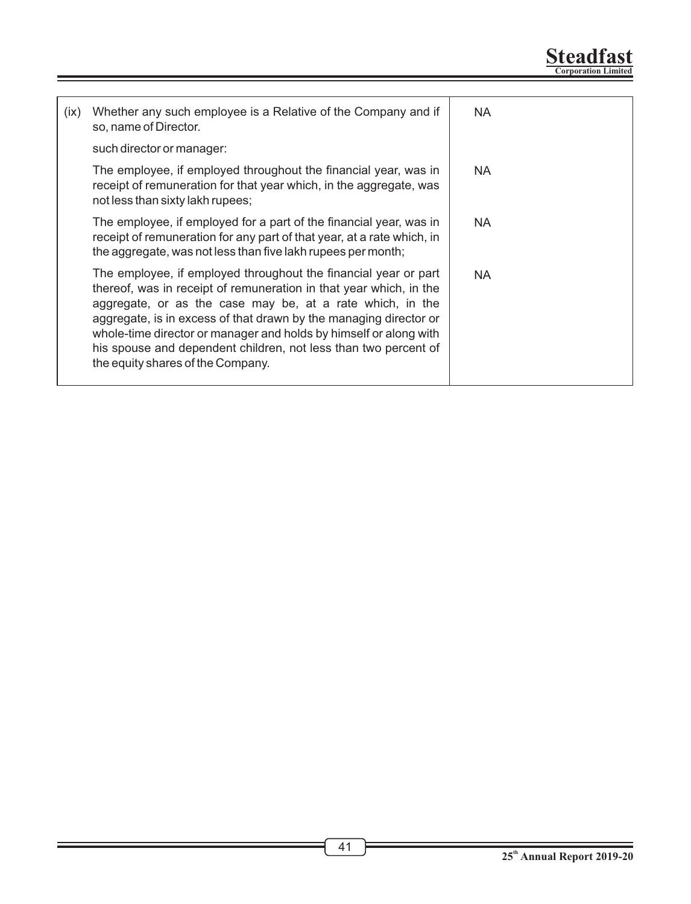| | | |
|---|---|---|
| (ix) | Whether any such employee is a Relative of the Company and if so, name of Director. | NA |
| | such director or manager: | |
| | The employee, if employed throughout the financial year, was in receipt of remuneration for that year which, in the aggregate, was not less than sixty lakh rupees; | NA |
| | The employee, if employed for a part of the financial year, was in receipt of remuneration for any part of that year, at a rate which, in the aggregate, was not less than five lakh rupees per month; | NA |
| | The employee, if employed throughout the financial year or part thereof, was in receipt of remuneration in that year which, in the aggregate, or as the case may be, at a rate which, in the aggregate, is in excess of that drawn by the managing director or whole-time director or manager and holds by himself or along with his spouse and dependent children, not less than two percent of the equity shares of the Company. | NA |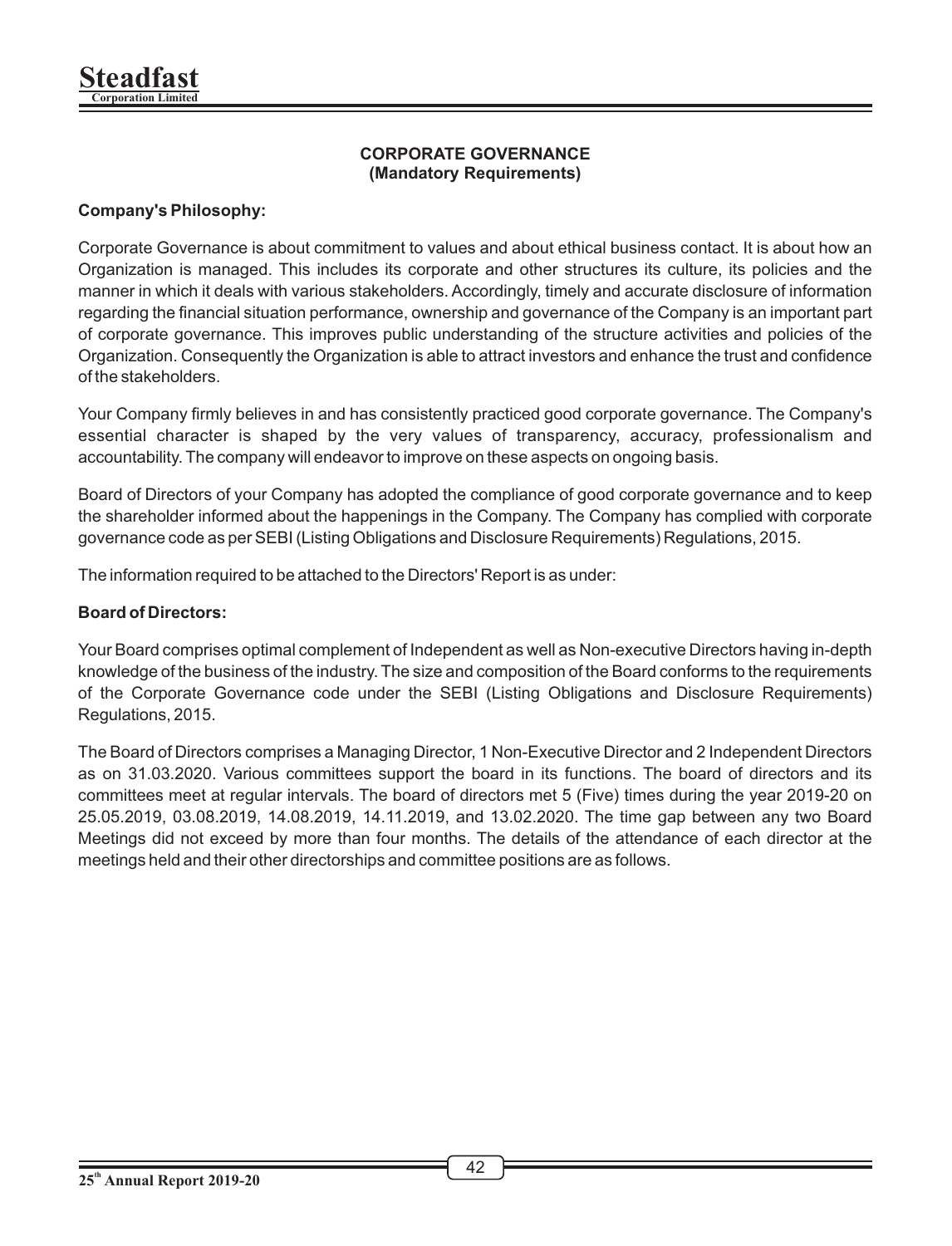## CORPORATE GOVERNANCE
### (Mandatory Requirements)

**Company's Philosophy:**

Corporate Governance is about commitment to values and about ethical business contact. It is about how an Organization is managed. This includes its corporate and other structures its culture, its policies and the manner in which it deals with various stakeholders. Accordingly, timely and accurate disclosure of information regarding the financial situation performance, ownership and governance of the Company is an important part of corporate governance. This improves public understanding of the structure activities and policies of the Organization. Consequently the Organization is able to attract investors and enhance the trust and confidence of the stakeholders.

Your Company firmly believes in and has consistently practiced good corporate governance. The Company's essential character is shaped by the very values of transparency, accuracy, professionalism and accountability. The company will endeavor to improve on these aspects on ongoing basis.

Board of Directors of your Company has adopted the compliance of good corporate governance and to keep the shareholder informed about the happenings in the Company. The Company has complied with corporate governance code as per SEBI (Listing Obligations and Disclosure Requirements) Regulations, 2015.

The information required to be attached to the Directors' Report is as under:

**Board of Directors:**

Your Board comprises optimal complement of Independent as well as Non-executive Directors having in-depth knowledge of the business of the industry. The size and composition of the Board conforms to the requirements of the Corporate Governance code under the SEBI (Listing Obligations and Disclosure Requirements) Regulations, 2015.

The Board of Directors comprises a Managing Director, 1 Non-Executive Director and 2 Independent Directors as on 31.03.2020. Various committees support the board in its functions. The board of directors and its committees meet at regular intervals. The board of directors met 5 (Five) times during the year 2019-20 on 25.05.2019, 03.08.2019, 14.08.2019, 14.11.2019, and 13.02.2020. The time gap between any two Board Meetings did not exceed by more than four months. The details of the attendance of each director at the meetings held and their other directorships and committee positions are as follows.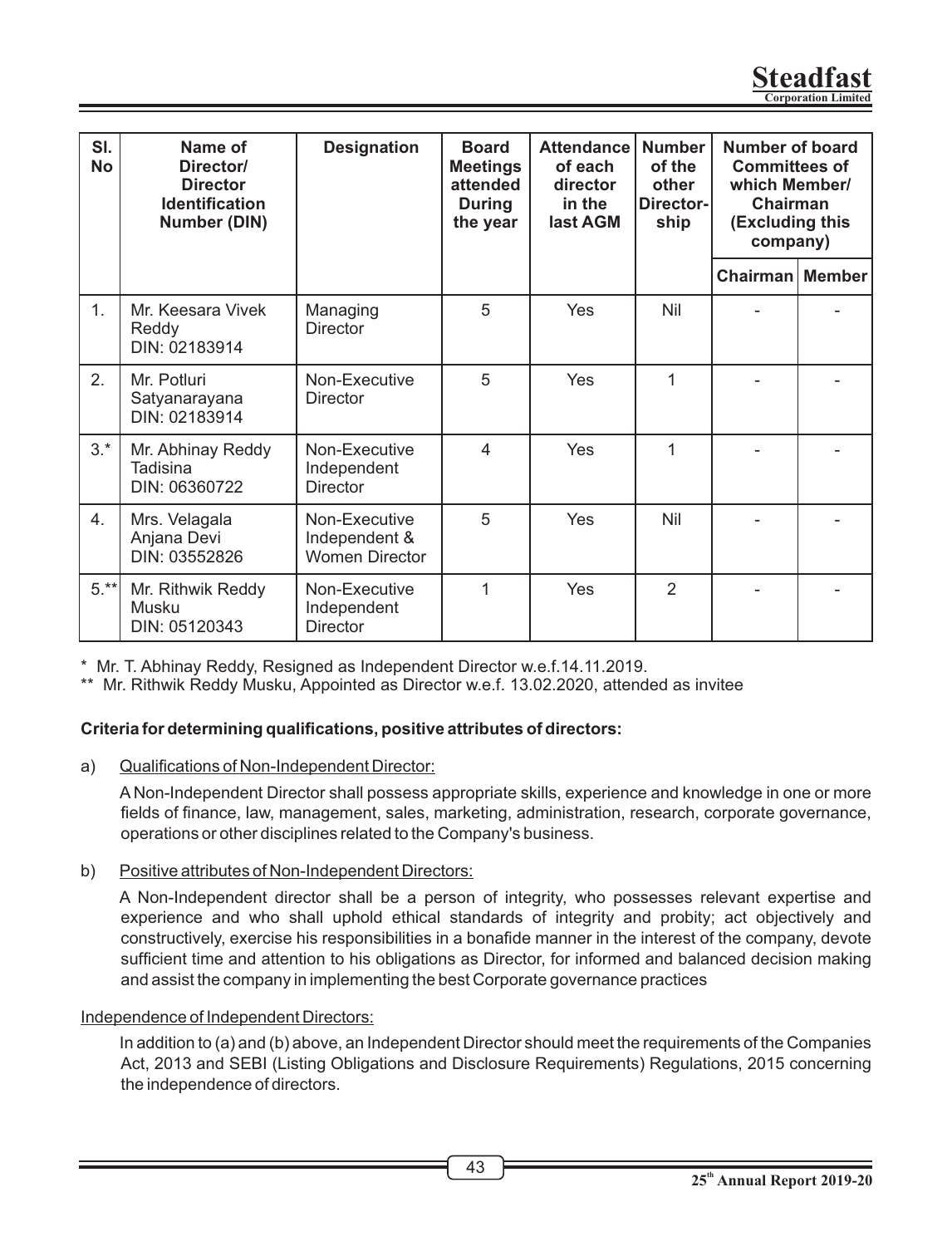| Sl. No | Name of Director/ Director Identification Number (DIN) | Designation | Board Meetings attended During the year | Attendance of each director in the last AGM | Number of the other Director-ship | Number of board Committees of which Member/ Chairman (Excluding this company) | |
|---|---|---|---|---|---|---|---|
| | | | | | | Chairman | Member |
| 1. | Mr. Keesara Vivek Reddy DIN: 02183914 | Managing Director | 5 | Yes | Nil | - | - |
| 2. | Mr. Potluri Satyanarayana DIN: 02183914 | Non-Executive Director | 5 | Yes | 1 | - | - |
| 3.* | Mr. Abhinay Reddy Tadisina DIN: 06360722 | Non-Executive Independent Director | 4 | Yes | 1 | - | - |
| 4. | Mrs. Velagala Anjana Devi DIN: 03552826 | Non-Executive Independent & Women Director | 5 | Yes | Nil | - | - |
| 5.** | Mr. Rithwik Reddy Musku DIN: 05120343 | Non-Executive Independent Director | 1 | Yes | 2 | - | - |

\* Mr. T. Abhinay Reddy, Resigned as Independent Director w.e.f.14.11.2019.

\*\* Mr. Rithwik Reddy Musku, Appointed as Director w.e.f. 13.02.2020, attended as invitee

**Criteria for determining qualifications, positive attributes of directors:**

a) Qualifications of Non-Independent Director:

A Non-Independent Director shall possess appropriate skills, experience and knowledge in one or more fields of finance, law, management, sales, marketing, administration, research, corporate governance, operations or other disciplines related to the Company's business.

b) Positive attributes of Non-Independent Directors:

A Non-Independent director shall be a person of integrity, who possesses relevant expertise and experience and who shall uphold ethical standards of integrity and probity; act objectively and constructively, exercise his responsibilities in a bonafide manner in the interest of the company, devote sufficient time and attention to his obligations as Director, for informed and balanced decision making and assist the company in implementing the best Corporate governance practices

Independence of Independent Directors:

In addition to (a) and (b) above, an Independent Director should meet the requirements of the Companies Act, 2013 and SEBI (Listing Obligations and Disclosure Requirements) Regulations, 2015 concerning the independence of directors.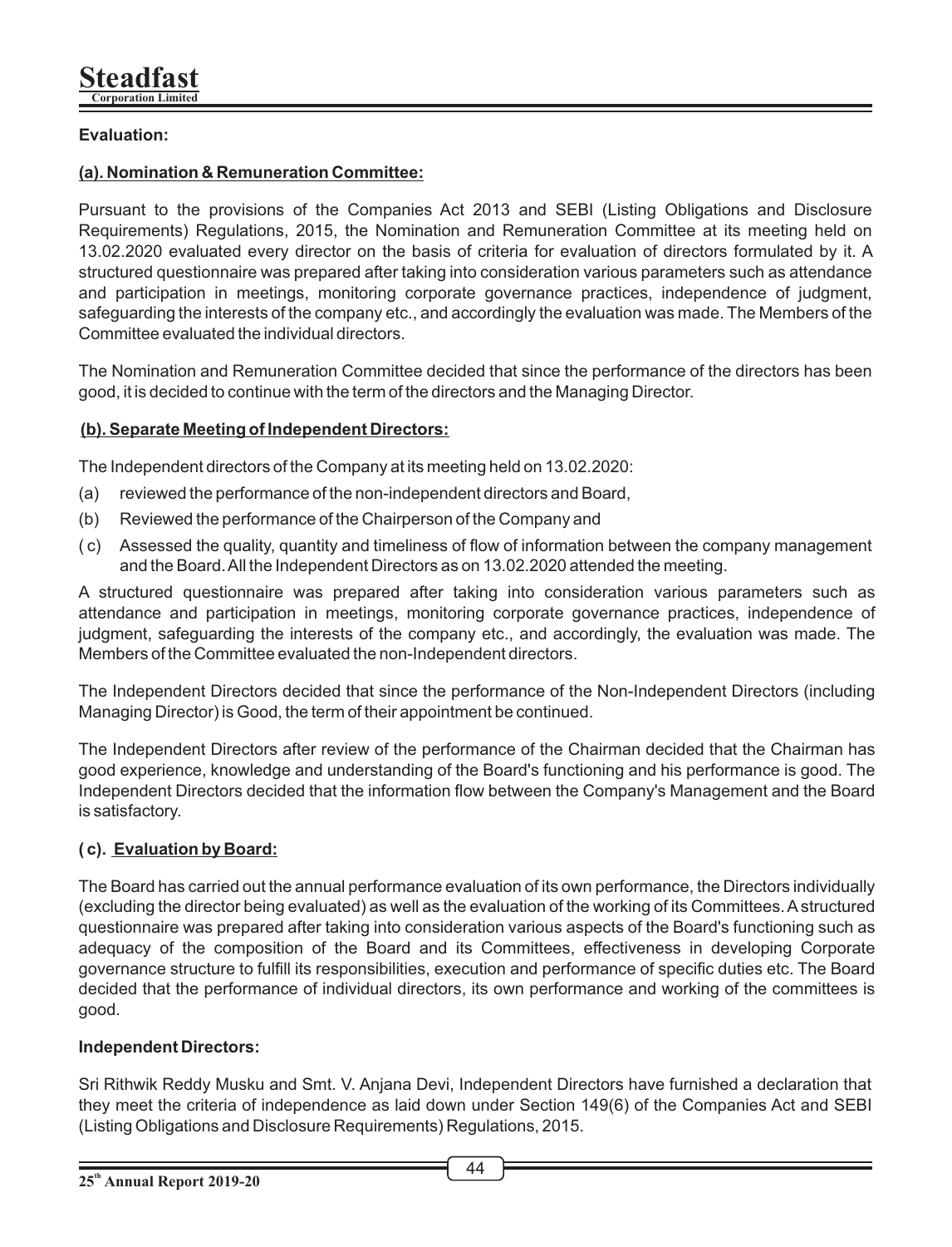**Evaluation:**

**(a). Nomination & Remuneration Committee:**

Pursuant to the provisions of the Companies Act 2013 and SEBI (Listing Obligations and Disclosure Requirements) Regulations, 2015, the Nomination and Remuneration Committee at its meeting held on 13.02.2020 evaluated every director on the basis of criteria for evaluation of directors formulated by it. A structured questionnaire was prepared after taking into consideration various parameters such as attendance and participation in meetings, monitoring corporate governance practices, independence of judgment, safeguarding the interests of the company etc., and accordingly the evaluation was made. The Members of the Committee evaluated the individual directors.

The Nomination and Remuneration Committee decided that since the performance of the directors has been good, it is decided to continue with the term of the directors and the Managing Director.

**(b). Separate Meeting of Independent Directors:**

The Independent directors of the Company at its meeting held on 13.02.2020:

(a) reviewed the performance of the non-independent directors and Board,

(b) Reviewed the performance of the Chairperson of the Company and

( c) Assessed the quality, quantity and timeliness of flow of information between the company management and the Board. All the Independent Directors as on 13.02.2020 attended the meeting.

A structured questionnaire was prepared after taking into consideration various parameters such as attendance and participation in meetings, monitoring corporate governance practices, independence of judgment, safeguarding the interests of the company etc., and accordingly, the evaluation was made. The Members of the Committee evaluated the non-Independent directors.

The Independent Directors decided that since the performance of the Non-Independent Directors (including Managing Director) is Good, the term of their appointment be continued.

The Independent Directors after review of the performance of the Chairman decided that the Chairman has good experience, knowledge and understanding of the Board's functioning and his performance is good. The Independent Directors decided that the information flow between the Company's Management and the Board is satisfactory.

**( c). Evaluation by Board:**

The Board has carried out the annual performance evaluation of its own performance, the Directors individually (excluding the director being evaluated) as well as the evaluation of the working of its Committees. A structured questionnaire was prepared after taking into consideration various aspects of the Board's functioning such as adequacy of the composition of the Board and its Committees, effectiveness in developing Corporate governance structure to fulfill its responsibilities, execution and performance of specific duties etc. The Board decided that the performance of individual directors, its own performance and working of the committees is good.

**Independent Directors:**

Sri Rithwik Reddy Musku and Smt. V. Anjana Devi, Independent Directors have furnished a declaration that they meet the criteria of independence as laid down under Section 149(6) of the Companies Act and SEBI (Listing Obligations and Disclosure Requirements) Regulations, 2015.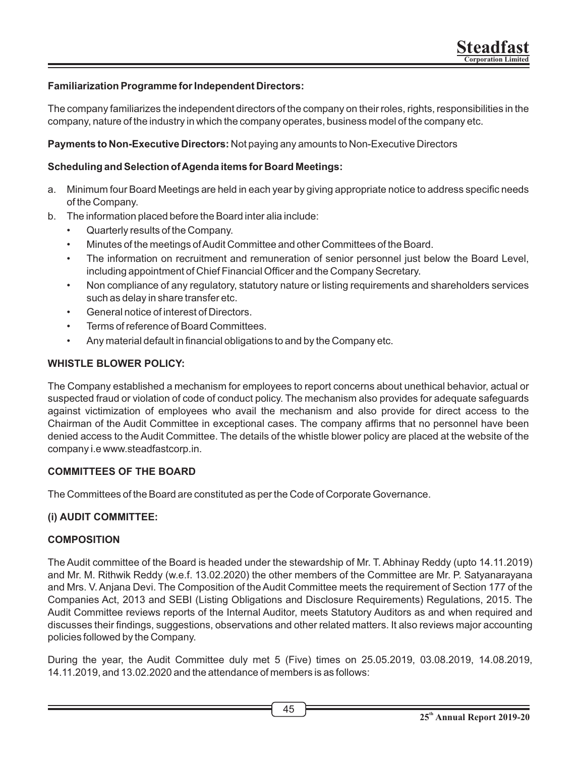**Familiarization Programme for Independent Directors:**

The company familiarizes the independent directors of the company on their roles, rights, responsibilities in the company, nature of the industry in which the company operates, business model of the company etc.

**Payments to Non-Executive Directors:** Not paying any amounts to Non-Executive Directors

**Scheduling and Selection of Agenda items for Board Meetings:**

a. Minimum four Board Meetings are held in each year by giving appropriate notice to address specific needs of the Company.
b. The information placed before the Board inter alia include:
   - Quarterly results of the Company.
   - Minutes of the meetings of Audit Committee and other Committees of the Board.
   - The information on recruitment and remuneration of senior personnel just below the Board Level, including appointment of Chief Financial Officer and the Company Secretary.
   - Non compliance of any regulatory, statutory nature or listing requirements and shareholders services such as delay in share transfer etc.
   - General notice of interest of Directors.
   - Terms of reference of Board Committees.
   - Any material default in financial obligations to and by the Company etc.

**WHISTLE BLOWER POLICY:**

The Company established a mechanism for employees to report concerns about unethical behavior, actual or suspected fraud or violation of code of conduct policy. The mechanism also provides for adequate safeguards against victimization of employees who avail the mechanism and also provide for direct access to the Chairman of the Audit Committee in exceptional cases. The company affirms that no personnel have been denied access to the Audit Committee. The details of the whistle blower policy are placed at the website of the company i.e www.steadfastcorp.in.

**COMMITTEES OF THE BOARD**

The Committees of the Board are constituted as per the Code of Corporate Governance.

**(i) AUDIT COMMITTEE:**

**COMPOSITION**

The Audit committee of the Board is headed under the stewardship of Mr. T. Abhinay Reddy (upto 14.11.2019) and Mr. M. Rithwik Reddy (w.e.f. 13.02.2020) the other members of the Committee are Mr. P. Satyanarayana and Mrs. V. Anjana Devi. The Composition of the Audit Committee meets the requirement of Section 177 of the Companies Act, 2013 and SEBI (Listing Obligations and Disclosure Requirements) Regulations, 2015. The Audit Committee reviews reports of the Internal Auditor, meets Statutory Auditors as and when required and discusses their findings, suggestions, observations and other related matters. It also reviews major accounting policies followed by the Company.

During the year, the Audit Committee duly met 5 (Five) times on 25.05.2019, 03.08.2019, 14.08.2019, 14.11.2019, and 13.02.2020 and the attendance of members is as follows: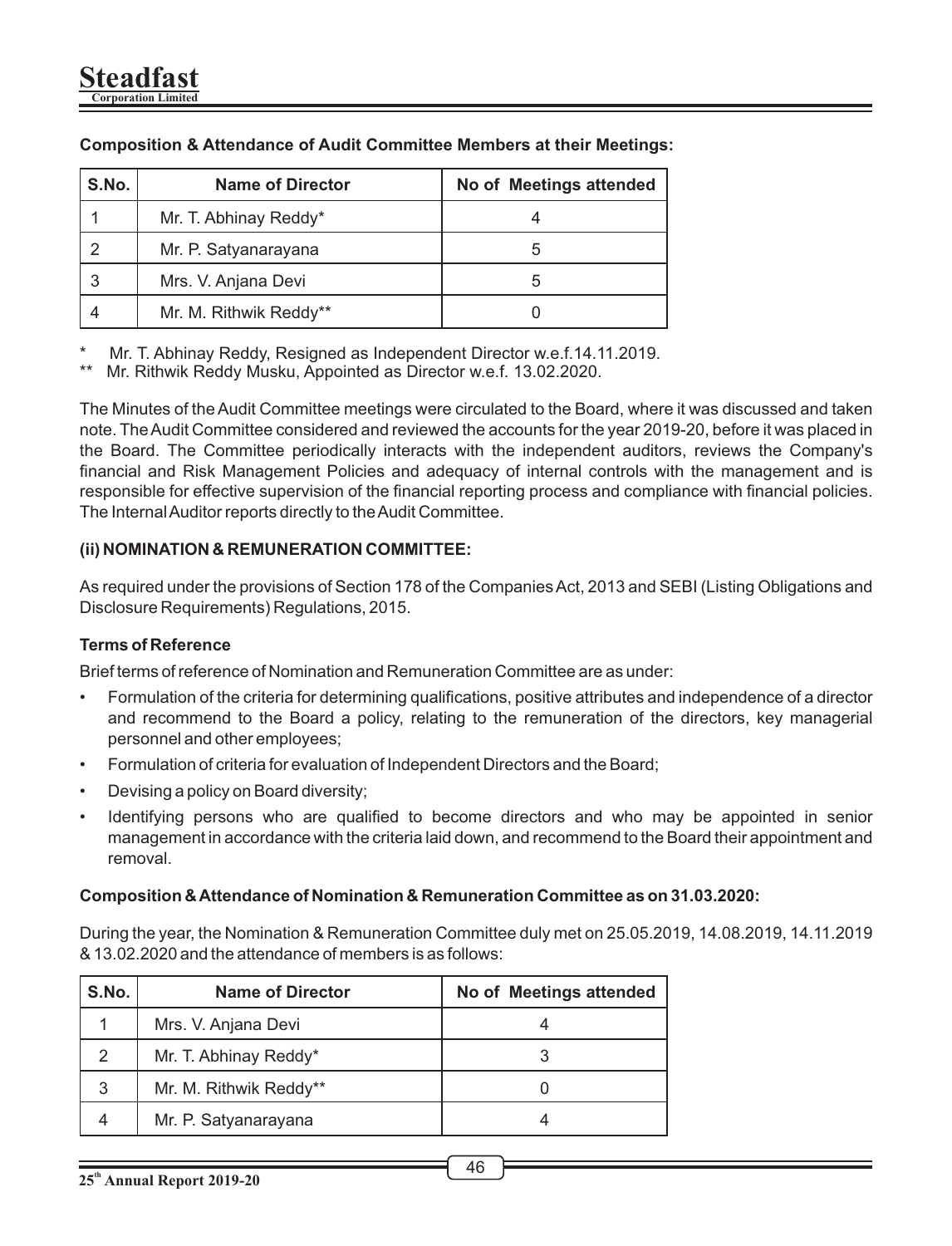**Composition & Attendance of Audit Committee Members at their Meetings:**

| S.No. | Name of Director | No of Meetings attended |
|---|---|---|
| 1 | Mr. T. Abhinay Reddy* | 4 |
| 2 | Mr. P. Satyanarayana | 5 |
| 3 | Mrs. V. Anjana Devi | 5 |
| 4 | Mr. M. Rithwik Reddy** | 0 |

\* Mr. T. Abhinay Reddy, Resigned as Independent Director w.e.f.14.11.2019.

\*\* Mr. Rithwik Reddy Musku, Appointed as Director w.e.f. 13.02.2020.

The Minutes of the Audit Committee meetings were circulated to the Board, where it was discussed and taken note. The Audit Committee considered and reviewed the accounts for the year 2019-20, before it was placed in the Board. The Committee periodically interacts with the independent auditors, reviews the Company's financial and Risk Management Policies and adequacy of internal controls with the management and is responsible for effective supervision of the financial reporting process and compliance with financial policies. The Internal Auditor reports directly to the Audit Committee.

**(ii) NOMINATION & REMUNERATION COMMITTEE:**

As required under the provisions of Section 178 of the Companies Act, 2013 and SEBI (Listing Obligations and Disclosure Requirements) Regulations, 2015.

**Terms of Reference**

Brief terms of reference of Nomination and Remuneration Committee are as under:

- Formulation of the criteria for determining qualifications, positive attributes and independence of a director and recommend to the Board a policy, relating to the remuneration of the directors, key managerial personnel and other employees;
- Formulation of criteria for evaluation of Independent Directors and the Board;
- Devising a policy on Board diversity;
- Identifying persons who are qualified to become directors and who may be appointed in senior management in accordance with the criteria laid down, and recommend to the Board their appointment and removal.

**Composition & Attendance of Nomination & Remuneration Committee as on 31.03.2020:**

During the year, the Nomination & Remuneration Committee duly met on 25.05.2019, 14.08.2019, 14.11.2019 & 13.02.2020 and the attendance of members is as follows:

| S.No. | Name of Director | No of Meetings attended |
|---|---|---|
| 1 | Mrs. V. Anjana Devi | 4 |
| 2 | Mr. T. Abhinay Reddy* | 3 |
| 3 | Mr. M. Rithwik Reddy** | 0 |
| 4 | Mr. P. Satyanarayana | 4 |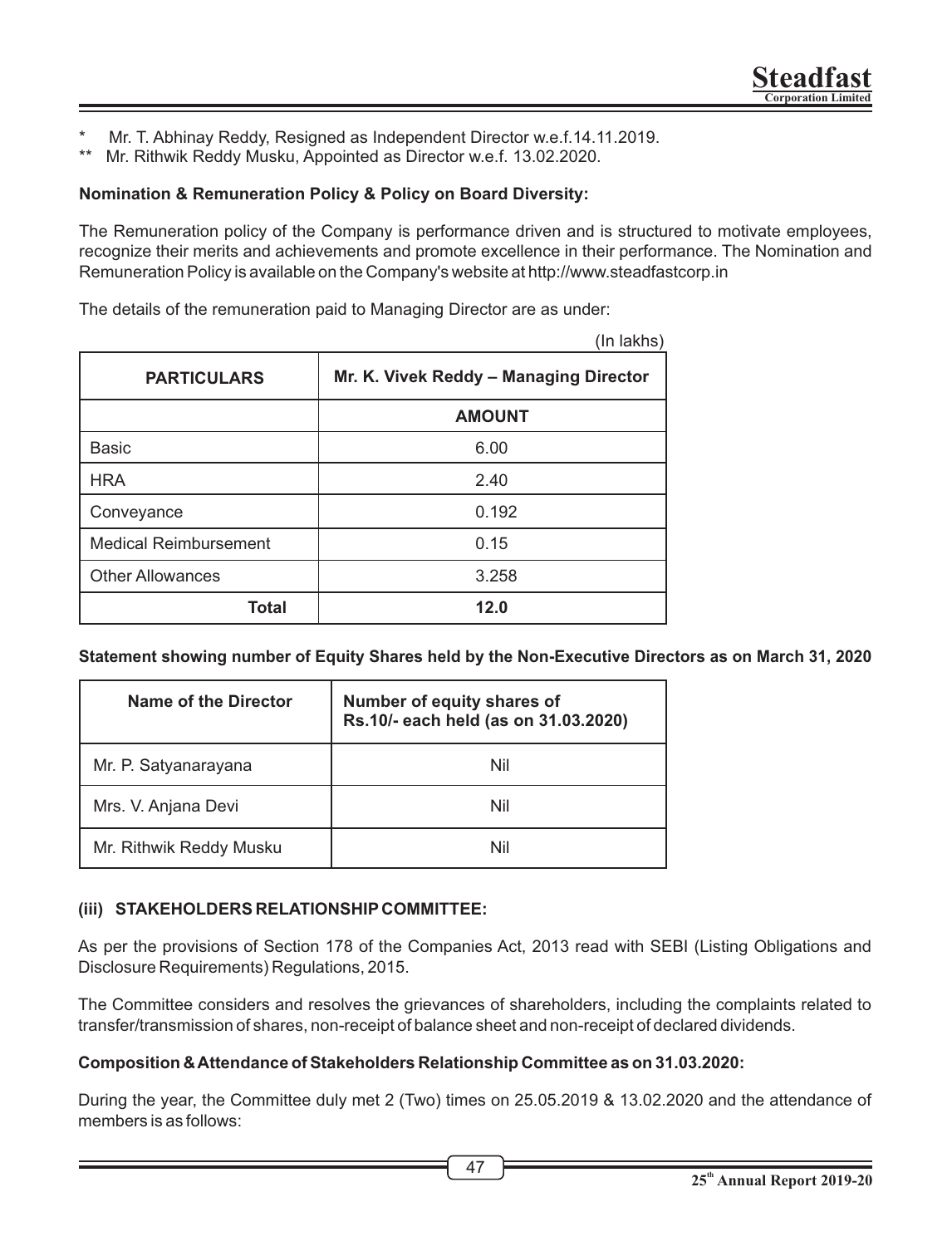\* Mr. T. Abhinay Reddy, Resigned as Independent Director w.e.f.14.11.2019.

\*\* Mr. Rithwik Reddy Musku, Appointed as Director w.e.f. 13.02.2020.

**Nomination & Remuneration Policy & Policy on Board Diversity:**

The Remuneration policy of the Company is performance driven and is structured to motivate employees, recognize their merits and achievements and promote excellence in their performance. The Nomination and Remuneration Policy is available on the Company's website at http://www.steadfastcorp.in

The details of the remuneration paid to Managing Director are as under:

(In lakhs)

| PARTICULARS | Mr. K. Vivek Reddy – Managing Director |
|---|---|
| | AMOUNT |
| Basic | 6.00 |
| HRA | 2.40 |
| Conveyance | 0.192 |
| Medical Reimbursement | 0.15 |
| Other Allowances | 3.258 |
| **Total** | **12.0** |

**Statement showing number of Equity Shares held by the Non-Executive Directors as on March 31, 2020**

| Name of the Director | Number of equity shares of Rs.10/- each held (as on 31.03.2020) |
|---|---|
| Mr. P. Satyanarayana | Nil |
| Mrs. V. Anjana Devi | Nil |
| Mr. Rithwik Reddy Musku | Nil |

### (iii) STAKEHOLDERS RELATIONSHIP COMMITTEE:

As per the provisions of Section 178 of the Companies Act, 2013 read with SEBI (Listing Obligations and Disclosure Requirements) Regulations, 2015.

The Committee considers and resolves the grievances of shareholders, including the complaints related to transfer/transmission of shares, non-receipt of balance sheet and non-receipt of declared dividends.

**Composition & Attendance of Stakeholders Relationship Committee as on 31.03.2020:**

During the year, the Committee duly met 2 (Two) times on 25.05.2019 & 13.02.2020 and the attendance of members is as follows: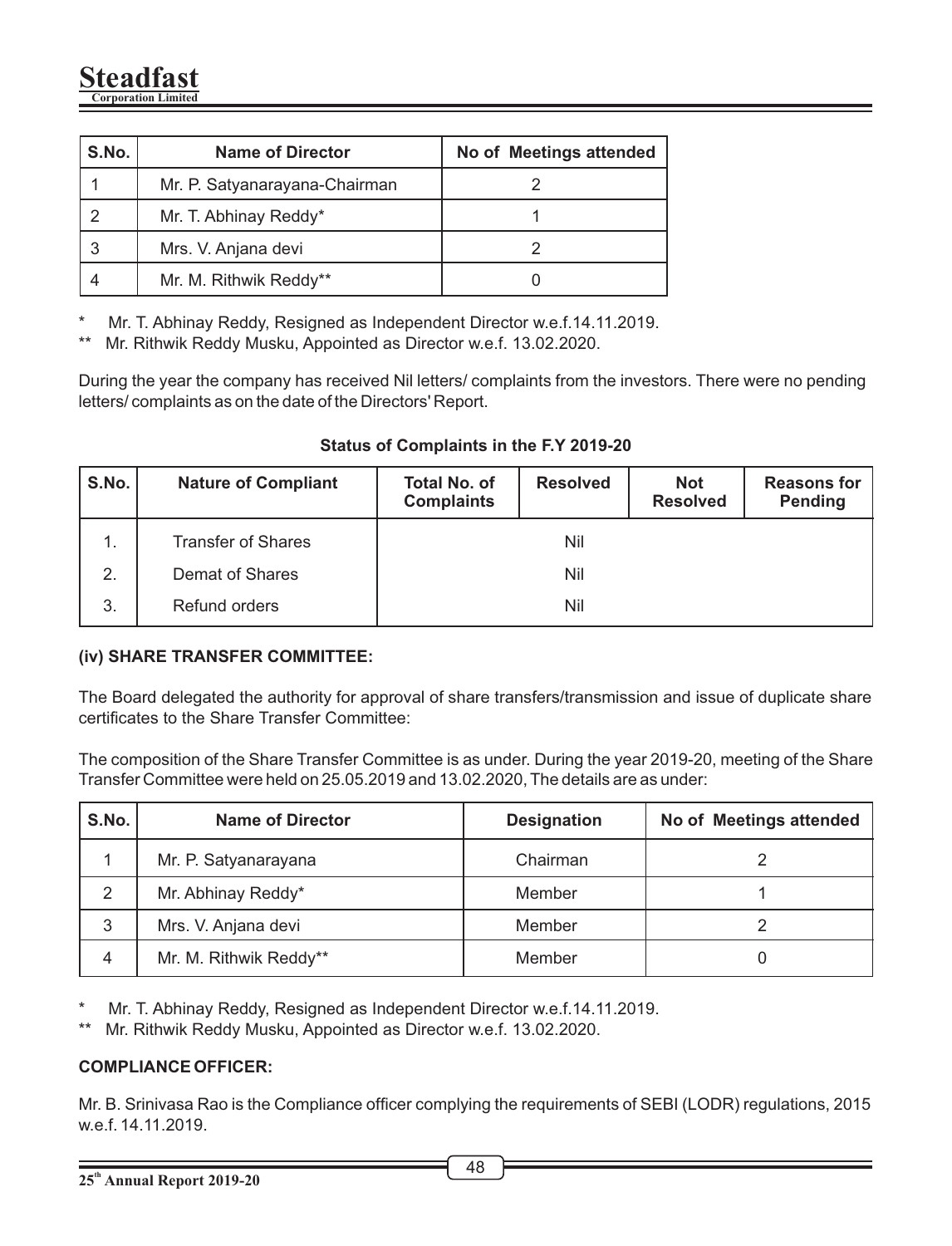| S.No. | Name of Director | No of Meetings attended |
|---|---|---|
| 1 | Mr. P. Satyanarayana-Chairman | 2 |
| 2 | Mr. T. Abhinay Reddy* | 1 |
| 3 | Mrs. V. Anjana devi | 2 |
| 4 | Mr. M. Rithwik Reddy** | 0 |

\* Mr. T. Abhinay Reddy, Resigned as Independent Director w.e.f.14.11.2019.

** Mr. Rithwik Reddy Musku, Appointed as Director w.e.f. 13.02.2020.

During the year the company has received Nil letters/ complaints from the investors. There were no pending letters/ complaints as on the date of the Directors' Report.

**Status of Complaints in the F.Y 2019-20**

| S.No. | Nature of Compliant | Total No. of Complaints | Resolved | Not Resolved | Reasons for Pending |
|---|---|---|---|---|---|
| 1. | Transfer of Shares | Nil | | | |
| 2. | Demat of Shares | Nil | | | |
| 3. | Refund orders | Nil | | | |

### (iv) SHARE TRANSFER COMMITTEE:

The Board delegated the authority for approval of share transfers/transmission and issue of duplicate share certificates to the Share Transfer Committee:

The composition of the Share Transfer Committee is as under. During the year 2019-20, meeting of the Share Transfer Committee were held on 25.05.2019 and 13.02.2020, The details are as under:

| S.No. | Name of Director | Designation | No of Meetings attended |
|---|---|---|---|
| 1 | Mr. P. Satyanarayana | Chairman | 2 |
| 2 | Mr. Abhinay Reddy* | Member | 1 |
| 3 | Mrs. V. Anjana devi | Member | 2 |
| 4 | Mr. M. Rithwik Reddy** | Member | 0 |

\* Mr. T. Abhinay Reddy, Resigned as Independent Director w.e.f.14.11.2019.

** Mr. Rithwik Reddy Musku, Appointed as Director w.e.f. 13.02.2020.

**COMPLIANCE OFFICER:**

Mr. B. Srinivasa Rao is the Compliance officer complying the requirements of SEBI (LODR) regulations, 2015 w.e.f. 14.11.2019.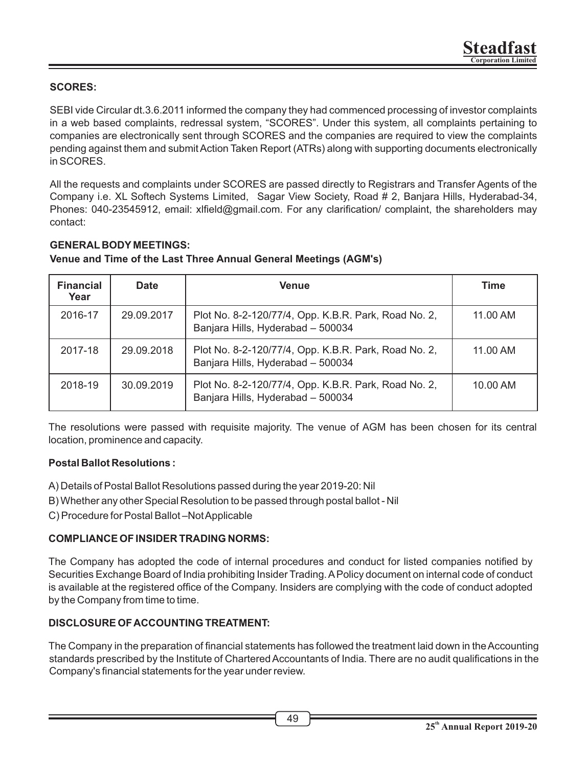**SCORES:**

SEBI vide Circular dt.3.6.2011 informed the company they had commenced processing of investor complaints in a web based complaints, redressal system, "SCORES". Under this system, all complaints pertaining to companies are electronically sent through SCORES and the companies are required to view the complaints pending against them and submit Action Taken Report (ATRs) along with supporting documents electronically in SCORES.

All the requests and complaints under SCORES are passed directly to Registrars and Transfer Agents of the Company i.e. XL Softech Systems Limited, Sagar View Society, Road # 2, Banjara Hills, Hyderabad-34, Phones: 040-23545912, email: xlfield@gmail.com. For any clarification/ complaint, the shareholders may contact:

**GENERAL BODY MEETINGS:**

**Venue and Time of the Last Three Annual General Meetings (AGM's)**

| Financial Year | Date | Venue | Time |
|---|---|---|---|
| 2016-17 | 29.09.2017 | Plot No. 8-2-120/77/4, Opp. K.B.R. Park, Road No. 2, Banjara Hills, Hyderabad – 500034 | 11.00 AM |
| 2017-18 | 29.09.2018 | Plot No. 8-2-120/77/4, Opp. K.B.R. Park, Road No. 2, Banjara Hills, Hyderabad – 500034 | 11.00 AM |
| 2018-19 | 30.09.2019 | Plot No. 8-2-120/77/4, Opp. K.B.R. Park, Road No. 2, Banjara Hills, Hyderabad – 500034 | 10.00 AM |

The resolutions were passed with requisite majority. The venue of AGM has been chosen for its central location, prominence and capacity.

**Postal Ballot Resolutions :**

A) Details of Postal Ballot Resolutions passed during the year 2019-20: Nil

B) Whether any other Special Resolution to be passed through postal ballot - Nil

C) Procedure for Postal Ballot –Not Applicable

**COMPLIANCE OF INSIDER TRADING NORMS:**

The Company has adopted the code of internal procedures and conduct for listed companies notified by Securities Exchange Board of India prohibiting Insider Trading. A Policy document on internal code of conduct is available at the registered office of the Company. Insiders are complying with the code of conduct adopted by the Company from time to time.

**DISCLOSURE OF ACCOUNTING TREATMENT:**

The Company in the preparation of financial statements has followed the treatment laid down in the Accounting standards prescribed by the Institute of Chartered Accountants of India. There are no audit qualifications in the Company's financial statements for the year under review.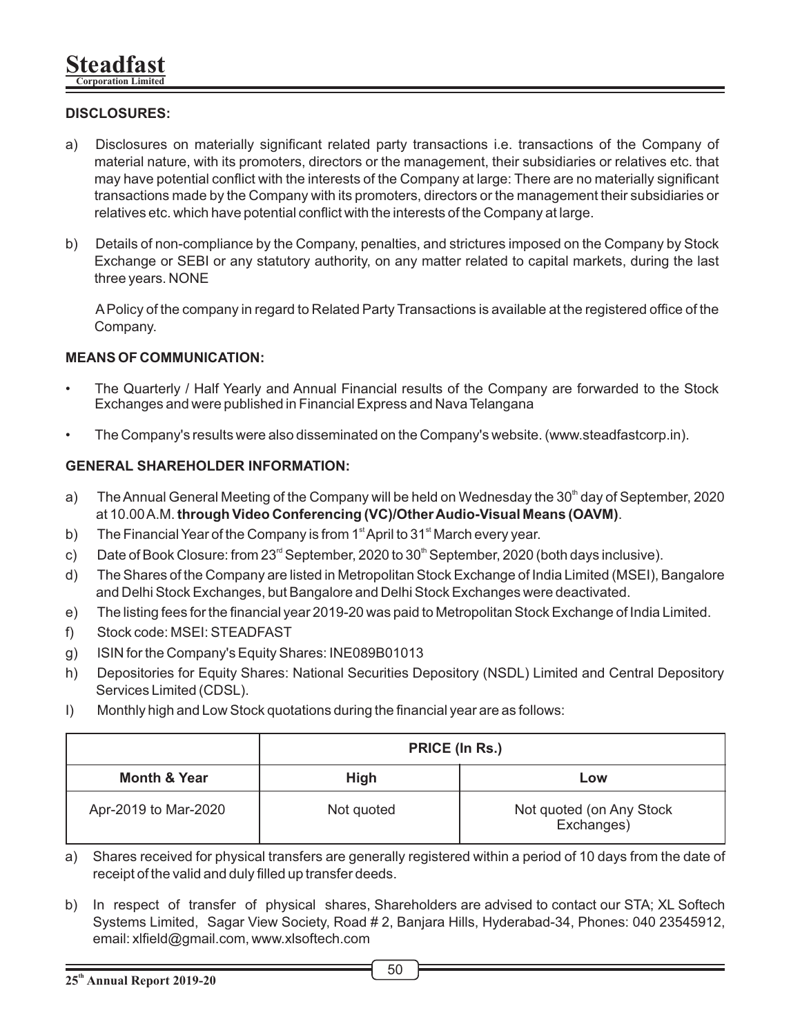**DISCLOSURES:**

a) Disclosures on materially significant related party transactions i.e. transactions of the Company of material nature, with its promoters, directors or the management, their subsidiaries or relatives etc. that may have potential conflict with the interests of the Company at large: There are no materially significant transactions made by the Company with its promoters, directors or the management their subsidiaries or relatives etc. which have potential conflict with the interests of the Company at large.

b) Details of non-compliance by the Company, penalties, and strictures imposed on the Company by Stock Exchange or SEBI or any statutory authority, on any matter related to capital markets, during the last three years. NONE

A Policy of the company in regard to Related Party Transactions is available at the registered office of the Company.

**MEANS OF COMMUNICATION:**

- The Quarterly / Half Yearly and Annual Financial results of the Company are forwarded to the Stock Exchanges and were published in Financial Express and Nava Telangana
- The Company's results were also disseminated on the Company's website. (www.steadfastcorp.in).

**GENERAL SHAREHOLDER INFORMATION:**

a) The Annual General Meeting of the Company will be held on Wednesday the 30th day of September, 2020 at 10.00 A.M. **through Video Conferencing (VC)/Other Audio-Visual Means (OAVM)**.

b) The Financial Year of the Company is from 1st April to 31st March every year.

c) Date of Book Closure: from 23rd September, 2020 to 30th September, 2020 (both days inclusive).

d) The Shares of the Company are listed in Metropolitan Stock Exchange of India Limited (MSEI), Bangalore and Delhi Stock Exchanges, but Bangalore and Delhi Stock Exchanges were deactivated.

e) The listing fees for the financial year 2019-20 was paid to Metropolitan Stock Exchange of India Limited.

f) Stock code: MSEI: STEADFAST

g) ISIN for the Company's Equity Shares: INE089B01013

h) Depositories for Equity Shares: National Securities Depository (NSDL) Limited and Central Depository Services Limited (CDSL).

I) Monthly high and Low Stock quotations during the financial year are as follows:

| | PRICE (In Rs.) | |
|---|---|---|
| **Month & Year** | **High** | **Low** |
| Apr-2019 to Mar-2020 | Not quoted | Not quoted (on Any Stock Exchanges) |

a) Shares received for physical transfers are generally registered within a period of 10 days from the date of receipt of the valid and duly filled up transfer deeds.

b) In respect of transfer of physical shares, Shareholders are advised to contact our STA; XL Softech Systems Limited, Sagar View Society, Road # 2, Banjara Hills, Hyderabad-34, Phones: 040 23545912, email: xlfield@gmail.com, www.xlsoftech.com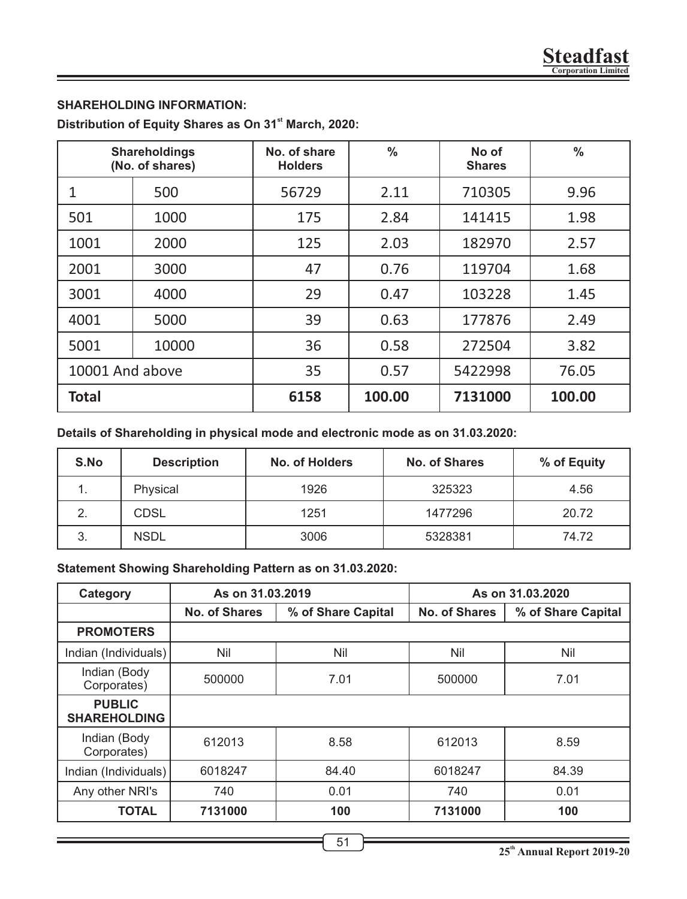**SHAREHOLDING INFORMATION:**

**Distribution of Equity Shares as On 31st March, 2020:**

| Shareholdings (No. of shares) | | No. of share Holders | % | No of Shares | % |
|---|---|---|---|---|---|
| 1 | 500 | 56729 | 2.11 | 710305 | 9.96 |
| 501 | 1000 | 175 | 2.84 | 141415 | 1.98 |
| 1001 | 2000 | 125 | 2.03 | 182970 | 2.57 |
| 2001 | 3000 | 47 | 0.76 | 119704 | 1.68 |
| 3001 | 4000 | 29 | 0.47 | 103228 | 1.45 |
| 4001 | 5000 | 39 | 0.63 | 177876 | 2.49 |
| 5001 | 10000 | 36 | 0.58 | 272504 | 3.82 |
| 10001 And above | | 35 | 0.57 | 5422998 | 76.05 |
| **Total** | | **6158** | **100.00** | **7131000** | **100.00** |

**Details of Shareholding in physical mode and electronic mode as on 31.03.2020:**

| S.No | Description | No. of Holders | No. of Shares | % of Equity |
|---|---|---|---|---|
| 1. | Physical | 1926 | 325323 | 4.56 |
| 2. | CDSL | 1251 | 1477296 | 20.72 |
| 3. | NSDL | 3006 | 5328381 | 74.72 |

**Statement Showing Shareholding Pattern as on 31.03.2020:**

| Category | As on 31.03.2019 | | As on 31.03.2020 | |
|---|---|---|---|---|
| | No. of Shares | % of Share Capital | No. of Shares | % of Share Capital |
| **PROMOTERS** | | | | |
| Indian (Individuals) | Nil | Nil | Nil | Nil |
| Indian (Body Corporates) | 500000 | 7.01 | 500000 | 7.01 |
| **PUBLIC SHAREHOLDING** | | | | |
| Indian (Body Corporates) | 612013 | 8.58 | 612013 | 8.59 |
| Indian (Individuals) | 6018247 | 84.40 | 6018247 | 84.39 |
| Any other NRI's | 740 | 0.01 | 740 | 0.01 |
| **TOTAL** | **7131000** | **100** | **7131000** | **100** |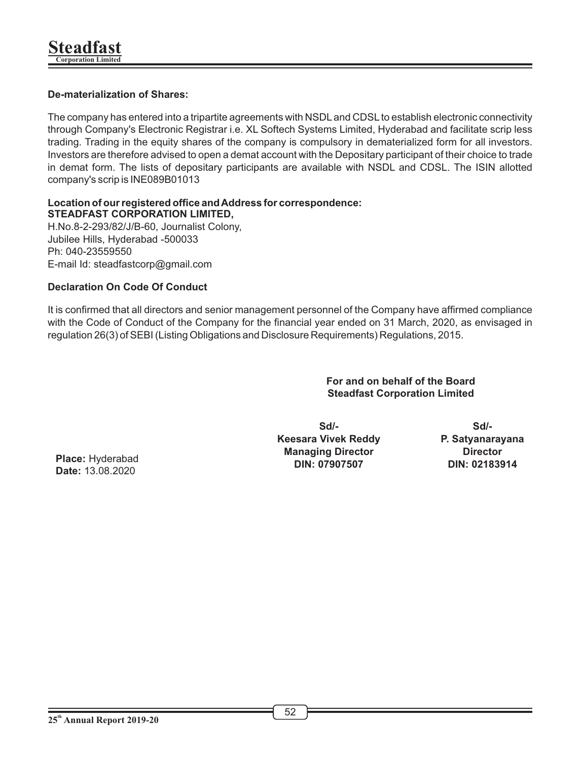**De-materialization of Shares:**

The company has entered into a tripartite agreements with NSDL and CDSL to establish electronic connectivity through Company's Electronic Registrar i.e. XL Softech Systems Limited, Hyderabad and facilitate scrip less trading. Trading in the equity shares of the company is compulsory in dematerialized form for all investors. Investors are therefore advised to open a demat account with the Depositary participant of their choice to trade in demat form. The lists of depositary participants are available with NSDL and CDSL. The ISIN allotted company's scrip is INE089B01013

**Location of our registered office and Address for correspondence:**
**STEADFAST CORPORATION LIMITED,**
H.No.8-2-293/82/J/B-60, Journalist Colony,
Jubilee Hills, Hyderabad -500033
Ph: 040-23559550
E-mail Id: steadfastcorp@gmail.com

**Declaration On Code Of Conduct**

It is confirmed that all directors and senior management personnel of the Company have affirmed compliance with the Code of Conduct of the Company for the financial year ended on 31 March, 2020, as envisaged in regulation 26(3) of SEBI (Listing Obligations and Disclosure Requirements) Regulations, 2015.

**For and on behalf of the Board**
**Steadfast Corporation Limited**

| | Sd/-<br>**Keesara Vivek Reddy**<br>**Managing Director**<br>**DIN: 07907507** | Sd/-<br>**P. Satyanarayana**<br>**Director**<br>**DIN: 02183914** |
|---|---|---|
| **Place:** Hyderabad<br>**Date:** 13.08.2020 | | |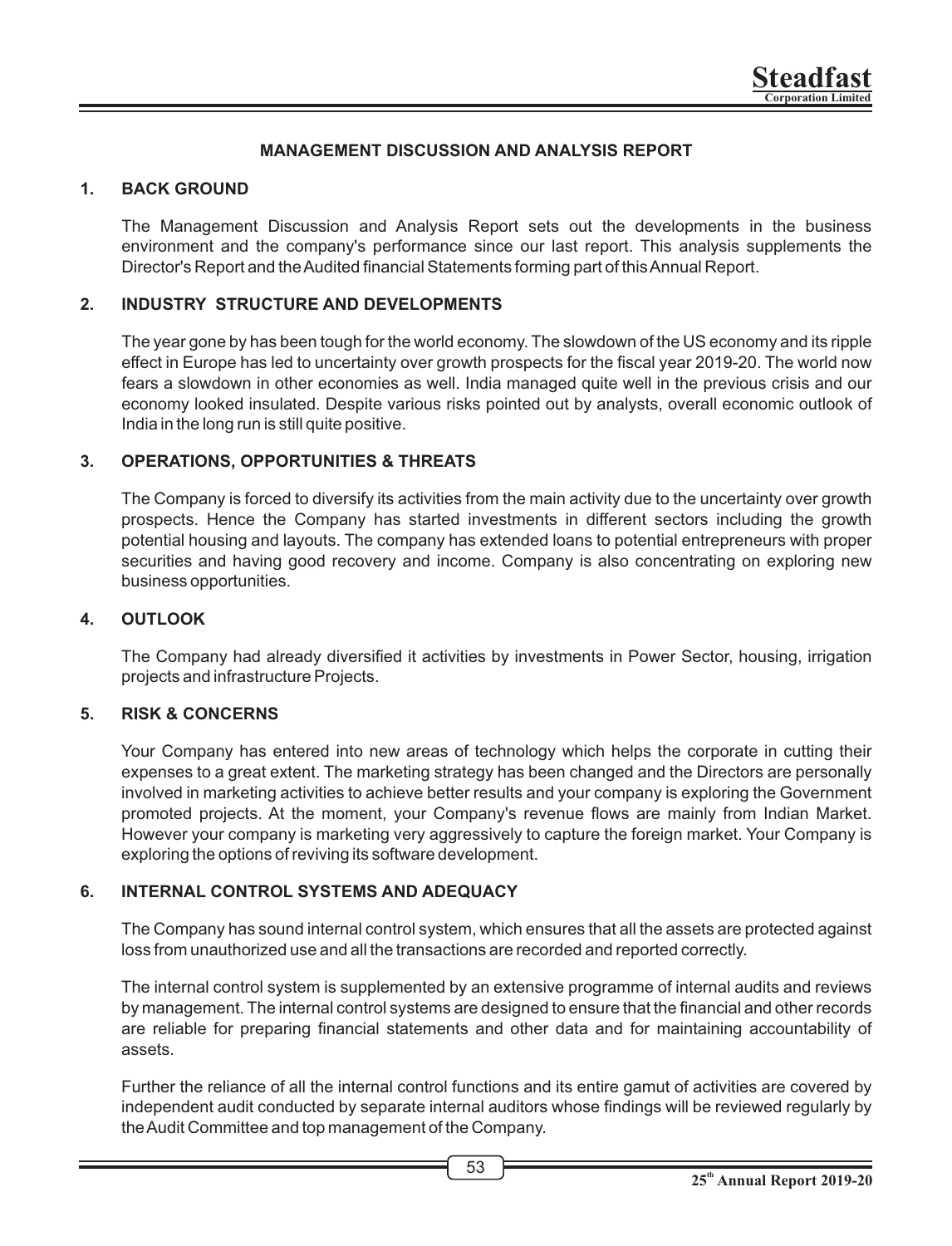## MANAGEMENT DISCUSSION AND ANALYSIS REPORT

### 1. BACK GROUND

The Management Discussion and Analysis Report sets out the developments in the business environment and the company's performance since our last report. This analysis supplements the Director's Report and the Audited financial Statements forming part of this Annual Report.

### 2. INDUSTRY STRUCTURE AND DEVELOPMENTS

The year gone by has been tough for the world economy. The slowdown of the US economy and its ripple effect in Europe has led to uncertainty over growth prospects for the fiscal year 2019-20. The world now fears a slowdown in other economies as well. India managed quite well in the previous crisis and our economy looked insulated. Despite various risks pointed out by analysts, overall economic outlook of India in the long run is still quite positive.

### 3. OPERATIONS, OPPORTUNITIES & THREATS

The Company is forced to diversify its activities from the main activity due to the uncertainty over growth prospects. Hence the Company has started investments in different sectors including the growth potential housing and layouts. The company has extended loans to potential entrepreneurs with proper securities and having good recovery and income. Company is also concentrating on exploring new business opportunities.

### 4. OUTLOOK

The Company had already diversified it activities by investments in Power Sector, housing, irrigation projects and infrastructure Projects.

### 5. RISK & CONCERNS

Your Company has entered into new areas of technology which helps the corporate in cutting their expenses to a great extent. The marketing strategy has been changed and the Directors are personally involved in marketing activities to achieve better results and your company is exploring the Government promoted projects. At the moment, your Company's revenue flows are mainly from Indian Market. However your company is marketing very aggressively to capture the foreign market. Your Company is exploring the options of reviving its software development.

### 6. INTERNAL CONTROL SYSTEMS AND ADEQUACY

The Company has sound internal control system, which ensures that all the assets are protected against loss from unauthorized use and all the transactions are recorded and reported correctly.

The internal control system is supplemented by an extensive programme of internal audits and reviews by management. The internal control systems are designed to ensure that the financial and other records are reliable for preparing financial statements and other data and for maintaining accountability of assets.

Further the reliance of all the internal control functions and its entire gamut of activities are covered by independent audit conducted by separate internal auditors whose findings will be reviewed regularly by the Audit Committee and top management of the Company.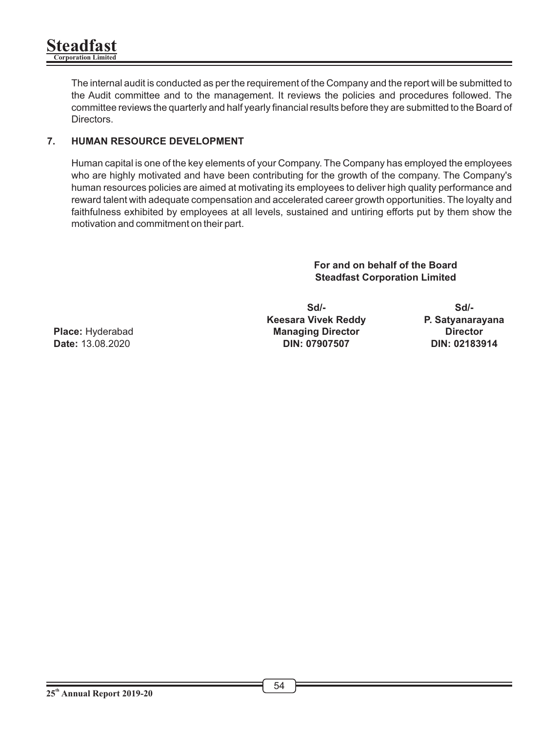The internal audit is conducted as per the requirement of the Company and the report will be submitted to the Audit committee and to the management. It reviews the policies and procedures followed. The committee reviews the quarterly and half yearly financial results before they are submitted to the Board of Directors.

## 7. HUMAN RESOURCE DEVELOPMENT

Human capital is one of the key elements of your Company. The Company has employed the employees who are highly motivated and have been contributing for the growth of the company. The Company's human resources policies are aimed at motivating its employees to deliver high quality performance and reward talent with adequate compensation and accelerated career growth opportunities. The loyalty and faithfulness exhibited by employees at all levels, sustained and untiring efforts put by them show the motivation and commitment on their part.

**For and on behalf of the Board**
**Steadfast Corporation Limited**

| | Sd/- | Sd/- |
|---|---|---|
| | **Keesara Vivek Reddy** | **P. Satyanarayana** |
| **Place:** Hyderabad | **Managing Director** | **Director** |
| **Date:** 13.08.2020 | **DIN: 07907507** | **DIN: 02183914** |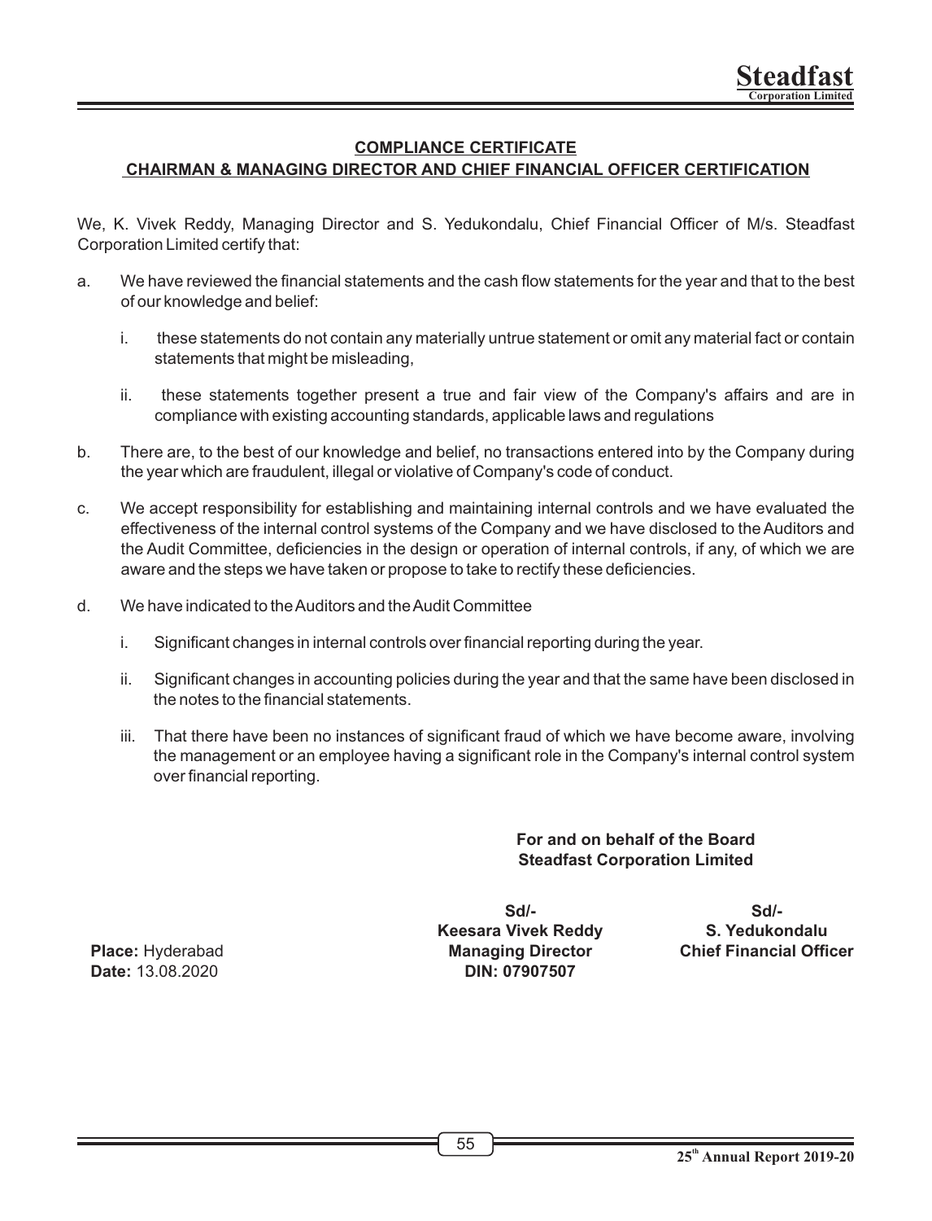## COMPLIANCE CERTIFICATE

### CHAIRMAN & MANAGING DIRECTOR AND CHIEF FINANCIAL OFFICER CERTIFICATION

We, K. Vivek Reddy, Managing Director and S. Yedukondalu, Chief Financial Officer of M/s. Steadfast Corporation Limited certify that:

a. We have reviewed the financial statements and the cash flow statements for the year and that to the best of our knowledge and belief:

   i. these statements do not contain any materially untrue statement or omit any material fact or contain statements that might be misleading,

   ii. these statements together present a true and fair view of the Company's affairs and are in compliance with existing accounting standards, applicable laws and regulations

b. There are, to the best of our knowledge and belief, no transactions entered into by the Company during the year which are fraudulent, illegal or violative of Company's code of conduct.

c. We accept responsibility for establishing and maintaining internal controls and we have evaluated the effectiveness of the internal control systems of the Company and we have disclosed to the Auditors and the Audit Committee, deficiencies in the design or operation of internal controls, if any, of which we are aware and the steps we have taken or propose to take to rectify these deficiencies.

d. We have indicated to the Auditors and the Audit Committee

   i. Significant changes in internal controls over financial reporting during the year.

   ii. Significant changes in accounting policies during the year and that the same have been disclosed in the notes to the financial statements.

   iii. That there have been no instances of significant fraud of which we have become aware, involving the management or an employee having a significant role in the Company's internal control system over financial reporting.

**For and on behalf of the Board**
**Steadfast Corporation Limited**

| | Sd/- | Sd/- |
|---|---|---|
| | **Keesara Vivek Reddy** | **S. Yedukondalu** |
| **Place:** Hyderabad | **Managing Director** | **Chief Financial Officer** |
| **Date:** 13.08.2020 | **DIN: 07907507** | |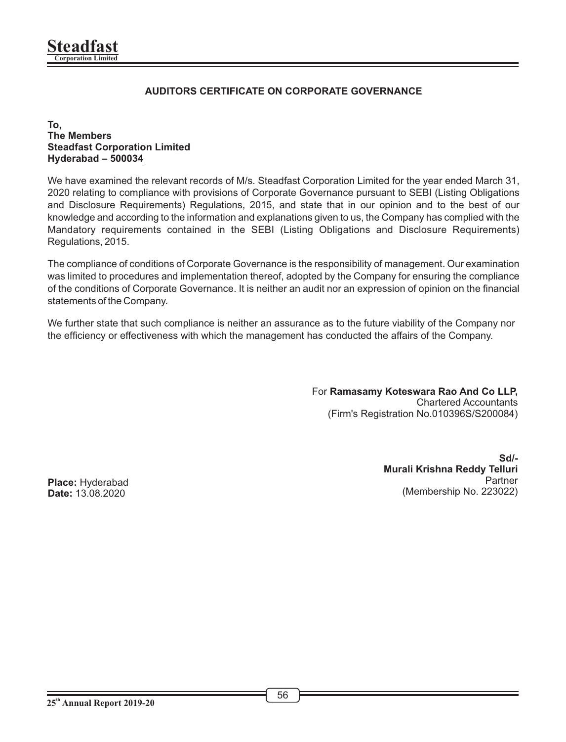## AUDITORS CERTIFICATE ON CORPORATE GOVERNANCE

**To,**
**The Members**
**Steadfast Corporation Limited**
**Hyderabad – 500034**

We have examined the relevant records of M/s. Steadfast Corporation Limited for the year ended March 31, 2020 relating to compliance with provisions of Corporate Governance pursuant to SEBI (Listing Obligations and Disclosure Requirements) Regulations, 2015, and state that in our opinion and to the best of our knowledge and according to the information and explanations given to us, the Company has complied with the Mandatory requirements contained in the SEBI (Listing Obligations and Disclosure Requirements) Regulations, 2015.

The compliance of conditions of Corporate Governance is the responsibility of management. Our examination was limited to procedures and implementation thereof, adopted by the Company for ensuring the compliance of the conditions of Corporate Governance. It is neither an audit nor an expression of opinion on the financial statements of the Company.

We further state that such compliance is neither an assurance as to the future viability of the Company nor the efficiency or effectiveness with which the management has conducted the affairs of the Company.

For **Ramasamy Koteswara Rao And Co LLP,**
Chartered Accountants
(Firm's Registration No.010396S/S200084)

**Sd/-**
**Murali Krishna Reddy Telluri**
Partner
(Membership No. 223022)

**Place:** Hyderabad
**Date:** 13.08.2020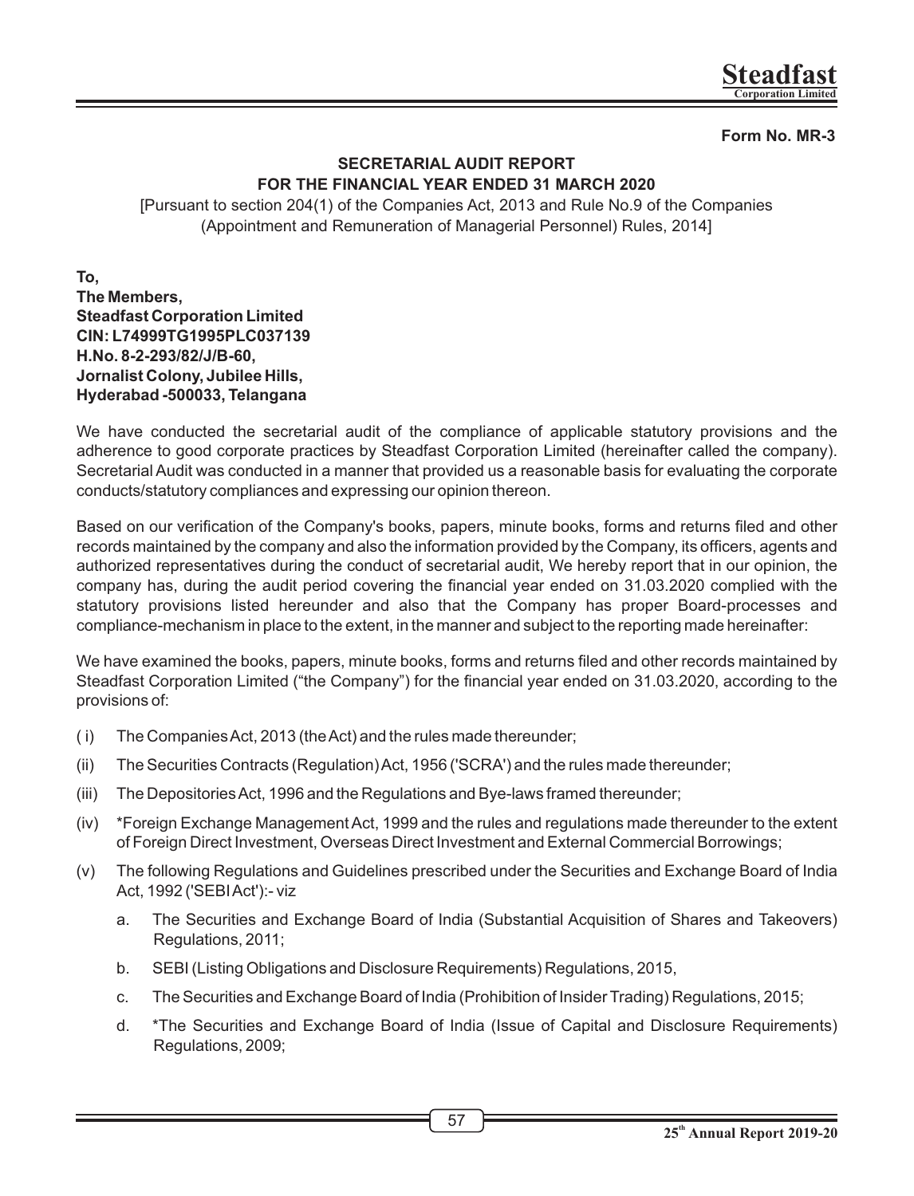Form No. MR-3

## SECRETARIAL AUDIT REPORT
## FOR THE FINANCIAL YEAR ENDED 31 MARCH 2020

[Pursuant to section 204(1) of the Companies Act, 2013 and Rule No.9 of the Companies (Appointment and Remuneration of Managerial Personnel) Rules, 2014]

**To,**
**The Members,**
**Steadfast Corporation Limited**
**CIN: L74999TG1995PLC037139**
**H.No. 8-2-293/82/J/B-60,**
**Jornalist Colony, Jubilee Hills,**
**Hyderabad -500033, Telangana**

We have conducted the secretarial audit of the compliance of applicable statutory provisions and the adherence to good corporate practices by Steadfast Corporation Limited (hereinafter called the company). Secretarial Audit was conducted in a manner that provided us a reasonable basis for evaluating the corporate conducts/statutory compliances and expressing our opinion thereon.

Based on our verification of the Company's books, papers, minute books, forms and returns filed and other records maintained by the company and also the information provided by the Company, its officers, agents and authorized representatives during the conduct of secretarial audit, We hereby report that in our opinion, the company has, during the audit period covering the financial year ended on 31.03.2020 complied with the statutory provisions listed hereunder and also that the Company has proper Board-processes and compliance-mechanism in place to the extent, in the manner and subject to the reporting made hereinafter:

We have examined the books, papers, minute books, forms and returns filed and other records maintained by Steadfast Corporation Limited ("the Company") for the financial year ended on 31.03.2020, according to the provisions of:

( i) The Companies Act, 2013 (the Act) and the rules made thereunder;

(ii) The Securities Contracts (Regulation) Act, 1956 ('SCRA') and the rules made thereunder;

(iii) The Depositories Act, 1996 and the Regulations and Bye-laws framed thereunder;

(iv) *Foreign Exchange Management Act, 1999 and the rules and regulations made thereunder to the extent of Foreign Direct Investment, Overseas Direct Investment and External Commercial Borrowings;

(v) The following Regulations and Guidelines prescribed under the Securities and Exchange Board of India Act, 1992 ('SEBI Act'):- viz

   a. The Securities and Exchange Board of India (Substantial Acquisition of Shares and Takeovers) Regulations, 2011;

   b. SEBI (Listing Obligations and Disclosure Requirements) Regulations, 2015,

   c. The Securities and Exchange Board of India (Prohibition of Insider Trading) Regulations, 2015;

   d. *The Securities and Exchange Board of India (Issue of Capital and Disclosure Requirements) Regulations, 2009;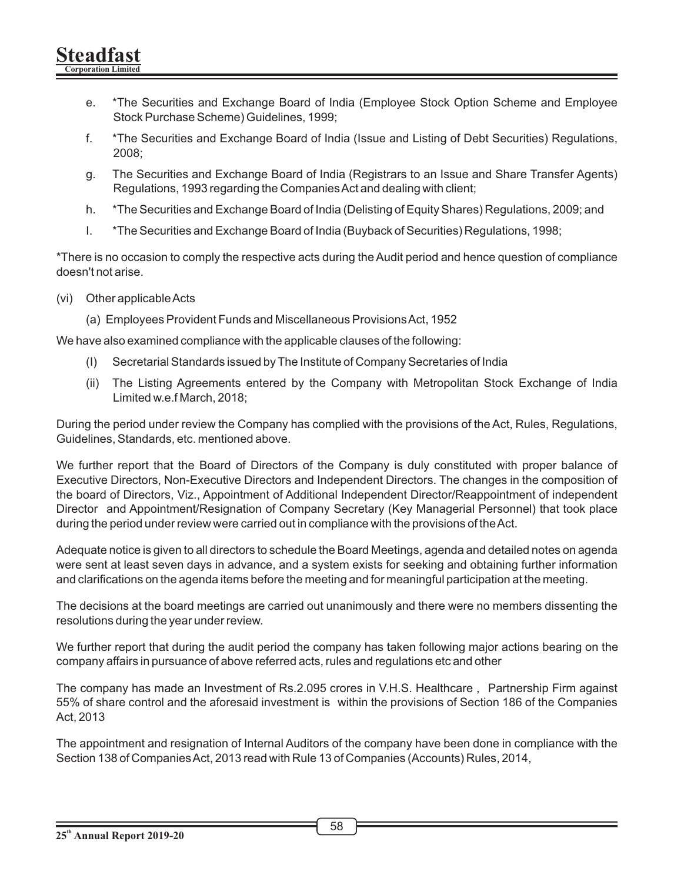e. *The Securities and Exchange Board of India (Employee Stock Option Scheme and Employee Stock Purchase Scheme) Guidelines, 1999;

f. *The Securities and Exchange Board of India (Issue and Listing of Debt Securities) Regulations, 2008;

g. The Securities and Exchange Board of India (Registrars to an Issue and Share Transfer Agents) Regulations, 1993 regarding the Companies Act and dealing with client;

h. *The Securities and Exchange Board of India (Delisting of Equity Shares) Regulations, 2009; and

I. *The Securities and Exchange Board of India (Buyback of Securities) Regulations, 1998;

*There is no occasion to comply the respective acts during the Audit period and hence question of compliance doesn't not arise.

(vi) Other applicable Acts

(a) Employees Provident Funds and Miscellaneous Provisions Act, 1952

We have also examined compliance with the applicable clauses of the following:

(I) Secretarial Standards issued by The Institute of Company Secretaries of India

(ii) The Listing Agreements entered by the Company with Metropolitan Stock Exchange of India Limited w.e.f March, 2018;

During the period under review the Company has complied with the provisions of the Act, Rules, Regulations, Guidelines, Standards, etc. mentioned above.

We further report that the Board of Directors of the Company is duly constituted with proper balance of Executive Directors, Non-Executive Directors and Independent Directors. The changes in the composition of the board of Directors, Viz., Appointment of Additional Independent Director/Reappointment of independent Director and Appointment/Resignation of Company Secretary (Key Managerial Personnel) that took place during the period under review were carried out in compliance with the provisions of the Act.

Adequate notice is given to all directors to schedule the Board Meetings, agenda and detailed notes on agenda were sent at least seven days in advance, and a system exists for seeking and obtaining further information and clarifications on the agenda items before the meeting and for meaningful participation at the meeting.

The decisions at the board meetings are carried out unanimously and there were no members dissenting the resolutions during the year under review.

We further report that during the audit period the company has taken following major actions bearing on the company affairs in pursuance of above referred acts, rules and regulations etc and other

The company has made an Investment of Rs.2.095 crores in V.H.S. Healthcare , Partnership Firm against 55% of share control and the aforesaid investment is within the provisions of Section 186 of the Companies Act, 2013

The appointment and resignation of Internal Auditors of the company have been done in compliance with the Section 138 of Companies Act, 2013 read with Rule 13 of Companies (Accounts) Rules, 2014,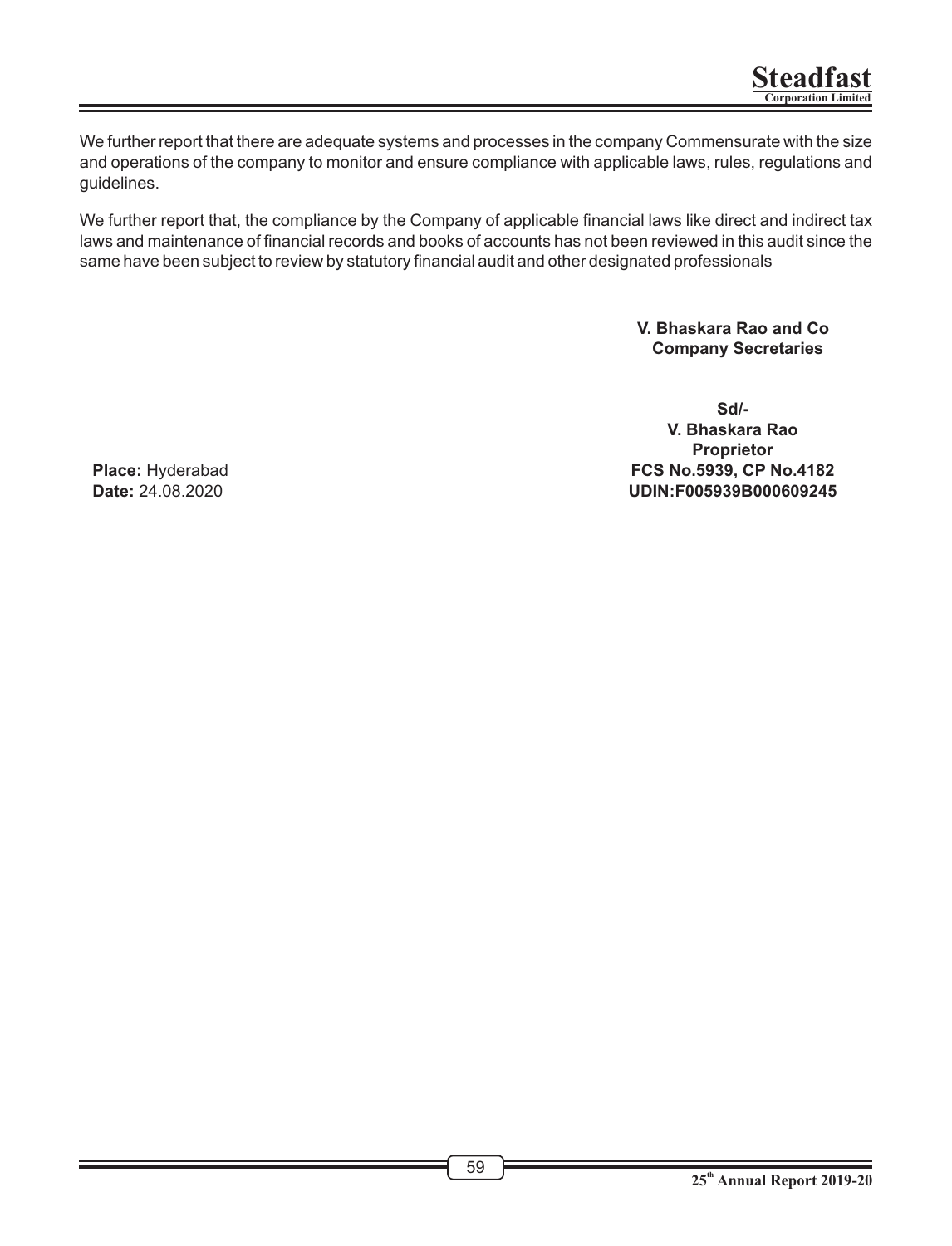We further report that there are adequate systems and processes in the company Commensurate with the size and operations of the company to monitor and ensure compliance with applicable laws, rules, regulations and guidelines.

We further report that, the compliance by the Company of applicable financial laws like direct and indirect tax laws and maintenance of financial records and books of accounts has not been reviewed in this audit since the same have been subject to review by statutory financial audit and other designated professionals

**V. Bhaskara Rao and Co**
**Company Secretaries**

**Sd/-**
**V. Bhaskara Rao**
**Proprietor**
**FCS No.5939, CP No.4182**
**UDIN:F005939B000609245**

**Place:** Hyderabad
**Date:** 24.08.2020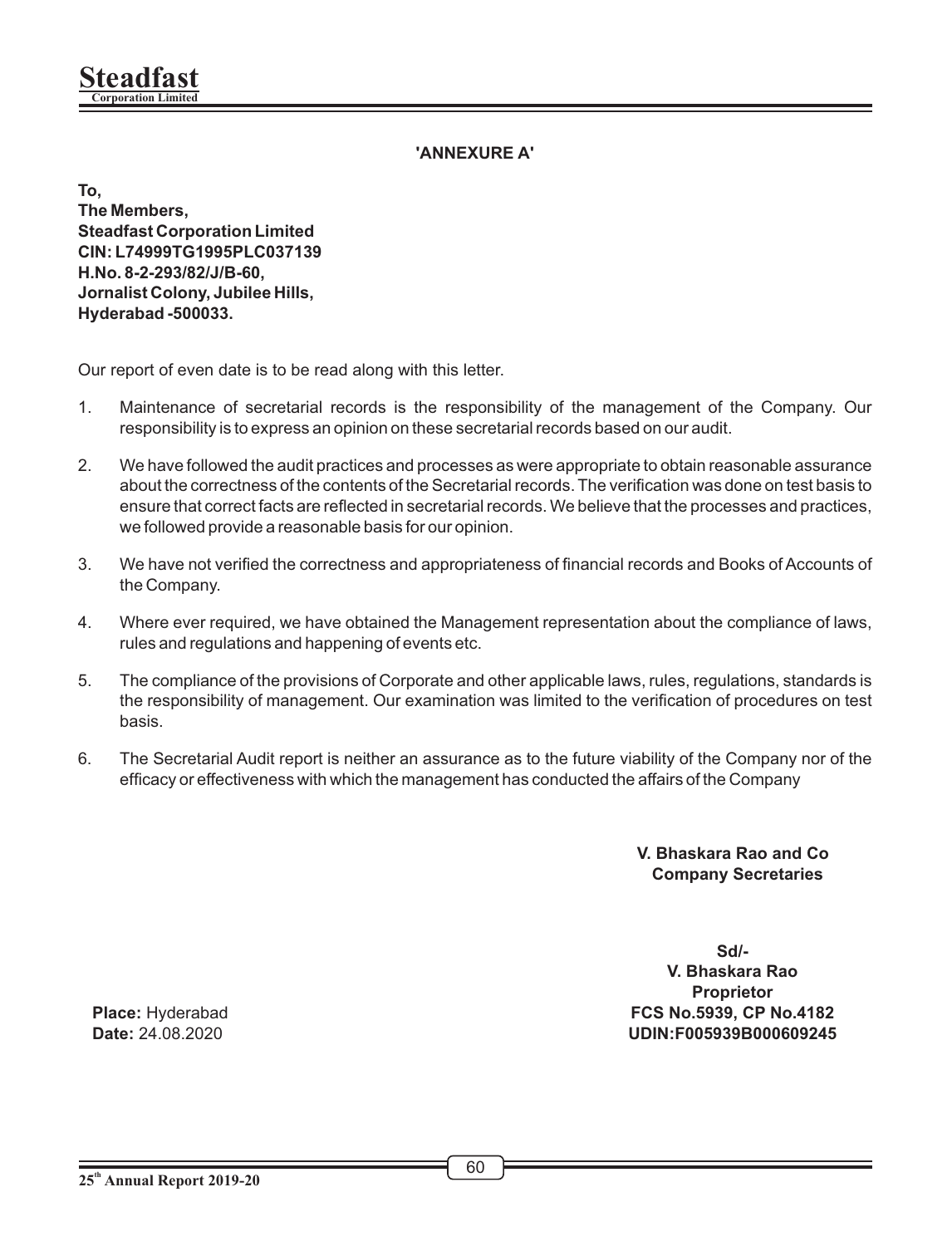## 'ANNEXURE A'

**To,**
**The Members,**
**Steadfast Corporation Limited**
**CIN: L74999TG1995PLC037139**
**H.No. 8-2-293/82/J/B-60,**
**Jornalist Colony, Jubilee Hills,**
**Hyderabad -500033.**

Our report of even date is to be read along with this letter.

1. Maintenance of secretarial records is the responsibility of the management of the Company. Our responsibility is to express an opinion on these secretarial records based on our audit.

2. We have followed the audit practices and processes as were appropriate to obtain reasonable assurance about the correctness of the contents of the Secretarial records. The verification was done on test basis to ensure that correct facts are reflected in secretarial records. We believe that the processes and practices, we followed provide a reasonable basis for our opinion.

3. We have not verified the correctness and appropriateness of financial records and Books of Accounts of the Company.

4. Where ever required, we have obtained the Management representation about the compliance of laws, rules and regulations and happening of events etc.

5. The compliance of the provisions of Corporate and other applicable laws, rules, regulations, standards is the responsibility of management. Our examination was limited to the verification of procedures on test basis.

6. The Secretarial Audit report is neither an assurance as to the future viability of the Company nor of the efficacy or effectiveness with which the management has conducted the affairs of the Company

**V. Bhaskara Rao and Co**
**Company Secretaries**

**Sd/-**
**V. Bhaskara Rao**
**Proprietor**
**FCS No.5939, CP No.4182**
**UDIN:F005939B000609245**

**Place:** Hyderabad
**Date:** 24.08.2020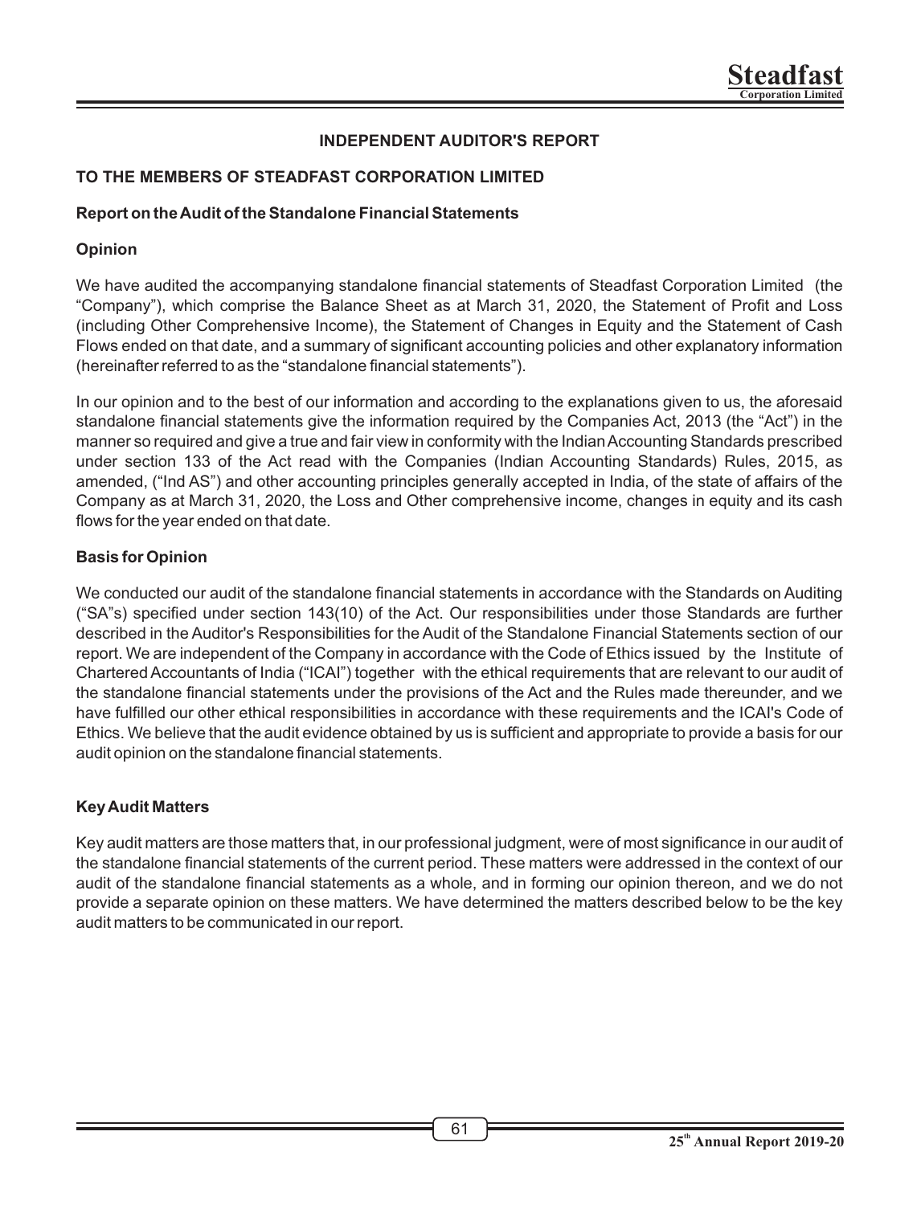# INDEPENDENT AUDITOR'S REPORT

## TO THE MEMBERS OF STEADFAST CORPORATION LIMITED

### Report on the Audit of the Standalone Financial Statements

### Opinion

We have audited the accompanying standalone financial statements of Steadfast Corporation Limited (the "Company"), which comprise the Balance Sheet as at March 31, 2020, the Statement of Profit and Loss (including Other Comprehensive Income), the Statement of Changes in Equity and the Statement of Cash Flows ended on that date, and a summary of significant accounting policies and other explanatory information (hereinafter referred to as the "standalone financial statements").

In our opinion and to the best of our information and according to the explanations given to us, the aforesaid standalone financial statements give the information required by the Companies Act, 2013 (the "Act") in the manner so required and give a true and fair view in conformity with the Indian Accounting Standards prescribed under section 133 of the Act read with the Companies (Indian Accounting Standards) Rules, 2015, as amended, ("Ind AS") and other accounting principles generally accepted in India, of the state of affairs of the Company as at March 31, 2020, the Loss and Other comprehensive income, changes in equity and its cash flows for the year ended on that date.

### Basis for Opinion

We conducted our audit of the standalone financial statements in accordance with the Standards on Auditing ("SA"s) specified under section 143(10) of the Act. Our responsibilities under those Standards are further described in the Auditor's Responsibilities for the Audit of the Standalone Financial Statements section of our report. We are independent of the Company in accordance with the Code of Ethics issued by the Institute of Chartered Accountants of India ("ICAI") together with the ethical requirements that are relevant to our audit of the standalone financial statements under the provisions of the Act and the Rules made thereunder, and we have fulfilled our other ethical responsibilities in accordance with these requirements and the ICAI's Code of Ethics. We believe that the audit evidence obtained by us is sufficient and appropriate to provide a basis for our audit opinion on the standalone financial statements.

### Key Audit Matters

Key audit matters are those matters that, in our professional judgment, were of most significance in our audit of the standalone financial statements of the current period. These matters were addressed in the context of our audit of the standalone financial statements as a whole, and in forming our opinion thereon, and we do not provide a separate opinion on these matters. We have determined the matters described below to be the key audit matters to be communicated in our report.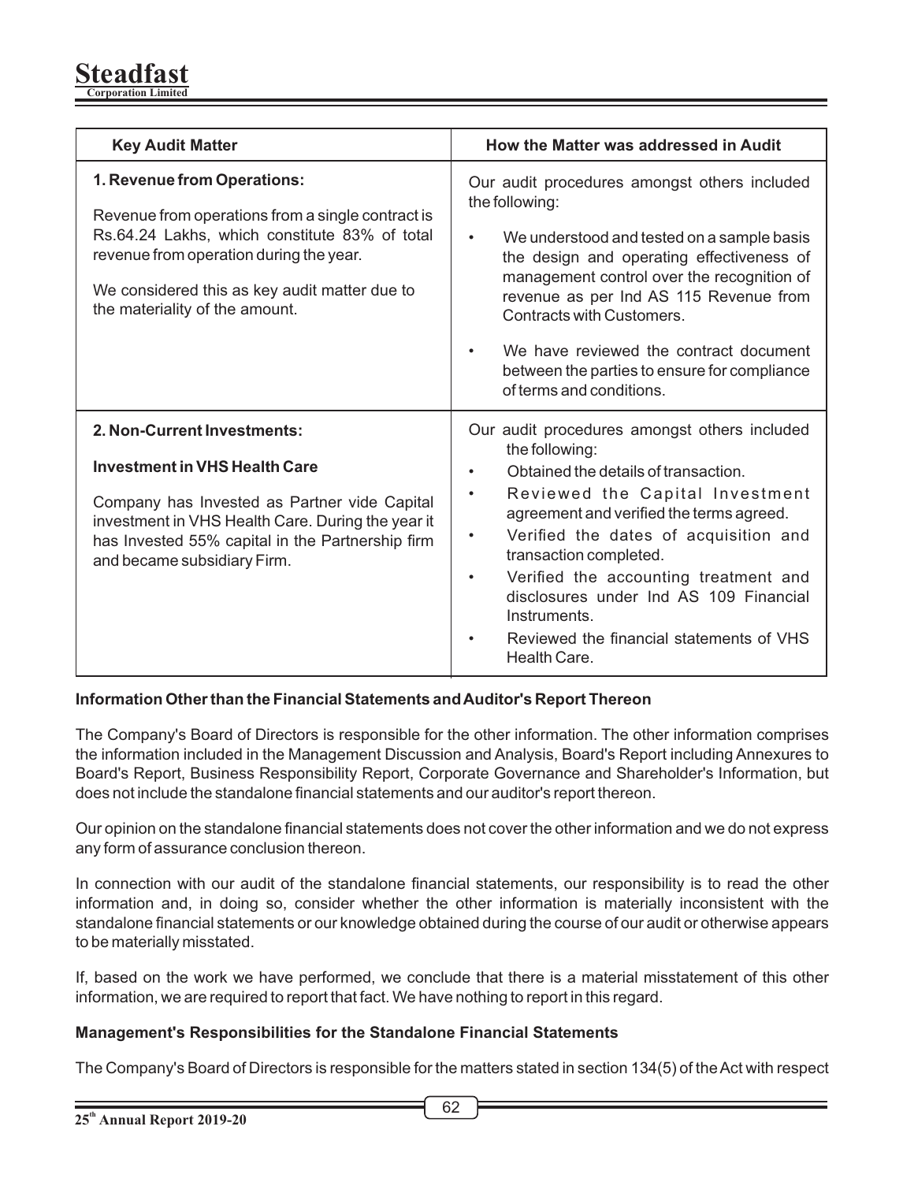| Key Audit Matter | How the Matter was addressed in Audit |
|---|---|
| **1. Revenue from Operations:**<br><br>Revenue from operations from a single contract is Rs.64.24 Lakhs, which constitute 83% of total revenue from operation during the year.<br><br>We considered this as key audit matter due to the materiality of the amount. | Our audit procedures amongst others included the following:<br><br>• We understood and tested on a sample basis the design and operating effectiveness of management control over the recognition of revenue as per Ind AS 115 Revenue from Contracts with Customers.<br><br>• We have reviewed the contract document between the parties to ensure for compliance of terms and conditions. |
| **2. Non-Current Investments:**<br><br>**Investment in VHS Health Care**<br><br>Company has Invested as Partner vide Capital investment in VHS Health Care. During the year it has Invested 55% capital in the Partnership firm and became subsidiary Firm. | Our audit procedures amongst others included the following:<br>• Obtained the details of transaction.<br>• Reviewed the Capital Investment agreement and verified the terms agreed.<br>• Verified the dates of acquisition and transaction completed.<br>• Verified the accounting treatment and disclosures under Ind AS 109 Financial Instruments.<br>• Reviewed the financial statements of VHS Health Care. |

**Information Other than the Financial Statements and Auditor's Report Thereon**

The Company's Board of Directors is responsible for the other information. The other information comprises the information included in the Management Discussion and Analysis, Board's Report including Annexures to Board's Report, Business Responsibility Report, Corporate Governance and Shareholder's Information, but does not include the standalone financial statements and our auditor's report thereon.

Our opinion on the standalone financial statements does not cover the other information and we do not express any form of assurance conclusion thereon.

In connection with our audit of the standalone financial statements, our responsibility is to read the other information and, in doing so, consider whether the other information is materially inconsistent with the standalone financial statements or our knowledge obtained during the course of our audit or otherwise appears to be materially misstated.

If, based on the work we have performed, we conclude that there is a material misstatement of this other information, we are required to report that fact. We have nothing to report in this regard.

**Management's Responsibilities for the Standalone Financial Statements**

The Company's Board of Directors is responsible for the matters stated in section 134(5) of the Act with respect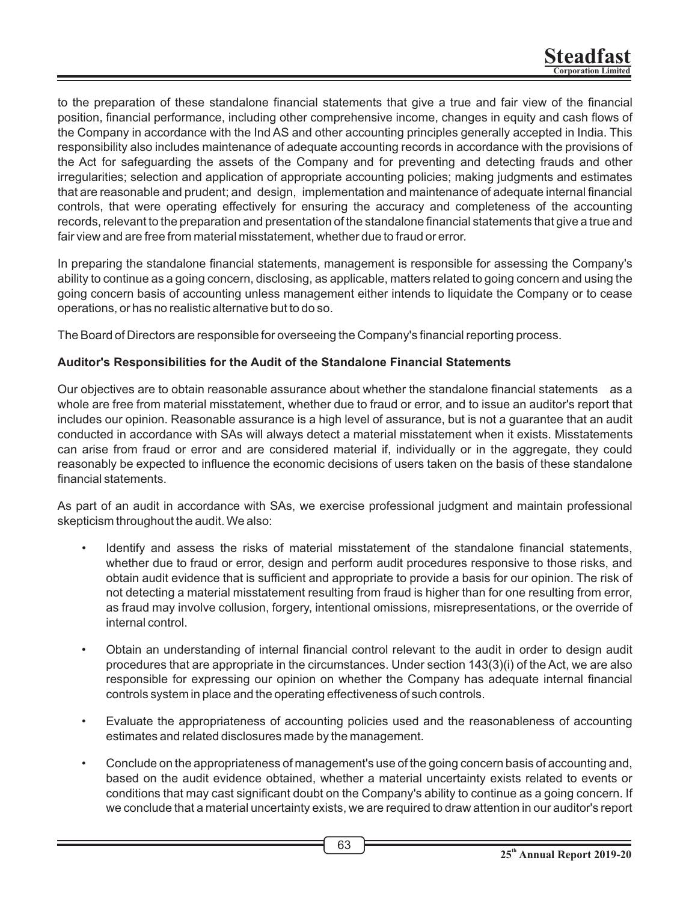to the preparation of these standalone financial statements that give a true and fair view of the financial position, financial performance, including other comprehensive income, changes in equity and cash flows of the Company in accordance with the Ind AS and other accounting principles generally accepted in India. This responsibility also includes maintenance of adequate accounting records in accordance with the provisions of the Act for safeguarding the assets of the Company and for preventing and detecting frauds and other irregularities; selection and application of appropriate accounting policies; making judgments and estimates that are reasonable and prudent; and design, implementation and maintenance of adequate internal financial controls, that were operating effectively for ensuring the accuracy and completeness of the accounting records, relevant to the preparation and presentation of the standalone financial statements that give a true and fair view and are free from material misstatement, whether due to fraud or error.

In preparing the standalone financial statements, management is responsible for assessing the Company's ability to continue as a going concern, disclosing, as applicable, matters related to going concern and using the going concern basis of accounting unless management either intends to liquidate the Company or to cease operations, or has no realistic alternative but to do so.

The Board of Directors are responsible for overseeing the Company's financial reporting process.

**Auditor's Responsibilities for the Audit of the Standalone Financial Statements**

Our objectives are to obtain reasonable assurance about whether the standalone financial statements as a whole are free from material misstatement, whether due to fraud or error, and to issue an auditor's report that includes our opinion. Reasonable assurance is a high level of assurance, but is not a guarantee that an audit conducted in accordance with SAs will always detect a material misstatement when it exists. Misstatements can arise from fraud or error and are considered material if, individually or in the aggregate, they could reasonably be expected to influence the economic decisions of users taken on the basis of these standalone financial statements.

As part of an audit in accordance with SAs, we exercise professional judgment and maintain professional skepticism throughout the audit. We also:

- Identify and assess the risks of material misstatement of the standalone financial statements, whether due to fraud or error, design and perform audit procedures responsive to those risks, and obtain audit evidence that is sufficient and appropriate to provide a basis for our opinion. The risk of not detecting a material misstatement resulting from fraud is higher than for one resulting from error, as fraud may involve collusion, forgery, intentional omissions, misrepresentations, or the override of internal control.

- Obtain an understanding of internal financial control relevant to the audit in order to design audit procedures that are appropriate in the circumstances. Under section 143(3)(i) of the Act, we are also responsible for expressing our opinion on whether the Company has adequate internal financial controls system in place and the operating effectiveness of such controls.

- Evaluate the appropriateness of accounting policies used and the reasonableness of accounting estimates and related disclosures made by the management.

- Conclude on the appropriateness of management's use of the going concern basis of accounting and, based on the audit evidence obtained, whether a material uncertainty exists related to events or conditions that may cast significant doubt on the Company's ability to continue as a going concern. If we conclude that a material uncertainty exists, we are required to draw attention in our auditor's report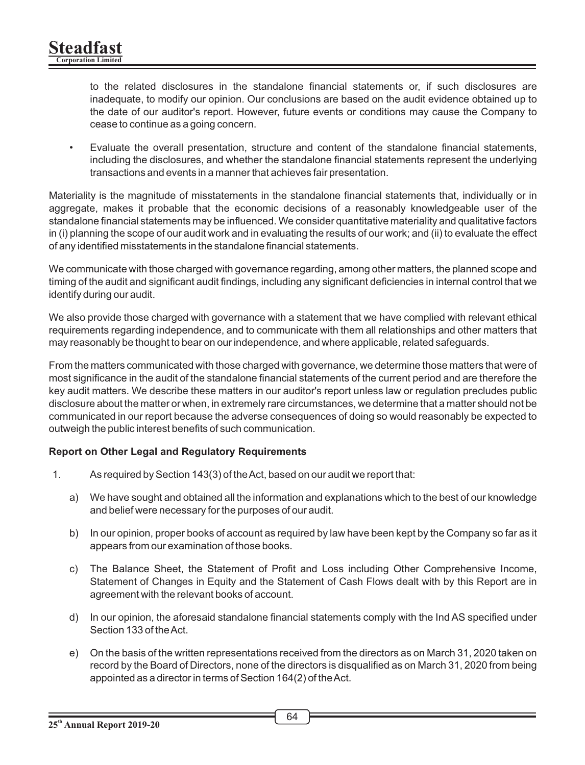to the related disclosures in the standalone financial statements or, if such disclosures are inadequate, to modify our opinion. Our conclusions are based on the audit evidence obtained up to the date of our auditor's report. However, future events or conditions may cause the Company to cease to continue as a going concern.

- Evaluate the overall presentation, structure and content of the standalone financial statements, including the disclosures, and whether the standalone financial statements represent the underlying transactions and events in a manner that achieves fair presentation.

Materiality is the magnitude of misstatements in the standalone financial statements that, individually or in aggregate, makes it probable that the economic decisions of a reasonably knowledgeable user of the standalone financial statements may be influenced. We consider quantitative materiality and qualitative factors in (i) planning the scope of our audit work and in evaluating the results of our work; and (ii) to evaluate the effect of any identified misstatements in the standalone financial statements.

We communicate with those charged with governance regarding, among other matters, the planned scope and timing of the audit and significant audit findings, including any significant deficiencies in internal control that we identify during our audit.

We also provide those charged with governance with a statement that we have complied with relevant ethical requirements regarding independence, and to communicate with them all relationships and other matters that may reasonably be thought to bear on our independence, and where applicable, related safeguards.

From the matters communicated with those charged with governance, we determine those matters that were of most significance in the audit of the standalone financial statements of the current period and are therefore the key audit matters. We describe these matters in our auditor's report unless law or regulation precludes public disclosure about the matter or when, in extremely rare circumstances, we determine that a matter should not be communicated in our report because the adverse consequences of doing so would reasonably be expected to outweigh the public interest benefits of such communication.

**Report on Other Legal and Regulatory Requirements**

1. As required by Section 143(3) of the Act, based on our audit we report that:

   a) We have sought and obtained all the information and explanations which to the best of our knowledge and belief were necessary for the purposes of our audit.

   b) In our opinion, proper books of account as required by law have been kept by the Company so far as it appears from our examination of those books.

   c) The Balance Sheet, the Statement of Profit and Loss including Other Comprehensive Income, Statement of Changes in Equity and the Statement of Cash Flows dealt with by this Report are in agreement with the relevant books of account.

   d) In our opinion, the aforesaid standalone financial statements comply with the Ind AS specified under Section 133 of the Act.

   e) On the basis of the written representations received from the directors as on March 31, 2020 taken on record by the Board of Directors, none of the directors is disqualified as on March 31, 2020 from being appointed as a director in terms of Section 164(2) of the Act.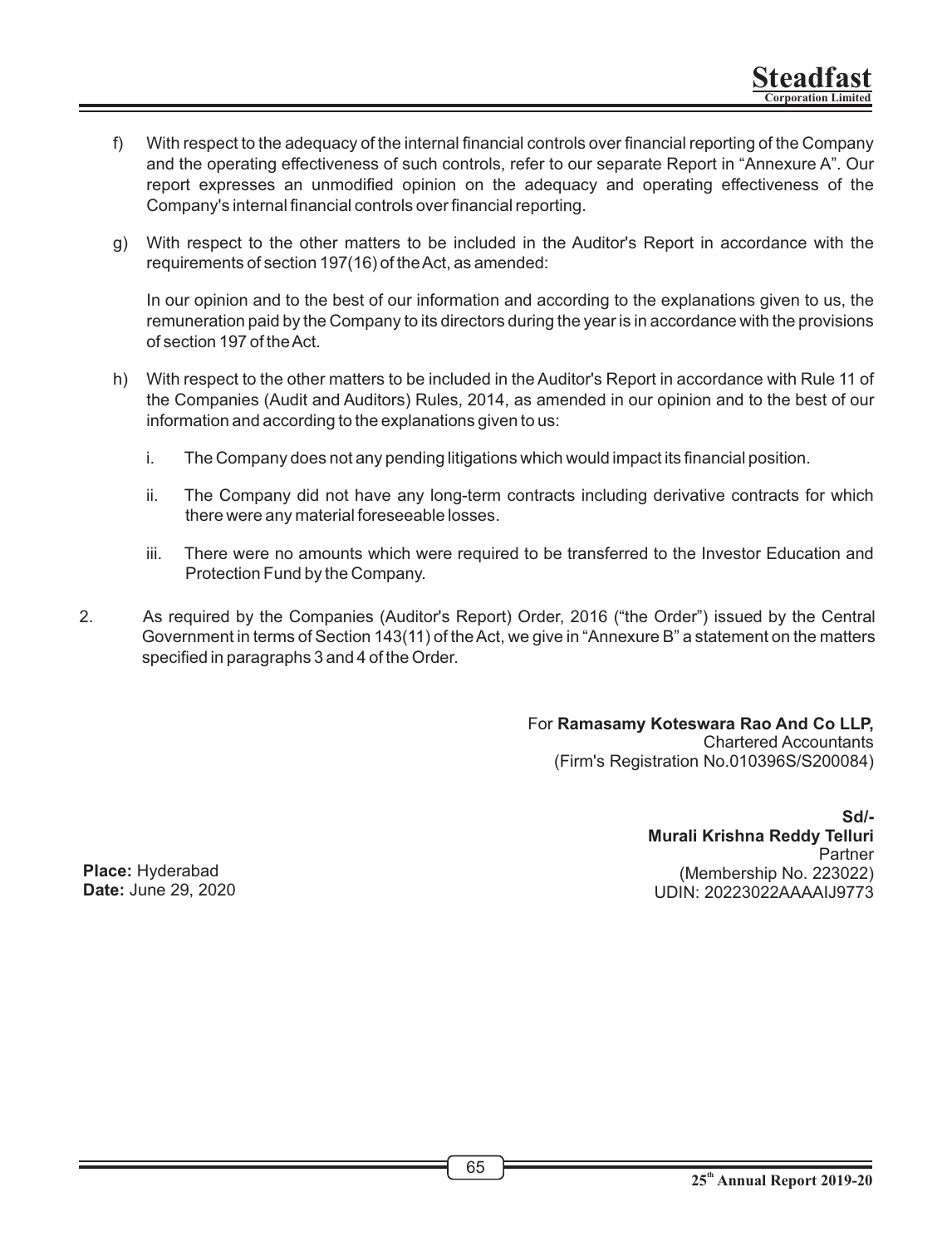f) With respect to the adequacy of the internal financial controls over financial reporting of the Company and the operating effectiveness of such controls, refer to our separate Report in “Annexure A”. Our report expresses an unmodified opinion on the adequacy and operating effectiveness of the Company's internal financial controls over financial reporting.

g) With respect to the other matters to be included in the Auditor's Report in accordance with the requirements of section 197(16) of the Act, as amended:

   In our opinion and to the best of our information and according to the explanations given to us, the remuneration paid by the Company to its directors during the year is in accordance with the provisions of section 197 of the Act.

h) With respect to the other matters to be included in the Auditor's Report in accordance with Rule 11 of the Companies (Audit and Auditors) Rules, 2014, as amended in our opinion and to the best of our information and according to the explanations given to us:

   i. The Company does not any pending litigations which would impact its financial position.

   ii. The Company did not have any long-term contracts including derivative contracts for which there were any material foreseeable losses.

   iii. There were no amounts which were required to be transferred to the Investor Education and Protection Fund by the Company.

2. As required by the Companies (Auditor's Report) Order, 2016 (“the Order”) issued by the Central Government in terms of Section 143(11) of the Act, we give in “Annexure B” a statement on the matters specified in paragraphs 3 and 4 of the Order.

For **Ramasamy Koteswara Rao And Co LLP,**
Chartered Accountants
(Firm's Registration No.010396S/S200084)

**Sd/-**
**Murali Krishna Reddy Telluri**
Partner
(Membership No. 223022)
UDIN: 20223022AAAAIJ9773

**Place:** Hyderabad
**Date:** June 29, 2020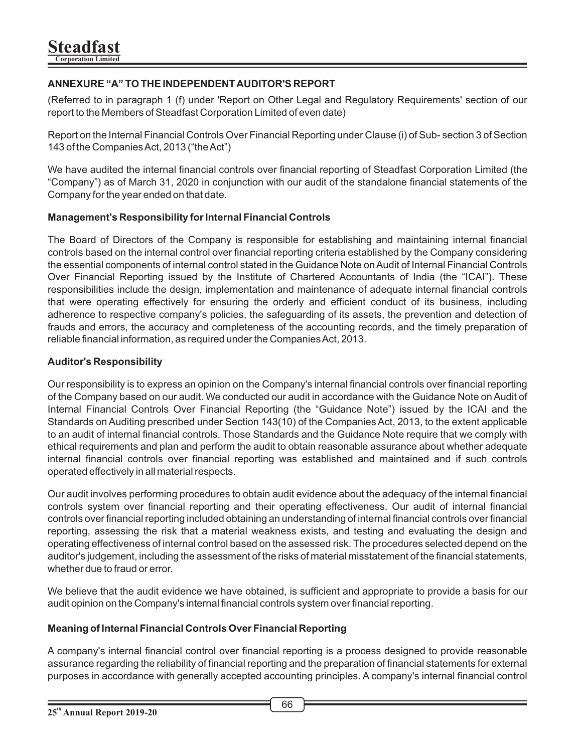## ANNEXURE "A" TO THE INDEPENDENT AUDITOR'S REPORT

(Referred to in paragraph 1 (f) under 'Report on Other Legal and Regulatory Requirements' section of our report to the Members of Steadfast Corporation Limited of even date)

Report on the Internal Financial Controls Over Financial Reporting under Clause (i) of Sub- section 3 of Section 143 of the Companies Act, 2013 ("the Act")

We have audited the internal financial controls over financial reporting of Steadfast Corporation Limited (the "Company") as of March 31, 2020 in conjunction with our audit of the standalone financial statements of the Company for the year ended on that date.

### Management's Responsibility for Internal Financial Controls

The Board of Directors of the Company is responsible for establishing and maintaining internal financial controls based on the internal control over financial reporting criteria established by the Company considering the essential components of internal control stated in the Guidance Note on Audit of Internal Financial Controls Over Financial Reporting issued by the Institute of Chartered Accountants of India (the "ICAI"). These responsibilities include the design, implementation and maintenance of adequate internal financial controls that were operating effectively for ensuring the orderly and efficient conduct of its business, including adherence to respective company's policies, the safeguarding of its assets, the prevention and detection of frauds and errors, the accuracy and completeness of the accounting records, and the timely preparation of reliable financial information, as required under the Companies Act, 2013.

### Auditor's Responsibility

Our responsibility is to express an opinion on the Company's internal financial controls over financial reporting of the Company based on our audit. We conducted our audit in accordance with the Guidance Note on Audit of Internal Financial Controls Over Financial Reporting (the "Guidance Note") issued by the ICAI and the Standards on Auditing prescribed under Section 143(10) of the Companies Act, 2013, to the extent applicable to an audit of internal financial controls. Those Standards and the Guidance Note require that we comply with ethical requirements and plan and perform the audit to obtain reasonable assurance about whether adequate internal financial controls over financial reporting was established and maintained and if such controls operated effectively in all material respects.

Our audit involves performing procedures to obtain audit evidence about the adequacy of the internal financial controls system over financial reporting and their operating effectiveness. Our audit of internal financial controls over financial reporting included obtaining an understanding of internal financial controls over financial reporting, assessing the risk that a material weakness exists, and testing and evaluating the design and operating effectiveness of internal control based on the assessed risk. The procedures selected depend on the auditor's judgement, including the assessment of the risks of material misstatement of the financial statements, whether due to fraud or error.

We believe that the audit evidence we have obtained, is sufficient and appropriate to provide a basis for our audit opinion on the Company's internal financial controls system over financial reporting.

### Meaning of Internal Financial Controls Over Financial Reporting

A company's internal financial control over financial reporting is a process designed to provide reasonable assurance regarding the reliability of financial reporting and the preparation of financial statements for external purposes in accordance with generally accepted accounting principles. A company's internal financial control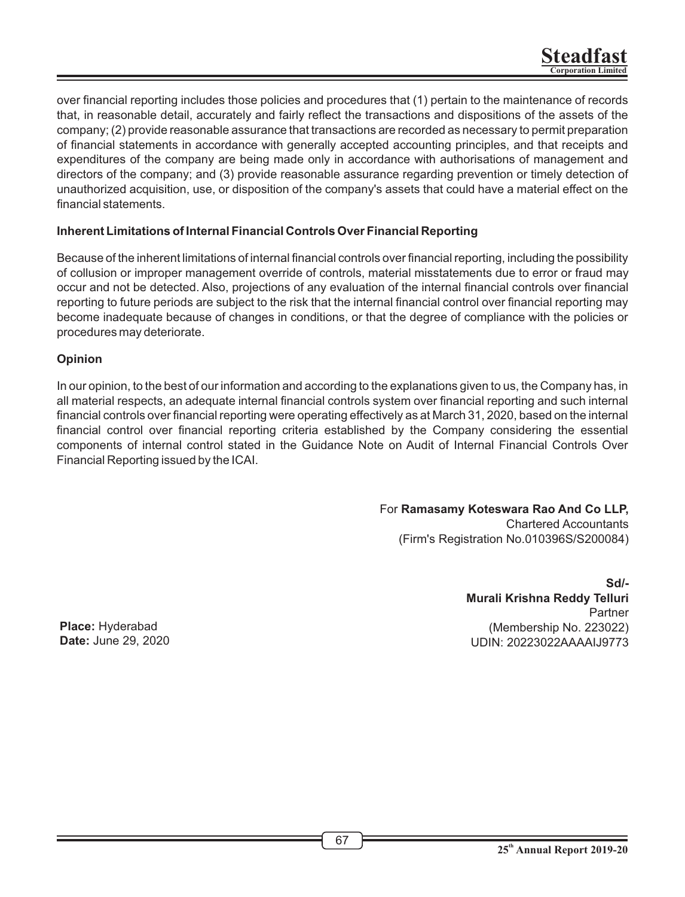over financial reporting includes those policies and procedures that (1) pertain to the maintenance of records that, in reasonable detail, accurately and fairly reflect the transactions and dispositions of the assets of the company; (2) provide reasonable assurance that transactions are recorded as necessary to permit preparation of financial statements in accordance with generally accepted accounting principles, and that receipts and expenditures of the company are being made only in accordance with authorisations of management and directors of the company; and (3) provide reasonable assurance regarding prevention or timely detection of unauthorized acquisition, use, or disposition of the company's assets that could have a material effect on the financial statements.

**Inherent Limitations of Internal Financial Controls Over Financial Reporting**

Because of the inherent limitations of internal financial controls over financial reporting, including the possibility of collusion or improper management override of controls, material misstatements due to error or fraud may occur and not be detected. Also, projections of any evaluation of the internal financial controls over financial reporting to future periods are subject to the risk that the internal financial control over financial reporting may become inadequate because of changes in conditions, or that the degree of compliance with the policies or procedures may deteriorate.

**Opinion**

In our opinion, to the best of our information and according to the explanations given to us, the Company has, in all material respects, an adequate internal financial controls system over financial reporting and such internal financial controls over financial reporting were operating effectively as at March 31, 2020, based on the internal financial control over financial reporting criteria established by the Company considering the essential components of internal control stated in the Guidance Note on Audit of Internal Financial Controls Over Financial Reporting issued by the ICAI.

For **Ramasamy Koteswara Rao And Co LLP,**
Chartered Accountants
(Firm's Registration No.010396S/S200084)

**Sd/-**
**Murali Krishna Reddy Telluri**
Partner
(Membership No. 223022)
UDIN: 20223022AAAAIJ9773

**Place:** Hyderabad
**Date:** June 29, 2020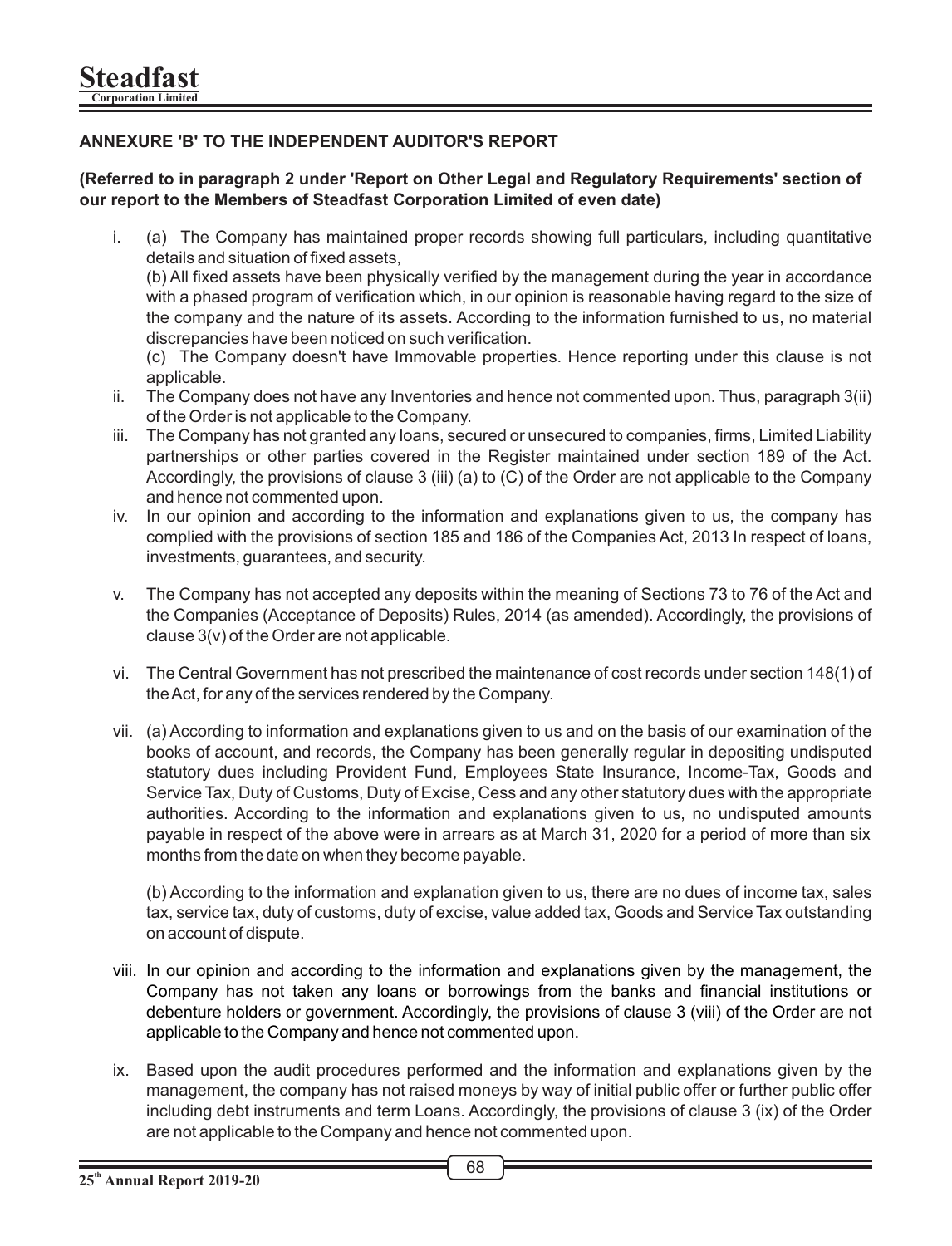## ANNEXURE 'B' TO THE INDEPENDENT AUDITOR'S REPORT

**(Referred to in paragraph 2 under 'Report on Other Legal and Regulatory Requirements' section of our report to the Members of Steadfast Corporation Limited of even date)**

i. (a) The Company has maintained proper records showing full particulars, including quantitative details and situation of fixed assets,

(b) All fixed assets have been physically verified by the management during the year in accordance with a phased program of verification which, in our opinion is reasonable having regard to the size of the company and the nature of its assets. According to the information furnished to us, no material discrepancies have been noticed on such verification.

(c) The Company doesn't have Immovable properties. Hence reporting under this clause is not applicable.

ii. The Company does not have any Inventories and hence not commented upon. Thus, paragraph 3(ii) of the Order is not applicable to the Company.

iii. The Company has not granted any loans, secured or unsecured to companies, firms, Limited Liability partnerships or other parties covered in the Register maintained under section 189 of the Act. Accordingly, the provisions of clause 3 (iii) (a) to (C) of the Order are not applicable to the Company and hence not commented upon.

iv. In our opinion and according to the information and explanations given to us, the company has complied with the provisions of section 185 and 186 of the Companies Act, 2013 In respect of loans, investments, guarantees, and security.

v. The Company has not accepted any deposits within the meaning of Sections 73 to 76 of the Act and the Companies (Acceptance of Deposits) Rules, 2014 (as amended). Accordingly, the provisions of clause 3(v) of the Order are not applicable.

vi. The Central Government has not prescribed the maintenance of cost records under section 148(1) of the Act, for any of the services rendered by the Company.

vii. (a) According to information and explanations given to us and on the basis of our examination of the books of account, and records, the Company has been generally regular in depositing undisputed statutory dues including Provident Fund, Employees State Insurance, Income-Tax, Goods and Service Tax, Duty of Customs, Duty of Excise, Cess and any other statutory dues with the appropriate authorities. According to the information and explanations given to us, no undisputed amounts payable in respect of the above were in arrears as at March 31, 2020 for a period of more than six months from the date on when they become payable.

(b) According to the information and explanation given to us, there are no dues of income tax, sales tax, service tax, duty of customs, duty of excise, value added tax, Goods and Service Tax outstanding on account of dispute.

viii. In our opinion and according to the information and explanations given by the management, the Company has not taken any loans or borrowings from the banks and financial institutions or debenture holders or government. Accordingly, the provisions of clause 3 (viii) of the Order are not applicable to the Company and hence not commented upon.

ix. Based upon the audit procedures performed and the information and explanations given by the management, the company has not raised moneys by way of initial public offer or further public offer including debt instruments and term Loans. Accordingly, the provisions of clause 3 (ix) of the Order are not applicable to the Company and hence not commented upon.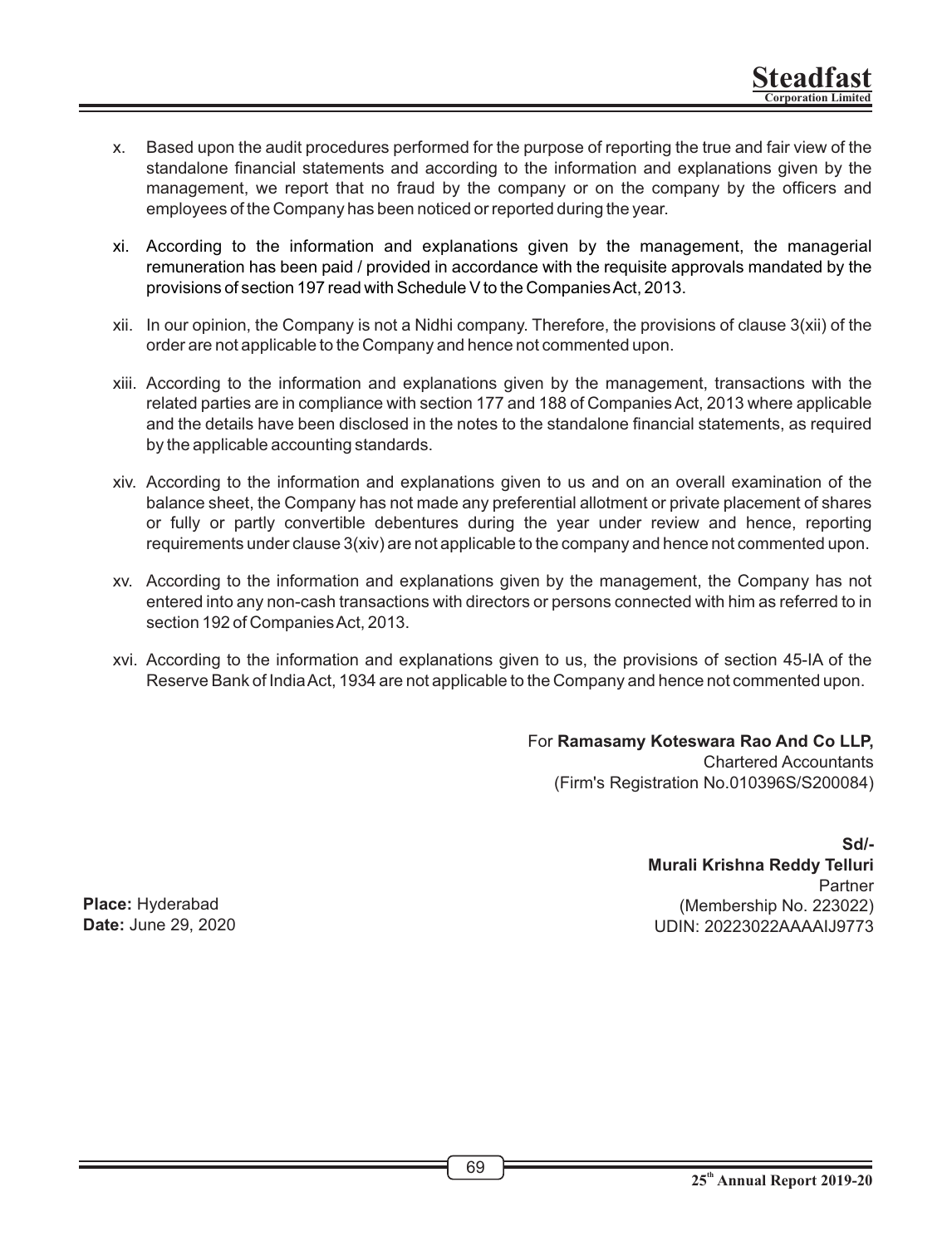x. Based upon the audit procedures performed for the purpose of reporting the true and fair view of the standalone financial statements and according to the information and explanations given by the management, we report that no fraud by the company or on the company by the officers and employees of the Company has been noticed or reported during the year.

xi. According to the information and explanations given by the management, the managerial remuneration has been paid / provided in accordance with the requisite approvals mandated by the provisions of section 197 read with Schedule V to the Companies Act, 2013.

xii. In our opinion, the Company is not a Nidhi company. Therefore, the provisions of clause 3(xii) of the order are not applicable to the Company and hence not commented upon.

xiii. According to the information and explanations given by the management, transactions with the related parties are in compliance with section 177 and 188 of Companies Act, 2013 where applicable and the details have been disclosed in the notes to the standalone financial statements, as required by the applicable accounting standards.

xiv. According to the information and explanations given to us and on an overall examination of the balance sheet, the Company has not made any preferential allotment or private placement of shares or fully or partly convertible debentures during the year under review and hence, reporting requirements under clause 3(xiv) are not applicable to the company and hence not commented upon.

xv. According to the information and explanations given by the management, the Company has not entered into any non-cash transactions with directors or persons connected with him as referred to in section 192 of Companies Act, 2013.

xvi. According to the information and explanations given to us, the provisions of section 45-IA of the Reserve Bank of India Act, 1934 are not applicable to the Company and hence not commented upon.

For **Ramasamy Koteswara Rao And Co LLP,**
Chartered Accountants
(Firm's Registration No.010396S/S200084)

**Sd/-**
**Murali Krishna Reddy Telluri**
Partner
(Membership No. 223022)
UDIN: 20223022AAAAIJ9773

**Place:** Hyderabad
**Date:** June 29, 2020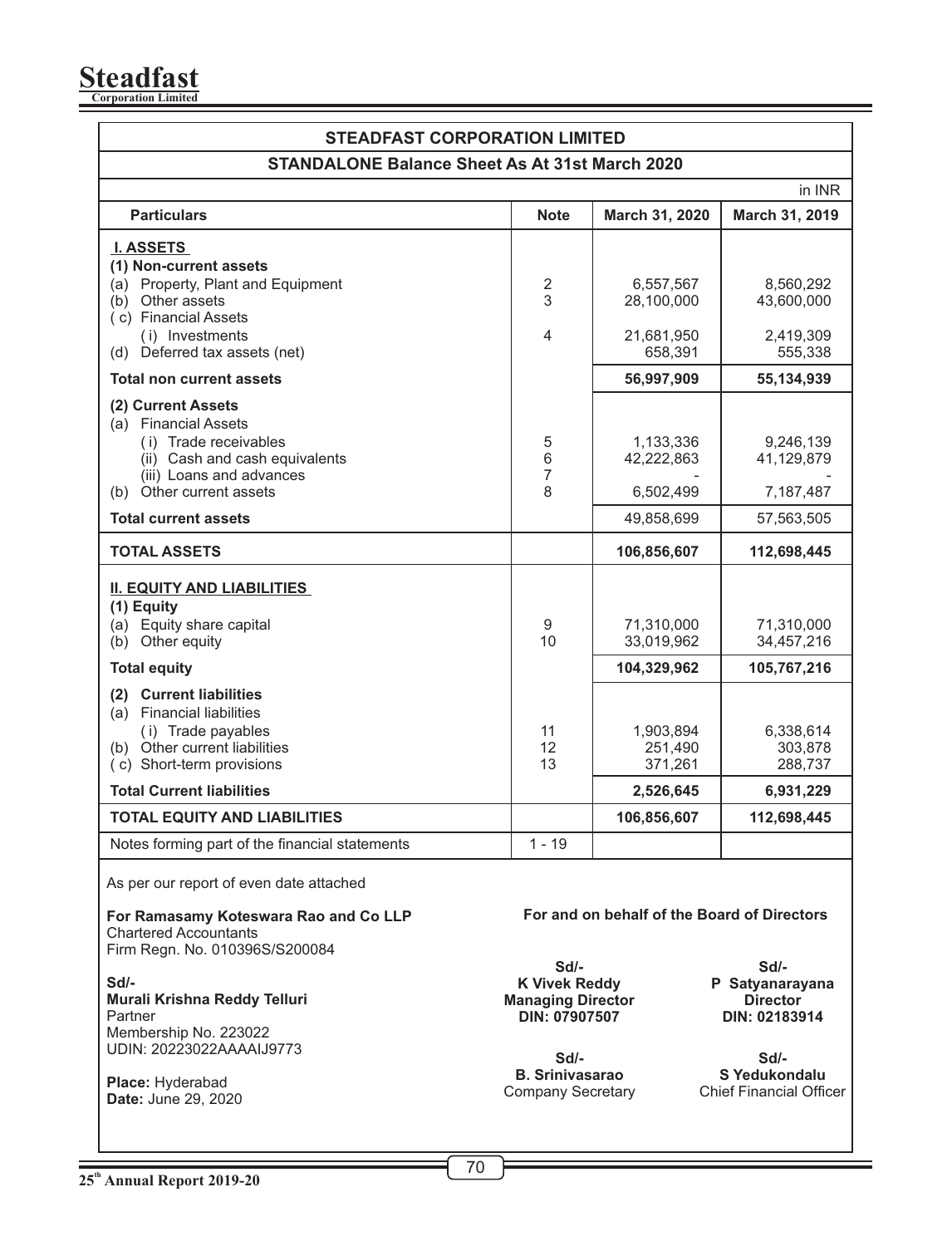# STEADFAST CORPORATION LIMITED

## STANDALONE Balance Sheet As At 31st March 2020

in INR

| Particulars | Note | March 31, 2020 | March 31, 2019 |
|---|---|---|---|
| **I. ASSETS** | | | |
| **(1) Non-current assets** | | | |
| (a) Property, Plant and Equipment | 2 | 6,557,567 | 8,560,292 |
| (b) Other assets | 3 | 28,100,000 | 43,600,000 |
| ( c) Financial Assets | | | |
| ( i) Investments | 4 | 21,681,950 | 2,419,309 |
| (d) Deferred tax assets (net) | | 658,391 | 555,338 |
| **Total non current assets** | | **56,997,909** | **55,134,939** |
| **(2) Current Assets** | | | |
| (a) Financial Assets | | | |
| ( i) Trade receivables | 5 | 1,133,336 | 9,246,139 |
| (ii) Cash and cash equivalents | 6 | 42,222,863 | 41,129,879 |
| (iii) Loans and advances | 7 | - | - |
| (b) Other current assets | 8 | 6,502,499 | 7,187,487 |
| **Total current assets** | | 49,858,699 | 57,563,505 |
| **TOTAL ASSETS** | | **106,856,607** | **112,698,445** |
| **II. EQUITY AND LIABILITIES** | | | |
| **(1) Equity** | | | |
| (a) Equity share capital | 9 | 71,310,000 | 71,310,000 |
| (b) Other equity | 10 | 33,019,962 | 34,457,216 |
| **Total equity** | | **104,329,962** | **105,767,216** |
| **(2) Current liabilities** | | | |
| (a) Financial liabilities | | | |
| ( i) Trade payables | 11 | 1,903,894 | 6,338,614 |
| (b) Other current liabilities | 12 | 251,490 | 303,878 |
| ( c) Short-term provisions | 13 | 371,261 | 288,737 |
| **Total Current liabilities** | | **2,526,645** | **6,931,229** |
| **TOTAL EQUITY AND LIABILITIES** | | **106,856,607** | **112,698,445** |
| Notes forming part of the financial statements | 1 - 19 | | |

As per our report of even date attached

**For Ramasamy Koteswara Rao and Co LLP**
Chartered Accountants
Firm Regn. No. 010396S/S200084

Sd/-
**Murali Krishna Reddy Telluri**
Partner
Membership No. 223022
UDIN: 20223022AAAAIJ9773

**Place:** Hyderabad
**Date:** June 29, 2020

**For and on behalf of the Board of Directors**

Sd/-
**K Vivek Reddy**
**Managing Director**
**DIN: 07907507**

Sd/-
**P Satyanarayana**
**Director**
**DIN: 02183914**

Sd/-
**B. Srinivasarao**
Company Secretary

Sd/-
**S Yedukondalu**
Chief Financial Officer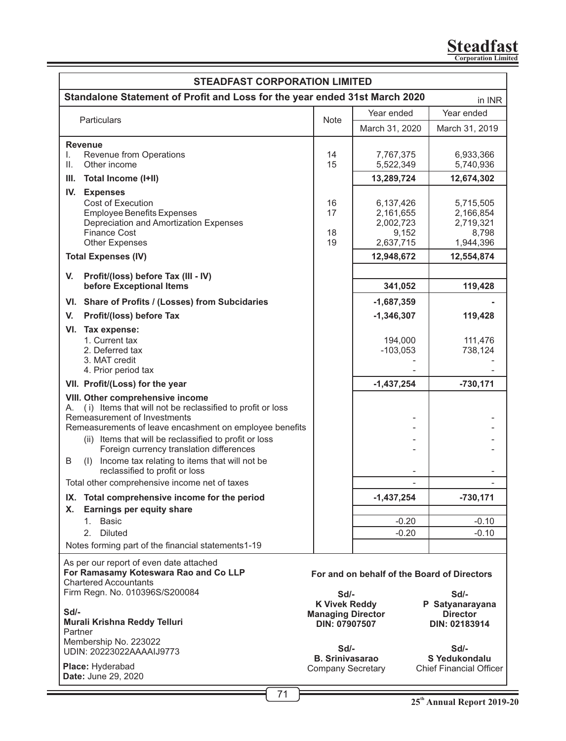## STEADFAST CORPORATION LIMITED

### Standalone Statement of Profit and Loss for the year ended 31st March 2020

in INR

| Particulars | Note | Year ended March 31, 2020 | Year ended March 31, 2019 |
|---|---|---|---|
| **Revenue** | | | |
| I. Revenue from Operations | 14 | 7,767,375 | 6,933,366 |
| II. Other income | 15 | 5,522,349 | 5,740,936 |
| **III. Total Income (I+II)** | | **13,289,724** | **12,674,302** |
| **IV. Expenses** | | | |
| Cost of Execution | 16 | 6,137,426 | 5,715,505 |
| Employee Benefits Expenses | 17 | 2,161,655 | 2,166,854 |
| Depreciation and Amortization Expenses | | 2,002,723 | 2,719,321 |
| Finance Cost | 18 | 9,152 | 8,798 |
| Other Expenses | 19 | 2,637,715 | 1,944,396 |
| **Total Expenses (IV)** | | **12,948,672** | **12,554,874** |
| **V. Profit/(loss) before Tax (III - IV) before Exceptional Items** | | **341,052** | **119,428** |
| **VI. Share of Profits / (Losses) from Subcidaries** | | **-1,687,359** | **-** |
| **V. Profit/(loss) before Tax** | | **-1,346,307** | **119,428** |
| **VI. Tax expense:** | | | |
| 1. Current tax | | 194,000 | 111,476 |
| 2. Deferred tax | | -103,053 | 738,124 |
| 3. MAT credit | | - | - |
| 4. Prior period tax | | - | - |
| **VII. Profit/(Loss) for the year** | | **-1,437,254** | **-730,171** |
| **VIII. Other comprehensive income** | | | |
| A. (i) Items that will not be reclassified to profit or loss | | | |
| Remeasurement of Investments | | - | - |
| Remeasurements of leave encashment on employee benefits | | - | - |
| (ii) Items that will be reclassified to profit or loss | | - | - |
| Foreign currency translation differences | | - | - |
| B (I) Income tax relating to items that will not be reclassified to profit or loss | | - | - |
| Total other comprehensive income net of taxes | | - | - |
| **IX. Total comprehensive income for the period** | | **-1,437,254** | **-730,171** |
| **X. Earnings per equity share** | | | |
| 1. Basic | | -0.20 | -0.10 |
| 2. Diluted | | -0.20 | -0.10 |
| Notes forming part of the financial statements1-19 | | | |

As per our report of even date attached
**For Ramasamy Koteswara Rao and Co LLP**
Chartered Accountants
Firm Regn. No. 010396S/S200084

**Sd/-**
**Murali Krishna Reddy Telluri**
Partner
Membership No. 223022
UDIN: 20223022AAAAIJ9773

**Place:** Hyderabad
**Date:** June 29, 2020

**For and on behalf of the Board of Directors**

**Sd/-**
**K Vivek Reddy**
**Managing Director**
**DIN: 07907507**

**Sd/-**
**P Satyanarayana**
**Director**
**DIN: 02183914**

**Sd/-**
**B. Srinivasarao**
Company Secretary

**Sd/-**
**S Yedukondalu**
Chief Financial Officer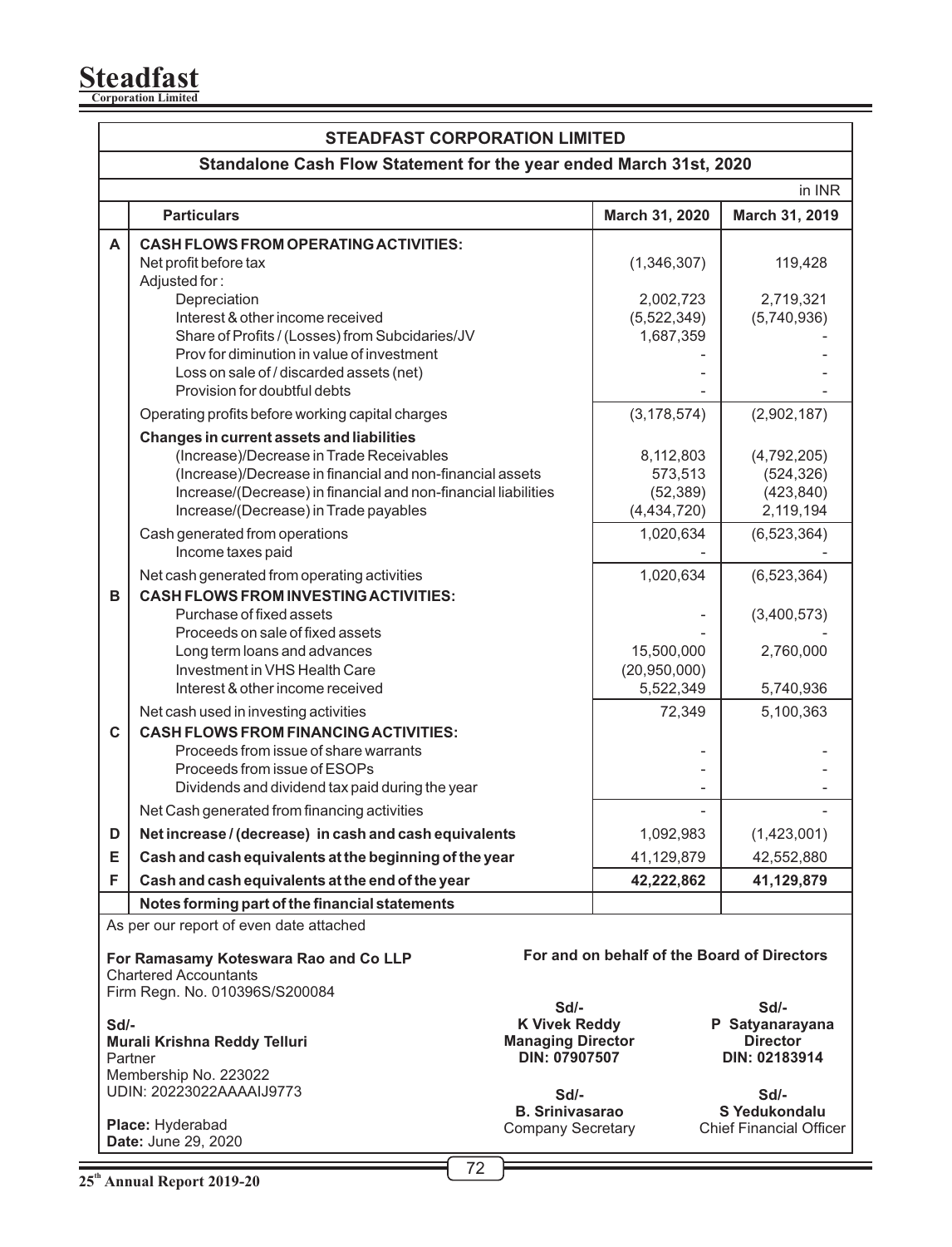# STEADFAST CORPORATION LIMITED

## Standalone Cash Flow Statement for the year ended March 31st, 2020

in INR

| | Particulars | March 31, 2020 | March 31, 2019 |
|---|---|---|---|
| A | **CASH FLOWS FROM OPERATING ACTIVITIES:** | | |
| | Net profit before tax | (1,346,307) | 119,428 |
| | Adjusted for : | | |
| | Depreciation | 2,002,723 | 2,719,321 |
| | Interest & other income received | (5,522,349) | (5,740,936) |
| | Share of Profits / (Losses) from Subcidaries/JV | 1,687,359 | - |
| | Prov for diminution in value of investment | - | - |
| | Loss on sale of / discarded assets (net) | - | - |
| | Provision for doubtful debts | - | - |
| | Operating profits before working capital charges | (3,178,574) | (2,902,187) |
| | **Changes in current assets and liabilities** | | |
| | (Increase)/Decrease in Trade Receivables | 8,112,803 | (4,792,205) |
| | (Increase)/Decrease in financial and non-financial assets | 573,513 | (524,326) |
| | Increase/(Decrease) in financial and non-financial liabilities | (52,389) | (423,840) |
| | Increase/(Decrease) in Trade payables | (4,434,720) | 2,119,194 |
| | Cash generated from operations | 1,020,634 | (6,523,364) |
| | Income taxes paid | - | - |
| | Net cash generated from operating activities | 1,020,634 | (6,523,364) |
| B | **CASH FLOWS FROM INVESTING ACTIVITIES:** | | |
| | Purchase of fixed assets | - | (3,400,573) |
| | Proceeds on sale of fixed assets | - | - |
| | Long term loans and advances | 15,500,000 | 2,760,000 |
| | Investment in VHS Health Care | (20,950,000) | |
| | Interest & other income received | 5,522,349 | 5,740,936 |
| | Net cash used in investing activities | 72,349 | 5,100,363 |
| C | **CASH FLOWS FROM FINANCING ACTIVITIES:** | | |
| | Proceeds from issue of share warrants | - | - |
| | Proceeds from issue of ESOPs | - | - |
| | Dividends and dividend tax paid during the year | - | - |
| | Net Cash generated from financing activities | - | - |
| D | **Net increase / (decrease) in cash and cash equivalents** | 1,092,983 | (1,423,001) |
| E | **Cash and cash equivalents at the beginning of the year** | 41,129,879 | 42,552,880 |
| F | **Cash and cash equivalents at the end of the year** | **42,222,862** | **41,129,879** |
| | **Notes forming part of the financial statements** | | |

As per our report of even date attached

**For Ramasamy Koteswara Rao and Co LLP**
Chartered Accountants
Firm Regn. No. 010396S/S200084

Sd/-
**Murali Krishna Reddy Telluri**
Partner
Membership No. 223022
UDIN: 20223022AAAAIJ9773

**Place:** Hyderabad
**Date:** June 29, 2020

**For and on behalf of the Board of Directors**

| | |
|---|---|
| Sd/-<br>**K Vivek Reddy**<br>**Managing Director**<br>**DIN: 07907507** | Sd/-<br>**P Satyanarayana**<br>**Director**<br>**DIN: 02183914** |
| Sd/-<br>**B. Srinivasarao**<br>Company Secretary | Sd/-<br>**S Yedukondalu**<br>Chief Financial Officer |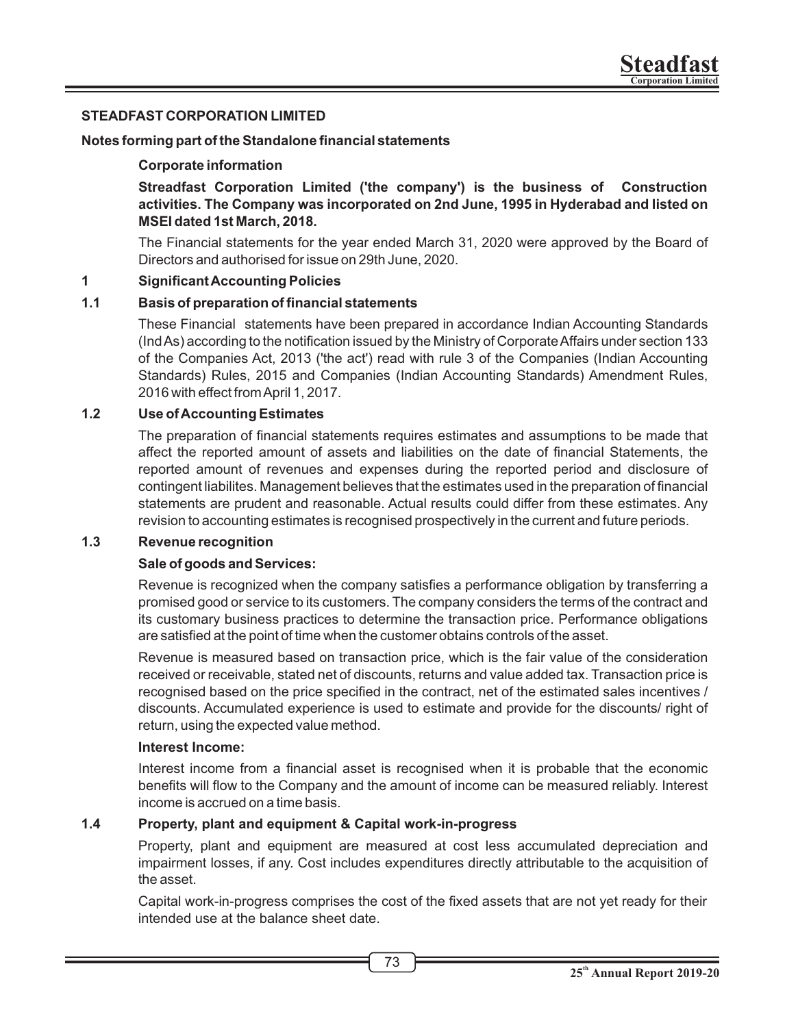**STEADFAST CORPORATION LIMITED**

**Notes forming part of the Standalone financial statements**

**Corporate information**

**Streadfast Corporation Limited ('the company') is the business of Construction activities. The Company was incorporated on 2nd June, 1995 in Hyderabad and listed on MSEI dated 1st March, 2018.**

The Financial statements for the year ended March 31, 2020 were approved by the Board of Directors and authorised for issue on 29th June, 2020.

## 1 Significant Accounting Policies

### 1.1 Basis of preparation of financial statements

These Financial statements have been prepared in accordance Indian Accounting Standards (Ind As) according to the notification issued by the Ministry of Corporate Affairs under section 133 of the Companies Act, 2013 ('the act') read with rule 3 of the Companies (Indian Accounting Standards) Rules, 2015 and Companies (Indian Accounting Standards) Amendment Rules, 2016 with effect from April 1, 2017.

### 1.2 Use of Accounting Estimates

The preparation of financial statements requires estimates and assumptions to be made that affect the reported amount of assets and liabilities on the date of financial Statements, the reported amount of revenues and expenses during the reported period and disclosure of contingent liabilites. Management believes that the estimates used in the preparation of financial statements are prudent and reasonable. Actual results could differ from these estimates. Any revision to accounting estimates is recognised prospectively in the current and future periods.

### 1.3 Revenue recognition

**Sale of goods and Services:**

Revenue is recognized when the company satisfies a performance obligation by transferring a promised good or service to its customers. The company considers the terms of the contract and its customary business practices to determine the transaction price. Performance obligations are satisfied at the point of time when the customer obtains controls of the asset.

Revenue is measured based on transaction price, which is the fair value of the consideration received or receivable, stated net of discounts, returns and value added tax. Transaction price is recognised based on the price specified in the contract, net of the estimated sales incentives / discounts. Accumulated experience is used to estimate and provide for the discounts/ right of return, using the expected value method.

**Interest Income:**

Interest income from a financial asset is recognised when it is probable that the economic benefits will flow to the Company and the amount of income can be measured reliably. Interest income is accrued on a time basis.

### 1.4 Property, plant and equipment & Capital work-in-progress

Property, plant and equipment are measured at cost less accumulated depreciation and impairment losses, if any. Cost includes expenditures directly attributable to the acquisition of the asset.

Capital work-in-progress comprises the cost of the fixed assets that are not yet ready for their intended use at the balance sheet date.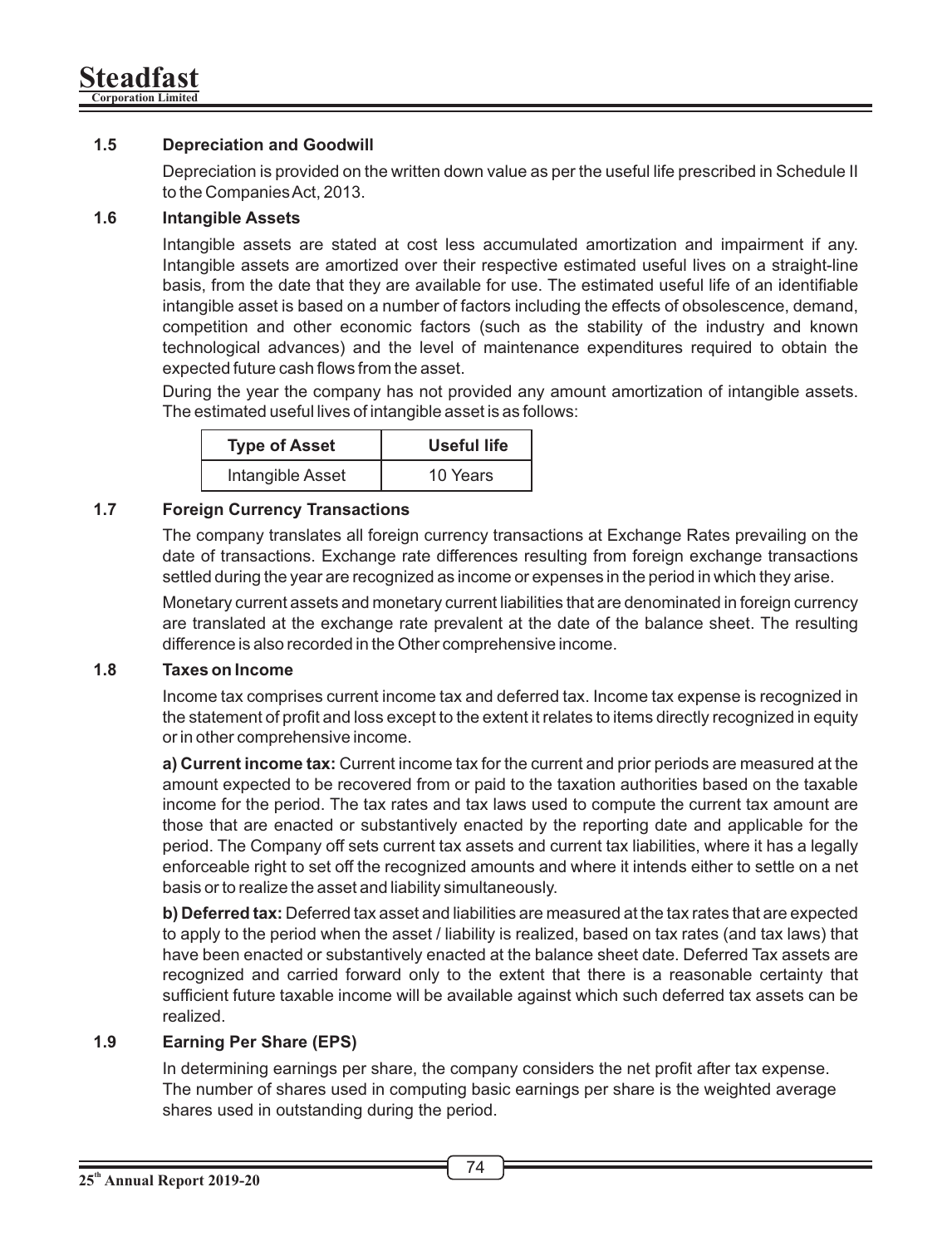### 1.5 Depreciation and Goodwill

Depreciation is provided on the written down value as per the useful life prescribed in Schedule II to the Companies Act, 2013.

### 1.6 Intangible Assets

Intangible assets are stated at cost less accumulated amortization and impairment if any. Intangible assets are amortized over their respective estimated useful lives on a straight-line basis, from the date that they are available for use. The estimated useful life of an identifiable intangible asset is based on a number of factors including the effects of obsolescence, demand, competition and other economic factors (such as the stability of the industry and known technological advances) and the level of maintenance expenditures required to obtain the expected future cash flows from the asset.

During the year the company has not provided any amount amortization of intangible assets. The estimated useful lives of intangible asset is as follows:

| Type of Asset | Useful life |
|---|---|
| Intangible Asset | 10 Years |

### 1.7 Foreign Currency Transactions

The company translates all foreign currency transactions at Exchange Rates prevailing on the date of transactions. Exchange rate differences resulting from foreign exchange transactions settled during the year are recognized as income or expenses in the period in which they arise.

Monetary current assets and monetary current liabilities that are denominated in foreign currency are translated at the exchange rate prevalent at the date of the balance sheet. The resulting difference is also recorded in the Other comprehensive income.

### 1.8 Taxes on Income

Income tax comprises current income tax and deferred tax. Income tax expense is recognized in the statement of profit and loss except to the extent it relates to items directly recognized in equity or in other comprehensive income.

**a) Current income tax:** Current income tax for the current and prior periods are measured at the amount expected to be recovered from or paid to the taxation authorities based on the taxable income for the period. The tax rates and tax laws used to compute the current tax amount are those that are enacted or substantively enacted by the reporting date and applicable for the period. The Company off sets current tax assets and current tax liabilities, where it has a legally enforceable right to set off the recognized amounts and where it intends either to settle on a net basis or to realize the asset and liability simultaneously.

**b) Deferred tax:** Deferred tax asset and liabilities are measured at the tax rates that are expected to apply to the period when the asset / liability is realized, based on tax rates (and tax laws) that have been enacted or substantively enacted at the balance sheet date. Deferred Tax assets are recognized and carried forward only to the extent that there is a reasonable certainty that sufficient future taxable income will be available against which such deferred tax assets can be realized.

### 1.9 Earning Per Share (EPS)

In determining earnings per share, the company considers the net profit after tax expense. The number of shares used in computing basic earnings per share is the weighted average shares used in outstanding during the period.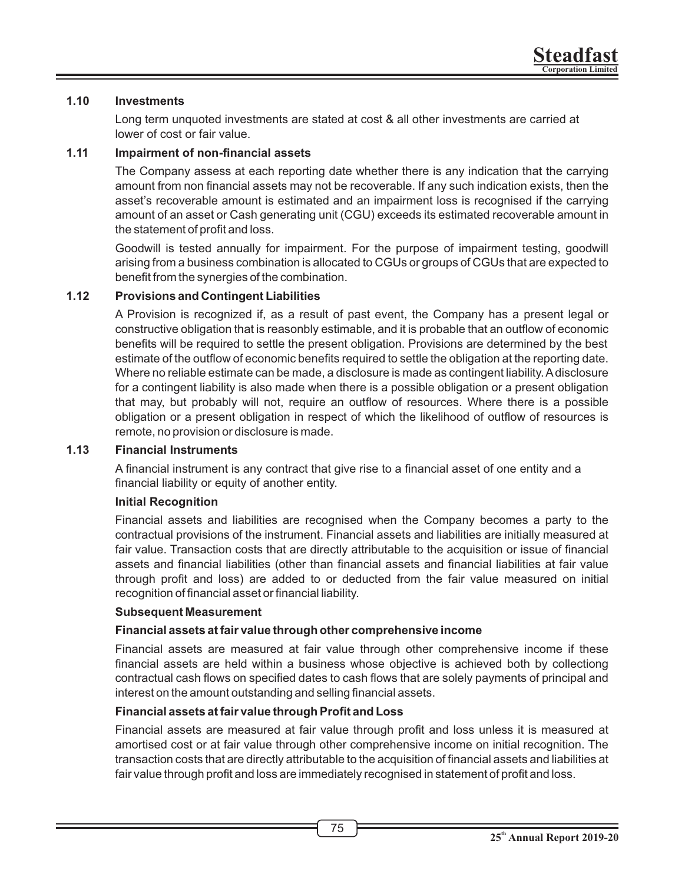### 1.10 Investments

Long term unquoted investments are stated at cost & all other investments are carried at lower of cost or fair value.

### 1.11 Impairment of non-financial assets

The Company assess at each reporting date whether there is any indication that the carrying amount from non financial assets may not be recoverable. If any such indication exists, then the asset's recoverable amount is estimated and an impairment loss is recognised if the carrying amount of an asset or Cash generating unit (CGU) exceeds its estimated recoverable amount in the statement of profit and loss.

Goodwill is tested annually for impairment. For the purpose of impairment testing, goodwill arising from a business combination is allocated to CGUs or groups of CGUs that are expected to benefit from the synergies of the combination.

### 1.12 Provisions and Contingent Liabilities

A Provision is recognized if, as a result of past event, the Company has a present legal or constructive obligation that is reasonbly estimable, and it is probable that an outflow of economic benefits will be required to settle the present obligation. Provisions are determined by the best estimate of the outflow of economic benefits required to settle the obligation at the reporting date. Where no reliable estimate can be made, a disclosure is made as contingent liability. A disclosure for a contingent liability is also made when there is a possible obligation or a present obligation that may, but probably will not, require an outflow of resources. Where there is a possible obligation or a present obligation in respect of which the likelihood of outflow of resources is remote, no provision or disclosure is made.

### 1.13 Financial Instruments

A financial instrument is any contract that give rise to a financial asset of one entity and a financial liability or equity of another entity.

**Initial Recognition**

Financial assets and liabilities are recognised when the Company becomes a party to the contractual provisions of the instrument. Financial assets and liabilities are initially measured at fair value. Transaction costs that are directly attributable to the acquisition or issue of financial assets and financial liabilities (other than financial assets and financial liabilities at fair value through profit and loss) are added to or deducted from the fair value measured on initial recognition of financial asset or financial liability.

**Subsequent Measurement**

**Financial assets at fair value through other comprehensive income**

Financial assets are measured at fair value through other comprehensive income if these financial assets are held within a business whose objective is achieved both by collectiong contractual cash flows on specified dates to cash flows that are solely payments of principal and interest on the amount outstanding and selling financial assets.

**Financial assets at fair value through Profit and Loss**

Financial assets are measured at fair value through profit and loss unless it is measured at amortised cost or at fair value through other comprehensive income on initial recognition. The transaction costs that are directly attributable to the acquisition of financial assets and liabilities at fair value through profit and loss are immediately recognised in statement of profit and loss.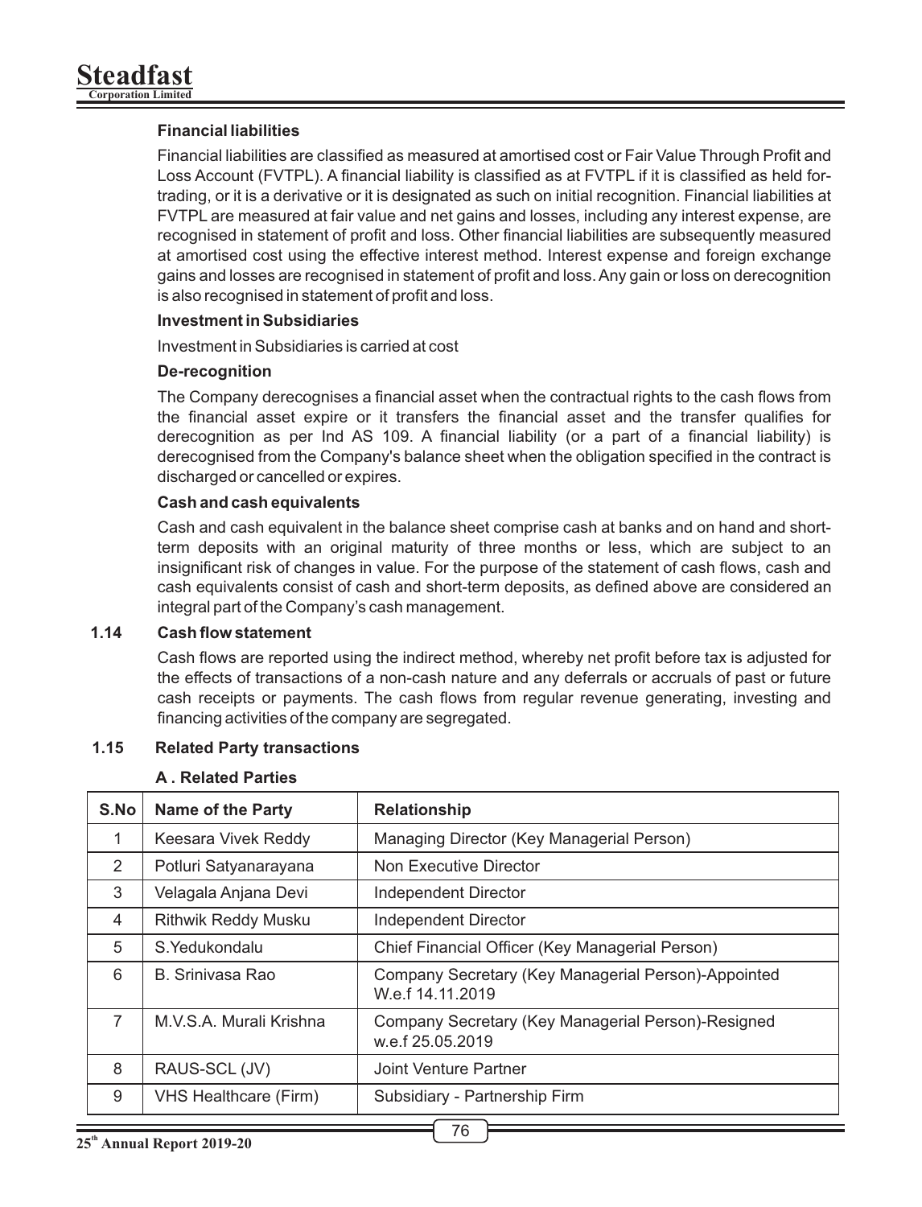**Financial liabilities**

Financial liabilities are classified as measured at amortised cost or Fair Value Through Profit and Loss Account (FVTPL). A financial liability is classified as at FVTPL if it is classified as held for-trading, or it is a derivative or it is designated as such on initial recognition. Financial liabilities at FVTPL are measured at fair value and net gains and losses, including any interest expense, are recognised in statement of profit and loss. Other financial liabilities are subsequently measured at amortised cost using the effective interest method. Interest expense and foreign exchange gains and losses are recognised in statement of profit and loss. Any gain or loss on derecognition is also recognised in statement of profit and loss.

**Investment in Subsidiaries**

Investment in Subsidiaries is carried at cost

**De-recognition**

The Company derecognises a financial asset when the contractual rights to the cash flows from the financial asset expire or it transfers the financial asset and the transfer qualifies for derecognition as per Ind AS 109. A financial liability (or a part of a financial liability) is derecognised from the Company's balance sheet when the obligation specified in the contract is discharged or cancelled or expires.

**Cash and cash equivalents**

Cash and cash equivalent in the balance sheet comprise cash at banks and on hand and short-term deposits with an original maturity of three months or less, which are subject to an insignificant risk of changes in value. For the purpose of the statement of cash flows, cash and cash equivalents consist of cash and short-term deposits, as defined above are considered an integral part of the Company's cash management.

**1.14 Cash flow statement**

Cash flows are reported using the indirect method, whereby net profit before tax is adjusted for the effects of transactions of a non-cash nature and any deferrals or accruals of past or future cash receipts or payments. The cash flows from regular revenue generating, investing and financing activities of the company are segregated.

**1.15 Related Party transactions**

**A . Related Parties**

| S.No | Name of the Party | Relationship |
|---|---|---|
| 1 | Keesara Vivek Reddy | Managing Director (Key Managerial Person) |
| 2 | Potluri Satyanarayana | Non Executive Director |
| 3 | Velagala Anjana Devi | Independent Director |
| 4 | Rithwik Reddy Musku | Independent Director |
| 5 | S.Yedukondalu | Chief Financial Officer (Key Managerial Person) |
| 6 | B. Srinivasa Rao | Company Secretary (Key Managerial Person)-Appointed W.e.f 14.11.2019 |
| 7 | M.V.S.A. Murali Krishna | Company Secretary (Key Managerial Person)-Resigned w.e.f 25.05.2019 |
| 8 | RAUS-SCL (JV) | Joint Venture Partner |
| 9 | VHS Healthcare (Firm) | Subsidiary - Partnership Firm |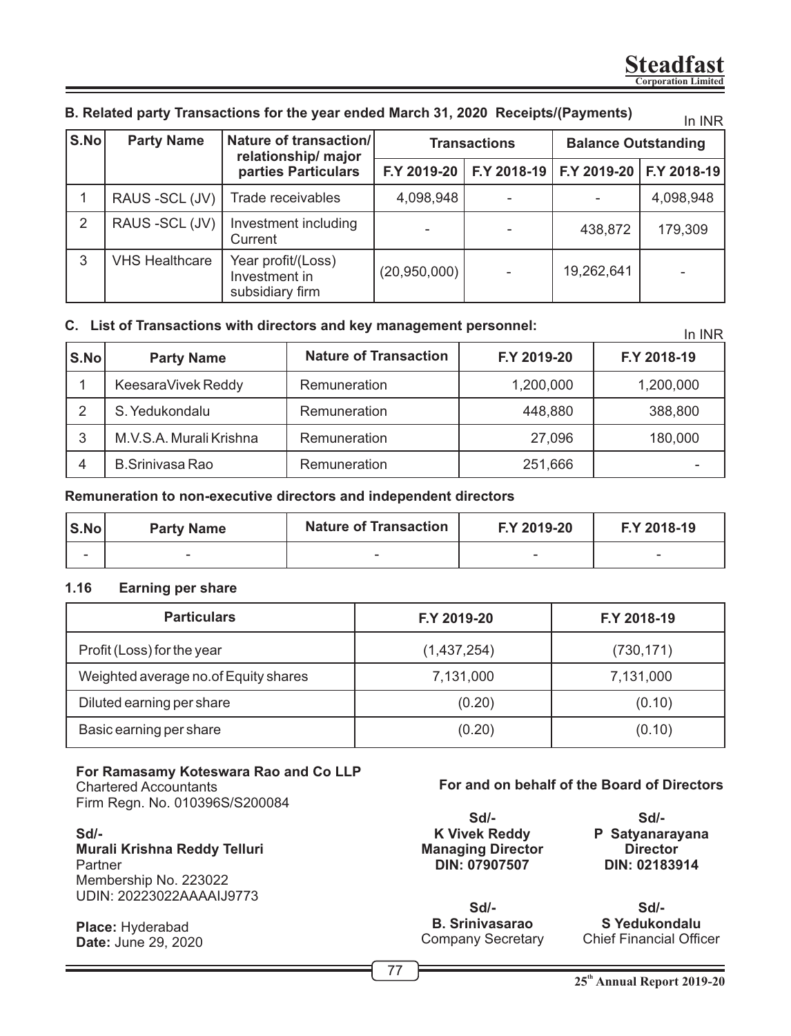### B. Related party Transactions for the year ended March 31, 2020 Receipts/(Payments)

In INR

| S.No | Party Name | Nature of transaction/ relationship/ major parties Particulars | Transactions | | Balance Outstanding | |
|---|---|---|---|---|---|---|
| | | | F.Y 2019-20 | F.Y 2018-19 | F.Y 2019-20 | F.Y 2018-19 |
| 1 | RAUS -SCL (JV) | Trade receivables | 4,098,948 | - | - | 4,098,948 |
| 2 | RAUS -SCL (JV) | Investment including Current | - | - | 438,872 | 179,309 |
| 3 | VHS Healthcare | Year profit/(Loss) Investment in subsidiary firm | (20,950,000) | - | 19,262,641 | - |

### C. List of Transactions with directors and key management personnel:

In INR

| S.No | Party Name | Nature of Transaction | F.Y 2019-20 | F.Y 2018-19 |
|---|---|---|---|---|
| 1 | KeesaraVivek Reddy | Remuneration | 1,200,000 | 1,200,000 |
| 2 | S. Yedukondalu | Remuneration | 448,880 | 388,800 |
| 3 | M.V.S.A. Murali Krishna | Remuneration | 27,096 | 180,000 |
| 4 | B.Srinivasa Rao | Remuneration | 251,666 | - |

**Remuneration to non-executive directors and independent directors**

| S.No | Party Name | Nature of Transaction | F.Y 2019-20 | F.Y 2018-19 |
|---|---|---|---|---|
| - | - | - | - | - |

### 1.16 Earning per share

| Particulars | F.Y 2019-20 | F.Y 2018-19 |
|---|---|---|
| Profit (Loss) for the year | (1,437,254) | (730,171) |
| Weighted average no.of Equity shares | 7,131,000 | 7,131,000 |
| Diluted earning per share | (0.20) | (0.10) |
| Basic earning per share | (0.20) | (0.10) |

**For Ramasamy Koteswara Rao and Co LLP**
Chartered Accountants
Firm Regn. No. 010396S/S200084

**Sd/-**
**Murali Krishna Reddy Telluri**
Partner
Membership No. 223022
UDIN: 20223022AAAAIJ9773

**Place:** Hyderabad
**Date:** June 29, 2020

**For and on behalf of the Board of Directors**

**Sd/-**
**K Vivek Reddy**
**Managing Director**
**DIN: 07907507**

**Sd/-**
**P Satyanarayana**
**Director**
**DIN: 02183914**

**Sd/-**
**B. Srinivasarao**
Company Secretary

**Sd/-**
**S Yedukondalu**
Chief Financial Officer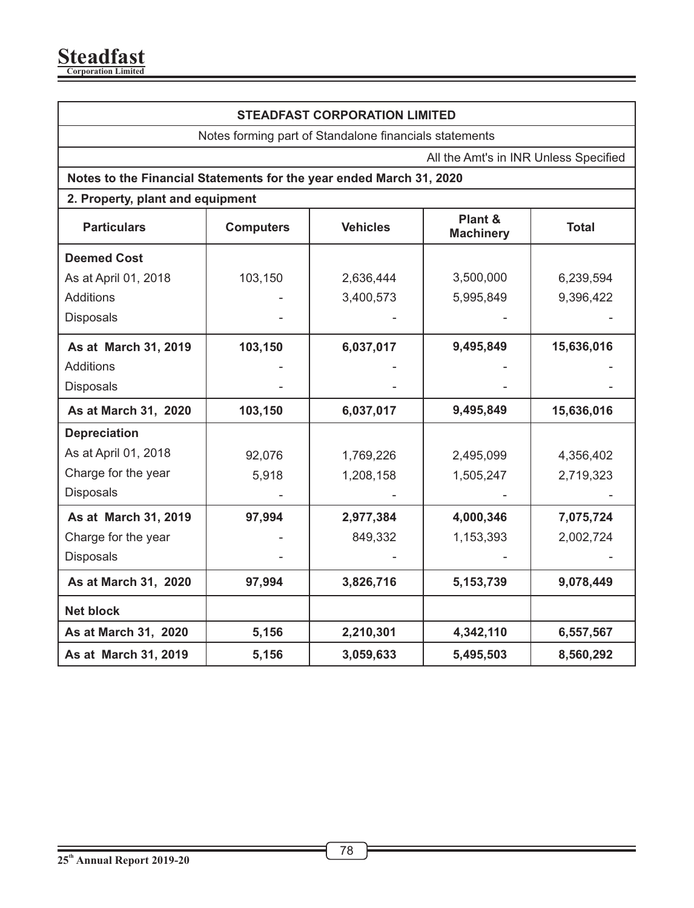**STEADFAST CORPORATION LIMITED**

Notes forming part of Standalone financials statements

All the Amt's in INR Unless Specified

**Notes to the Financial Statements for the year ended March 31, 2020**

**2. Property, plant and equipment**

| Particulars | Computers | Vehicles | Plant & Machinery | Total |
|---|---|---|---|---|
| **Deemed Cost** | | | | |
| As at April 01, 2018 | 103,150 | 2,636,444 | 3,500,000 | 6,239,594 |
| Additions | - | 3,400,573 | 5,995,849 | 9,396,422 |
| Disposals | - | - | - | - |
| **As at March 31, 2019** | **103,150** | **6,037,017** | **9,495,849** | **15,636,016** |
| Additions | - | - | - | - |
| Disposals | - | - | - | - |
| **As at March 31, 2020** | **103,150** | **6,037,017** | **9,495,849** | **15,636,016** |
| **Depreciation** | | | | |
| As at April 01, 2018 | 92,076 | 1,769,226 | 2,495,099 | 4,356,402 |
| Charge for the year | 5,918 | 1,208,158 | 1,505,247 | 2,719,323 |
| Disposals | - | - | - | - |
| **As at March 31, 2019** | **97,994** | **2,977,384** | **4,000,346** | **7,075,724** |
| Charge for the year | - | 849,332 | 1,153,393 | 2,002,724 |
| Disposals | - | - | - | - |
| **As at March 31, 2020** | **97,994** | **3,826,716** | **5,153,739** | **9,078,449** |
| **Net block** | | | | |
| **As at March 31, 2020** | **5,156** | **2,210,301** | **4,342,110** | **6,557,567** |
| **As at March 31, 2019** | **5,156** | **3,059,633** | **5,495,503** | **8,560,292** |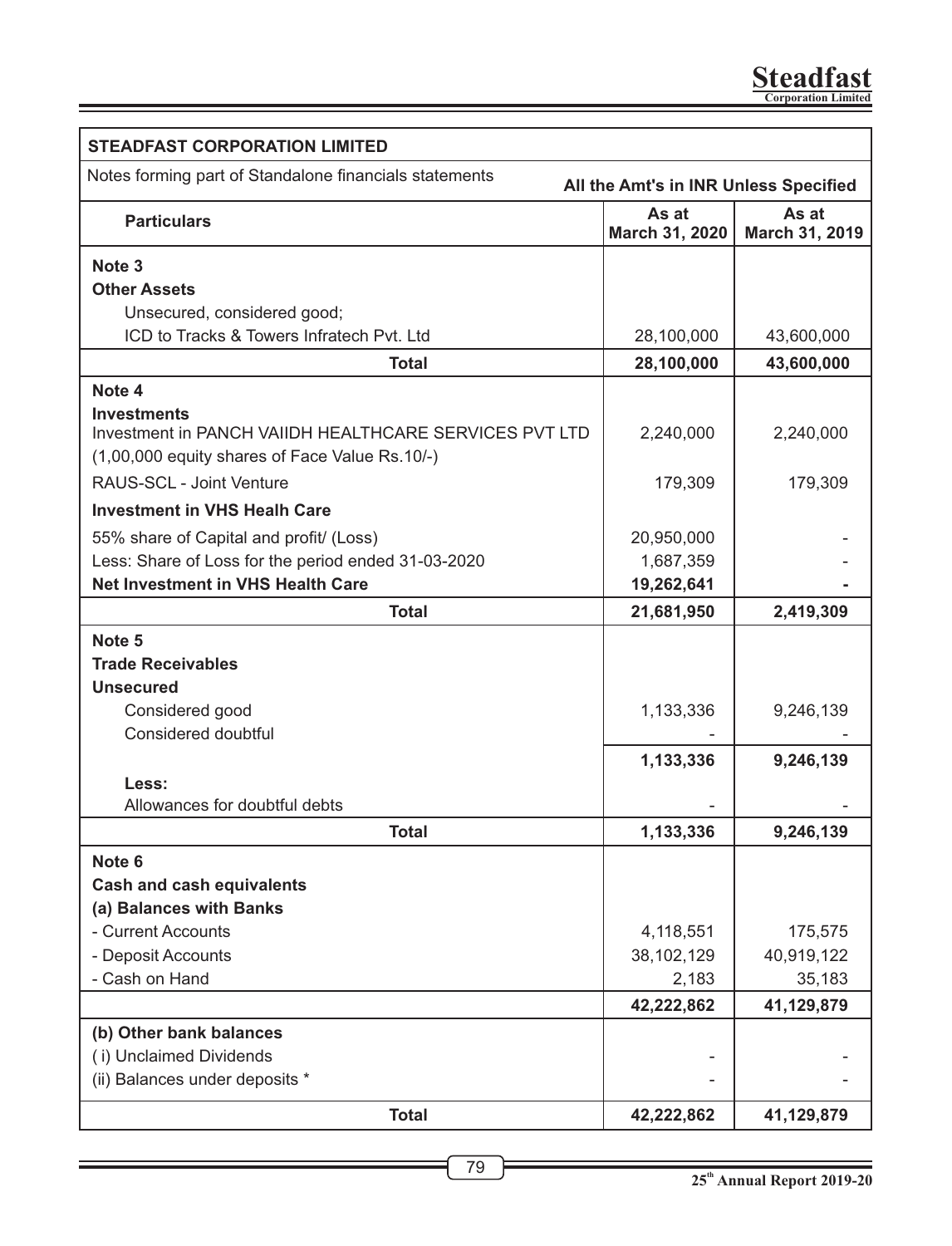**STEADFAST CORPORATION LIMITED**

Notes forming part of Standalone financials statements — All the Amt's in INR Unless Specified

| Particulars | As at March 31, 2020 | As at March 31, 2019 |
|---|---|---|
| **Note 3** | | |
| **Other Assets** | | |
| Unsecured, considered good; | | |
| ICD to Tracks & Towers Infratech Pvt. Ltd | 28,100,000 | 43,600,000 |
| **Total** | **28,100,000** | **43,600,000** |
| **Note 4** | | |
| **Investments** | | |
| Investment in PANCH VAIIDH HEALTHCARE SERVICES PVT LTD (1,00,000 equity shares of Face Value Rs.10/-) | 2,240,000 | 2,240,000 |
| RAUS-SCL - Joint Venture | 179,309 | 179,309 |
| **Investment in VHS Healh Care** | | |
| 55% share of Capital and profit/ (Loss) | 20,950,000 | - |
| Less: Share of Loss for the period ended 31-03-2020 | 1,687,359 | - |
| **Net Investment in VHS Health Care** | **19,262,641** | **-** |
| **Total** | **21,681,950** | **2,419,309** |
| **Note 5** | | |
| **Trade Receivables** | | |
| **Unsecured** | | |
| Considered good | 1,133,336 | 9,246,139 |
| Considered doubtful | - | - |
| | **1,133,336** | **9,246,139** |
| **Less:** | | |
| Allowances for doubtful debts | - | - |
| **Total** | **1,133,336** | **9,246,139** |
| **Note 6** | | |
| **Cash and cash equivalents** | | |
| **(a) Balances with Banks** | | |
| - Current Accounts | 4,118,551 | 175,575 |
| - Deposit Accounts | 38,102,129 | 40,919,122 |
| - Cash on Hand | 2,183 | 35,183 |
| | **42,222,862** | **41,129,879** |
| **(b) Other bank balances** | | |
| ( i) Unclaimed Dividends | - | - |
| (ii) Balances under deposits * | - | - |
| **Total** | **42,222,862** | **41,129,879** |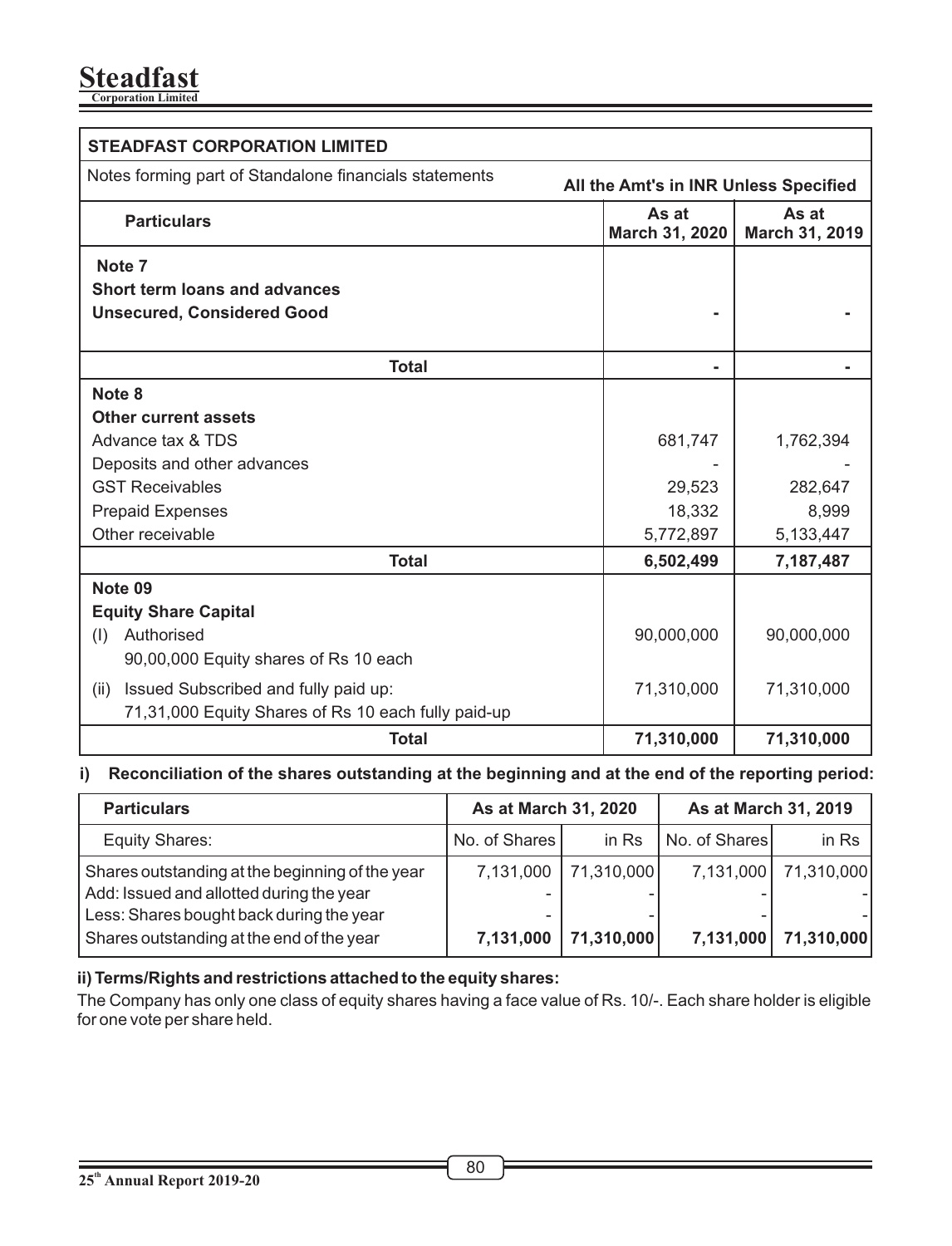**STEADFAST CORPORATION LIMITED**

Notes forming part of Standalone financials statements

**All the Amt's in INR Unless Specified**

| Particulars | As at March 31, 2020 | As at March 31, 2019 |
|---|---|---|
| **Note 7** | | |
| **Short term loans and advances** | | |
| **Unsecured, Considered Good** | - | - |
| **Total** | - | - |
| **Note 8** | | |
| **Other current assets** | | |
| Advance tax & TDS | 681,747 | 1,762,394 |
| Deposits and other advances | - | - |
| GST Receivables | 29,523 | 282,647 |
| Prepaid Expenses | 18,332 | 8,999 |
| Other receivable | 5,772,897 | 5,133,447 |
| **Total** | **6,502,499** | **7,187,487** |
| **Note 09** | | |
| **Equity Share Capital** | | |
| (I) Authorised<br>90,00,000 Equity shares of Rs 10 each | 90,000,000 | 90,000,000 |
| (ii) Issued Subscribed and fully paid up:<br>71,31,000 Equity Shares of Rs 10 each fully paid-up | 71,310,000 | 71,310,000 |
| **Total** | **71,310,000** | **71,310,000** |

**i) Reconciliation of the shares outstanding at the beginning and at the end of the reporting period:**

| Particulars | As at March 31, 2020 | | As at March 31, 2019 | |
|---|---|---|---|---|
| Equity Shares: | No. of Shares | in Rs | No. of Shares | in Rs |
| Shares outstanding at the beginning of the year | 7,131,000 | 71,310,000 | 7,131,000 | 71,310,000 |
| Add: Issued and allotted during the year | - | - | - | - |
| Less: Shares bought back during the year | - | - | - | - |
| Shares outstanding at the end of the year | **7,131,000** | **71,310,000** | **7,131,000** | **71,310,000** |

**ii) Terms/Rights and restrictions attached to the equity shares:**

The Company has only one class of equity shares having a face value of Rs. 10/-. Each share holder is eligible for one vote per share held.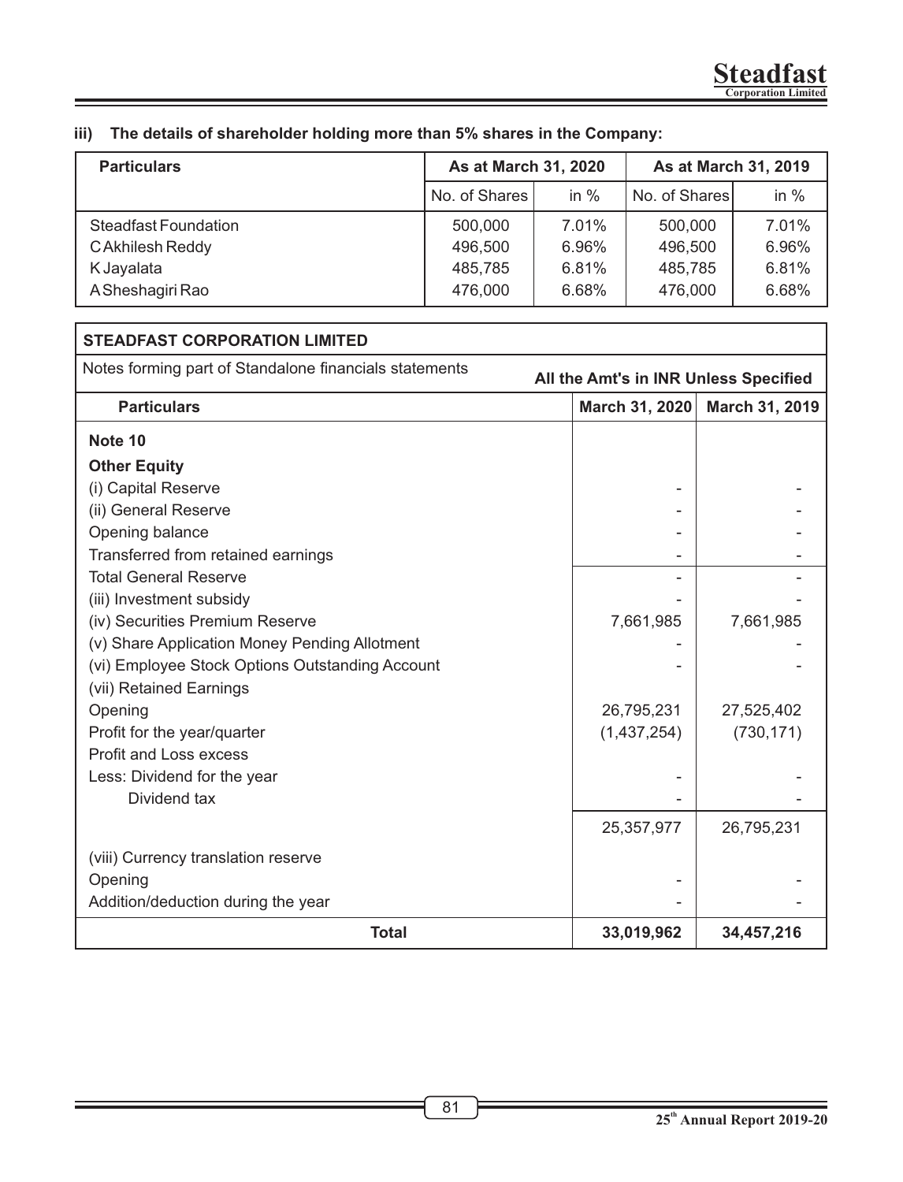**iii) The details of shareholder holding more than 5% shares in the Company:**

| Particulars | As at March 31, 2020 | | As at March 31, 2019 | |
|---|---|---|---|---|
| | No. of Shares | in % | No. of Shares | in % |
| Steadfast Foundation | 500,000 | 7.01% | 500,000 | 7.01% |
| C Akhilesh Reddy | 496,500 | 6.96% | 496,500 | 6.96% |
| K Jayalata | 485,785 | 6.81% | 485,785 | 6.81% |
| A Sheshagiri Rao | 476,000 | 6.68% | 476,000 | 6.68% |

**STEADFAST CORPORATION LIMITED**

Notes forming part of Standalone financials statements

**All the Amt's in INR Unless Specified**

| Particulars | March 31, 2020 | March 31, 2019 |
|---|---|---|
| **Note 10** | | |
| **Other Equity** | | |
| (i) Capital Reserve | - | - |
| (ii) General Reserve | - | - |
| Opening balance | - | - |
| Transferred from retained earnings | - | - |
| Total General Reserve | - | - |
| (iii) Investment subsidy | - | - |
| (iv) Securities Premium Reserve | 7,661,985 | 7,661,985 |
| (v) Share Application Money Pending Allotment | - | - |
| (vi) Employee Stock Options Outstanding Account | - | - |
| (vii) Retained Earnings | | |
| Opening | 26,795,231 | 27,525,402 |
| Profit for the year/quarter | (1,437,254) | (730,171) |
| Profit and Loss excess | | |
| Less: Dividend for the year | - | - |
| Dividend tax | - | - |
| | 25,357,977 | 26,795,231 |
| (viii) Currency translation reserve | | |
| Opening | - | - |
| Addition/deduction during the year | - | - |
| **Total** | **33,019,962** | **34,457,216** |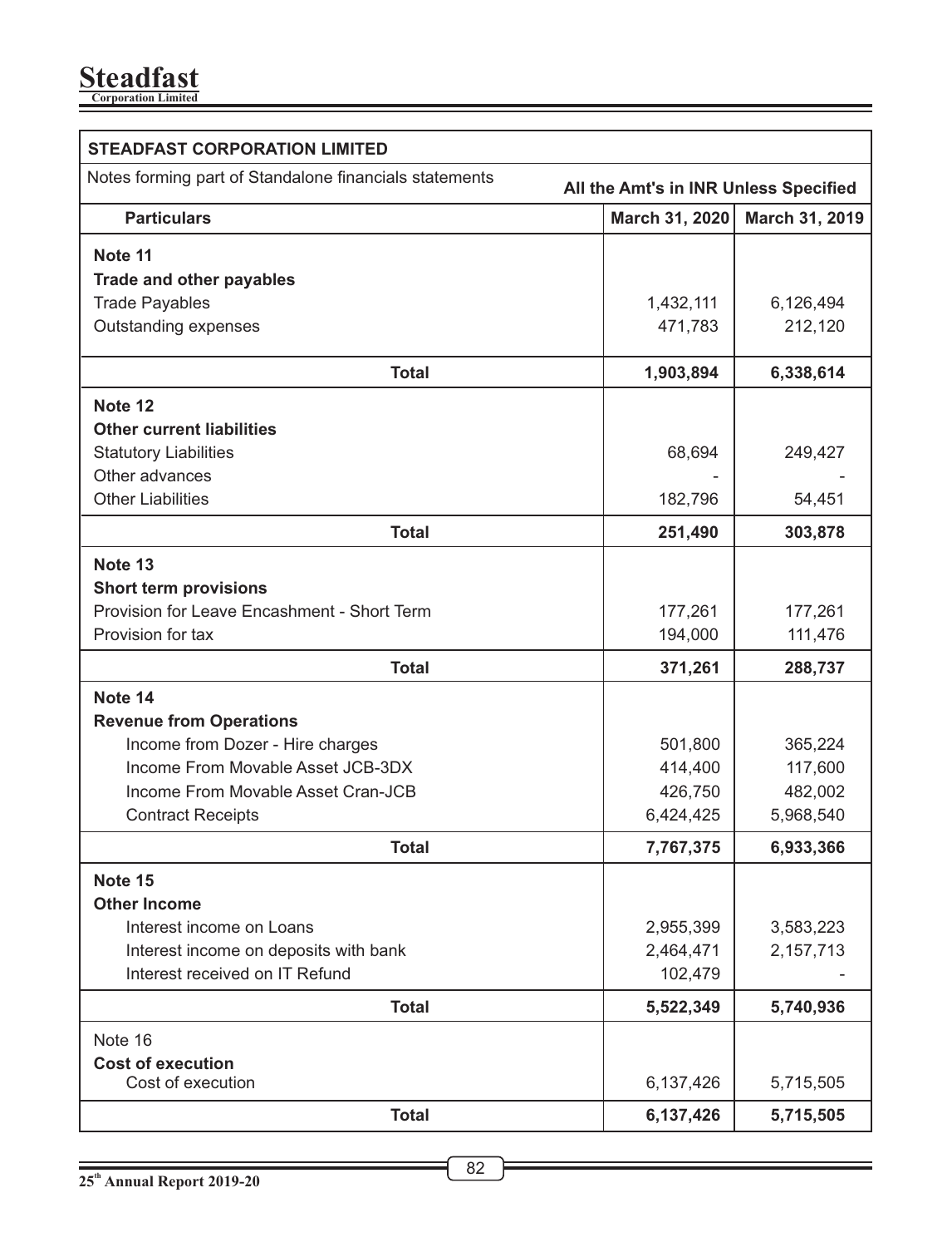| STEADFAST CORPORATION LIMITED | | |
|---|---|---|
| Notes forming part of Standalone financials statements | All the Amt's in INR Unless Specified | |
| **Particulars** | **March 31, 2020** | **March 31, 2019** |
| **Note 11** | | |
| **Trade and other payables** | | |
| Trade Payables | 1,432,111 | 6,126,494 |
| Outstanding expenses | 471,783 | 212,120 |
| **Total** | **1,903,894** | **6,338,614** |
| **Note 12** | | |
| **Other current liabilities** | | |
| Statutory Liabilities | 68,694 | 249,427 |
| Other advances | - | - |
| Other Liabilities | 182,796 | 54,451 |
| **Total** | **251,490** | **303,878** |
| **Note 13** | | |
| **Short term provisions** | | |
| Provision for Leave Encashment - Short Term | 177,261 | 177,261 |
| Provision for tax | 194,000 | 111,476 |
| **Total** | **371,261** | **288,737** |
| **Note 14** | | |
| **Revenue from Operations** | | |
| Income from Dozer - Hire charges | 501,800 | 365,224 |
| Income From Movable Asset JCB-3DX | 414,400 | 117,600 |
| Income From Movable Asset Cran-JCB | 426,750 | 482,002 |
| Contract Receipts | 6,424,425 | 5,968,540 |
| **Total** | **7,767,375** | **6,933,366** |
| **Note 15** | | |
| **Other Income** | | |
| Interest income on Loans | 2,955,399 | 3,583,223 |
| Interest income on deposits with bank | 2,464,471 | 2,157,713 |
| Interest received on IT Refund | 102,479 | - |
| **Total** | **5,522,349** | **5,740,936** |
| Note 16 | | |
| **Cost of execution** | | |
| Cost of execution | 6,137,426 | 5,715,505 |
| **Total** | **6,137,426** | **5,715,505** |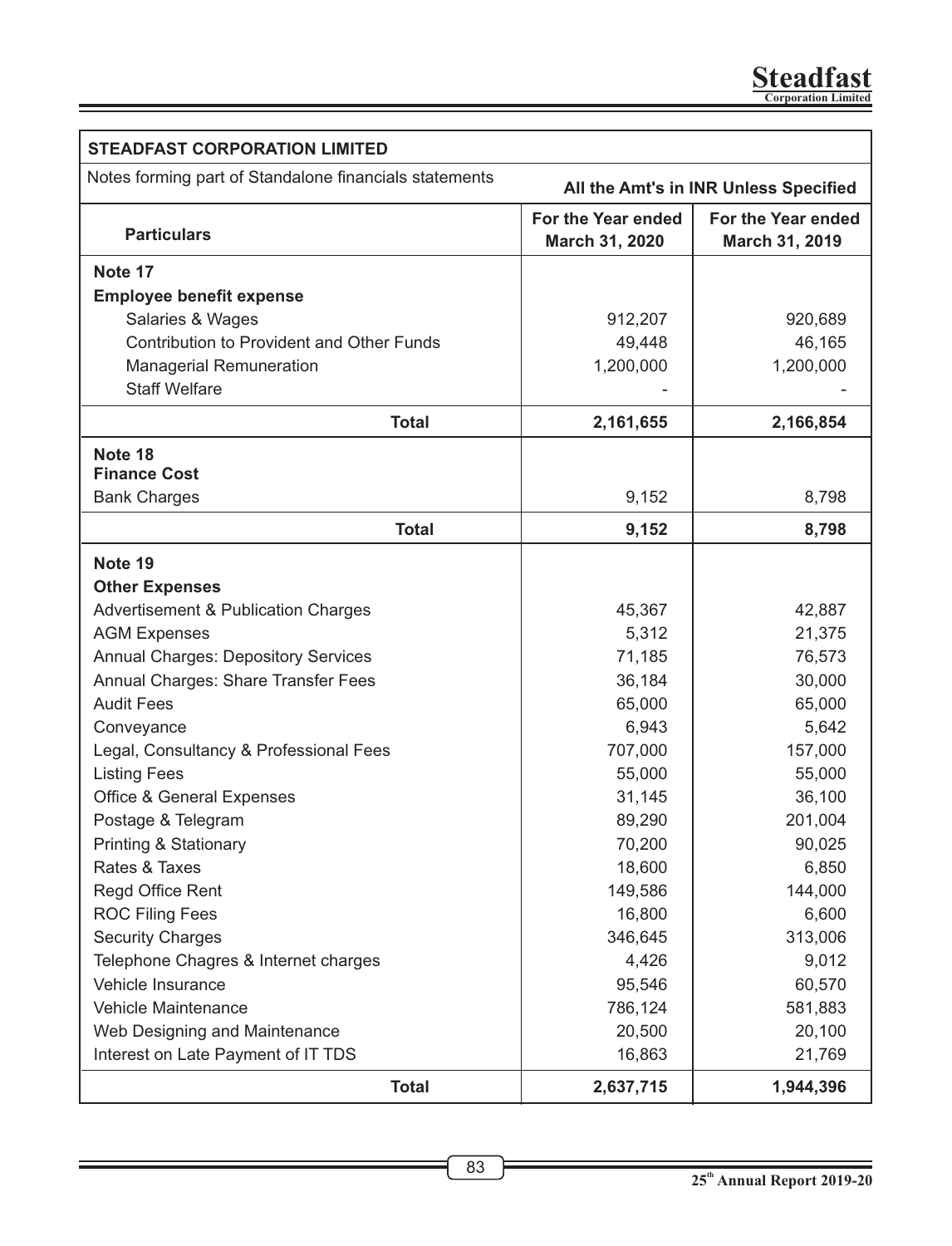**STEADFAST CORPORATION LIMITED**

Notes forming part of Standalone financials statements

**All the Amt's in INR Unless Specified**

| Particulars | For the Year ended March 31, 2020 | For the Year ended March 31, 2019 |
|---|---|---|
| **Note 17** | | |
| **Employee benefit expense** | | |
| Salaries & Wages | 912,207 | 920,689 |
| Contribution to Provident and Other Funds | 49,448 | 46,165 |
| Managerial Remuneration | 1,200,000 | 1,200,000 |
| Staff Welfare | - | - |
| **Total** | **2,161,655** | **2,166,854** |
| **Note 18** | | |
| **Finance Cost** | | |
| Bank Charges | 9,152 | 8,798 |
| **Total** | **9,152** | **8,798** |
| **Note 19** | | |
| **Other Expenses** | | |
| Advertisement & Publication Charges | 45,367 | 42,887 |
| AGM Expenses | 5,312 | 21,375 |
| Annual Charges: Depository Services | 71,185 | 76,573 |
| Annual Charges: Share Transfer Fees | 36,184 | 30,000 |
| Audit Fees | 65,000 | 65,000 |
| Conveyance | 6,943 | 5,642 |
| Legal, Consultancy & Professional Fees | 707,000 | 157,000 |
| Listing Fees | 55,000 | 55,000 |
| Office & General Expenses | 31,145 | 36,100 |
| Postage & Telegram | 89,290 | 201,004 |
| Printing & Stationary | 70,200 | 90,025 |
| Rates & Taxes | 18,600 | 6,850 |
| Regd Office Rent | 149,586 | 144,000 |
| ROC Filing Fees | 16,800 | 6,600 |
| Security Charges | 346,645 | 313,006 |
| Telephone Chagres & Internet charges | 4,426 | 9,012 |
| Vehicle Insurance | 95,546 | 60,570 |
| Vehicle Maintenance | 786,124 | 581,883 |
| Web Designing and Maintenance | 20,500 | 20,100 |
| Interest on Late Payment of IT TDS | 16,863 | 21,769 |
| **Total** | **2,637,715** | **1,944,396** |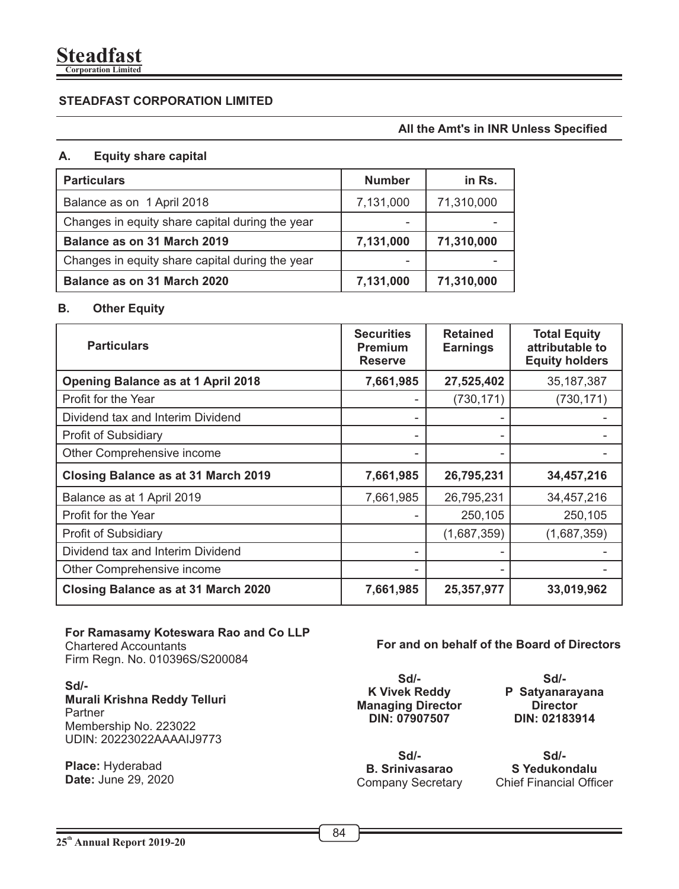## STEADFAST CORPORATION LIMITED

**All the Amt's in INR Unless Specified**

### A. Equity share capital

| Particulars | Number | in Rs. |
|---|---|---|
| Balance as on 1 April 2018 | 7,131,000 | 71,310,000 |
| Changes in equity share capital during the year | - | - |
| **Balance as on 31 March 2019** | **7,131,000** | **71,310,000** |
| Changes in equity share capital during the year | - | - |
| **Balance as on 31 March 2020** | **7,131,000** | **71,310,000** |

### B. Other Equity

| Particulars | Securities Premium Reserve | Retained Earnings | Total Equity attributable to Equity holders |
|---|---|---|---|
| **Opening Balance as at 1 April 2018** | **7,661,985** | **27,525,402** | 35,187,387 |
| Profit for the Year | - | (730,171) | (730,171) |
| Dividend tax and Interim Dividend | - | - | - |
| Profit of Subsidiary | - | - | - |
| Other Comprehensive income | - | - | - |
| **Closing Balance as at 31 March 2019** | **7,661,985** | **26,795,231** | **34,457,216** |
| Balance as at 1 April 2019 | 7,661,985 | 26,795,231 | 34,457,216 |
| Profit for the Year | - | 250,105 | 250,105 |
| Profit of Subsidiary | | (1,687,359) | (1,687,359) |
| Dividend tax and Interim Dividend | - | - | - |
| Other Comprehensive income | - | - | - |
| **Closing Balance as at 31 March 2020** | **7,661,985** | **25,357,977** | **33,019,962** |

**For Ramasamy Koteswara Rao and Co LLP**
Chartered Accountants
Firm Regn. No. 010396S/S200084

**Sd/-**
**Murali Krishna Reddy Telluri**
Partner
Membership No. 223022
UDIN: 20223022AAAAIJ9773

**Place:** Hyderabad
**Date:** June 29, 2020

**For and on behalf of the Board of Directors**

**Sd/-**
**K Vivek Reddy**
**Managing Director**
**DIN: 07907507**

**Sd/-**
**P Satyanarayana**
**Director**
**DIN: 02183914**

**Sd/-**
**B. Srinivasarao**
Company Secretary

**Sd/-**
**S Yedukondalu**
Chief Financial Officer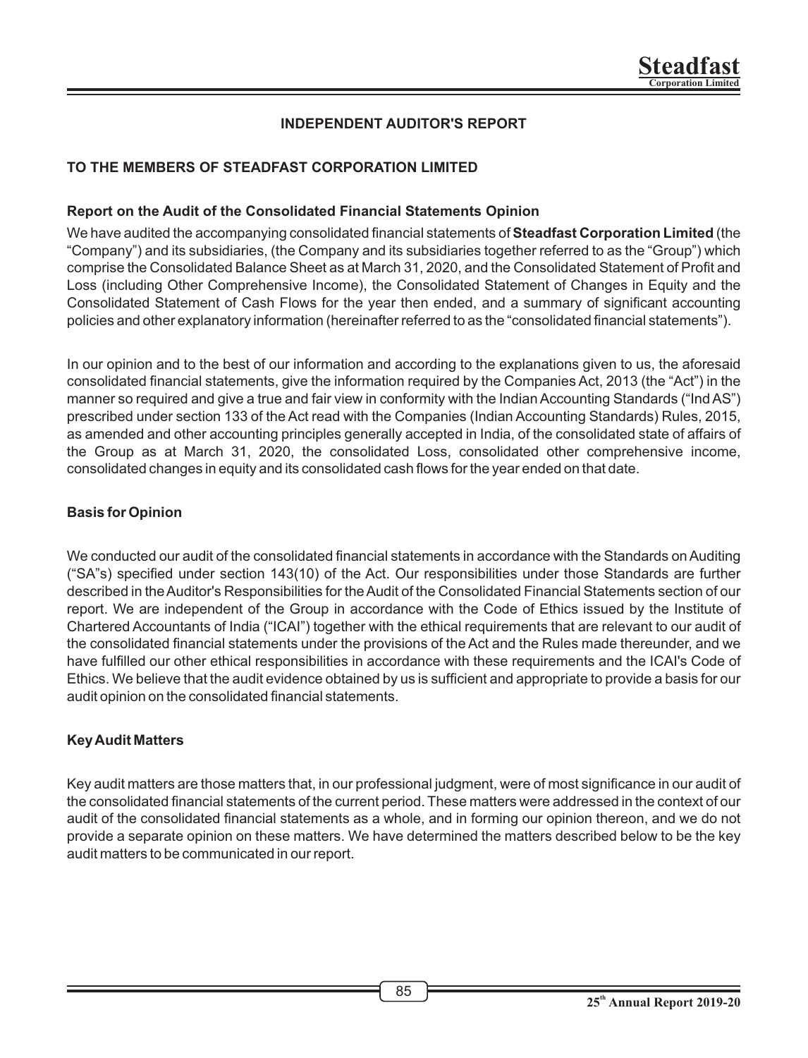# INDEPENDENT AUDITOR'S REPORT

## TO THE MEMBERS OF STEADFAST CORPORATION LIMITED

### Report on the Audit of the Consolidated Financial Statements Opinion

We have audited the accompanying consolidated financial statements of **Steadfast Corporation Limited** (the "Company") and its subsidiaries, (the Company and its subsidiaries together referred to as the "Group") which comprise the Consolidated Balance Sheet as at March 31, 2020, and the Consolidated Statement of Profit and Loss (including Other Comprehensive Income), the Consolidated Statement of Changes in Equity and the Consolidated Statement of Cash Flows for the year then ended, and a summary of significant accounting policies and other explanatory information (hereinafter referred to as the "consolidated financial statements").

In our opinion and to the best of our information and according to the explanations given to us, the aforesaid consolidated financial statements, give the information required by the Companies Act, 2013 (the "Act") in the manner so required and give a true and fair view in conformity with the Indian Accounting Standards ("Ind AS") prescribed under section 133 of the Act read with the Companies (Indian Accounting Standards) Rules, 2015, as amended and other accounting principles generally accepted in India, of the consolidated state of affairs of the Group as at March 31, 2020, the consolidated Loss, consolidated other comprehensive income, consolidated changes in equity and its consolidated cash flows for the year ended on that date.

### Basis for Opinion

We conducted our audit of the consolidated financial statements in accordance with the Standards on Auditing ("SA"s) specified under section 143(10) of the Act. Our responsibilities under those Standards are further described in the Auditor's Responsibilities for the Audit of the Consolidated Financial Statements section of our report. We are independent of the Group in accordance with the Code of Ethics issued by the Institute of Chartered Accountants of India ("ICAI") together with the ethical requirements that are relevant to our audit of the consolidated financial statements under the provisions of the Act and the Rules made thereunder, and we have fulfilled our other ethical responsibilities in accordance with these requirements and the ICAI's Code of Ethics. We believe that the audit evidence obtained by us is sufficient and appropriate to provide a basis for our audit opinion on the consolidated financial statements.

### Key Audit Matters

Key audit matters are those matters that, in our professional judgment, were of most significance in our audit of the consolidated financial statements of the current period. These matters were addressed in the context of our audit of the consolidated financial statements as a whole, and in forming our opinion thereon, and we do not provide a separate opinion on these matters. We have determined the matters described below to be the key audit matters to be communicated in our report.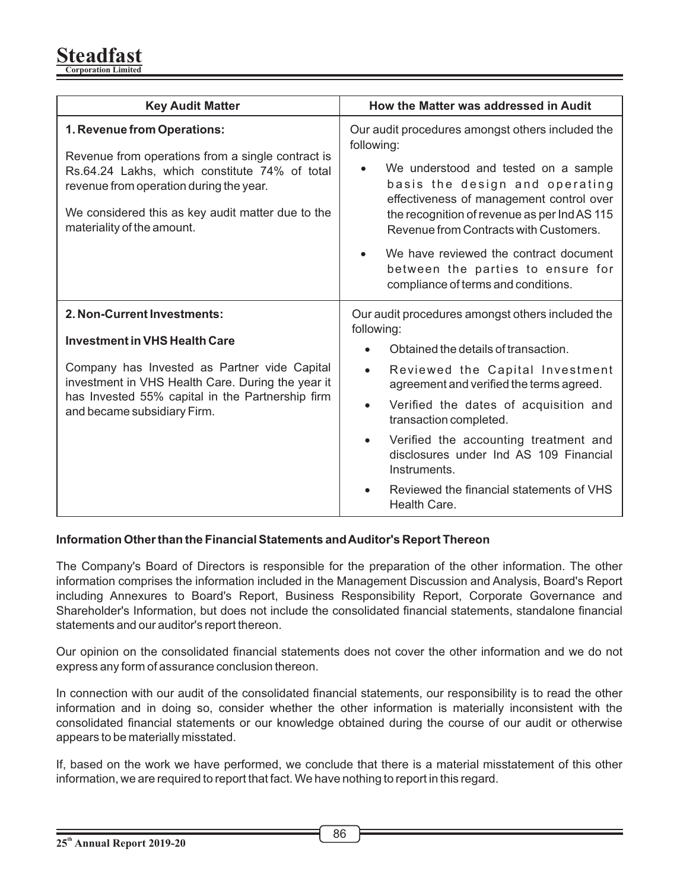| Key Audit Matter | How the Matter was addressed in Audit |
|---|---|
| **1. Revenue from Operations:**<br><br>Revenue from operations from a single contract is Rs.64.24 Lakhs, which constitute 74% of total revenue from operation during the year.<br><br>We considered this as key audit matter due to the materiality of the amount. | Our audit procedures amongst others included the following:<br><br>• We understood and tested on a sample basis the design and operating effectiveness of management control over the recognition of revenue as per Ind AS 115 Revenue from Contracts with Customers.<br><br>• We have reviewed the contract document between the parties to ensure for compliance of terms and conditions. |
| **2. Non-Current Investments:**<br><br>**Investment in VHS Health Care**<br><br>Company has Invested as Partner vide Capital investment in VHS Health Care. During the year it has Invested 55% capital in the Partnership firm and became subsidiary Firm. | Our audit procedures amongst others included the following:<br><br>• Obtained the details of transaction.<br><br>• Reviewed the Capital Investment agreement and verified the terms agreed.<br><br>• Verified the dates of acquisition and transaction completed.<br><br>• Verified the accounting treatment and disclosures under Ind AS 109 Financial Instruments.<br><br>• Reviewed the financial statements of VHS Health Care. |

**Information Other than the Financial Statements and Auditor's Report Thereon**

The Company's Board of Directors is responsible for the preparation of the other information. The other information comprises the information included in the Management Discussion and Analysis, Board's Report including Annexures to Board's Report, Business Responsibility Report, Corporate Governance and Shareholder's Information, but does not include the consolidated financial statements, standalone financial statements and our auditor's report thereon.

Our opinion on the consolidated financial statements does not cover the other information and we do not express any form of assurance conclusion thereon.

In connection with our audit of the consolidated financial statements, our responsibility is to read the other information and in doing so, consider whether the other information is materially inconsistent with the consolidated financial statements or our knowledge obtained during the course of our audit or otherwise appears to be materially misstated.

If, based on the work we have performed, we conclude that there is a material misstatement of this other information, we are required to report that fact. We have nothing to report in this regard.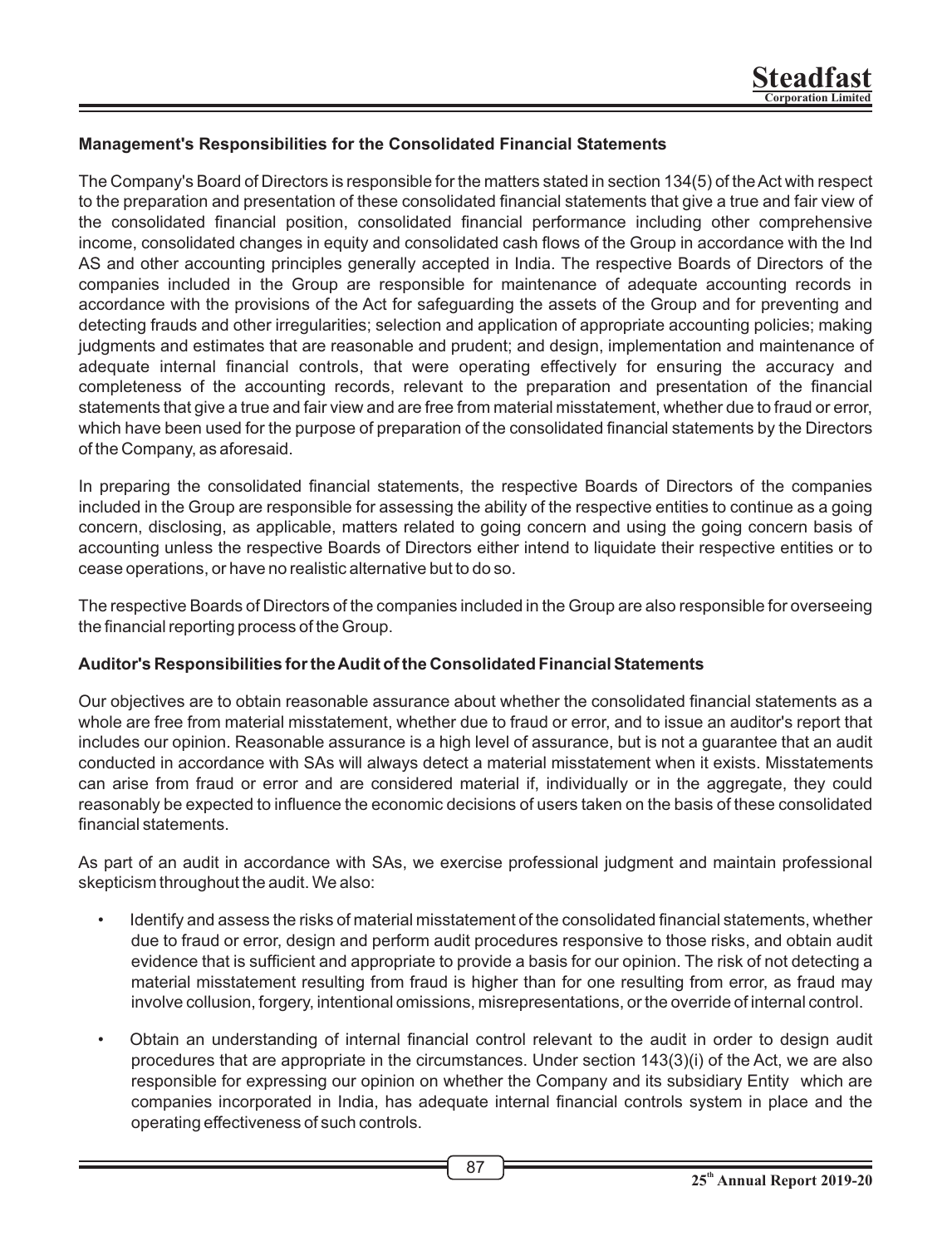**Management's Responsibilities for the Consolidated Financial Statements**

The Company's Board of Directors is responsible for the matters stated in section 134(5) of the Act with respect to the preparation and presentation of these consolidated financial statements that give a true and fair view of the consolidated financial position, consolidated financial performance including other comprehensive income, consolidated changes in equity and consolidated cash flows of the Group in accordance with the Ind AS and other accounting principles generally accepted in India. The respective Boards of Directors of the companies included in the Group are responsible for maintenance of adequate accounting records in accordance with the provisions of the Act for safeguarding the assets of the Group and for preventing and detecting frauds and other irregularities; selection and application of appropriate accounting policies; making judgments and estimates that are reasonable and prudent; and design, implementation and maintenance of adequate internal financial controls, that were operating effectively for ensuring the accuracy and completeness of the accounting records, relevant to the preparation and presentation of the financial statements that give a true and fair view and are free from material misstatement, whether due to fraud or error, which have been used for the purpose of preparation of the consolidated financial statements by the Directors of the Company, as aforesaid.

In preparing the consolidated financial statements, the respective Boards of Directors of the companies included in the Group are responsible for assessing the ability of the respective entities to continue as a going concern, disclosing, as applicable, matters related to going concern and using the going concern basis of accounting unless the respective Boards of Directors either intend to liquidate their respective entities or to cease operations, or have no realistic alternative but to do so.

The respective Boards of Directors of the companies included in the Group are also responsible for overseeing the financial reporting process of the Group.

**Auditor's Responsibilities for the Audit of the Consolidated Financial Statements**

Our objectives are to obtain reasonable assurance about whether the consolidated financial statements as a whole are free from material misstatement, whether due to fraud or error, and to issue an auditor's report that includes our opinion. Reasonable assurance is a high level of assurance, but is not a guarantee that an audit conducted in accordance with SAs will always detect a material misstatement when it exists. Misstatements can arise from fraud or error and are considered material if, individually or in the aggregate, they could reasonably be expected to influence the economic decisions of users taken on the basis of these consolidated financial statements.

As part of an audit in accordance with SAs, we exercise professional judgment and maintain professional skepticism throughout the audit. We also:

- Identify and assess the risks of material misstatement of the consolidated financial statements, whether due to fraud or error, design and perform audit procedures responsive to those risks, and obtain audit evidence that is sufficient and appropriate to provide a basis for our opinion. The risk of not detecting a material misstatement resulting from fraud is higher than for one resulting from error, as fraud may involve collusion, forgery, intentional omissions, misrepresentations, or the override of internal control.
- Obtain an understanding of internal financial control relevant to the audit in order to design audit procedures that are appropriate in the circumstances. Under section 143(3)(i) of the Act, we are also responsible for expressing our opinion on whether the Company and its subsidiary Entity which are companies incorporated in India, has adequate internal financial controls system in place and the operating effectiveness of such controls.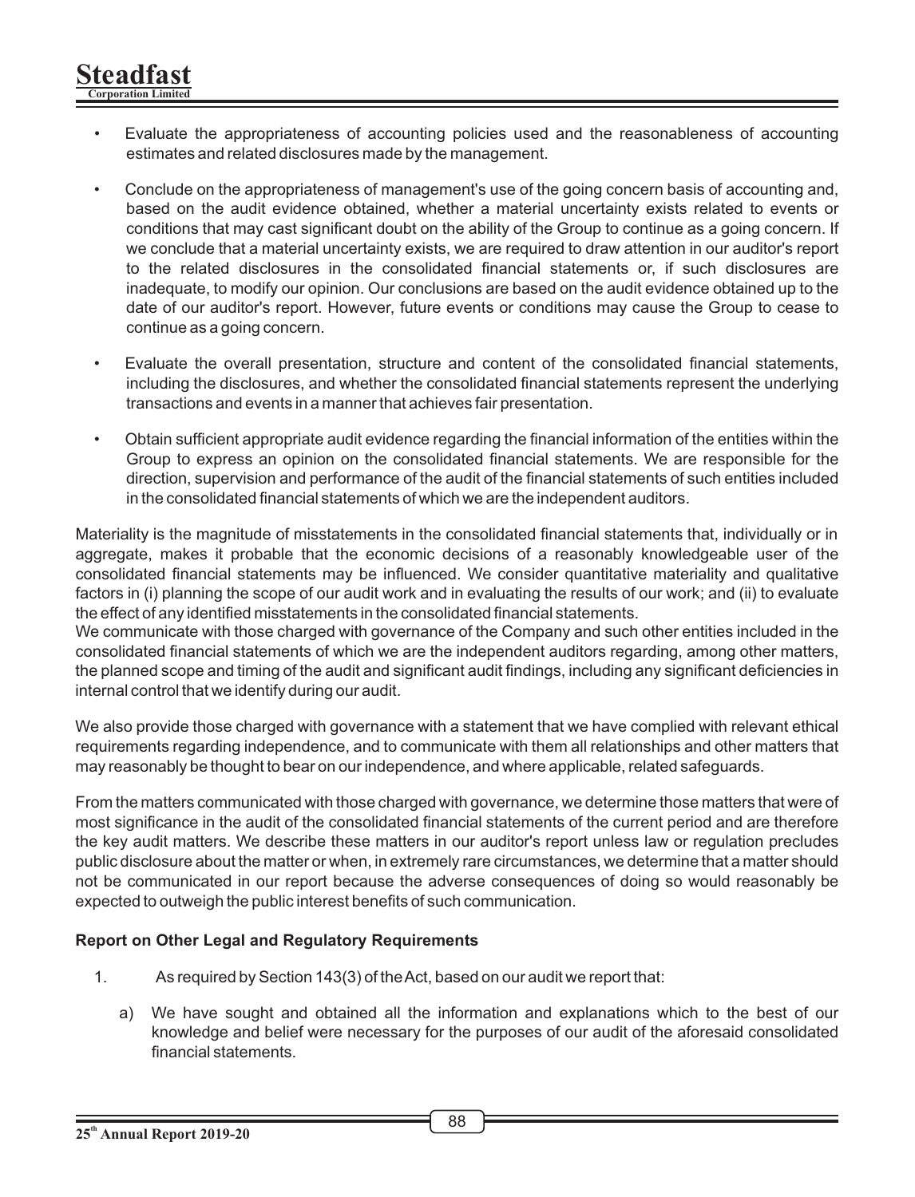- Evaluate the appropriateness of accounting policies used and the reasonableness of accounting estimates and related disclosures made by the management.

- Conclude on the appropriateness of management's use of the going concern basis of accounting and, based on the audit evidence obtained, whether a material uncertainty exists related to events or conditions that may cast significant doubt on the ability of the Group to continue as a going concern. If we conclude that a material uncertainty exists, we are required to draw attention in our auditor's report to the related disclosures in the consolidated financial statements or, if such disclosures are inadequate, to modify our opinion. Our conclusions are based on the audit evidence obtained up to the date of our auditor's report. However, future events or conditions may cause the Group to cease to continue as a going concern.

- Evaluate the overall presentation, structure and content of the consolidated financial statements, including the disclosures, and whether the consolidated financial statements represent the underlying transactions and events in a manner that achieves fair presentation.

- Obtain sufficient appropriate audit evidence regarding the financial information of the entities within the Group to express an opinion on the consolidated financial statements. We are responsible for the direction, supervision and performance of the audit of the financial statements of such entities included in the consolidated financial statements of which we are the independent auditors.

Materiality is the magnitude of misstatements in the consolidated financial statements that, individually or in aggregate, makes it probable that the economic decisions of a reasonably knowledgeable user of the consolidated financial statements may be influenced. We consider quantitative materiality and qualitative factors in (i) planning the scope of our audit work and in evaluating the results of our work; and (ii) to evaluate the effect of any identified misstatements in the consolidated financial statements.

We communicate with those charged with governance of the Company and such other entities included in the consolidated financial statements of which we are the independent auditors regarding, among other matters, the planned scope and timing of the audit and significant audit findings, including any significant deficiencies in internal control that we identify during our audit.

We also provide those charged with governance with a statement that we have complied with relevant ethical requirements regarding independence, and to communicate with them all relationships and other matters that may reasonably be thought to bear on our independence, and where applicable, related safeguards.

From the matters communicated with those charged with governance, we determine those matters that were of most significance in the audit of the consolidated financial statements of the current period and are therefore the key audit matters. We describe these matters in our auditor's report unless law or regulation precludes public disclosure about the matter or when, in extremely rare circumstances, we determine that a matter should not be communicated in our report because the adverse consequences of doing so would reasonably be expected to outweigh the public interest benefits of such communication.

**Report on Other Legal and Regulatory Requirements**

1. As required by Section 143(3) of the Act, based on our audit we report that:

   a) We have sought and obtained all the information and explanations which to the best of our knowledge and belief were necessary for the purposes of our audit of the aforesaid consolidated financial statements.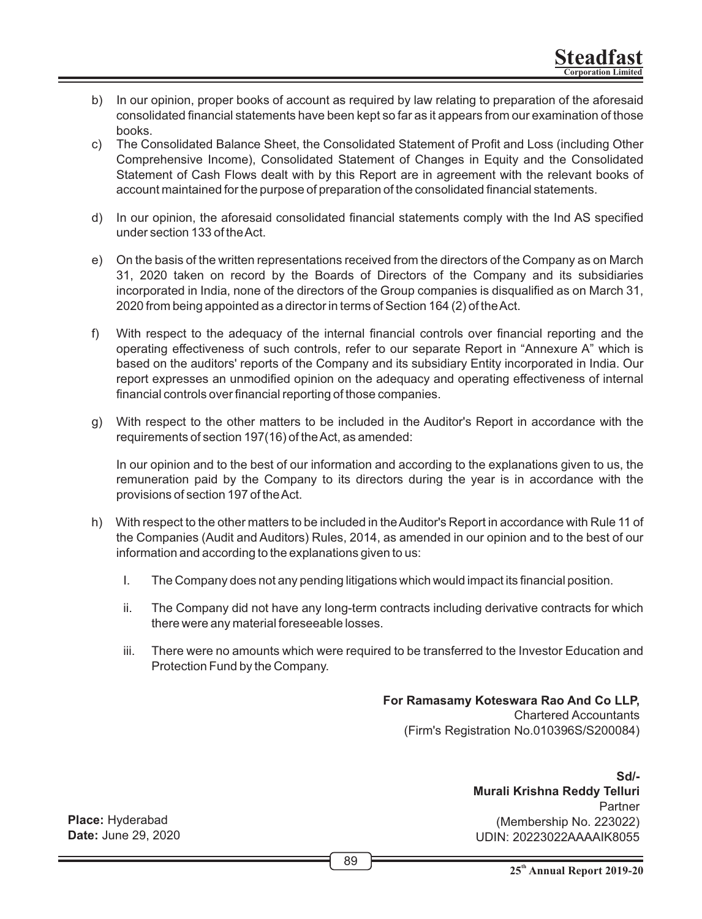b) In our opinion, proper books of account as required by law relating to preparation of the aforesaid consolidated financial statements have been kept so far as it appears from our examination of those books.

c) The Consolidated Balance Sheet, the Consolidated Statement of Profit and Loss (including Other Comprehensive Income), Consolidated Statement of Changes in Equity and the Consolidated Statement of Cash Flows dealt with by this Report are in agreement with the relevant books of account maintained for the purpose of preparation of the consolidated financial statements.

d) In our opinion, the aforesaid consolidated financial statements comply with the Ind AS specified under section 133 of the Act.

e) On the basis of the written representations received from the directors of the Company as on March 31, 2020 taken on record by the Boards of Directors of the Company and its subsidiaries incorporated in India, none of the directors of the Group companies is disqualified as on March 31, 2020 from being appointed as a director in terms of Section 164 (2) of the Act.

f) With respect to the adequacy of the internal financial controls over financial reporting and the operating effectiveness of such controls, refer to our separate Report in "Annexure A" which is based on the auditors' reports of the Company and its subsidiary Entity incorporated in India. Our report expresses an unmodified opinion on the adequacy and operating effectiveness of internal financial controls over financial reporting of those companies.

g) With respect to the other matters to be included in the Auditor's Report in accordance with the requirements of section 197(16) of the Act, as amended:

   In our opinion and to the best of our information and according to the explanations given to us, the remuneration paid by the Company to its directors during the year is in accordance with the provisions of section 197 of the Act.

h) With respect to the other matters to be included in the Auditor's Report in accordance with Rule 11 of the Companies (Audit and Auditors) Rules, 2014, as amended in our opinion and to the best of our information and according to the explanations given to us:

   I. The Company does not any pending litigations which would impact its financial position.

   ii. The Company did not have any long-term contracts including derivative contracts for which there were any material foreseeable losses.

   iii. There were no amounts which were required to be transferred to the Investor Education and Protection Fund by the Company.

**For Ramasamy Koteswara Rao And Co LLP,**
Chartered Accountants
(Firm's Registration No.010396S/S200084)

**Sd/-**
**Murali Krishna Reddy Telluri**
Partner
(Membership No. 223022)
UDIN: 20223022AAAAIK8055

**Place:** Hyderabad
**Date:** June 29, 2020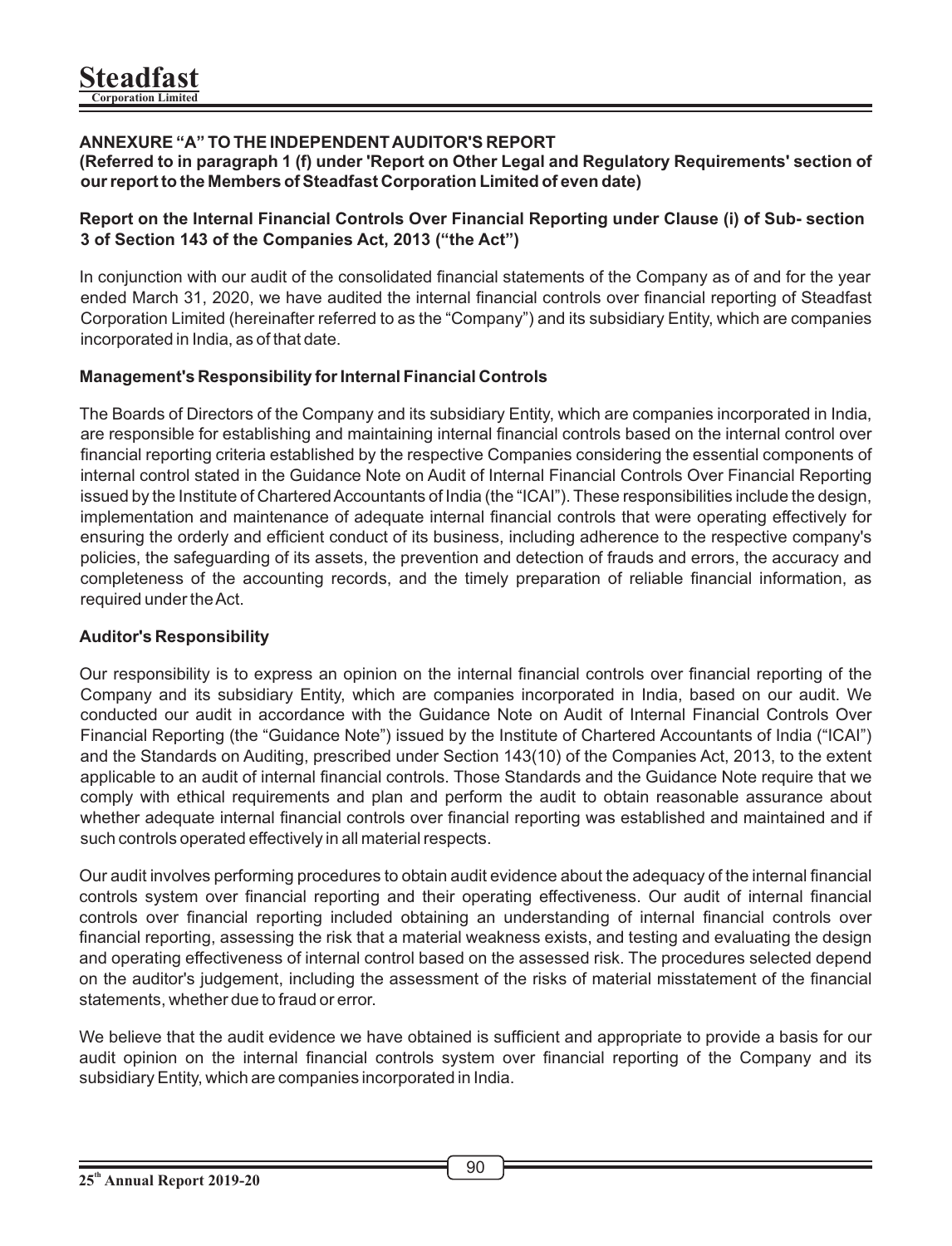## ANNEXURE "A" TO THE INDEPENDENT AUDITOR'S REPORT

**(Referred to in paragraph 1 (f) under 'Report on Other Legal and Regulatory Requirements' section of our report to the Members of Steadfast Corporation Limited of even date)**

### Report on the Internal Financial Controls Over Financial Reporting under Clause (i) of Sub- section 3 of Section 143 of the Companies Act, 2013 ("the Act")

In conjunction with our audit of the consolidated financial statements of the Company as of and for the year ended March 31, 2020, we have audited the internal financial controls over financial reporting of Steadfast Corporation Limited (hereinafter referred to as the "Company") and its subsidiary Entity, which are companies incorporated in India, as of that date.

### Management's Responsibility for Internal Financial Controls

The Boards of Directors of the Company and its subsidiary Entity, which are companies incorporated in India, are responsible for establishing and maintaining internal financial controls based on the internal control over financial reporting criteria established by the respective Companies considering the essential components of internal control stated in the Guidance Note on Audit of Internal Financial Controls Over Financial Reporting issued by the Institute of Chartered Accountants of India (the "ICAI"). These responsibilities include the design, implementation and maintenance of adequate internal financial controls that were operating effectively for ensuring the orderly and efficient conduct of its business, including adherence to the respective company's policies, the safeguarding of its assets, the prevention and detection of frauds and errors, the accuracy and completeness of the accounting records, and the timely preparation of reliable financial information, as required under the Act.

### Auditor's Responsibility

Our responsibility is to express an opinion on the internal financial controls over financial reporting of the Company and its subsidiary Entity, which are companies incorporated in India, based on our audit. We conducted our audit in accordance with the Guidance Note on Audit of Internal Financial Controls Over Financial Reporting (the "Guidance Note") issued by the Institute of Chartered Accountants of India ("ICAI") and the Standards on Auditing, prescribed under Section 143(10) of the Companies Act, 2013, to the extent applicable to an audit of internal financial controls. Those Standards and the Guidance Note require that we comply with ethical requirements and plan and perform the audit to obtain reasonable assurance about whether adequate internal financial controls over financial reporting was established and maintained and if such controls operated effectively in all material respects.

Our audit involves performing procedures to obtain audit evidence about the adequacy of the internal financial controls system over financial reporting and their operating effectiveness. Our audit of internal financial controls over financial reporting included obtaining an understanding of internal financial controls over financial reporting, assessing the risk that a material weakness exists, and testing and evaluating the design and operating effectiveness of internal control based on the assessed risk. The procedures selected depend on the auditor's judgement, including the assessment of the risks of material misstatement of the financial statements, whether due to fraud or error.

We believe that the audit evidence we have obtained is sufficient and appropriate to provide a basis for our audit opinion on the internal financial controls system over financial reporting of the Company and its subsidiary Entity, which are companies incorporated in India.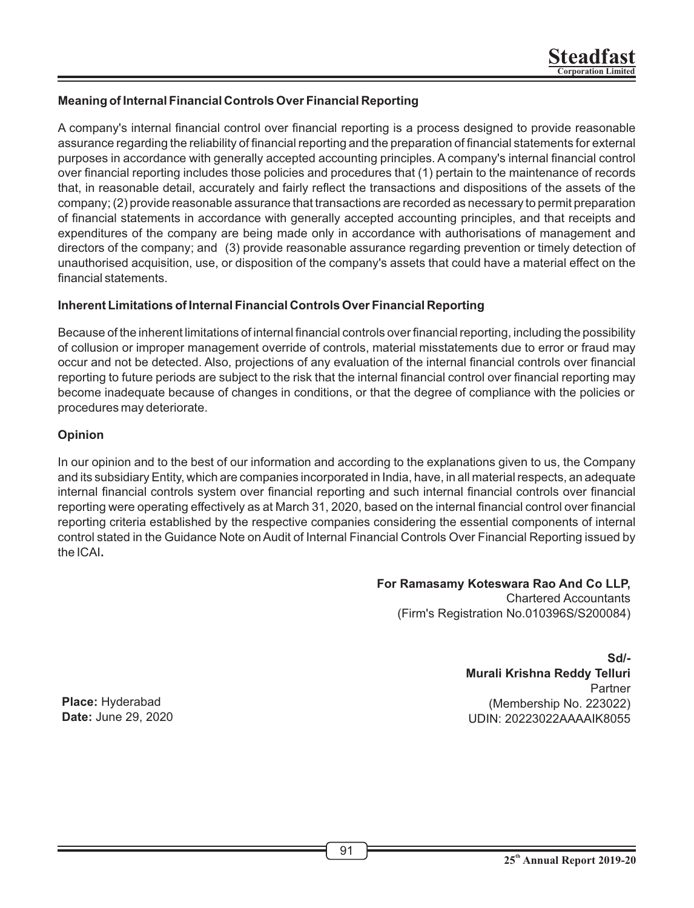**Meaning of Internal Financial Controls Over Financial Reporting**

A company's internal financial control over financial reporting is a process designed to provide reasonable assurance regarding the reliability of financial reporting and the preparation of financial statements for external purposes in accordance with generally accepted accounting principles. A company's internal financial control over financial reporting includes those policies and procedures that (1) pertain to the maintenance of records that, in reasonable detail, accurately and fairly reflect the transactions and dispositions of the assets of the company; (2) provide reasonable assurance that transactions are recorded as necessary to permit preparation of financial statements in accordance with generally accepted accounting principles, and that receipts and expenditures of the company are being made only in accordance with authorisations of management and directors of the company; and (3) provide reasonable assurance regarding prevention or timely detection of unauthorised acquisition, use, or disposition of the company's assets that could have a material effect on the financial statements.

**Inherent Limitations of Internal Financial Controls Over Financial Reporting**

Because of the inherent limitations of internal financial controls over financial reporting, including the possibility of collusion or improper management override of controls, material misstatements due to error or fraud may occur and not be detected. Also, projections of any evaluation of the internal financial controls over financial reporting to future periods are subject to the risk that the internal financial control over financial reporting may become inadequate because of changes in conditions, or that the degree of compliance with the policies or procedures may deteriorate.

**Opinion**

In our opinion and to the best of our information and according to the explanations given to us, the Company and its subsidiary Entity, which are companies incorporated in India, have, in all material respects, an adequate internal financial controls system over financial reporting and such internal financial controls over financial reporting were operating effectively as at March 31, 2020, based on the internal financial control over financial reporting criteria established by the respective companies considering the essential components of internal control stated in the Guidance Note on Audit of Internal Financial Controls Over Financial Reporting issued by the ICAI**.**

**For Ramasamy Koteswara Rao And Co LLP,**
Chartered Accountants
(Firm's Registration No.010396S/S200084)

**Sd/-**
**Murali Krishna Reddy Telluri**
Partner
(Membership No. 223022)
UDIN: 20223022AAAAIK8055

**Place:** Hyderabad
**Date:** June 29, 2020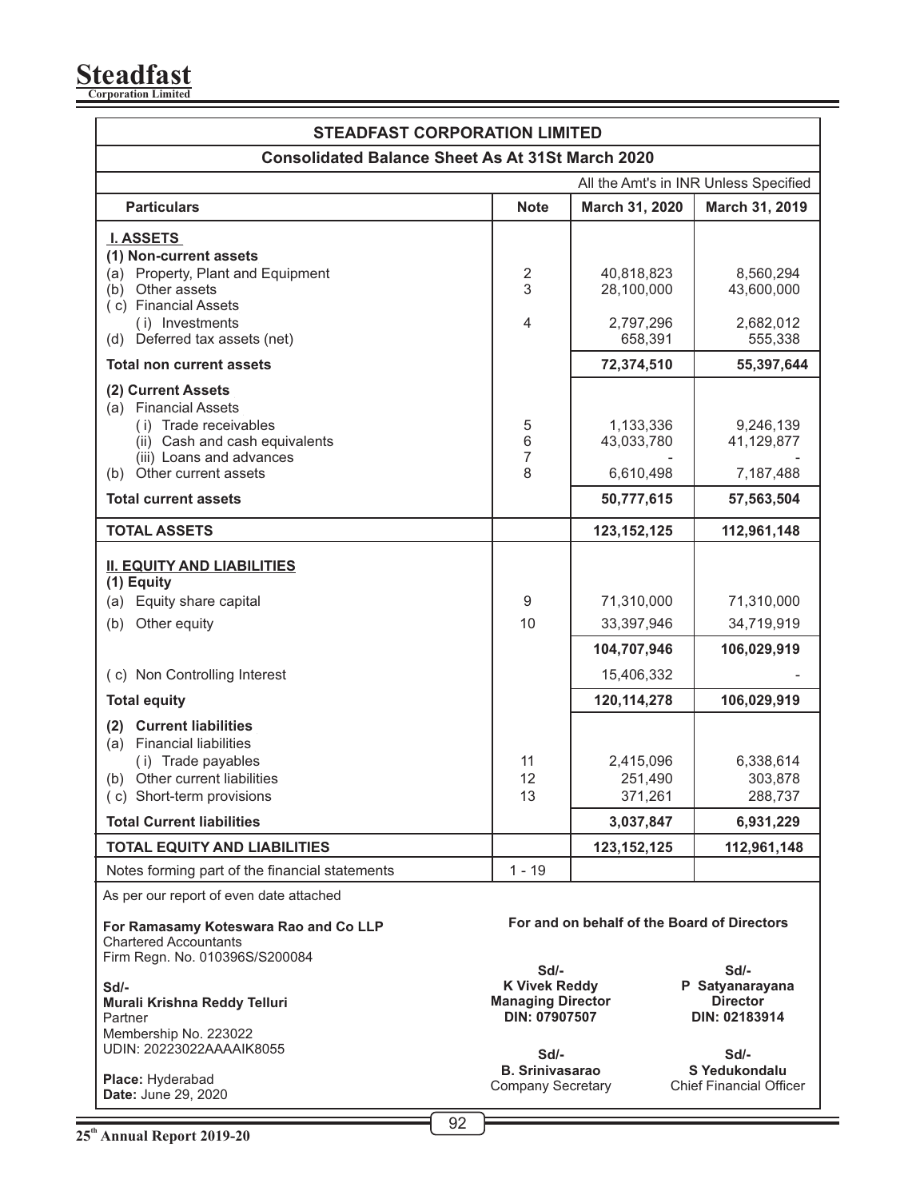# STEADFAST CORPORATION LIMITED

## Consolidated Balance Sheet As At 31St March 2020

All the Amt's in INR Unless Specified

| Particulars | Note | March 31, 2020 | March 31, 2019 |
|---|---|---|---|
| **I. ASSETS** | | | |
| **(1) Non-current assets** | | | |
| (a) Property, Plant and Equipment | 2 | 40,818,823 | 8,560,294 |
| (b) Other assets | 3 | 28,100,000 | 43,600,000 |
| ( c) Financial Assets | | | |
| ( i) Investments | 4 | 2,797,296 | 2,682,012 |
| (d) Deferred tax assets (net) | | 658,391 | 555,338 |
| **Total non current assets** | | **72,374,510** | **55,397,644** |
| **(2) Current Assets** | | | |
| (a) Financial Assets | | | |
| ( i) Trade receivables | 5 | 1,133,336 | 9,246,139 |
| (ii) Cash and cash equivalents | 6 | 43,033,780 | 41,129,877 |
| (iii) Loans and advances | 7 | - | - |
| (b) Other current assets | 8 | 6,610,498 | 7,187,488 |
| **Total current assets** | | **50,777,615** | **57,563,504** |
| **TOTAL ASSETS** | | **123,152,125** | **112,961,148** |
| **II. EQUITY AND LIABILITIES** | | | |
| **(1) Equity** | | | |
| (a) Equity share capital | 9 | 71,310,000 | 71,310,000 |
| (b) Other equity | 10 | 33,397,946 | 34,719,919 |
| | | **104,707,946** | **106,029,919** |
| ( c) Non Controlling Interest | | 15,406,332 | - |
| **Total equity** | | **120,114,278** | **106,029,919** |
| **(2) Current liabilities** | | | |
| (a) Financial liabilities | | | |
| ( i) Trade payables | 11 | 2,415,096 | 6,338,614 |
| (b) Other current liabilities | 12 | 251,490 | 303,878 |
| ( c) Short-term provisions | 13 | 371,261 | 288,737 |
| **Total Current liabilities** | | **3,037,847** | **6,931,229** |
| **TOTAL EQUITY AND LIABILITIES** | | **123,152,125** | **112,961,148** |
| Notes forming part of the financial statements | 1 - 19 | | |

As per our report of even date attached

**For Ramasamy Koteswara Rao and Co LLP**
Chartered Accountants
Firm Regn. No. 010396S/S200084

Sd/-
**Murali Krishna Reddy Telluri**
Partner
Membership No. 223022
UDIN: 20223022AAAAIK8055

**Place:** Hyderabad
**Date:** June 29, 2020

**For and on behalf of the Board of Directors**

Sd/-
**K Vivek Reddy**
**Managing Director**
**DIN: 07907507**

Sd/-
**P Satyanarayana**
**Director**
**DIN: 02183914**

Sd/-
**B. Srinivasarao**
Company Secretary

Sd/-
**S Yedukondalu**
Chief Financial Officer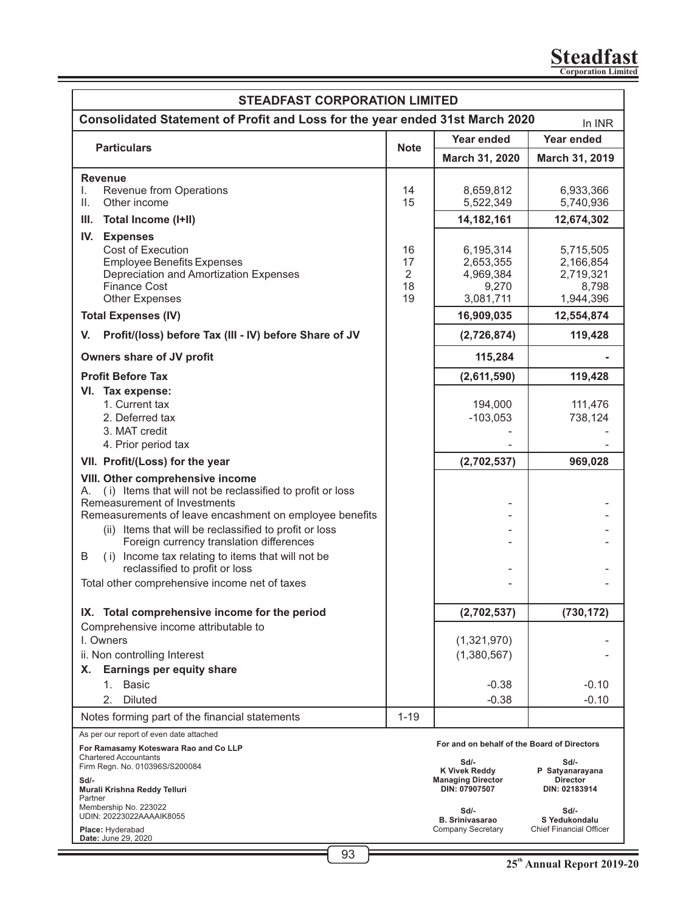# STEADFAST CORPORATION LIMITED

## Consolidated Statement of Profit and Loss for the year ended 31st March 2020

In INR

| Particulars | Note | Year ended March 31, 2020 | Year ended March 31, 2019 |
|---|---|---|---|
| **Revenue** | | | |
| I. Revenue from Operations | 14 | 8,659,812 | 6,933,366 |
| II. Other income | 15 | 5,522,349 | 5,740,936 |
| **III. Total Income (I+II)** | | **14,182,161** | **12,674,302** |
| **IV. Expenses** | | | |
| Cost of Execution | 16 | 6,195,314 | 5,715,505 |
| Employee Benefits Expenses | 17 | 2,653,355 | 2,166,854 |
| Depreciation and Amortization Expenses | 2 | 4,969,384 | 2,719,321 |
| Finance Cost | 18 | 9,270 | 8,798 |
| Other Expenses | 19 | 3,081,711 | 1,944,396 |
| **Total Expenses (IV)** | | **16,909,035** | **12,554,874** |
| **V. Profit/(loss) before Tax (III - IV) before Share of JV** | | **(2,726,874)** | **119,428** |
| **Owners share of JV profit** | | **115,284** | **-** |
| **Profit Before Tax** | | **(2,611,590)** | **119,428** |
| **VI. Tax expense:** | | | |
| 1. Current tax | | 194,000 | 111,476 |
| 2. Deferred tax | | -103,053 | 738,124 |
| 3. MAT credit | | - | - |
| 4. Prior period tax | | - | - |
| **VII. Profit/(Loss) for the year** | | **(2,702,537)** | **969,028** |
| **VIII. Other comprehensive income** | | | |
| A. ( i) Items that will not be reclassified to profit or loss | | | |
| Remeasurement of Investments | | - | - |
| Remeasurements of leave encashment on employee benefits | | - | - |
| (ii) Items that will be reclassified to profit or loss | | - | - |
| Foreign currency translation differences | | - | - |
| B ( i) Income tax relating to items that will not be reclassified to profit or loss | | - | - |
| Total other comprehensive income net of taxes | | - | - |
| **IX. Total comprehensive income for the period** | | **(2,702,537)** | **(730,172)** |
| Comprehensive income attributable to | | | |
| I. Owners | | (1,321,970) | - |
| ii. Non controlling Interest | | (1,380,567) | - |
| **X. Earnings per equity share** | | | |
| 1. Basic | | -0.38 | -0.10 |
| 2. Diluted | | -0.38 | -0.10 |
| Notes forming part of the financial statements | 1-19 | | |

As per our report of even date attached

**For Ramasamy Koteswara Rao and Co LLP**
Chartered Accountants
Firm Regn. No. 010396S/S200084

Sd/-
**Murali Krishna Reddy Telluri**
Partner
Membership No. 223022
UDIN: 20223022AAAAIK8055

**Place:** Hyderabad
**Date:** June 29, 2020

**For and on behalf of the Board of Directors**

Sd/-
**K Vivek Reddy**
**Managing Director**
**DIN: 07907507**

Sd/-
**P Satyanarayana**
**Director**
**DIN: 02183914**

Sd/-
**B. Srinivasarao**
Company Secretary

Sd/-
**S Yedukondalu**
Chief Financial Officer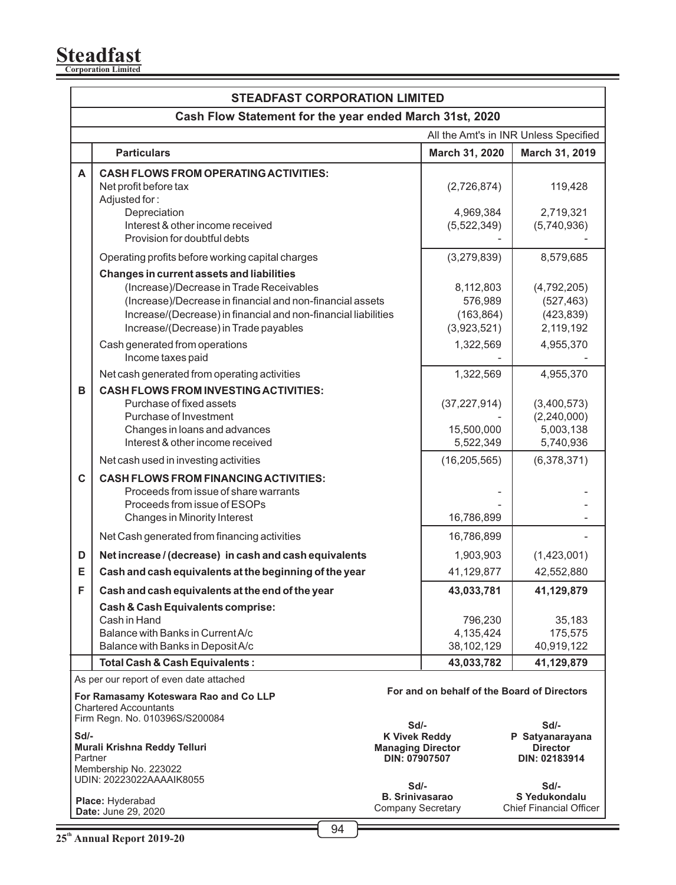# STEADFAST CORPORATION LIMITED

## Cash Flow Statement for the year ended March 31st, 2020

All the Amt's in INR Unless Specified

| | Particulars | March 31, 2020 | March 31, 2019 |
|---|---|---|---|
| **A** | **CASH FLOWS FROM OPERATING ACTIVITIES:** | | |
| | Net profit before tax | (2,726,874) | 119,428 |
| | Adjusted for : | | |
| | Depreciation | 4,969,384 | 2,719,321 |
| | Interest & other income received | (5,522,349) | (5,740,936) |
| | Provision for doubtful debts | - | - |
| | Operating profits before working capital charges | (3,279,839) | 8,579,685 |
| | **Changes in current assets and liabilities** | | |
| | (Increase)/Decrease in Trade Receivables | 8,112,803 | (4,792,205) |
| | (Increase)/Decrease in financial and non-financial assets | 576,989 | (527,463) |
| | Increase/(Decrease) in financial and non-financial liabilities | (163,864) | (423,839) |
| | Increase/(Decrease) in Trade payables | (3,923,521) | 2,119,192 |
| | Cash generated from operations | 1,322,569 | 4,955,370 |
| | Income taxes paid | - | - |
| | Net cash generated from operating activities | 1,322,569 | 4,955,370 |
| **B** | **CASH FLOWS FROM INVESTING ACTIVITIES:** | | |
| | Purchase of fixed assets | (37,227,914) | (3,400,573) |
| | Purchase of Investment | - | (2,240,000) |
| | Changes in loans and advances | 15,500,000 | 5,003,138 |
| | Interest & other income received | 5,522,349 | 5,740,936 |
| | Net cash used in investing activities | (16,205,565) | (6,378,371) |
| **C** | **CASH FLOWS FROM FINANCING ACTIVITIES:** | | |
| | Proceeds from issue of share warrants | - | - |
| | Proceeds from issue of ESOPs | - | - |
| | Changes in Minority Interest | 16,786,899 | - |
| | Net Cash generated from financing activities | 16,786,899 | - |
| **D** | **Net increase / (decrease) in cash and cash equivalents** | 1,903,903 | (1,423,001) |
| **E** | **Cash and cash equivalents at the beginning of the year** | 41,129,877 | 42,552,880 |
| **F** | **Cash and cash equivalents at the end of the year** | **43,033,781** | **41,129,879** |
| | **Cash & Cash Equivalents comprise:** | | |
| | Cash in Hand | 796,230 | 35,183 |
| | Balance with Banks in Current A/c | 4,135,424 | 175,575 |
| | Balance with Banks in Deposit A/c | 38,102,129 | 40,919,122 |
| | **Total Cash & Cash Equivalents :** | **43,033,782** | **41,129,879** |

As per our report of even date attached

**For Ramasamy Koteswara Rao and Co LLP**
Chartered Accountants
Firm Regn. No. 010396S/S200084

Sd/-
**Murali Krishna Reddy Telluri**
Partner
Membership No. 223022
UDIN: 20223022AAAAIK8055

**Place:** Hyderabad
**Date:** June 29, 2020

**For and on behalf of the Board of Directors**

Sd/-
**K Vivek Reddy**
**Managing Director**
**DIN: 07907507**

Sd/-
**P Satyanarayana**
**Director**
**DIN: 02183914**

Sd/-
**B. Srinivasarao**
Company Secretary

Sd/-
**S Yedukondalu**
Chief Financial Officer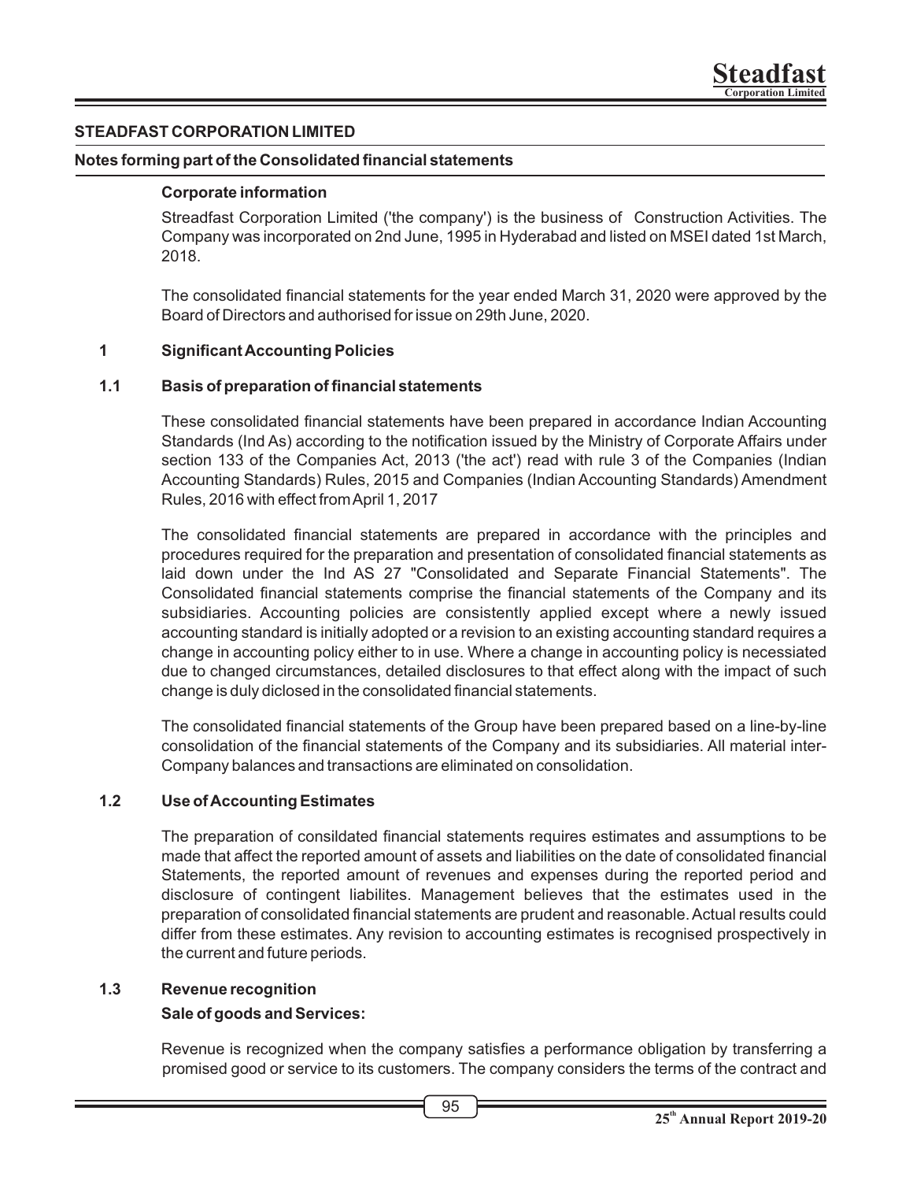## STEADFAST CORPORATION LIMITED

### Notes forming part of the Consolidated financial statements

**Corporate information**

Streadfast Corporation Limited ('the company') is the business of Construction Activities. The Company was incorporated on 2nd June, 1995 in Hyderabad and listed on MSEI dated 1st March, 2018.

The consolidated financial statements for the year ended March 31, 2020 were approved by the Board of Directors and authorised for issue on 29th June, 2020.

### 1 Significant Accounting Policies

#### 1.1 Basis of preparation of financial statements

These consolidated financial statements have been prepared in accordance Indian Accounting Standards (Ind As) according to the notification issued by the Ministry of Corporate Affairs under section 133 of the Companies Act, 2013 ('the act') read with rule 3 of the Companies (Indian Accounting Standards) Rules, 2015 and Companies (Indian Accounting Standards) Amendment Rules, 2016 with effect from April 1, 2017

The consolidated financial statements are prepared in accordance with the principles and procedures required for the preparation and presentation of consolidated financial statements as laid down under the Ind AS 27 "Consolidated and Separate Financial Statements". The Consolidated financial statements comprise the financial statements of the Company and its subsidiaries. Accounting policies are consistently applied except where a newly issued accounting standard is initially adopted or a revision to an existing accounting standard requires a change in accounting policy either to in use. Where a change in accounting policy is necessiated due to changed circumstances, detailed disclosures to that effect along with the impact of such change is duly diclosed in the consolidated financial statements.

The consolidated financial statements of the Group have been prepared based on a line-by-line consolidation of the financial statements of the Company and its subsidiaries. All material inter-Company balances and transactions are eliminated on consolidation.

#### 1.2 Use of Accounting Estimates

The preparation of consildated financial statements requires estimates and assumptions to be made that affect the reported amount of assets and liabilities on the date of consolidated financial Statements, the reported amount of revenues and expenses during the reported period and disclosure of contingent liabilites. Management believes that the estimates used in the preparation of consolidated financial statements are prudent and reasonable. Actual results could differ from these estimates. Any revision to accounting estimates is recognised prospectively in the current and future periods.

#### 1.3 Revenue recognition

**Sale of goods and Services:**

Revenue is recognized when the company satisfies a performance obligation by transferring a promised good or service to its customers. The company considers the terms of the contract and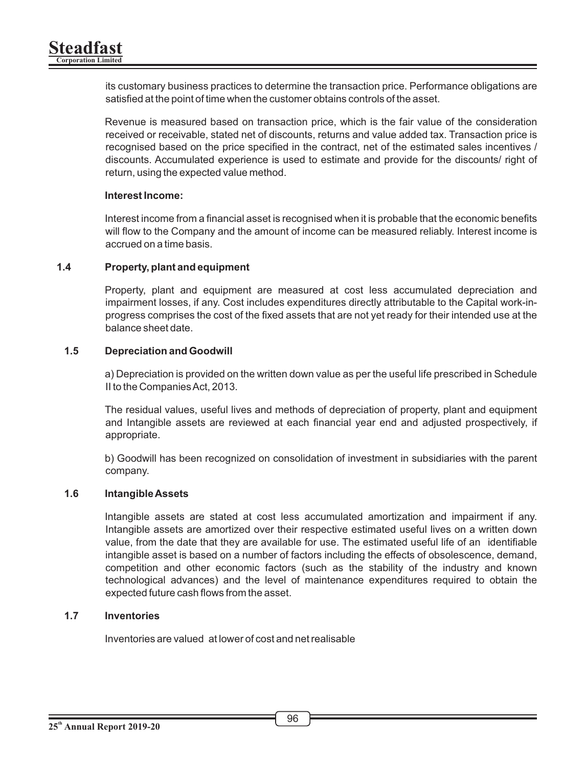its customary business practices to determine the transaction price. Performance obligations are satisfied at the point of time when the customer obtains controls of the asset.

Revenue is measured based on transaction price, which is the fair value of the consideration received or receivable, stated net of discounts, returns and value added tax. Transaction price is recognised based on the price specified in the contract, net of the estimated sales incentives / discounts. Accumulated experience is used to estimate and provide for the discounts/ right of return, using the expected value method.

**Interest Income:**

Interest income from a financial asset is recognised when it is probable that the economic benefits will flow to the Company and the amount of income can be measured reliably. Interest income is accrued on a time basis.

### 1.4 Property, plant and equipment

Property, plant and equipment are measured at cost less accumulated depreciation and impairment losses, if any. Cost includes expenditures directly attributable to the Capital work-in-progress comprises the cost of the fixed assets that are not yet ready for their intended use at the balance sheet date.

### 1.5 Depreciation and Goodwill

a) Depreciation is provided on the written down value as per the useful life prescribed in Schedule II to the Companies Act, 2013.

The residual values, useful lives and methods of depreciation of property, plant and equipment and Intangible assets are reviewed at each financial year end and adjusted prospectively, if appropriate.

b) Goodwill has been recognized on consolidation of investment in subsidiaries with the parent company.

### 1.6 Intangible Assets

Intangible assets are stated at cost less accumulated amortization and impairment if any. Intangible assets are amortized over their respective estimated useful lives on a written down value, from the date that they are available for use. The estimated useful life of an identifiable intangible asset is based on a number of factors including the effects of obsolescence, demand, competition and other economic factors (such as the stability of the industry and known technological advances) and the level of maintenance expenditures required to obtain the expected future cash flows from the asset.

### 1.7 Inventories

Inventories are valued at lower of cost and net realisable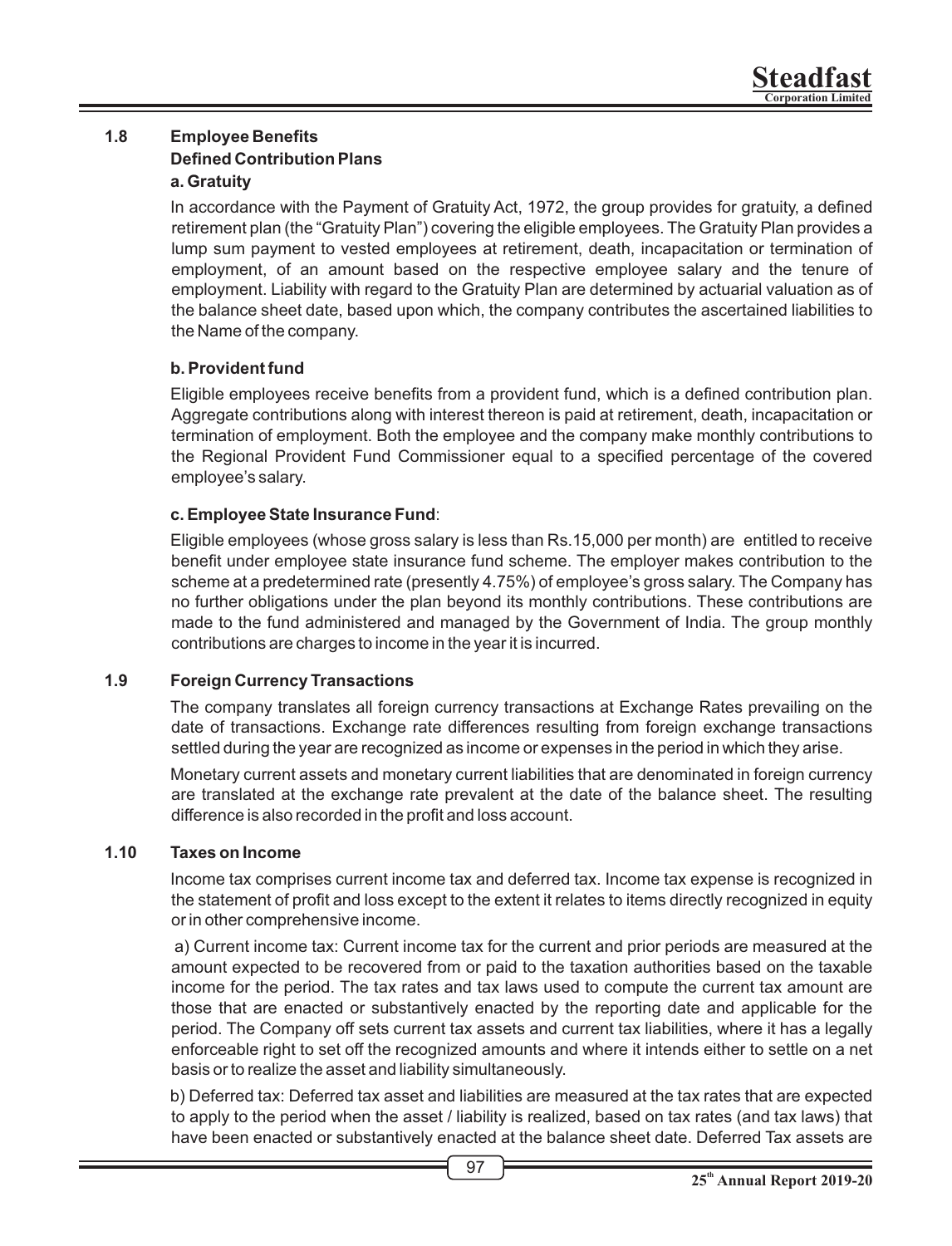### 1.8 Employee Benefits

**Defined Contribution Plans**

**a. Gratuity**

In accordance with the Payment of Gratuity Act, 1972, the group provides for gratuity, a defined retirement plan (the "Gratuity Plan") covering the eligible employees. The Gratuity Plan provides a lump sum payment to vested employees at retirement, death, incapacitation or termination of employment, of an amount based on the respective employee salary and the tenure of employment. Liability with regard to the Gratuity Plan are determined by actuarial valuation as of the balance sheet date, based upon which, the company contributes the ascertained liabilities to the Name of the company.

**b. Provident fund**

Eligible employees receive benefits from a provident fund, which is a defined contribution plan. Aggregate contributions along with interest thereon is paid at retirement, death, incapacitation or termination of employment. Both the employee and the company make monthly contributions to the Regional Provident Fund Commissioner equal to a specified percentage of the covered employee's salary.

**c. Employee State Insurance Fund**:

Eligible employees (whose gross salary is less than Rs.15,000 per month) are entitled to receive benefit under employee state insurance fund scheme. The employer makes contribution to the scheme at a predetermined rate (presently 4.75%) of employee's gross salary. The Company has no further obligations under the plan beyond its monthly contributions. These contributions are made to the fund administered and managed by the Government of India. The group monthly contributions are charges to income in the year it is incurred.

### 1.9 Foreign Currency Transactions

The company translates all foreign currency transactions at Exchange Rates prevailing on the date of transactions. Exchange rate differences resulting from foreign exchange transactions settled during the year are recognized as income or expenses in the period in which they arise.

Monetary current assets and monetary current liabilities that are denominated in foreign currency are translated at the exchange rate prevalent at the date of the balance sheet. The resulting difference is also recorded in the profit and loss account.

### 1.10 Taxes on Income

Income tax comprises current income tax and deferred tax. Income tax expense is recognized in the statement of profit and loss except to the extent it relates to items directly recognized in equity or in other comprehensive income.

a) Current income tax: Current income tax for the current and prior periods are measured at the amount expected to be recovered from or paid to the taxation authorities based on the taxable income for the period. The tax rates and tax laws used to compute the current tax amount are those that are enacted or substantively enacted by the reporting date and applicable for the period. The Company off sets current tax assets and current tax liabilities, where it has a legally enforceable right to set off the recognized amounts and where it intends either to settle on a net basis or to realize the asset and liability simultaneously.

b) Deferred tax: Deferred tax asset and liabilities are measured at the tax rates that are expected to apply to the period when the asset / liability is realized, based on tax rates (and tax laws) that have been enacted or substantively enacted at the balance sheet date. Deferred Tax assets are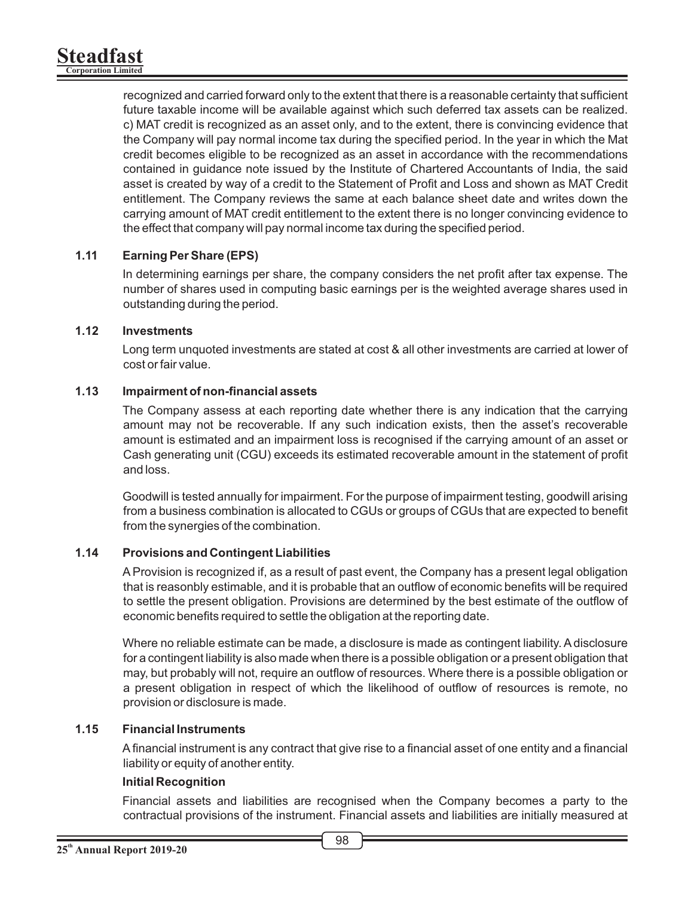recognized and carried forward only to the extent that there is a reasonable certainty that sufficient future taxable income will be available against which such deferred tax assets can be realized. c) MAT credit is recognized as an asset only, and to the extent, there is convincing evidence that the Company will pay normal income tax during the specified period. In the year in which the Mat credit becomes eligible to be recognized as an asset in accordance with the recommendations contained in guidance note issued by the Institute of Chartered Accountants of India, the said asset is created by way of a credit to the Statement of Profit and Loss and shown as MAT Credit entitlement. The Company reviews the same at each balance sheet date and writes down the carrying amount of MAT credit entitlement to the extent there is no longer convincing evidence to the effect that company will pay normal income tax during the specified period.

### 1.11 Earning Per Share (EPS)

In determining earnings per share, the company considers the net profit after tax expense. The number of shares used in computing basic earnings per is the weighted average shares used in outstanding during the period.

### 1.12 Investments

Long term unquoted investments are stated at cost & all other investments are carried at lower of cost or fair value.

### 1.13 Impairment of non-financial assets

The Company assess at each reporting date whether there is any indication that the carrying amount may not be recoverable. If any such indication exists, then the asset's recoverable amount is estimated and an impairment loss is recognised if the carrying amount of an asset or Cash generating unit (CGU) exceeds its estimated recoverable amount in the statement of profit and loss.

Goodwill is tested annually for impairment. For the purpose of impairment testing, goodwill arising from a business combination is allocated to CGUs or groups of CGUs that are expected to benefit from the synergies of the combination.

### 1.14 Provisions and Contingent Liabilities

A Provision is recognized if, as a result of past event, the Company has a present legal obligation that is reasonbly estimable, and it is probable that an outflow of economic benefits will be required to settle the present obligation. Provisions are determined by the best estimate of the outflow of economic benefits required to settle the obligation at the reporting date.

Where no reliable estimate can be made, a disclosure is made as contingent liability. A disclosure for a contingent liability is also made when there is a possible obligation or a present obligation that may, but probably will not, require an outflow of resources. Where there is a possible obligation or a present obligation in respect of which the likelihood of outflow of resources is remote, no provision or disclosure is made.

### 1.15 Financial Instruments

A financial instrument is any contract that give rise to a financial asset of one entity and a financial liability or equity of another entity.

**Initial Recognition**

Financial assets and liabilities are recognised when the Company becomes a party to the contractual provisions of the instrument. Financial assets and liabilities are initially measured at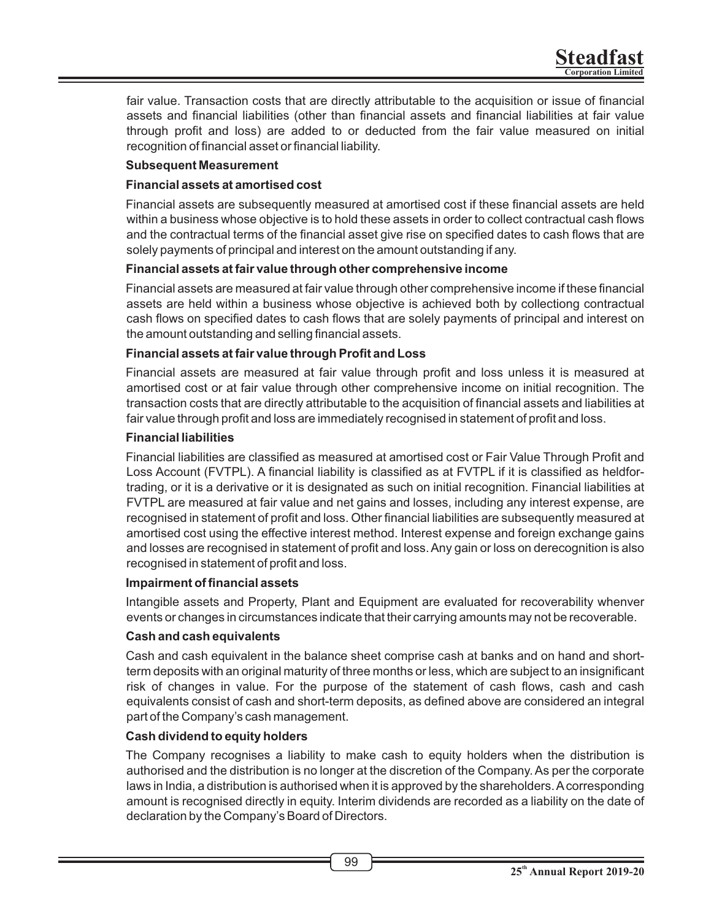fair value. Transaction costs that are directly attributable to the acquisition or issue of financial assets and financial liabilities (other than financial assets and financial liabilities at fair value through profit and loss) are added to or deducted from the fair value measured on initial recognition of financial asset or financial liability.

**Subsequent Measurement**

**Financial assets at amortised cost**

Financial assets are subsequently measured at amortised cost if these financial assets are held within a business whose objective is to hold these assets in order to collect contractual cash flows and the contractual terms of the financial asset give rise on specified dates to cash flows that are solely payments of principal and interest on the amount outstanding if any.

**Financial assets at fair value through other comprehensive income**

Financial assets are measured at fair value through other comprehensive income if these financial assets are held within a business whose objective is achieved both by collectiong contractual cash flows on specified dates to cash flows that are solely payments of principal and interest on the amount outstanding and selling financial assets.

**Financial assets at fair value through Profit and Loss**

Financial assets are measured at fair value through profit and loss unless it is measured at amortised cost or at fair value through other comprehensive income on initial recognition. The transaction costs that are directly attributable to the acquisition of financial assets and liabilities at fair value through profit and loss are immediately recognised in statement of profit and loss.

**Financial liabilities**

Financial liabilities are classified as measured at amortised cost or Fair Value Through Profit and Loss Account (FVTPL). A financial liability is classified as at FVTPL if it is classified as heldfor-trading, or it is a derivative or it is designated as such on initial recognition. Financial liabilities at FVTPL are measured at fair value and net gains and losses, including any interest expense, are recognised in statement of profit and loss. Other financial liabilities are subsequently measured at amortised cost using the effective interest method. Interest expense and foreign exchange gains and losses are recognised in statement of profit and loss. Any gain or loss on derecognition is also recognised in statement of profit and loss.

**Impairment of financial assets**

Intangible assets and Property, Plant and Equipment are evaluated for recoverability whenver events or changes in circumstances indicate that their carrying amounts may not be recoverable.

**Cash and cash equivalents**

Cash and cash equivalent in the balance sheet comprise cash at banks and on hand and short-term deposits with an original maturity of three months or less, which are subject to an insignificant risk of changes in value. For the purpose of the statement of cash flows, cash and cash equivalents consist of cash and short-term deposits, as defined above are considered an integral part of the Company's cash management.

**Cash dividend to equity holders**

The Company recognises a liability to make cash to equity holders when the distribution is authorised and the distribution is no longer at the discretion of the Company. As per the corporate laws in India, a distribution is authorised when it is approved by the shareholders. A corresponding amount is recognised directly in equity. Interim dividends are recorded as a liability on the date of declaration by the Company's Board of Directors.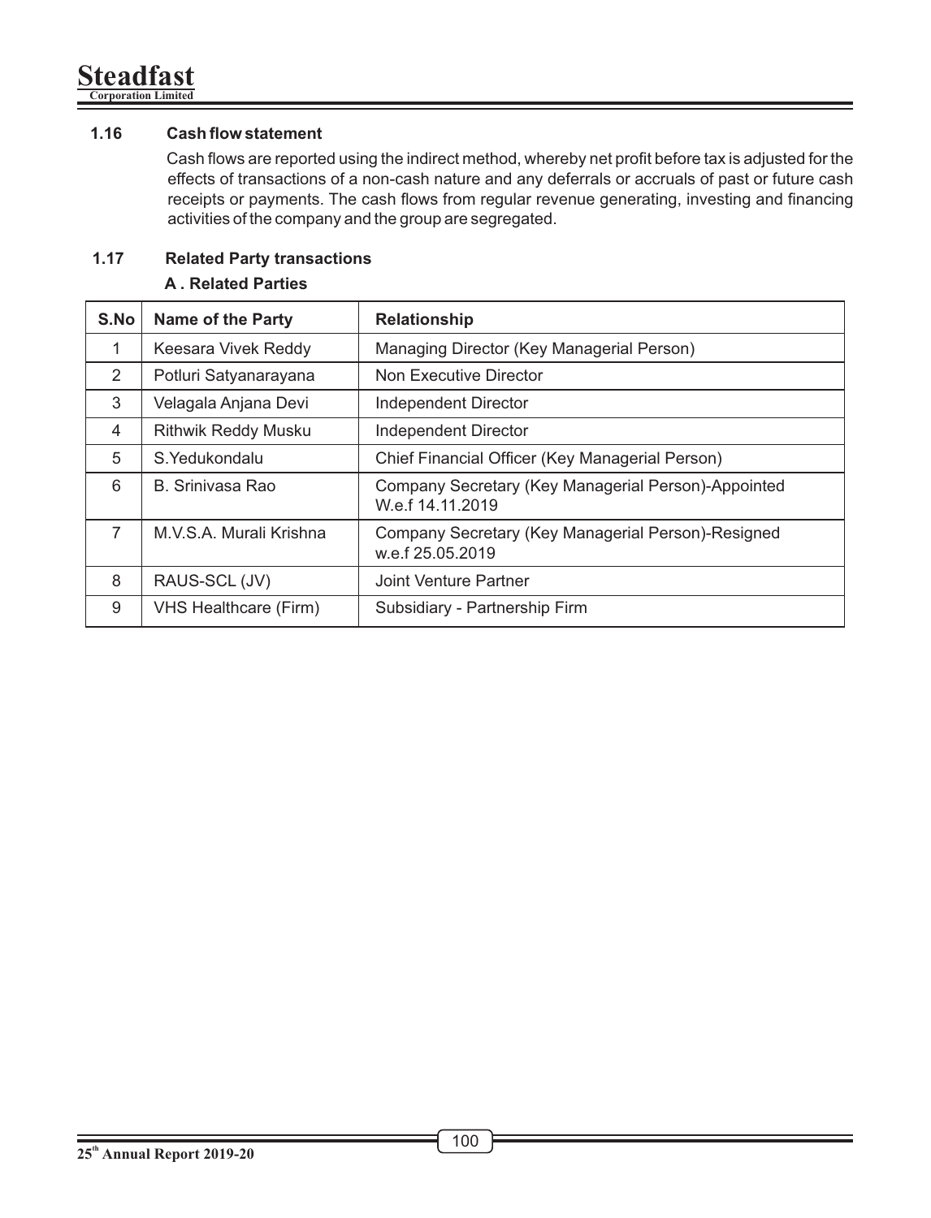### 1.16 Cash flow statement

Cash flows are reported using the indirect method, whereby net profit before tax is adjusted for the effects of transactions of a non-cash nature and any deferrals or accruals of past or future cash receipts or payments. The cash flows from regular revenue generating, investing and financing activities of the company and the group are segregated.

### 1.17 Related Party transactions

**A . Related Parties**

| S.No | Name of the Party | Relationship |
|---|---|---|
| 1 | Keesara Vivek Reddy | Managing Director (Key Managerial Person) |
| 2 | Potluri Satyanarayana | Non Executive Director |
| 3 | Velagala Anjana Devi | Independent Director |
| 4 | Rithwik Reddy Musku | Independent Director |
| 5 | S.Yedukondalu | Chief Financial Officer (Key Managerial Person) |
| 6 | B. Srinivasa Rao | Company Secretary (Key Managerial Person)-Appointed W.e.f 14.11.2019 |
| 7 | M.V.S.A. Murali Krishna | Company Secretary (Key Managerial Person)-Resigned w.e.f 25.05.2019 |
| 8 | RAUS-SCL (JV) | Joint Venture Partner |
| 9 | VHS Healthcare (Firm) | Subsidiary - Partnership Firm |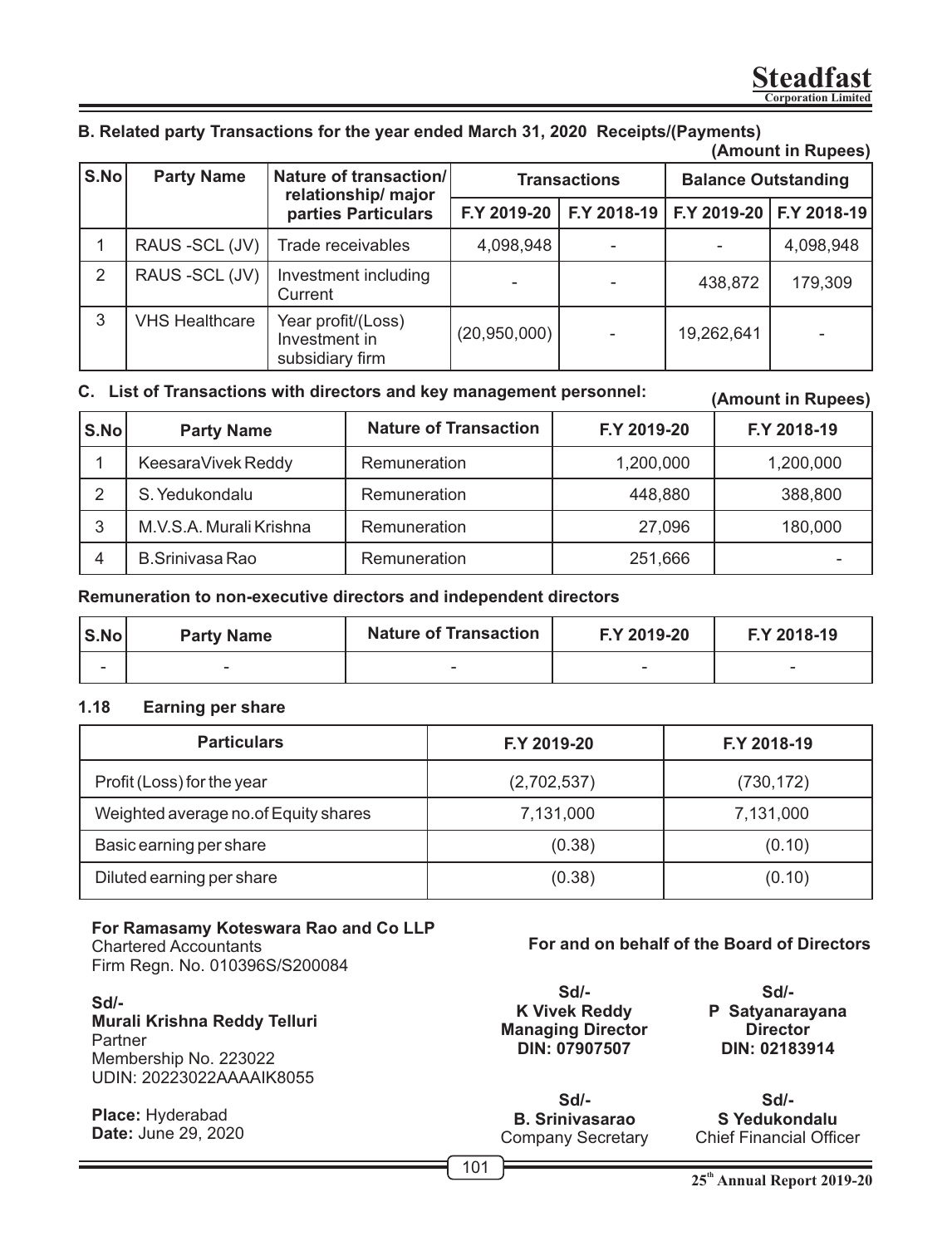### B. Related party Transactions for the year ended March 31, 2020 Receipts/(Payments)

**(Amount in Rupees)**

| S.No | Party Name | Nature of transaction/ relationship/ major parties Particulars | Transactions | | Balance Outstanding | |
|---|---|---|---|---|---|---|
| | | | F.Y 2019-20 | F.Y 2018-19 | F.Y 2019-20 | F.Y 2018-19 |
| 1 | RAUS -SCL (JV) | Trade receivables | 4,098,948 | - | - | 4,098,948 |
| 2 | RAUS -SCL (JV) | Investment including Current | - | - | 438,872 | 179,309 |
| 3 | VHS Healthcare | Year profit/(Loss) Investment in subsidiary firm | (20,950,000) | - | 19,262,641 | - |

### C. List of Transactions with directors and key management personnel:

**(Amount in Rupees)**

| S.No | Party Name | Nature of Transaction | F.Y 2019-20 | F.Y 2018-19 |
|---|---|---|---|---|
| 1 | KeesaraVivek Reddy | Remuneration | 1,200,000 | 1,200,000 |
| 2 | S. Yedukondalu | Remuneration | 448,880 | 388,800 |
| 3 | M.V.S.A. Murali Krishna | Remuneration | 27,096 | 180,000 |
| 4 | B.Srinivasa Rao | Remuneration | 251,666 | - |

**Remuneration to non-executive directors and independent directors**

| S.No | Party Name | Nature of Transaction | F.Y 2019-20 | F.Y 2018-19 |
|---|---|---|---|---|
| - | - | - | - | - |

### 1.18 Earning per share

| Particulars | F.Y 2019-20 | F.Y 2018-19 |
|---|---|---|
| Profit (Loss) for the year | (2,702,537) | (730,172) |
| Weighted average no.of Equity shares | 7,131,000 | 7,131,000 |
| Basic earning per share | (0.38) | (0.10) |
| Diluted earning per share | (0.38) | (0.10) |

**For Ramasamy Koteswara Rao and Co LLP**
Chartered Accountants
Firm Regn. No. 010396S/S200084

Sd/-
**Murali Krishna Reddy Telluri**
Partner
Membership No. 223022
UDIN: 20223022AAAAIK8055

**Place:** Hyderabad
**Date:** June 29, 2020

**For and on behalf of the Board of Directors**

Sd/-
**K Vivek Reddy**
**Managing Director**
**DIN: 07907507**

Sd/-
**P Satyanarayana**
**Director**
**DIN: 02183914**

Sd/-
**B. Srinivasarao**
Company Secretary

Sd/-
**S Yedukondalu**
Chief Financial Officer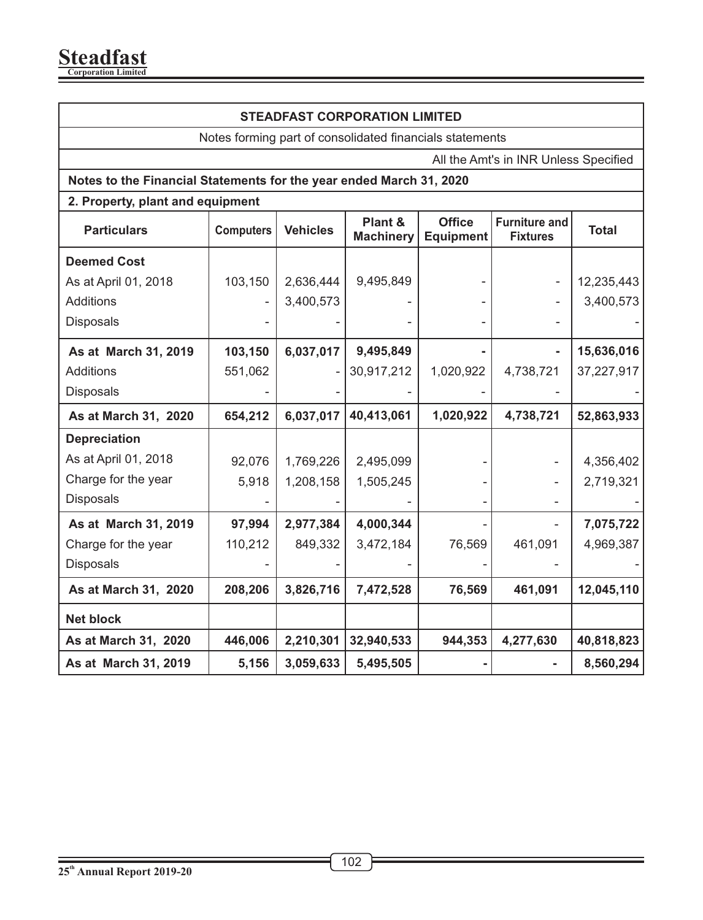**STEADFAST CORPORATION LIMITED**

Notes forming part of consolidated financials statements

All the Amt's in INR Unless Specified

**Notes to the Financial Statements for the year ended March 31, 2020**

**2. Property, plant and equipment**

| Particulars | Computers | Vehicles | Plant & Machinery | Office Equipment | Furniture and Fixtures | Total |
|---|---|---|---|---|---|---|
| **Deemed Cost** | | | | | | |
| As at April 01, 2018 | 103,150 | 2,636,444 | 9,495,849 | - | - | 12,235,443 |
| Additions | - | 3,400,573 | - | - | - | 3,400,573 |
| Disposals | - | - | - | - | - | - |
| **As at March 31, 2019** | **103,150** | **6,037,017** | **9,495,849** | **-** | **-** | **15,636,016** |
| Additions | 551,062 | - | 30,917,212 | 1,020,922 | 4,738,721 | 37,227,917 |
| Disposals | - | - | - | - | - | - |
| **As at March 31, 2020** | **654,212** | **6,037,017** | **40,413,061** | **1,020,922** | **4,738,721** | **52,863,933** |
| **Depreciation** | | | | | | |
| As at April 01, 2018 | 92,076 | 1,769,226 | 2,495,099 | - | - | 4,356,402 |
| Charge for the year | 5,918 | 1,208,158 | 1,505,245 | - | - | 2,719,321 |
| Disposals | - | - | - | - | - | - |
| **As at March 31, 2019** | **97,994** | **2,977,384** | **4,000,344** | - | - | **7,075,722** |
| Charge for the year | 110,212 | 849,332 | 3,472,184 | 76,569 | 461,091 | 4,969,387 |
| Disposals | - | - | - | - | - | - |
| **As at March 31, 2020** | **208,206** | **3,826,716** | **7,472,528** | **76,569** | **461,091** | **12,045,110** |
| **Net block** | | | | | | |
| **As at March 31, 2020** | **446,006** | **2,210,301** | **32,940,533** | **944,353** | **4,277,630** | **40,818,823** |
| **As at March 31, 2019** | **5,156** | **3,059,633** | **5,495,505** | **-** | **-** | **8,560,294** |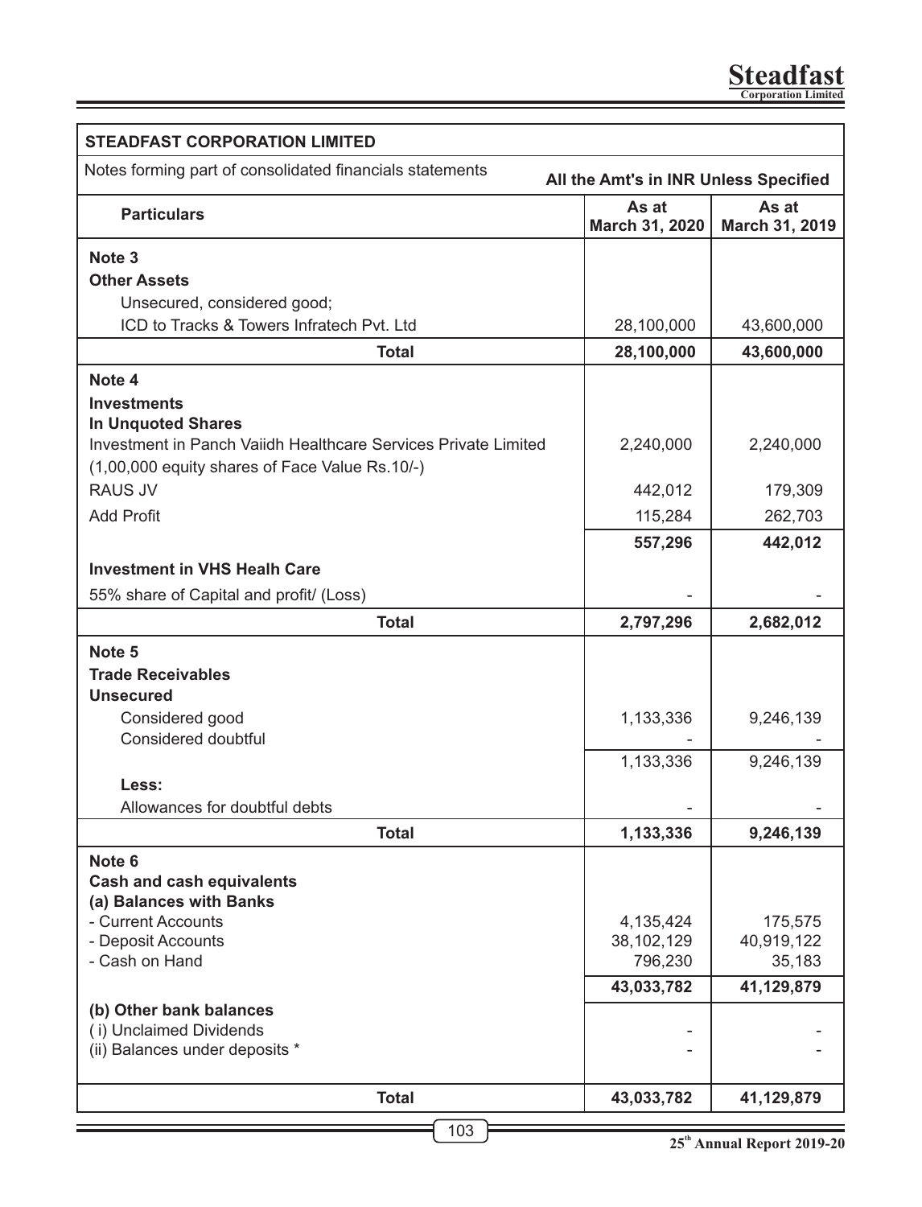**STEADFAST CORPORATION LIMITED**

Notes forming part of consolidated financials statements

**All the Amt's in INR Unless Specified**

| Particulars | As at March 31, 2020 | As at March 31, 2019 |
|---|---|---|
| **Note 3** | | |
| **Other Assets** | | |
| Unsecured, considered good; | | |
| ICD to Tracks & Towers Infratech Pvt. Ltd | 28,100,000 | 43,600,000 |
| **Total** | **28,100,000** | **43,600,000** |
| **Note 4** | | |
| **Investments** | | |
| **In Unquoted Shares** | | |
| Investment in Panch Vaiidh Healthcare Services Private Limited (1,00,000 equity shares of Face Value Rs.10/-) | 2,240,000 | 2,240,000 |
| RAUS JV | 442,012 | 179,309 |
| Add Profit | 115,284 | 262,703 |
| | **557,296** | **442,012** |
| **Investment in VHS Healh Care** | | |
| 55% share of Capital and profit/ (Loss) | - | - |
| **Total** | **2,797,296** | **2,682,012** |
| **Note 5** | | |
| **Trade Receivables** | | |
| **Unsecured** | | |
| Considered good | 1,133,336 | 9,246,139 |
| Considered doubtful | - | - |
| | 1,133,336 | 9,246,139 |
| **Less:** | | |
| Allowances for doubtful debts | - | - |
| **Total** | **1,133,336** | **9,246,139** |
| **Note 6** | | |
| **Cash and cash equivalents** | | |
| **(a) Balances with Banks** | | |
| - Current Accounts | 4,135,424 | 175,575 |
| - Deposit Accounts | 38,102,129 | 40,919,122 |
| - Cash on Hand | 796,230 | 35,183 |
| | **43,033,782** | **41,129,879** |
| **(b) Other bank balances** | | |
| ( i) Unclaimed Dividends | - | - |
| (ii) Balances under deposits * | - | - |
| **Total** | **43,033,782** | **41,129,879** |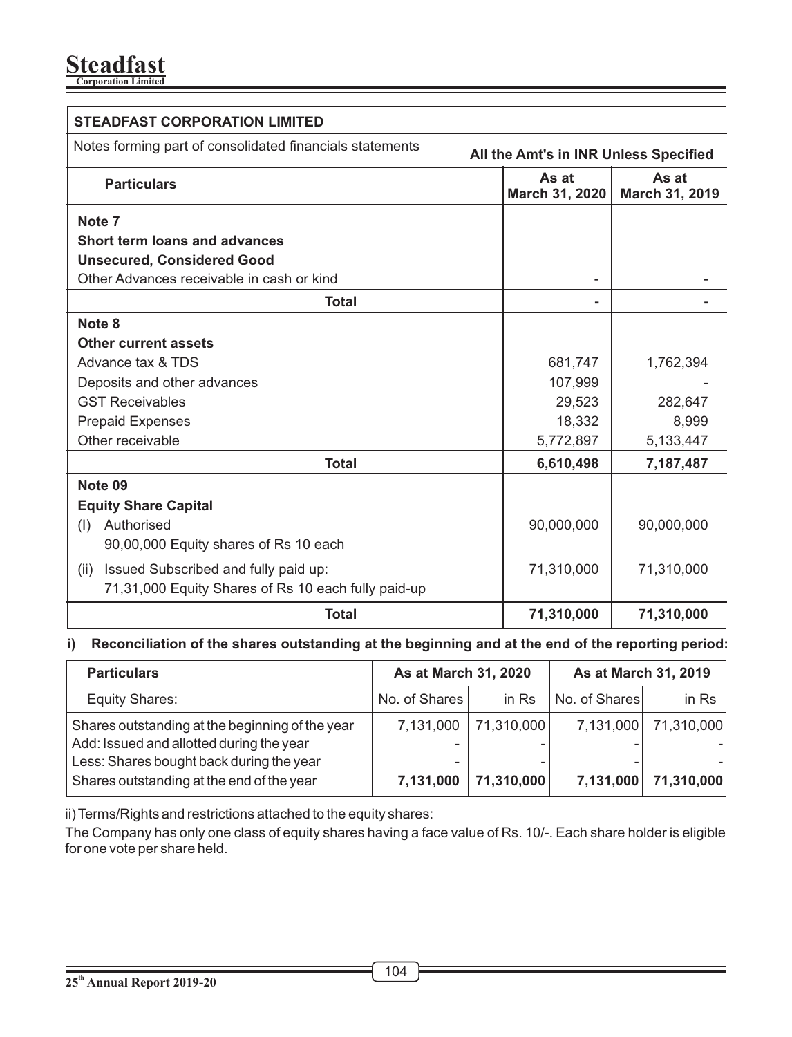**STEADFAST CORPORATION LIMITED**

Notes forming part of consolidated financials statements

**All the Amt's in INR Unless Specified**

| Particulars | As at March 31, 2020 | As at March 31, 2019 |
|---|---|---|
| **Note 7** | | |
| **Short term loans and advances** | | |
| **Unsecured, Considered Good** | | |
| Other Advances receivable in cash or kind | - | - |
| **Total** | **-** | **-** |
| **Note 8** | | |
| **Other current assets** | | |
| Advance tax & TDS | 681,747 | 1,762,394 |
| Deposits and other advances | 107,999 | - |
| GST Receivables | 29,523 | 282,647 |
| Prepaid Expenses | 18,332 | 8,999 |
| Other receivable | 5,772,897 | 5,133,447 |
| **Total** | **6,610,498** | **7,187,487** |
| **Note 09** | | |
| **Equity Share Capital** | | |
| (I) Authorised<br>90,00,000 Equity shares of Rs 10 each | 90,000,000 | 90,000,000 |
| (ii) Issued Subscribed and fully paid up:<br>71,31,000 Equity Shares of Rs 10 each fully paid-up | 71,310,000 | 71,310,000 |
| **Total** | **71,310,000** | **71,310,000** |

**i) Reconciliation of the shares outstanding at the beginning and at the end of the reporting period:**

| Particulars | As at March 31, 2020 | | As at March 31, 2019 | |
|---|---|---|---|---|
| Equity Shares: | No. of Shares | in Rs | No. of Shares | in Rs |
| Shares outstanding at the beginning of the year | 7,131,000 | 71,310,000 | 7,131,000 | 71,310,000 |
| Add: Issued and allotted during the year | - | - | - | - |
| Less: Shares bought back during the year | - | - | - | - |
| Shares outstanding at the end of the year | **7,131,000** | **71,310,000** | **7,131,000** | **71,310,000** |

ii) Terms/Rights and restrictions attached to the equity shares:

The Company has only one class of equity shares having a face value of Rs. 10/-. Each share holder is eligible for one vote per share held.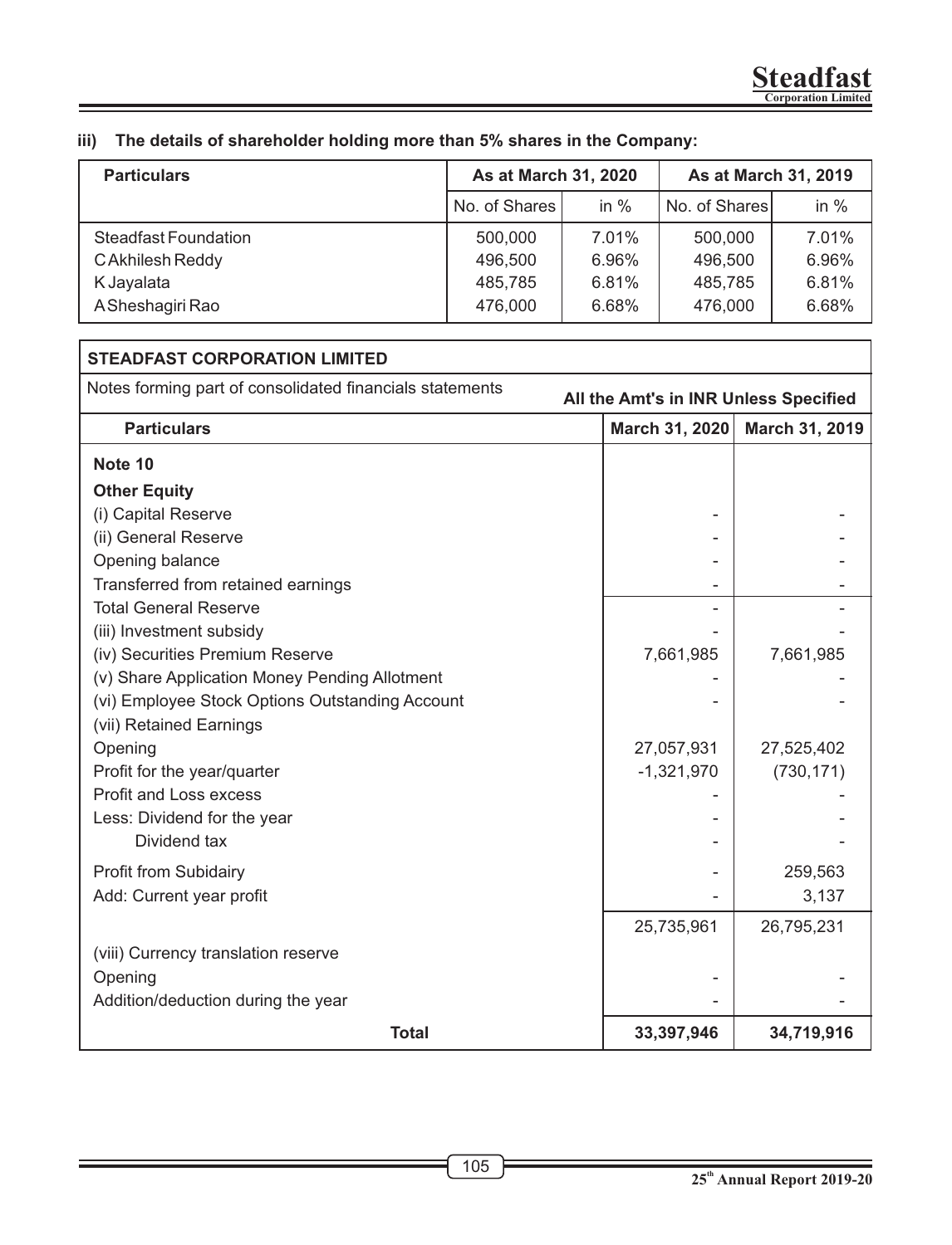### iii) The details of shareholder holding more than 5% shares in the Company:

| Particulars | As at March 31, 2020 | | As at March 31, 2019 | |
|---|---|---|---|---|
| | No. of Shares | in % | No. of Shares | in % |
| Steadfast Foundation | 500,000 | 7.01% | 500,000 | 7.01% |
| C Akhilesh Reddy | 496,500 | 6.96% | 496,500 | 6.96% |
| K Jayalata | 485,785 | 6.81% | 485,785 | 6.81% |
| A Sheshagiri Rao | 476,000 | 6.68% | 476,000 | 6.68% |

**STEADFAST CORPORATION LIMITED**

Notes forming part of consolidated financials statements

**All the Amt's in INR Unless Specified**

| Particulars | March 31, 2020 | March 31, 2019 |
|---|---|---|
| **Note 10** | | |
| **Other Equity** | | |
| (i) Capital Reserve | - | - |
| (ii) General Reserve | - | - |
| Opening balance | - | - |
| Transferred from retained earnings | - | - |
| Total General Reserve | - | - |
| (iii) Investment subsidy | - | - |
| (iv) Securities Premium Reserve | 7,661,985 | 7,661,985 |
| (v) Share Application Money Pending Allotment | - | - |
| (vi) Employee Stock Options Outstanding Account | - | - |
| (vii) Retained Earnings | | |
| Opening | 27,057,931 | 27,525,402 |
| Profit for the year/quarter | -1,321,970 | (730,171) |
| Profit and Loss excess | - | - |
| Less: Dividend for the year | - | - |
| Dividend tax | - | - |
| Profit from Subidairy | - | 259,563 |
| Add: Current year profit | - | 3,137 |
| | 25,735,961 | 26,795,231 |
| (viii) Currency translation reserve | | |
| Opening | - | - |
| Addition/deduction during the year | - | - |
| **Total** | **33,397,946** | **34,719,916** |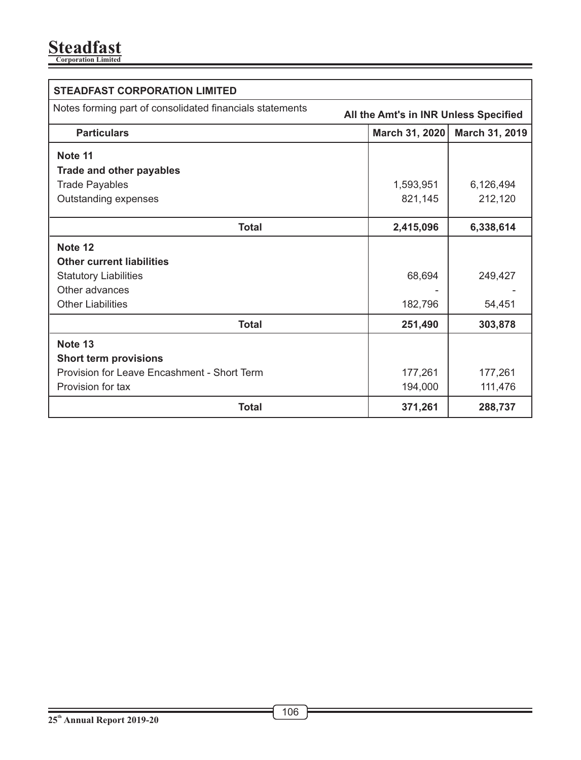**STEADFAST CORPORATION LIMITED**

Notes forming part of consolidated financials statements

**All the Amt's in INR Unless Specified**

| Particulars | March 31, 2020 | March 31, 2019 |
|---|---|---|
| **Note 11** | | |
| **Trade and other payables** | | |
| Trade Payables | 1,593,951 | 6,126,494 |
| Outstanding expenses | 821,145 | 212,120 |
| **Total** | **2,415,096** | **6,338,614** |
| **Note 12** | | |
| **Other current liabilities** | | |
| Statutory Liabilities | 68,694 | 249,427 |
| Other advances | - | - |
| Other Liabilities | 182,796 | 54,451 |
| **Total** | **251,490** | **303,878** |
| **Note 13** | | |
| **Short term provisions** | | |
| Provision for Leave Encashment - Short Term | 177,261 | 177,261 |
| Provision for tax | 194,000 | 111,476 |
| **Total** | **371,261** | **288,737** |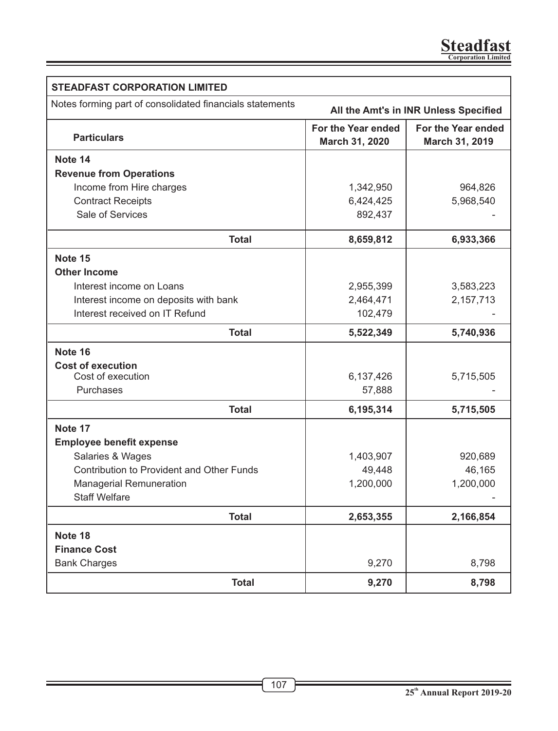| **STEADFAST CORPORATION LIMITED** | | |
|---|---|---|
| Notes forming part of consolidated financials statements | **All the Amt's in INR Unless Specified** | |
| **Particulars** | **For the Year ended March 31, 2020** | **For the Year ended March 31, 2019** |
| **Note 14** | | |
| **Revenue from Operations** | | |
| Income from Hire charges | 1,342,950 | 964,826 |
| Contract Receipts | 6,424,425 | 5,968,540 |
| Sale of Services | 892,437 | - |
| **Total** | **8,659,812** | **6,933,366** |
| **Note 15** | | |
| **Other Income** | | |
| Interest income on Loans | 2,955,399 | 3,583,223 |
| Interest income on deposits with bank | 2,464,471 | 2,157,713 |
| Interest received on IT Refund | 102,479 | - |
| **Total** | **5,522,349** | **5,740,936** |
| **Note 16** | | |
| **Cost of execution** | | |
| Cost of execution | 6,137,426 | 5,715,505 |
| Purchases | 57,888 | - |
| **Total** | **6,195,314** | **5,715,505** |
| **Note 17** | | |
| **Employee benefit expense** | | |
| Salaries & Wages | 1,403,907 | 920,689 |
| Contribution to Provident and Other Funds | 49,448 | 46,165 |
| Managerial Remuneration | 1,200,000 | 1,200,000 |
| Staff Welfare | | - |
| **Total** | **2,653,355** | **2,166,854** |
| **Note 18** | | |
| **Finance Cost** | | |
| Bank Charges | 9,270 | 8,798 |
| **Total** | **9,270** | **8,798** |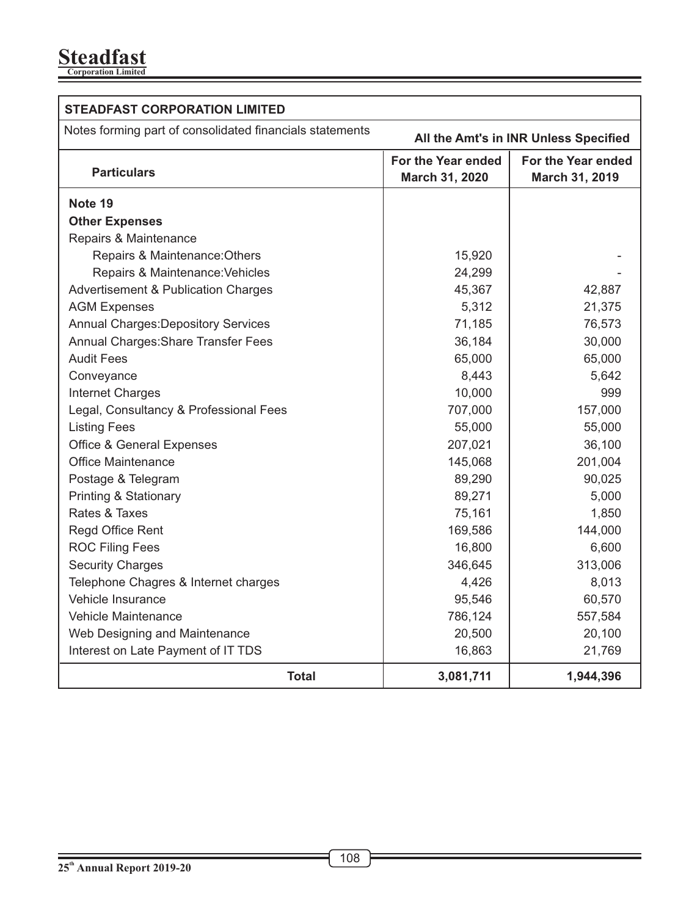**STEADFAST CORPORATION LIMITED**

Notes forming part of consolidated financials statements

**All the Amt's in INR Unless Specified**

| **Particulars** | **For the Year ended March 31, 2020** | **For the Year ended March 31, 2019** |
|---|---|---|
| **Note 19** | | |
| **Other Expenses** | | |
| Repairs & Maintenance | | |
| Repairs & Maintenance:Others | 15,920 | - |
| Repairs & Maintenance:Vehicles | 24,299 | - |
| Advertisement & Publication Charges | 45,367 | 42,887 |
| AGM Expenses | 5,312 | 21,375 |
| Annual Charges:Depository Services | 71,185 | 76,573 |
| Annual Charges:Share Transfer Fees | 36,184 | 30,000 |
| Audit Fees | 65,000 | 65,000 |
| Conveyance | 8,443 | 5,642 |
| Internet Charges | 10,000 | 999 |
| Legal, Consultancy & Professional Fees | 707,000 | 157,000 |
| Listing Fees | 55,000 | 55,000 |
| Office & General Expenses | 207,021 | 36,100 |
| Office Maintenance | 145,068 | 201,004 |
| Postage & Telegram | 89,290 | 90,025 |
| Printing & Stationary | 89,271 | 5,000 |
| Rates & Taxes | 75,161 | 1,850 |
| Regd Office Rent | 169,586 | 144,000 |
| ROC Filing Fees | 16,800 | 6,600 |
| Security Charges | 346,645 | 313,006 |
| Telephone Chagres & Internet charges | 4,426 | 8,013 |
| Vehicle Insurance | 95,546 | 60,570 |
| Vehicle Maintenance | 786,124 | 557,584 |
| Web Designing and Maintenance | 20,500 | 20,100 |
| Interest on Late Payment of IT TDS | 16,863 | 21,769 |
| **Total** | **3,081,711** | **1,944,396** |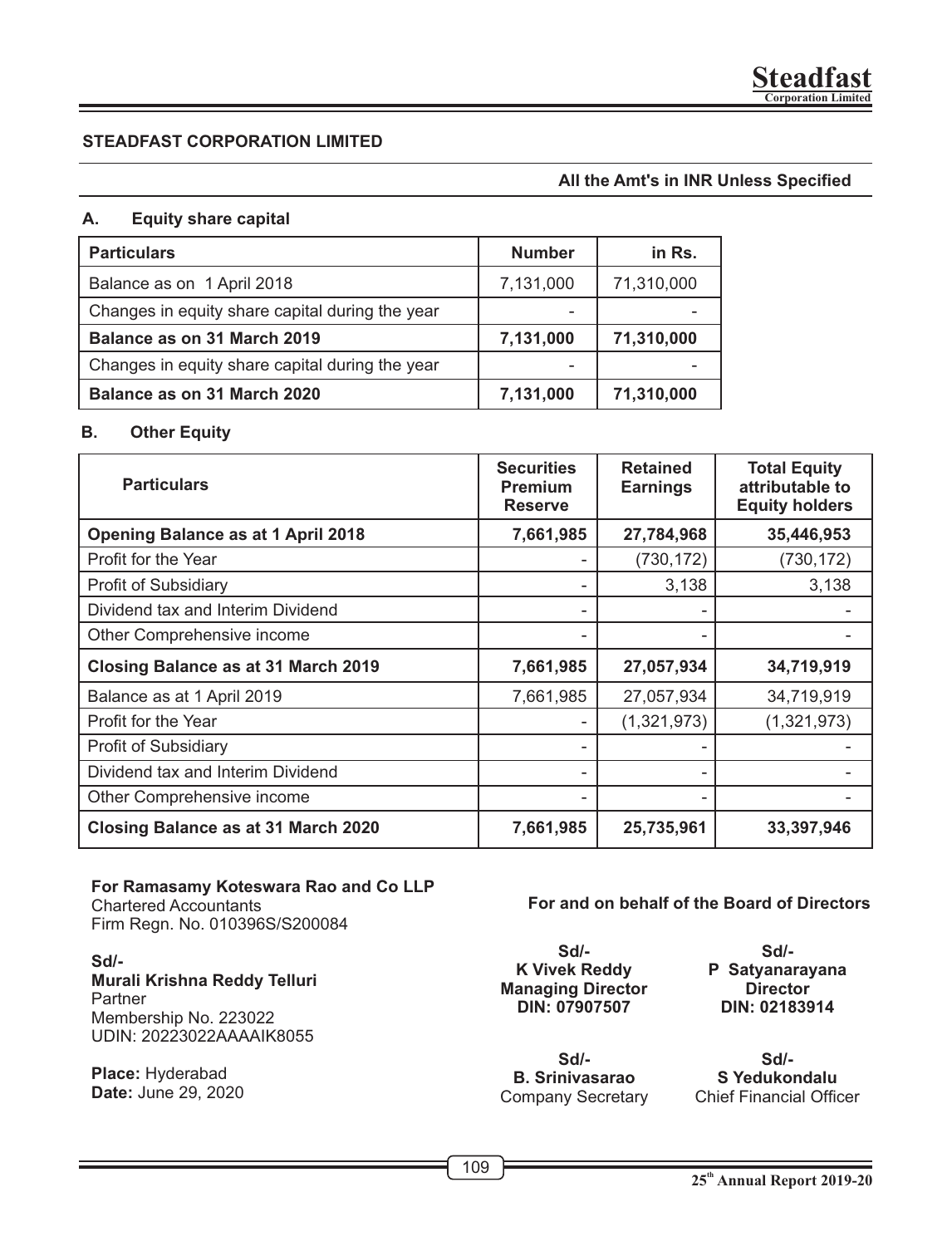## STEADFAST CORPORATION LIMITED

**All the Amt's in INR Unless Specified**

### A. Equity share capital

| Particulars | Number | in Rs. |
|---|---|---|
| Balance as on 1 April 2018 | 7,131,000 | 71,310,000 |
| Changes in equity share capital during the year | - | - |
| **Balance as on 31 March 2019** | **7,131,000** | **71,310,000** |
| Changes in equity share capital during the year | - | - |
| **Balance as on 31 March 2020** | **7,131,000** | **71,310,000** |

### B. Other Equity

| Particulars | Securities Premium Reserve | Retained Earnings | Total Equity attributable to Equity holders |
|---|---|---|---|
| **Opening Balance as at 1 April 2018** | **7,661,985** | **27,784,968** | **35,446,953** |
| Profit for the Year | - | (730,172) | (730,172) |
| Profit of Subsidiary | - | 3,138 | 3,138 |
| Dividend tax and Interim Dividend | - | - | - |
| Other Comprehensive income | - | - | - |
| **Closing Balance as at 31 March 2019** | **7,661,985** | **27,057,934** | **34,719,919** |
| Balance as at 1 April 2019 | 7,661,985 | 27,057,934 | 34,719,919 |
| Profit for the Year | - | (1,321,973) | (1,321,973) |
| Profit of Subsidiary | - | - | - |
| Dividend tax and Interim Dividend | - | - | - |
| Other Comprehensive income | - | - | - |
| **Closing Balance as at 31 March 2020** | **7,661,985** | **25,735,961** | **33,397,946** |

**For Ramasamy Koteswara Rao and Co LLP**
Chartered Accountants
Firm Regn. No. 010396S/S200084

**Sd/-**
**Murali Krishna Reddy Telluri**
Partner
Membership No. 223022
UDIN: 20223022AAAAIK8055

**Place:** Hyderabad
**Date:** June 29, 2020

**For and on behalf of the Board of Directors**

**Sd/-**
**K Vivek Reddy**
**Managing Director**
**DIN: 07907507**

**Sd/-**
**P Satyanarayana**
**Director**
**DIN: 02183914**

**Sd/-**
**B. Srinivasarao**
Company Secretary

**Sd/-**
**S Yedukondalu**
Chief Financial Officer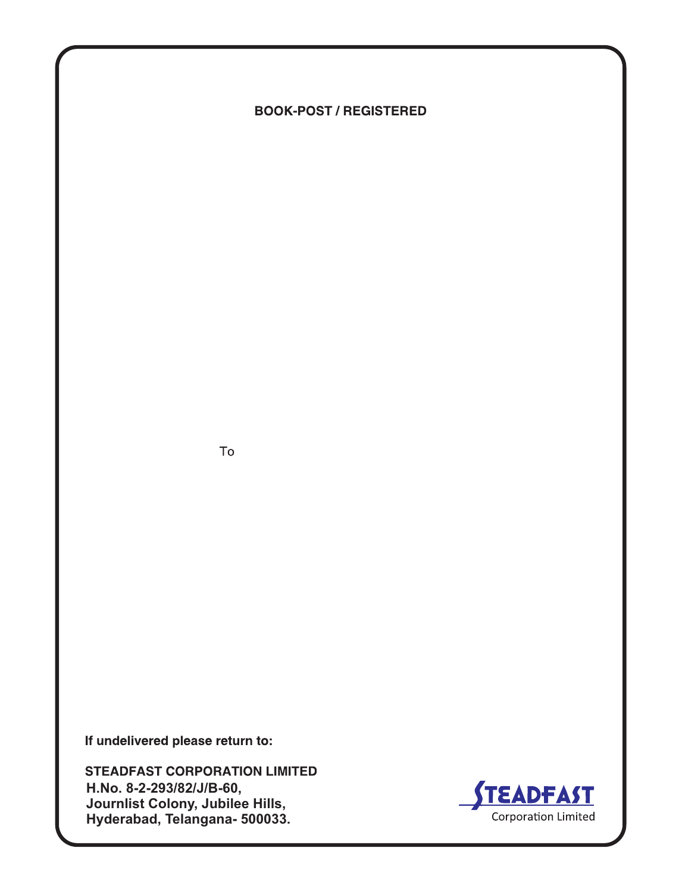**BOOK-POST / REGISTERED**

To

**If undelivered please return to:**

**STEADFAST CORPORATION LIMITED**
**H.No. 8-2-293/82/J/B-60,**
**Journlist Colony, Jubilee Hills,**
**Hyderabad, Telangana- 500033.**

STEADFAST
Corporation Limited